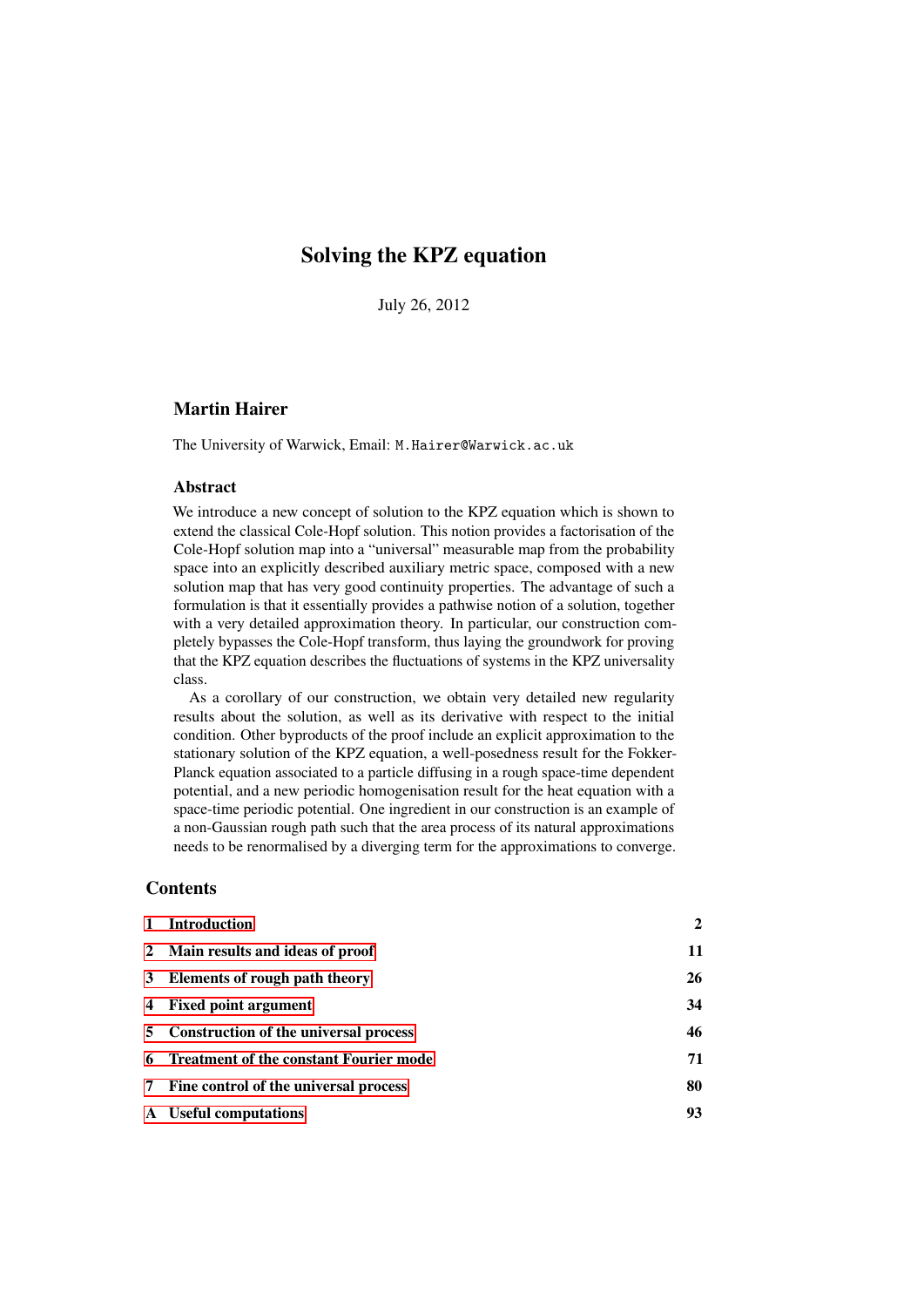# Solving the KPZ equation

July 26, 2012

## Martin Hairer

The University of Warwick, Email: `M.Hairer@Warwick.ac.uk`

### Abstract

We introduce a new concept of solution to the KPZ equation which is shown to extend the classical Cole-Hopf solution. This notion provides a factorisation of the Cole-Hopf solution map into a "universal" measurable map from the probability space into an explicitly described auxiliary metric space, composed with a new solution map that has very good continuity properties. The advantage of such a formulation is that it essentially provides a pathwise notion of a solution, together with a very detailed approximation theory. In particular, our construction completely bypasses the Cole-Hopf transform, thus laying the groundwork for proving that the KPZ equation describes the fluctuations of systems in the KPZ universality class.

As a corollary of our construction, we obtain very detailed new regularity results about the solution, as well as its derivative with respect to the initial condition. Other byproducts of the proof include an explicit approximation to the stationary solution of the KPZ equation, a well-posedness result for the Fokker-Planck equation associated to a particle diffusing in a rough space-time dependent potential, and a new periodic homogenisation result for the heat equation with a space-time periodic potential. One ingredient in our construction is an example of a non-Gaussian rough path such that the area process of its natural approximations needs to be renormalised by a diverging term for the approximations to converge.

## Contents

| | | |
|---|---|---|
| 1 | Introduction | 2 |
| 2 | Main results and ideas of proof | 11 |
| 3 | Elements of rough path theory | 26 |
| 4 | Fixed point argument | 34 |
| 5 | Construction of the universal process | 46 |
| 6 | Treatment of the constant Fourier mode | 71 |
| 7 | Fine control of the universal process | 80 |
| A | Useful computations | 93 |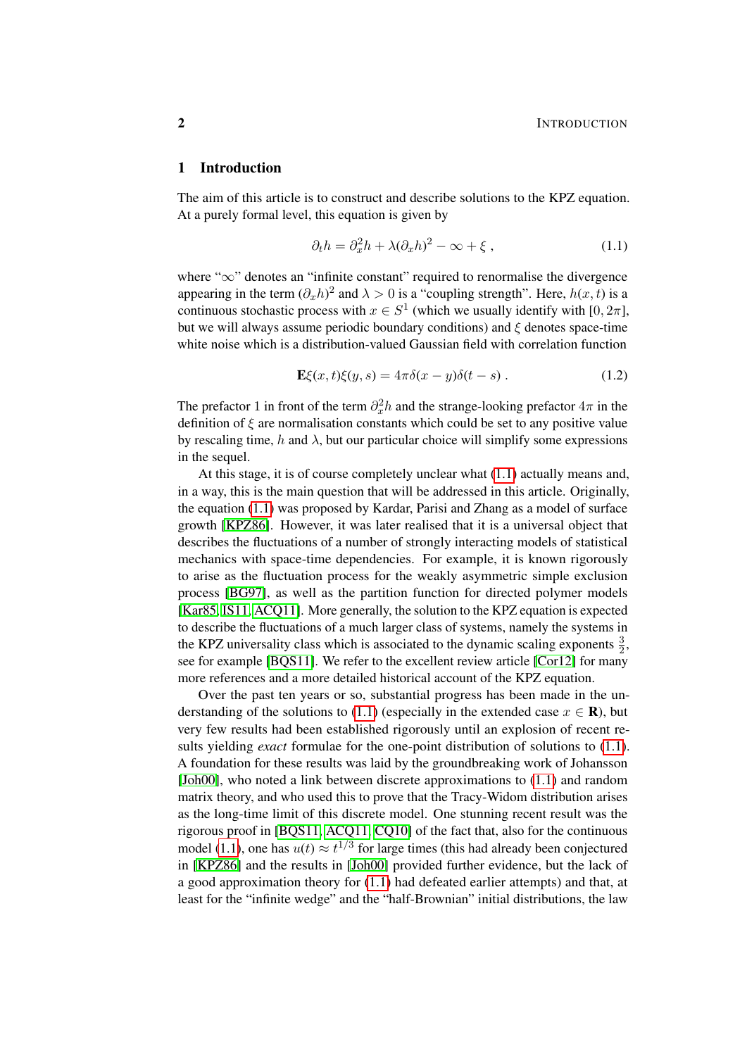## 1 Introduction

The aim of this article is to construct and describe solutions to the KPZ equation. At a purely formal level, this equation is given by

$$\partial_t h = \partial_x^2 h + \lambda (\partial_x h)^2 - \infty + \xi \;, \tag{1.1}$$

where "$\infty$" denotes an "infinite constant" required to renormalise the divergence appearing in the term $(\partial_x h)^2$ and $\lambda > 0$ is a "coupling strength". Here, $h(x,t)$ is a continuous stochastic process with $x \in S^1$ (which we usually identify with $[0, 2\pi]$, but we will always assume periodic boundary conditions) and $\xi$ denotes space-time white noise which is a distribution-valued Gaussian field with correlation function

$$\mathbf{E}\xi(x,t)\xi(y,s) = 4\pi\delta(x-y)\delta(t-s) \;. \tag{1.2}$$

The prefactor $1$ in front of the term $\partial_x^2 h$ and the strange-looking prefactor $4\pi$ in the definition of $\xi$ are normalisation constants which could be set to any positive value by rescaling time, $h$ and $\lambda$, but our particular choice will simplify some expressions in the sequel.

At this stage, it is of course completely unclear what (1.1) actually means and, in a way, this is the main question that will be addressed in this article. Originally, the equation (1.1) was proposed by Kardar, Parisi and Zhang as a model of surface growth [KPZ86]. However, it was later realised that it is a universal object that describes the fluctuations of a number of strongly interacting models of statistical mechanics with space-time dependencies. For example, it is known rigorously to arise as the fluctuation process for the weakly asymmetric simple exclusion process [BG97], as well as the partition function for directed polymer models [Kar85, IS11, ACQ11]. More generally, the solution to the KPZ equation is expected to describe the fluctuations of a much larger class of systems, namely the systems in the KPZ universality class which is associated to the dynamic scaling exponents $\frac{3}{2}$, see for example [BQS11]. We refer to the excellent review article [Cor12] for many more references and a more detailed historical account of the KPZ equation.

Over the past ten years or so, substantial progress has been made in the understanding of the solutions to (1.1) (especially in the extended case $x \in \mathbf{R}$), but very few results had been established rigorously until an explosion of recent results yielding *exact* formulae for the one-point distribution of solutions to (1.1). A foundation for these results was laid by the groundbreaking work of Johansson [Joh00], who noted a link between discrete approximations to (1.1) and random matrix theory, and who used this to prove that the Tracy-Widom distribution arises as the long-time limit of this discrete model. One stunning recent result was the rigorous proof in [BQS11, ACQ11, CQ10] of the fact that, also for the continuous model (1.1), one has $u(t) \approx t^{1/3}$ for large times (this had already been conjectured in [KPZ86] and the results in [Joh00] provided further evidence, but the lack of a good approximation theory for (1.1) had defeated earlier attempts) and that, at least for the "infinite wedge" and the "half-Brownian" initial distributions, the law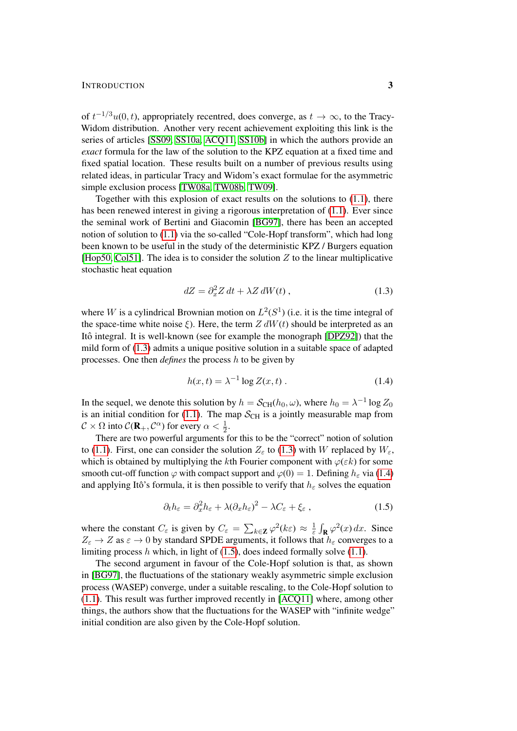of $t^{-1/3}u(0,t)$, appropriately recentred, does converge, as $t \to \infty$, to the Tracy-Widom distribution. Another very recent achievement exploiting this link is the series of articles [SS09, SS10a, ACQ11, SS10b] in which the authors provide an *exact* formula for the law of the solution to the KPZ equation at a fixed time and fixed spatial location. These results built on a number of previous results using related ideas, in particular Tracy and Widom's exact formulae for the asymmetric simple exclusion process [TW08a, TW08b, TW09].

Together with this explosion of exact results on the solutions to (1.1), there has been renewed interest in giving a rigorous interpretation of (1.1). Ever since the seminal work of Bertini and Giacomin [BG97], there has been an accepted notion of solution to (1.1) via the so-called "Cole-Hopf transform", which had long been known to be useful in the study of the deterministic KPZ / Burgers equation [Hop50, Col51]. The idea is to consider the solution $Z$ to the linear multiplicative stochastic heat equation

$$dZ = \partial_x^2 Z\, dt + \lambda Z\, dW(t)\;, \tag{1.3}$$

where $W$ is a cylindrical Brownian motion on $L^2(S^1)$ (i.e. it is the time integral of the space-time white noise $\xi$). Here, the term $Z\, dW(t)$ should be interpreted as an Itô integral. It is well-known (see for example the monograph [DPZ92]) that the mild form of (1.3) admits a unique positive solution in a suitable space of adapted processes. One then *defines* the process $h$ to be given by

$$h(x,t) = \lambda^{-1} \log Z(x,t)\;. \tag{1.4}$$

In the sequel, we denote this solution by $h = \mathcal{S}_{\mathrm{CH}}(h_0, \omega)$, where $h_0 = \lambda^{-1}\log Z_0$ is an initial condition for (1.1). The map $\mathcal{S}_{\mathrm{CH}}$ is a jointly measurable map from $\mathcal{C} \times \Omega$ into $\mathcal{C}(\mathbf{R}_+, \mathcal{C}^\alpha)$ for every $\alpha < \frac{1}{2}$.

There are two powerful arguments for this to be the "correct" notion of solution to (1.1). First, one can consider the solution $Z_\varepsilon$ to (1.3) with $W$ replaced by $W_\varepsilon$, which is obtained by multiplying the $k$th Fourier component with $\varphi(\varepsilon k)$ for some smooth cut-off function $\varphi$ with compact support and $\varphi(0) = 1$. Defining $h_\varepsilon$ via (1.4) and applying Itô's formula, it is then possible to verify that $h_\varepsilon$ solves the equation

$$\partial_t h_\varepsilon = \partial_x^2 h_\varepsilon + \lambda(\partial_x h_\varepsilon)^2 - \lambda C_\varepsilon + \xi_\varepsilon\;, \tag{1.5}$$

where the constant $C_\varepsilon$ is given by $C_\varepsilon = \sum_{k\in\mathbf{Z}} \varphi^2(k\varepsilon) \approx \frac{1}{\varepsilon}\int_{\mathbf{R}} \varphi^2(x)\, dx$. Since $Z_\varepsilon \to Z$ as $\varepsilon \to 0$ by standard SPDE arguments, it follows that $h_\varepsilon$ converges to a limiting process $h$ which, in light of (1.5), does indeed formally solve (1.1).

The second argument in favour of the Cole-Hopf solution is that, as shown in [BG97], the fluctuations of the stationary weakly asymmetric simple exclusion process (WASEP) converge, under a suitable rescaling, to the Cole-Hopf solution to (1.1). This result was further improved recently in [ACQ11] where, among other things, the authors show that the fluctuations for the WASEP with "infinite wedge" initial condition are also given by the Cole-Hopf solution.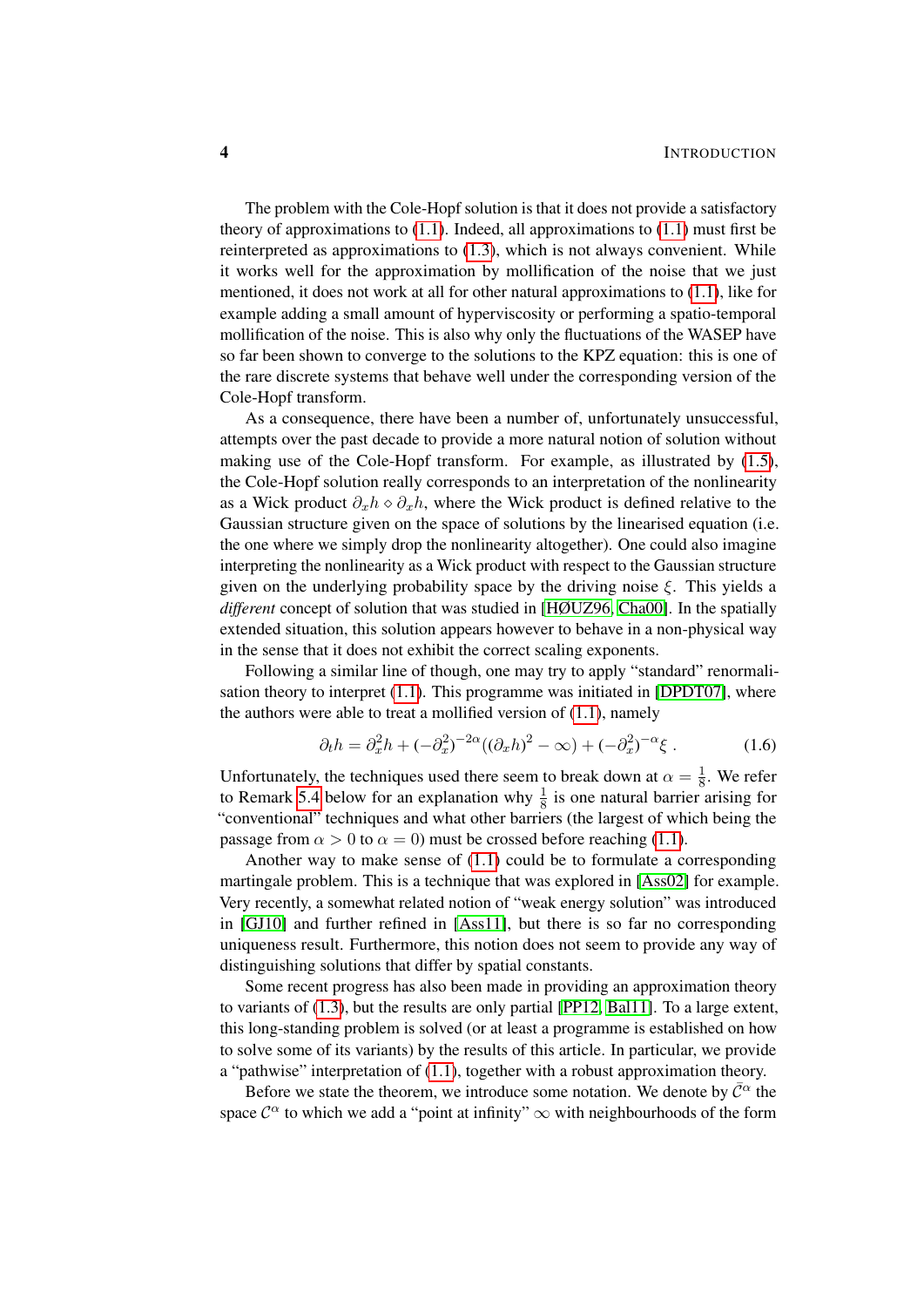The problem with the Cole-Hopf solution is that it does not provide a satisfactory theory of approximations to (1.1). Indeed, all approximations to (1.1) must first be reinterpreted as approximations to (1.3), which is not always convenient. While it works well for the approximation by mollification of the noise that we just mentioned, it does not work at all for other natural approximations to (1.1), like for example adding a small amount of hyperviscosity or performing a spatio-temporal mollification of the noise. This is also why only the fluctuations of the WASEP have so far been shown to converge to the solutions to the KPZ equation: this is one of the rare discrete systems that behave well under the corresponding version of the Cole-Hopf transform.

As a consequence, there have been a number of, unfortunately unsuccessful, attempts over the past decade to provide a more natural notion of solution without making use of the Cole-Hopf transform. For example, as illustrated by (1.5), the Cole-Hopf solution really corresponds to an interpretation of the nonlinearity as a Wick product $\partial_x h \diamond \partial_x h$, where the Wick product is defined relative to the Gaussian structure given on the space of solutions by the linearised equation (i.e. the one where we simply drop the nonlinearity altogether). One could also imagine interpreting the nonlinearity as a Wick product with respect to the Gaussian structure given on the underlying probability space by the driving noise $\xi$. This yields a *different* concept of solution that was studied in [HØUZ96, Cha00]. In the spatially extended situation, this solution appears however to behave in a non-physical way in the sense that it does not exhibit the correct scaling exponents.

Following a similar line of though, one may try to apply "standard" renormalisation theory to interpret (1.1). This programme was initiated in [DPDT07], where the authors were able to treat a mollified version of (1.1), namely

$$\partial_t h = \partial_x^2 h + (-\partial_x^2)^{-2\alpha}((\partial_x h)^2 - \infty) + (-\partial_x^2)^{-\alpha}\xi \; . \tag{1.6}$$

Unfortunately, the techniques used there seem to break down at $\alpha = \frac{1}{8}$. We refer to Remark 5.4 below for an explanation why $\frac{1}{8}$ is one natural barrier arising for "conventional" techniques and what other barriers (the largest of which being the passage from $\alpha > 0$ to $\alpha = 0$) must be crossed before reaching (1.1).

Another way to make sense of (1.1) could be to formulate a corresponding martingale problem. This is a technique that was explored in [Ass02] for example. Very recently, a somewhat related notion of "weak energy solution" was introduced in [GJ10] and further refined in [Ass11], but there is so far no corresponding uniqueness result. Furthermore, this notion does not seem to provide any way of distinguishing solutions that differ by spatial constants.

Some recent progress has also been made in providing an approximation theory to variants of (1.3), but the results are only partial [PP12, Bal11]. To a large extent, this long-standing problem is solved (or at least a programme is established on how to solve some of its variants) by the results of this article. In particular, we provide a "pathwise" interpretation of (1.1), together with a robust approximation theory.

Before we state the theorem, we introduce some notation. We denote by $\bar{\mathcal{C}}^\alpha$ the space $\mathcal{C}^\alpha$ to which we add a "point at infinity" $\infty$ with neighbourhoods of the form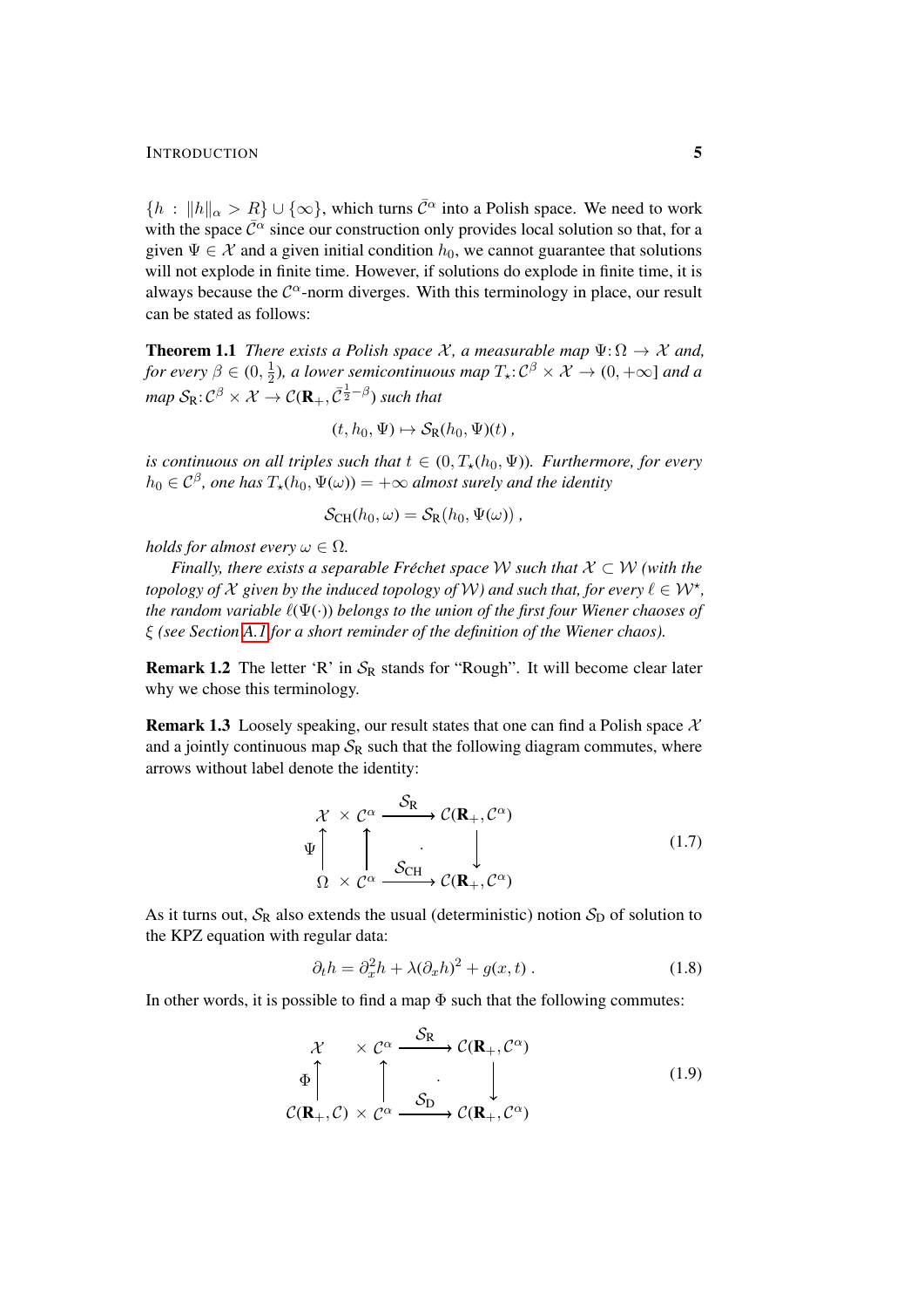$\{h : \|h\|_\alpha > R\} \cup \{\infty\}$, which turns $\bar{\mathcal{C}}^\alpha$ into a Polish space. We need to work with the space $\bar{\mathcal{C}}^\alpha$ since our construction only provides local solution so that, for a given $\Psi \in \mathcal{X}$ and a given initial condition $h_0$, we cannot guarantee that solutions will not explode in finite time. However, if solutions do explode in finite time, it is always because the $\mathcal{C}^\alpha$-norm diverges. With this terminology in place, our result can be stated as follows:

**Theorem 1.1** *There exists a Polish space $\mathcal{X}$, a measurable map $\Psi : \Omega \to \mathcal{X}$ and, for every $\beta \in (0, \frac{1}{2})$, a lower semicontinuous map $T_\star : \mathcal{C}^\beta \times \mathcal{X} \to (0, +\infty]$ and a map $\mathcal{S}_{\mathrm{R}} : \mathcal{C}^\beta \times \mathcal{X} \to \mathcal{C}(\mathbf{R}_+, \bar{\mathcal{C}}^{\frac{1}{2}-\beta})$ such that*

$$
(t, h_0, \Psi) \mapsto \mathcal{S}_{\mathrm{R}}(h_0, \Psi)(t) ,
$$

*is continuous on all triples such that $t \in (0, T_\star(h_0, \Psi))$. Furthermore, for every $h_0 \in \mathcal{C}^\beta$, one has $T_\star(h_0, \Psi(\omega)) = +\infty$ almost surely and the identity*

$$
\mathcal{S}_{\mathrm{CH}}(h_0, \omega) = \mathcal{S}_{\mathrm{R}}(h_0, \Psi(\omega)) ,
$$

*holds for almost every $\omega \in \Omega$.*

*Finally, there exists a separable Fréchet space $\mathcal{W}$ such that $\mathcal{X} \subset \mathcal{W}$ (with the topology of $\mathcal{X}$ given by the induced topology of $\mathcal{W}$) and such that, for every $\ell \in \mathcal{W}^\star$, the random variable $\ell(\Psi(\cdot))$ belongs to the union of the first four Wiener chaoses of $\xi$ (see Section A.1 for a short reminder of the definition of the Wiener chaos).*

**Remark 1.2** The letter 'R' in $\mathcal{S}_{\mathrm{R}}$ stands for "Rough". It will become clear later why we chose this terminology.

**Remark 1.3** Loosely speaking, our result states that one can find a Polish space $\mathcal{X}$ and a jointly continuous map $\mathcal{S}_{\mathrm{R}}$ such that the following diagram commutes, where arrows without label denote the identity:

$$
\begin{array}{ccc}
\mathcal{X} \times \mathcal{C}^\alpha & \xrightarrow{\ \mathcal{S}_{\mathrm{R}}\ } & \mathcal{C}(\mathbf{R}_+, \mathcal{C}^\alpha) \\
\Psi \big\uparrow \qquad \big\uparrow & . & \big\downarrow \\
\Omega \times \mathcal{C}^\alpha & \xrightarrow{\ \mathcal{S}_{\mathrm{CH}}\ } & \mathcal{C}(\mathbf{R}_+, \mathcal{C}^\alpha)
\end{array}
\tag{1.7}
$$

As it turns out, $\mathcal{S}_{\mathrm{R}}$ also extends the usual (deterministic) notion $\mathcal{S}_{\mathrm{D}}$ of solution to the KPZ equation with regular data:

$$
\partial_t h = \partial_x^2 h + \lambda(\partial_x h)^2 + g(x, t) . \tag{1.8}
$$

In other words, it is possible to find a map $\Phi$ such that the following commutes:

$$
\begin{array}{ccc}
\mathcal{X} \quad \times \mathcal{C}^\alpha & \xrightarrow{\ \mathcal{S}_{\mathrm{R}}\ } & \mathcal{C}(\mathbf{R}_+, \mathcal{C}^\alpha) \\
\Phi \big\uparrow \qquad\quad \big\uparrow & . & \big\downarrow \\
\mathcal{C}(\mathbf{R}_+, \mathcal{C}) \times \mathcal{C}^\alpha & \xrightarrow{\ \mathcal{S}_{\mathrm{D}}\ } & \mathcal{C}(\mathbf{R}_+, \mathcal{C}^\alpha)
\end{array}
\tag{1.9}
$$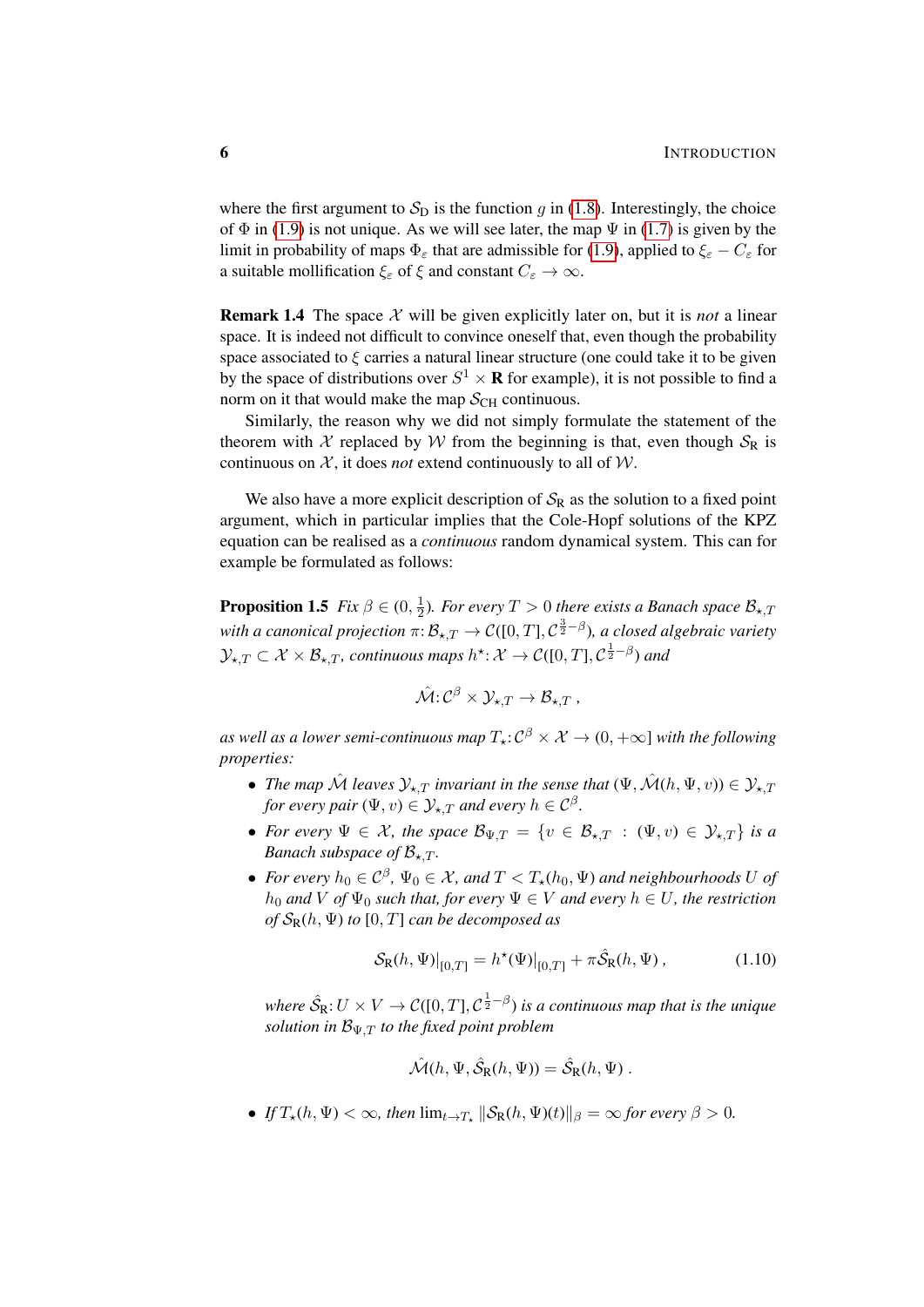where the first argument to $\mathcal{S}_{\rm D}$ is the function $g$ in (1.8). Interestingly, the choice of $\Phi$ in (1.9) is not unique. As we will see later, the map $\Psi$ in (1.7) is given by the limit in probability of maps $\Phi_\varepsilon$ that are admissible for (1.9), applied to $\xi_\varepsilon - C_\varepsilon$ for a suitable mollification $\xi_\varepsilon$ of $\xi$ and constant $C_\varepsilon \to \infty$.

**Remark 1.4** The space $\mathcal{X}$ will be given explicitly later on, but it is *not* a linear space. It is indeed not difficult to convince oneself that, even though the probability space associated to $\xi$ carries a natural linear structure (one could take it to be given by the space of distributions over $S^1 \times \mathbf{R}$ for example), it is not possible to find a norm on it that would make the map $\mathcal{S}_{\rm CH}$ continuous.

Similarly, the reason why we did not simply formulate the statement of the theorem with $\mathcal{X}$ replaced by $\mathcal{W}$ from the beginning is that, even though $\mathcal{S}_{\rm R}$ is continuous on $\mathcal{X}$, it does *not* extend continuously to all of $\mathcal{W}$.

We also have a more explicit description of $\mathcal{S}_{\rm R}$ as the solution to a fixed point argument, which in particular implies that the Cole-Hopf solutions of the KPZ equation can be realised as a *continuous* random dynamical system. This can for example be formulated as follows:

**Proposition 1.5** *Fix $\beta \in (0, \frac{1}{2})$. For every $T > 0$ there exists a Banach space $\mathcal{B}_{\star,T}$ with a canonical projection $\pi \colon \mathcal{B}_{\star,T} \to \mathcal{C}([0,T], \mathcal{C}^{\frac{3}{2}-\beta})$, a closed algebraic variety $\mathcal{Y}_{\star,T} \subset \mathcal{X} \times \mathcal{B}_{\star,T}$, continuous maps $h^\star \colon \mathcal{X} \to \mathcal{C}([0,T], \mathcal{C}^{\frac{1}{2}-\beta})$ and*

$$\hat{\mathcal{M}} \colon \mathcal{C}^\beta \times \mathcal{Y}_{\star,T} \to \mathcal{B}_{\star,T} \;,$$

*as well as a lower semi-continuous map $T_\star \colon \mathcal{C}^\beta \times \mathcal{X} \to (0, +\infty]$ with the following properties:*

- *The map $\hat{\mathcal{M}}$ leaves $\mathcal{Y}_{\star,T}$ invariant in the sense that $(\Psi, \hat{\mathcal{M}}(h, \Psi, v)) \in \mathcal{Y}_{\star,T}$ for every pair $(\Psi, v) \in \mathcal{Y}_{\star,T}$ and every $h \in \mathcal{C}^\beta$.*
- *For every $\Psi \in \mathcal{X}$, the space $\mathcal{B}_{\Psi,T} = \{v \in \mathcal{B}_{\star,T} \;:\; (\Psi, v) \in \mathcal{Y}_{\star,T}\}$ is a Banach subspace of $\mathcal{B}_{\star,T}$.*
- *For every $h_0 \in \mathcal{C}^\beta$, $\Psi_0 \in \mathcal{X}$, and $T < T_\star(h_0, \Psi)$ and neighbourhoods $U$ of $h_0$ and $V$ of $\Psi_0$ such that, for every $\Psi \in V$ and every $h \in U$, the restriction of $\mathcal{S}_{\rm R}(h, \Psi)$ to $[0,T]$ can be decomposed as*

$$\mathcal{S}_{\rm R}(h, \Psi)|_{[0,T]} = h^\star(\Psi)|_{[0,T]} + \pi \hat{\mathcal{S}}_{\rm R}(h, \Psi) \;, \tag{1.10}$$

  *where $\hat{\mathcal{S}}_{\rm R} \colon U \times V \to \mathcal{C}([0,T], \mathcal{C}^{\frac{1}{2}-\beta})$ is a continuous map that is the unique solution in $\mathcal{B}_{\Psi,T}$ to the fixed point problem*

$$\hat{\mathcal{M}}(h, \Psi, \hat{\mathcal{S}}_{\rm R}(h, \Psi)) = \hat{\mathcal{S}}_{\rm R}(h, \Psi) \;.$$

- *If $T_\star(h, \Psi) < \infty$, then $\lim_{t \to T_\star} \|\mathcal{S}_{\rm R}(h, \Psi)(t)\|_\beta = \infty$ for every $\beta > 0$.*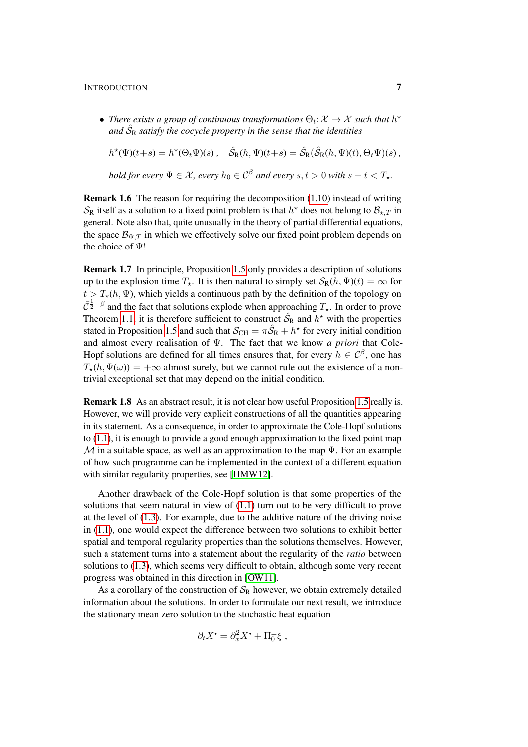- *There exists a group of continuous transformations $\Theta_t \colon \mathcal{X} \to \mathcal{X}$ such that $h^\star$ and $\hat{\mathcal{S}}_{\mathrm{R}}$ satisfy the cocycle property in the sense that the identities*

$$h^\star(\Psi)(t+s) = h^\star(\Theta_t \Psi)(s)\;, \quad \hat{\mathcal{S}}_{\mathrm{R}}(h,\Psi)(t+s) = \hat{\mathcal{S}}_{\mathrm{R}}(\hat{\mathcal{S}}_{\mathrm{R}}(h,\Psi)(t), \Theta_t\Psi)(s)\;,$$

*hold for every $\Psi \in \mathcal{X}$, every $h_0 \in \mathcal{C}^\beta$ and every $s,t > 0$ with $s+t < T_\star$.*

**Remark 1.6** The reason for requiring the decomposition (1.10) instead of writing $\mathcal{S}_{\mathrm{R}}$ itself as a solution to a fixed point problem is that $h^\star$ does not belong to $\mathcal{B}_{\star,T}$ in general. Note also that, quite unusually in the theory of partial differential equations, the space $\mathcal{B}_{\Psi,T}$ in which we effectively solve our fixed point problem depends on the choice of $\Psi$!

**Remark 1.7** In principle, Proposition 1.5 only provides a description of solutions up to the explosion time $T_\star$. It is then natural to simply set $\mathcal{S}_{\mathrm{R}}(h,\Psi)(t) = \infty$ for $t > T_\star(h,\Psi)$, which yields a continuous path by the definition of the topology on $\bar{\mathcal{C}}^{\frac{1}{2}-\beta}$ and the fact that solutions explode when approaching $T_\star$. In order to prove Theorem 1.1, it is therefore sufficient to construct $\hat{\mathcal{S}}_{\mathrm{R}}$ and $h^\star$ with the properties stated in Proposition 1.5 and such that $\mathcal{S}_{\mathrm{CH}} = \pi \hat{\mathcal{S}}_{\mathrm{R}} + h^\star$ for every initial condition and almost every realisation of $\Psi$. The fact that we know *a priori* that Cole-Hopf solutions are defined for all times ensures that, for every $h \in \mathcal{C}^\beta$, one has $T_\star(h,\Psi(\omega)) = +\infty$ almost surely, but we cannot rule out the existence of a non-trivial exceptional set that may depend on the initial condition.

**Remark 1.8** As an abstract result, it is not clear how useful Proposition 1.5 really is. However, we will provide very explicit constructions of all the quantities appearing in its statement. As a consequence, in order to approximate the Cole-Hopf solutions to (1.1), it is enough to provide a good enough approximation to the fixed point map $\mathcal{M}$ in a suitable space, as well as an approximation to the map $\Psi$. For an example of how such programme can be implemented in the context of a different equation with similar regularity properties, see [HMW12].

Another drawback of the Cole-Hopf solution is that some properties of the solutions that seem natural in view of (1.1) turn out to be very difficult to prove at the level of (1.3). For example, due to the additive nature of the driving noise in (1.1), one would expect the difference between two solutions to exhibit better spatial and temporal regularity properties than the solutions themselves. However, such a statement turns into a statement about the regularity of the *ratio* between solutions to (1.3), which seems very difficult to obtain, although some very recent progress was obtained in this direction in [OW11].

As a corollary of the construction of $\mathcal{S}_{\mathrm{R}}$ however, we obtain extremely detailed information about the solutions. In order to formulate our next result, we introduce the stationary mean zero solution to the stochastic heat equation

$$\partial_t X^\bullet = \partial_x^2 X^\bullet + \Pi_0^\perp \xi\;,$$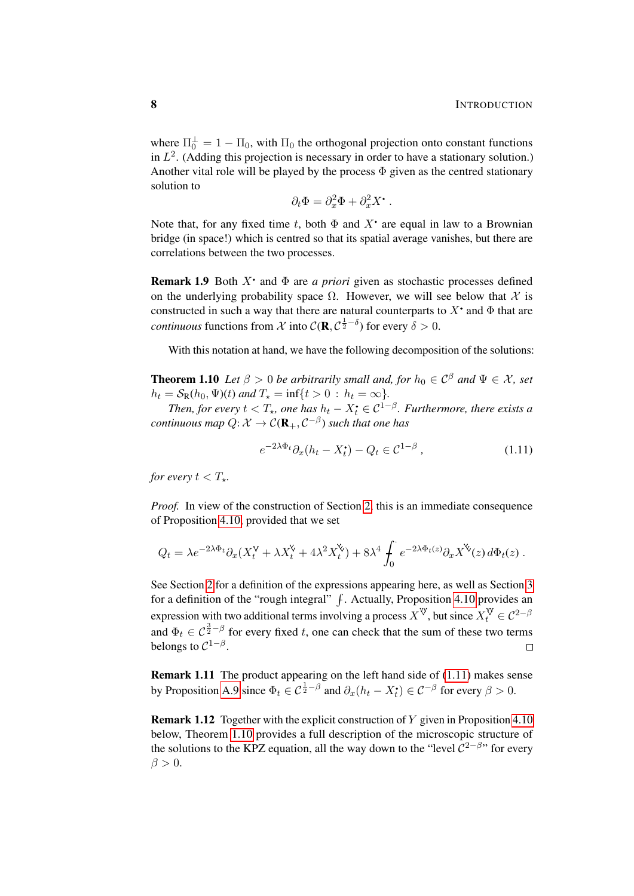where $\Pi_0^\perp = 1 - \Pi_0$, with $\Pi_0$ the orthogonal projection onto constant functions in $L^2$. (Adding this projection is necessary in order to have a stationary solution.) Another vital role will be played by the process $\Phi$ given as the centred stationary solution to

$$\partial_t \Phi = \partial_x^2 \Phi + \partial_x^2 X^{\bullet} \;.$$

Note that, for any fixed time $t$, both $\Phi$ and $X^{\bullet}$ are equal in law to a Brownian bridge (in space!) which is centred so that its spatial average vanishes, but there are correlations between the two processes.

**Remark 1.9** Both $X^{\bullet}$ and $\Phi$ are *a priori* given as stochastic processes defined on the underlying probability space $\Omega$. However, we will see below that $\mathcal{X}$ is constructed in such a way that there are natural counterparts to $X^{\bullet}$ and $\Phi$ that are *continuous* functions from $\mathcal{X}$ into $\mathcal{C}(\mathbf{R}, \mathcal{C}^{\frac{1}{2}-\delta})$ for every $\delta > 0$.

With this notation at hand, we have the following decomposition of the solutions:

**Theorem 1.10** *Let $\beta > 0$ be arbitrarily small and, for $h_0 \in \mathcal{C}^\beta$ and $\Psi \in \mathcal{X}$, set $h_t = \mathcal{S}_{\mathrm{R}}(h_0, \Psi)(t)$ and $T_\star = \inf\{t > 0 \,:\, h_t = \infty\}$.*

*Then, for every $t < T_\star$, one has $h_t - X_t^{\bullet} \in \mathcal{C}^{1-\beta}$. Furthermore, there exists a continuous map $Q \colon \mathcal{X} \to \mathcal{C}(\mathbf{R}_+, \mathcal{C}^{-\beta})$ such that one has*

$$e^{-2\lambda \Phi_t} \partial_x (h_t - X_t^{\bullet}) - Q_t \in \mathcal{C}^{1-\beta} \;, \tag{1.11}$$

*for every $t < T_\star$.*

*Proof.* In view of the construction of Section 2, this is an immediate consequence of Proposition 4.10, provided that we set

$$Q_t = \lambda e^{-2\lambda \Phi_t} \partial_x (X_t^{\vee} + \lambda X_t^{\vee\!\!\vee} + 4\lambda^2 X_t^{\vee\!\!\vee\!\!\vee}) + 8\lambda^4 \fint_0^{\cdot} e^{-2\lambda \Phi_t(z)} \partial_x X^{\vee\!\!\vee}(z)\, d\Phi_t(z) \;.$$

See Section 2 for a definition of the expressions appearing here, as well as Section 3 for a definition of the "rough integral" $\fint$. Actually, Proposition 4.10 provides an expression with two additional terms involving a process $X^{\vee\!\!\vee}$, but since $X_t^{\vee\!\!\vee} \in \mathcal{C}^{2-\beta}$ and $\Phi_t \in \mathcal{C}^{\frac{3}{2}-\beta}$ for every fixed $t$, one can check that the sum of these two terms belongs to $\mathcal{C}^{1-\beta}$. $\square$

**Remark 1.11** The product appearing on the left hand side of (1.11) makes sense by Proposition A.9 since $\Phi_t \in \mathcal{C}^{\frac{1}{2}-\beta}$ and $\partial_x (h_t - X_t^{\bullet}) \in \mathcal{C}^{-\beta}$ for every $\beta > 0$.

**Remark 1.12** Together with the explicit construction of $Y$ given in Proposition 4.10 below, Theorem 1.10 provides a full description of the microscopic structure of the solutions to the KPZ equation, all the way down to the "level $\mathcal{C}^{2-\beta}$" for every $\beta > 0$.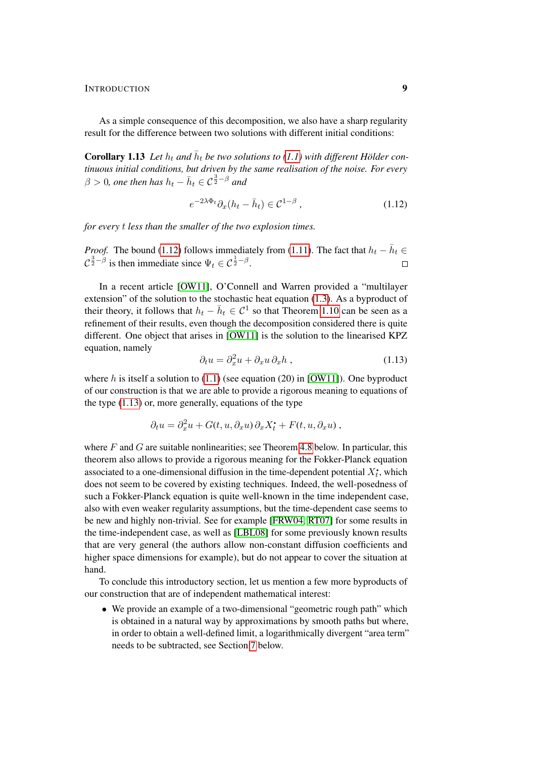As a simple consequence of this decomposition, we also have a sharp regularity result for the difference between two solutions with different initial conditions:

**Corollary 1.13** *Let $h_t$ and $\bar h_t$ be two solutions to (1.1) with different Hölder continuous initial conditions, but driven by the same realisation of the noise. For every $\beta > 0$, one then has $h_t - \bar h_t \in \mathcal{C}^{\frac{3}{2}-\beta}$ and*

$$e^{-2\lambda\Phi_t}\partial_x(h_t - \bar h_t) \in \mathcal{C}^{1-\beta}\;, \tag{1.12}$$

*for every $t$ less than the smaller of the two explosion times.*

*Proof.* The bound (1.12) follows immediately from (1.11). The fact that $h_t - \bar h_t \in \mathcal{C}^{\frac{3}{2}-\beta}$ is then immediate since $\Psi_t \in \mathcal{C}^{\frac{1}{2}-\beta}$. □

In a recent article [OW11], O'Connell and Warren provided a "multilayer extension" of the solution to the stochastic heat equation (1.3). As a byproduct of their theory, it follows that $h_t - \bar h_t \in \mathcal{C}^1$ so that Theorem 1.10 can be seen as a refinement of their results, even though the decomposition considered there is quite different. One object that arises in [OW11] is the solution to the linearised KPZ equation, namely

$$\partial_t u = \partial_x^2 u + \partial_x u\, \partial_x h\;, \tag{1.13}$$

where $h$ is itself a solution to (1.1) (see equation (20) in [OW11]). One byproduct of our construction is that we are able to provide a rigorous meaning to equations of the type (1.13) or, more generally, equations of the type

$$\partial_t u = \partial_x^2 u + G(t, u, \partial_x u)\, \partial_x X_t^{\bullet} + F(t, u, \partial_x u)\;,$$

where $F$ and $G$ are suitable nonlinearities; see Theorem 4.8 below. In particular, this theorem also allows to provide a rigorous meaning for the Fokker-Planck equation associated to a one-dimensional diffusion in the time-dependent potential $X_t^{\bullet}$, which does not seem to be covered by existing techniques. Indeed, the well-posedness of such a Fokker-Planck equation is quite well-known in the time independent case, also with even weaker regularity assumptions, but the time-dependent case seems to be new and highly non-trivial. See for example [FRW04, RT07] for some results in the time-independent case, as well as [LBL08] for some previously known results that are very general (the authors allow non-constant diffusion coefficients and higher space dimensions for example), but do not appear to cover the situation at hand.

To conclude this introductory section, let us mention a few more byproducts of our construction that are of independent mathematical interest:

- We provide an example of a two-dimensional "geometric rough path" which is obtained in a natural way by approximations by smooth paths but where, in order to obtain a well-defined limit, a logarithmically divergent "area term" needs to be subtracted, see Section 7 below.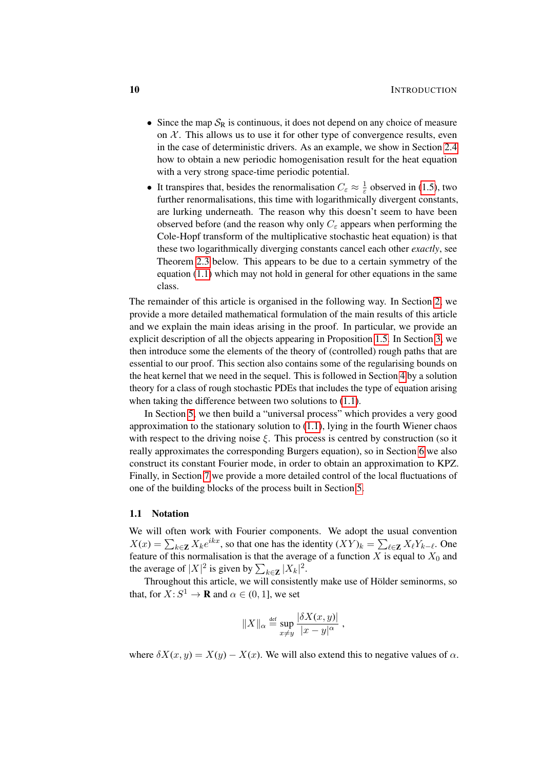- Since the map $\mathcal{S}_{\mathrm{R}}$ is continuous, it does not depend on any choice of measure on $\mathcal{X}$. This allows us to use it for other type of convergence results, even in the case of deterministic drivers. As an example, we show in Section 2.4 how to obtain a new periodic homogenisation result for the heat equation with a very strong space-time periodic potential.
- It transpires that, besides the renormalisation $C_\varepsilon \approx \frac{1}{\varepsilon}$ observed in (1.5), two further renormalisations, this time with logarithmically divergent constants, are lurking underneath. The reason why this doesn't seem to have been observed before (and the reason why only $C_\varepsilon$ appears when performing the Cole-Hopf transform of the multiplicative stochastic heat equation) is that these two logarithmically diverging constants cancel each other *exactly*, see Theorem 2.3 below. This appears to be due to a certain symmetry of the equation (1.1) which may not hold in general for other equations in the same class.

The remainder of this article is organised in the following way. In Section 2, we provide a more detailed mathematical formulation of the main results of this article and we explain the main ideas arising in the proof. In particular, we provide an explicit description of all the objects appearing in Proposition 1.5. In Section 3, we then introduce some the elements of the theory of (controlled) rough paths that are essential to our proof. This section also contains some of the regularising bounds on the heat kernel that we need in the sequel. This is followed in Section 4 by a solution theory for a class of rough stochastic PDEs that includes the type of equation arising when taking the difference between two solutions to (1.1).

In Section 5, we then build a "universal process" which provides a very good approximation to the stationary solution to (1.1), lying in the fourth Wiener chaos with respect to the driving noise $\xi$. This process is centred by construction (so it really approximates the corresponding Burgers equation), so in Section 6 we also construct its constant Fourier mode, in order to obtain an approximation to KPZ. Finally, in Section 7 we provide a more detailed control of the local fluctuations of one of the building blocks of the process built in Section 5.

## 1.1 Notation

We will often work with Fourier components. We adopt the usual convention $X(x) = \sum_{k\in\mathbf{Z}} X_k e^{ikx}$, so that one has the identity $(XY)_k = \sum_{\ell\in\mathbf{Z}} X_\ell Y_{k-\ell}$. One feature of this normalisation is that the average of a function $X$ is equal to $X_0$ and the average of $|X|^2$ is given by $\sum_{k\in\mathbf{Z}} |X_k|^2$.

Throughout this article, we will consistently make use of Hölder seminorms, so that, for $X\colon S^1 \to \mathbf{R}$ and $\alpha \in (0,1]$, we set

$$\|X\|_\alpha \stackrel{\text{def}}{=} \sup_{x\neq y} \frac{|\delta X(x,y)|}{|x-y|^\alpha}\;,$$

where $\delta X(x,y) = X(y) - X(x)$. We will also extend this to negative values of $\alpha$.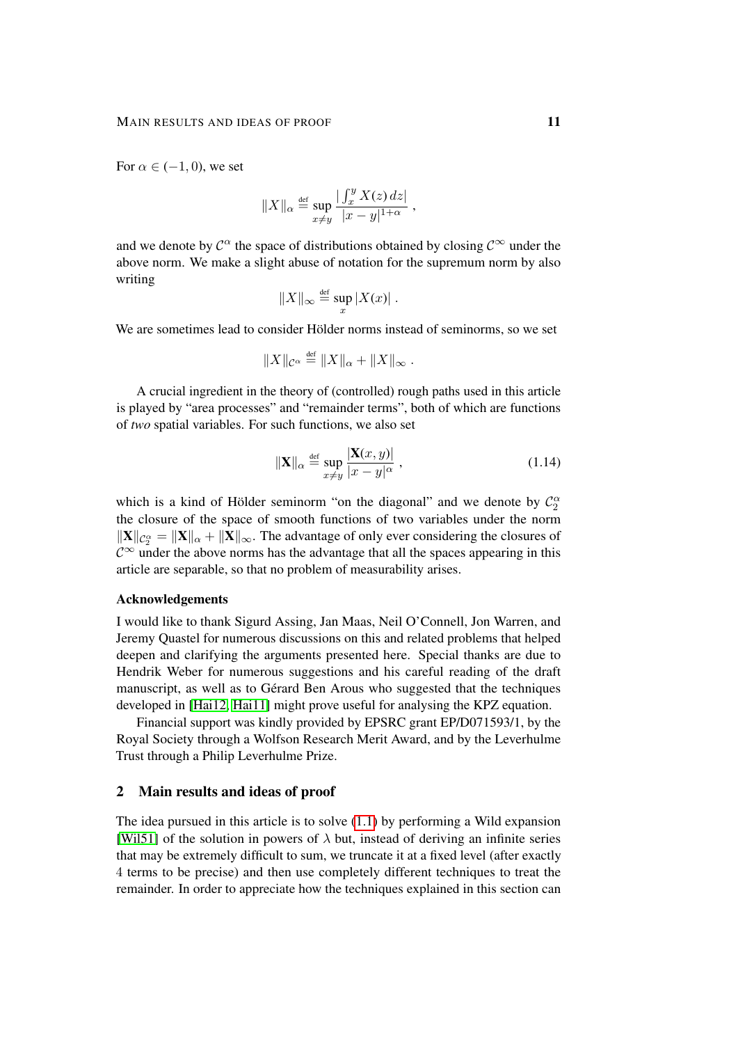For $\alpha \in (-1, 0)$, we set

$$\|X\|_\alpha \stackrel{\text{def}}{=} \sup_{x \neq y} \frac{|\int_x^y X(z)\,dz|}{|x-y|^{1+\alpha}}\;,$$

and we denote by $\mathcal{C}^\alpha$ the space of distributions obtained by closing $\mathcal{C}^\infty$ under the above norm. We make a slight abuse of notation for the supremum norm by also writing

$$\|X\|_\infty \stackrel{\text{def}}{=} \sup_x |X(x)|\;.$$

We are sometimes lead to consider Hölder norms instead of seminorms, so we set

$$\|X\|_{\mathcal{C}^\alpha} \stackrel{\text{def}}{=} \|X\|_\alpha + \|X\|_\infty\;.$$

A crucial ingredient in the theory of (controlled) rough paths used in this article is played by "area processes" and "remainder terms", both of which are functions of *two* spatial variables. For such functions, we also set

$$\|\mathbf{X}\|_\alpha \stackrel{\text{def}}{=} \sup_{x \neq y} \frac{|\mathbf{X}(x,y)|}{|x-y|^\alpha}\;, \tag{1.14}$$

which is a kind of Hölder seminorm "on the diagonal" and we denote by $\mathcal{C}_2^\alpha$ the closure of the space of smooth functions of two variables under the norm $\|\mathbf{X}\|_{\mathcal{C}_2^\alpha} = \|\mathbf{X}\|_\alpha + \|\mathbf{X}\|_\infty$. The advantage of only ever considering the closures of $\mathcal{C}^\infty$ under the above norms has the advantage that all the spaces appearing in this article are separable, so that no problem of measurability arises.

### Acknowledgements

I would like to thank Sigurd Assing, Jan Maas, Neil O'Connell, Jon Warren, and Jeremy Quastel for numerous discussions on this and related problems that helped deepen and clarifying the arguments presented here. Special thanks are due to Hendrik Weber for numerous suggestions and his careful reading of the draft manuscript, as well as to Gérard Ben Arous who suggested that the techniques developed in [Hai12, Hai11] might prove useful for analysing the KPZ equation.

Financial support was kindly provided by EPSRC grant EP/D071593/1, by the Royal Society through a Wolfson Research Merit Award, and by the Leverhulme Trust through a Philip Leverhulme Prize.

## 2 Main results and ideas of proof

The idea pursued in this article is to solve (1.1) by performing a Wild expansion [Wil51] of the solution in powers of $\lambda$ but, instead of deriving an infinite series that may be extremely difficult to sum, we truncate it at a fixed level (after exactly 4 terms to be precise) and then use completely different techniques to treat the remainder. In order to appreciate how the techniques explained in this section can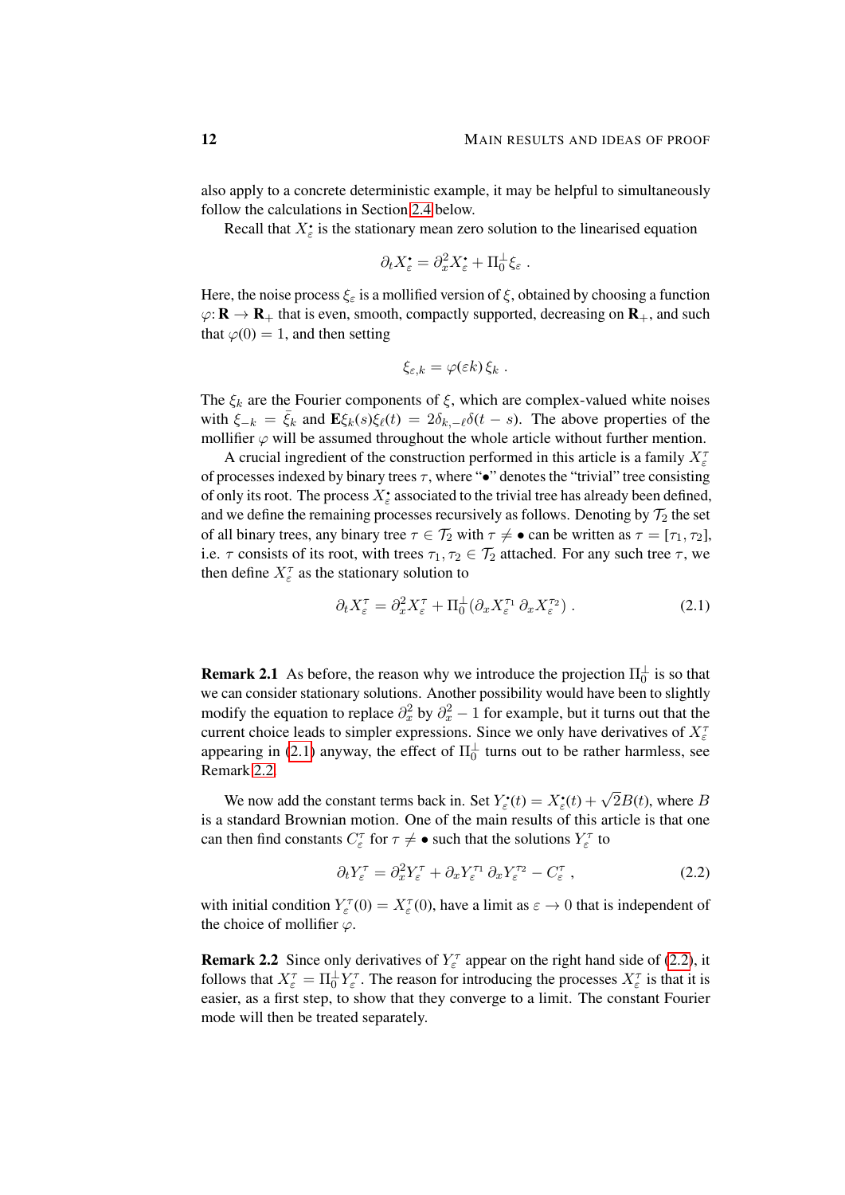also apply to a concrete deterministic example, it may be helpful to simultaneously follow the calculations in Section 2.4 below.

Recall that $X_\varepsilon^\bullet$ is the stationary mean zero solution to the linearised equation

$$\partial_t X_\varepsilon^\bullet = \partial_x^2 X_\varepsilon^\bullet + \Pi_0^\perp \xi_\varepsilon \;.$$

Here, the noise process $\xi_\varepsilon$ is a mollified version of $\xi$, obtained by choosing a function $\varphi\colon \mathbf{R} \to \mathbf{R}_+$ that is even, smooth, compactly supported, decreasing on $\mathbf{R}_+$, and such that $\varphi(0) = 1$, and then setting

$$\xi_{\varepsilon,k} = \varphi(\varepsilon k)\, \xi_k \;.$$

The $\xi_k$ are the Fourier components of $\xi$, which are complex-valued white noises with $\xi_{-k} = \bar\xi_k$ and $\mathbf{E}\xi_k(s)\xi_\ell(t) = 2\delta_{k,-\ell}\delta(t-s)$. The above properties of the mollifier $\varphi$ will be assumed throughout the whole article without further mention.

A crucial ingredient of the construction performed in this article is a family $X_\varepsilon^\tau$ of processes indexed by binary trees $\tau$, where "$\bullet$" denotes the "trivial" tree consisting of only its root. The process $X_\varepsilon^\bullet$ associated to the trivial tree has already been defined, and we define the remaining processes recursively as follows. Denoting by $\mathcal{T}_2$ the set of all binary trees, any binary tree $\tau \in \mathcal{T}_2$ with $\tau \neq \bullet$ can be written as $\tau = [\tau_1, \tau_2]$, i.e. $\tau$ consists of its root, with trees $\tau_1, \tau_2 \in \mathcal{T}_2$ attached. For any such tree $\tau$, we then define $X_\varepsilon^\tau$ as the stationary solution to

$$\partial_t X_\varepsilon^\tau = \partial_x^2 X_\varepsilon^\tau + \Pi_0^\perp(\partial_x X_\varepsilon^{\tau_1}\, \partial_x X_\varepsilon^{\tau_2}) \;. \tag{2.1}$$

**Remark 2.1** As before, the reason why we introduce the projection $\Pi_0^\perp$ is so that we can consider stationary solutions. Another possibility would have been to slightly modify the equation to replace $\partial_x^2$ by $\partial_x^2 - 1$ for example, but it turns out that the current choice leads to simpler expressions. Since we only have derivatives of $X_\varepsilon^\tau$ appearing in (2.1) anyway, the effect of $\Pi_0^\perp$ turns out to be rather harmless, see Remark 2.2.

We now add the constant terms back in. Set $Y_\varepsilon^\bullet(t) = X_\varepsilon^\bullet(t) + \sqrt{2}B(t)$, where $B$ is a standard Brownian motion. One of the main results of this article is that one can then find constants $C_\varepsilon^\tau$ for $\tau \neq \bullet$ such that the solutions $Y_\varepsilon^\tau$ to

$$\partial_t Y_\varepsilon^\tau = \partial_x^2 Y_\varepsilon^\tau + \partial_x Y_\varepsilon^{\tau_1}\, \partial_x Y_\varepsilon^{\tau_2} - C_\varepsilon^\tau \;, \tag{2.2}$$

with initial condition $Y_\varepsilon^\tau(0) = X_\varepsilon^\tau(0)$, have a limit as $\varepsilon \to 0$ that is independent of the choice of mollifier $\varphi$.

**Remark 2.2** Since only derivatives of $Y_\varepsilon^\tau$ appear on the right hand side of (2.2), it follows that $X_\varepsilon^\tau = \Pi_0^\perp Y_\varepsilon^\tau$. The reason for introducing the processes $X_\varepsilon^\tau$ is that it is easier, as a first step, to show that they converge to a limit. The constant Fourier mode will then be treated separately.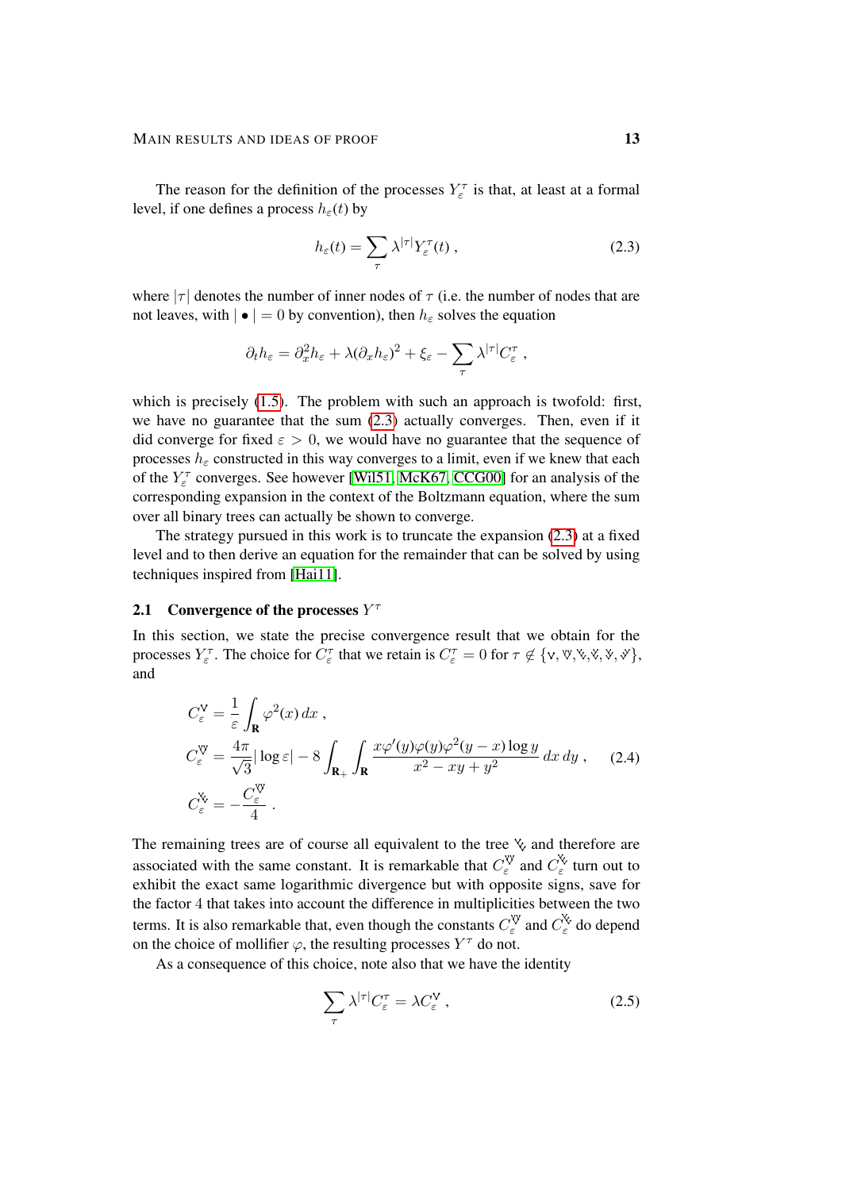The reason for the definition of the processes $Y_\varepsilon^\tau$ is that, at least at a formal level, if one defines a process $h_\varepsilon(t)$ by

$$h_\varepsilon(t) = \sum_\tau \lambda^{|\tau|} Y_\varepsilon^\tau(t) \;, \tag{2.3}$$

where $|\tau|$ denotes the number of inner nodes of $\tau$ (i.e. the number of nodes that are not leaves, with $|\bullet| = 0$ by convention), then $h_\varepsilon$ solves the equation

$$\partial_t h_\varepsilon = \partial_x^2 h_\varepsilon + \lambda(\partial_x h_\varepsilon)^2 + \xi_\varepsilon - \sum_\tau \lambda^{|\tau|} C_\varepsilon^\tau \;,$$

which is precisely (1.5). The problem with such an approach is twofold: first, we have no guarantee that the sum (2.3) actually converges. Then, even if it did converge for fixed $\varepsilon > 0$, we would have no guarantee that the sequence of processes $h_\varepsilon$ constructed in this way converges to a limit, even if we knew that each of the $Y_\varepsilon^\tau$ converges. See however [Wil51, McK67, CCG00] for an analysis of the corresponding expansion in the context of the Boltzmann equation, where the sum over all binary trees can actually be shown to converge.

The strategy pursued in this work is to truncate the expansion (2.3) at a fixed level and to then derive an equation for the remainder that can be solved by using techniques inspired from [Hai11].

## 2.1 Convergence of the processes $Y^\tau$

In this section, we state the precise convergence result that we obtain for the processes $Y_\varepsilon^\tau$. The choice for $C_\varepsilon^\tau$ that we retain is $C_\varepsilon^\tau = 0$ for $\tau \notin \{ \vee, \vee\!\!\vee, ⋎, ⋎, ⋎, ⋎ \}$, and

$$\begin{aligned}
C_\varepsilon^{\vee} &= \frac{1}{\varepsilon} \int_{\mathbf{R}} \varphi^2(x)\, dx \;, \\
C_\varepsilon^{\vee\!\vee} &= \frac{4\pi}{\sqrt{3}} |\log \varepsilon| - 8 \int_{\mathbf{R}_+} \int_{\mathbf{R}} \frac{x\varphi'(y)\varphi(y)\varphi^2(y-x)\log y}{x^2 - xy + y^2}\, dx\, dy \;, \\
C_\varepsilon^{⋎} &= -\frac{C_\varepsilon^{\vee\!\vee}}{4} \;.
\end{aligned} \tag{2.4}$$

The remaining trees are of course all equivalent to the tree $⋎$ and therefore are associated with the same constant. It is remarkable that $C_\varepsilon^{\vee\!\vee}$ and $C_\varepsilon^{⋎}$ turn out to exhibit the exact same logarithmic divergence but with opposite signs, save for the factor 4 that takes into account the difference in multiplicities between the two terms. It is also remarkable that, even though the constants $C_\varepsilon^{\vee\!\vee}$ and $C_\varepsilon^{⋎}$ do depend on the choice of mollifier $\varphi$, the resulting processes $Y^\tau$ do not.

As a consequence of this choice, note also that we have the identity

$$\sum_\tau \lambda^{|\tau|} C_\varepsilon^\tau = \lambda C_\varepsilon^{\vee} \;, \tag{2.5}$$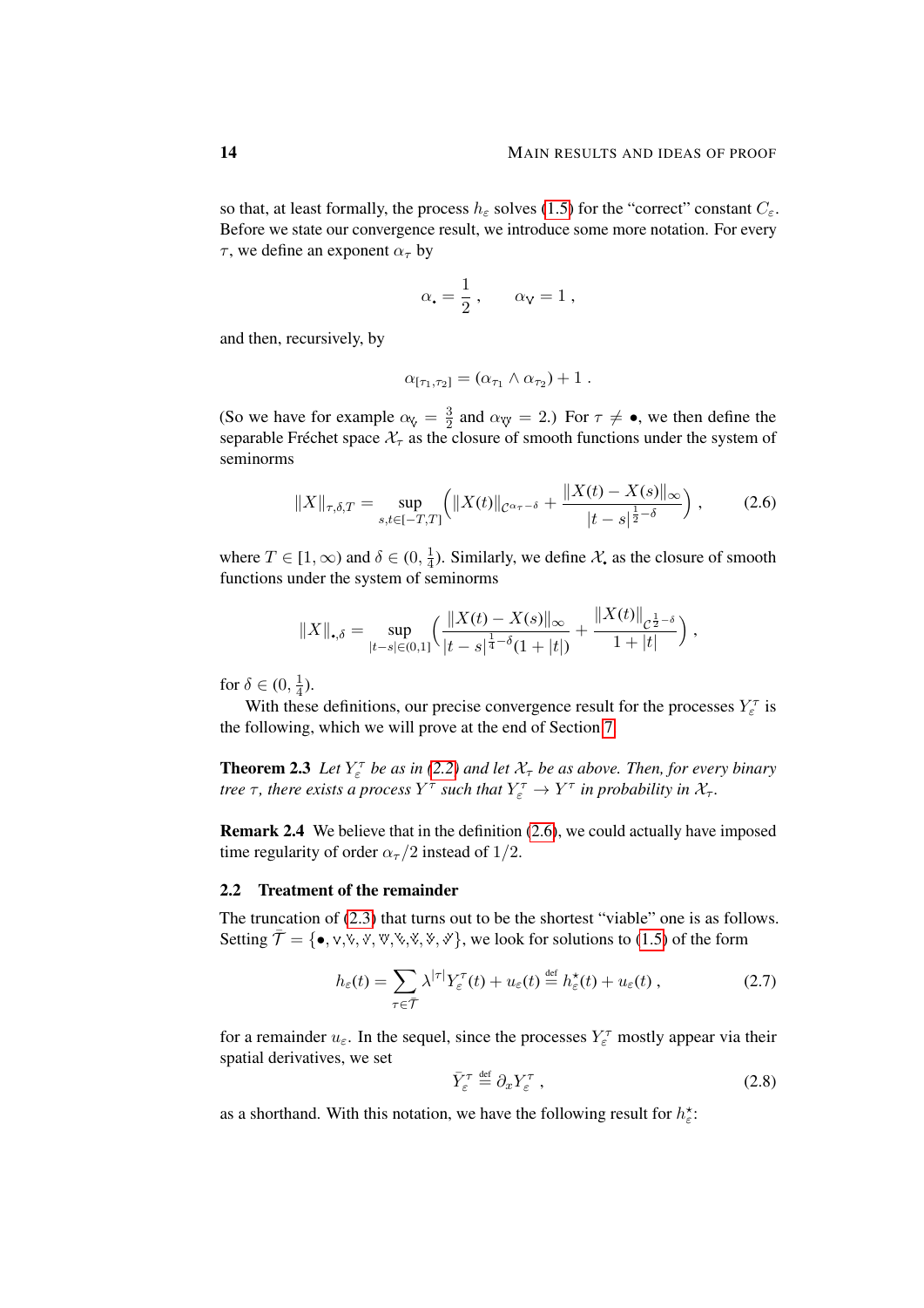so that, at least formally, the process $h_\varepsilon$ solves (1.5) for the "correct" constant $C_\varepsilon$. Before we state our convergence result, we introduce some more notation. For every $\tau$, we define an exponent $\alpha_\tau$ by

$$\alpha_\bullet = \frac{1}{2}\;, \qquad \alpha_{\vee} = 1\;,$$

and then, recursively, by

$$\alpha_{[\tau_1,\tau_2]} = (\alpha_{\tau_1} \wedge \alpha_{\tau_2}) + 1\;.$$

(So we have for example $\alpha_{\vee} = \frac{3}{2}$ and $\alpha_{\vee\!\vee} = 2$.) For $\tau \neq \bullet$, we then define the separable Fréchet space $\mathcal{X}_\tau$ as the closure of smooth functions under the system of seminorms

$$\|X\|_{\tau,\delta,T} = \sup_{s,t\in[-T,T]} \Big( \|X(t)\|_{\mathcal{C}^{\alpha_\tau-\delta}} + \frac{\|X(t)-X(s)\|_\infty}{|t-s|^{\frac{1}{2}-\delta}} \Big)\;, \tag{2.6}$$

where $T \in [1,\infty)$ and $\delta \in (0,\frac{1}{4})$. Similarly, we define $\mathcal{X}_\bullet$ as the closure of smooth functions under the system of seminorms

$$\|X\|_{\bullet,\delta} = \sup_{|t-s|\in(0,1]} \Big( \frac{\|X(t)-X(s)\|_\infty}{|t-s|^{\frac{1}{4}-\delta}(1+|t|)} + \frac{\|X(t)\|_{\mathcal{C}^{\frac{1}{2}-\delta}}}{1+|t|} \Big)\;,$$

for $\delta \in (0,\frac{1}{4})$.

With these definitions, our precise convergence result for the processes $Y_\varepsilon^\tau$ is the following, which we will prove at the end of Section 7.

**Theorem 2.3** *Let $Y_\varepsilon^\tau$ be as in (2.2) and let $\mathcal{X}_\tau$ be as above. Then, for every binary tree $\tau$, there exists a process $Y^\tau$ such that $Y_\varepsilon^\tau \to Y^\tau$ in probability in $\mathcal{X}_\tau$.*

**Remark 2.4** We believe that in the definition (2.6), we could actually have imposed time regularity of order $\alpha_\tau/2$ instead of $1/2$.

## 2.2 Treatment of the remainder

The truncation of (2.3) that turns out to be the shortest "viable" one is as follows. Setting $\bar{\mathcal{T}} = \{\bullet, \vee, \ldots\}$, we look for solutions to (1.5) of the form

$$h_\varepsilon(t) = \sum_{\tau\in\bar{\mathcal{T}}} \lambda^{|\tau|} Y_\varepsilon^\tau(t) + u_\varepsilon(t) \stackrel{\text{def}}{=} h_\varepsilon^\star(t) + u_\varepsilon(t)\;, \tag{2.7}$$

for a remainder $u_\varepsilon$. In the sequel, since the processes $Y_\varepsilon^\tau$ mostly appear via their spatial derivatives, we set

$$\bar{Y}_\varepsilon^\tau \stackrel{\text{def}}{=} \partial_x Y_\varepsilon^\tau\;, \tag{2.8}$$

as a shorthand. With this notation, we have the following result for $h_\varepsilon^\star$: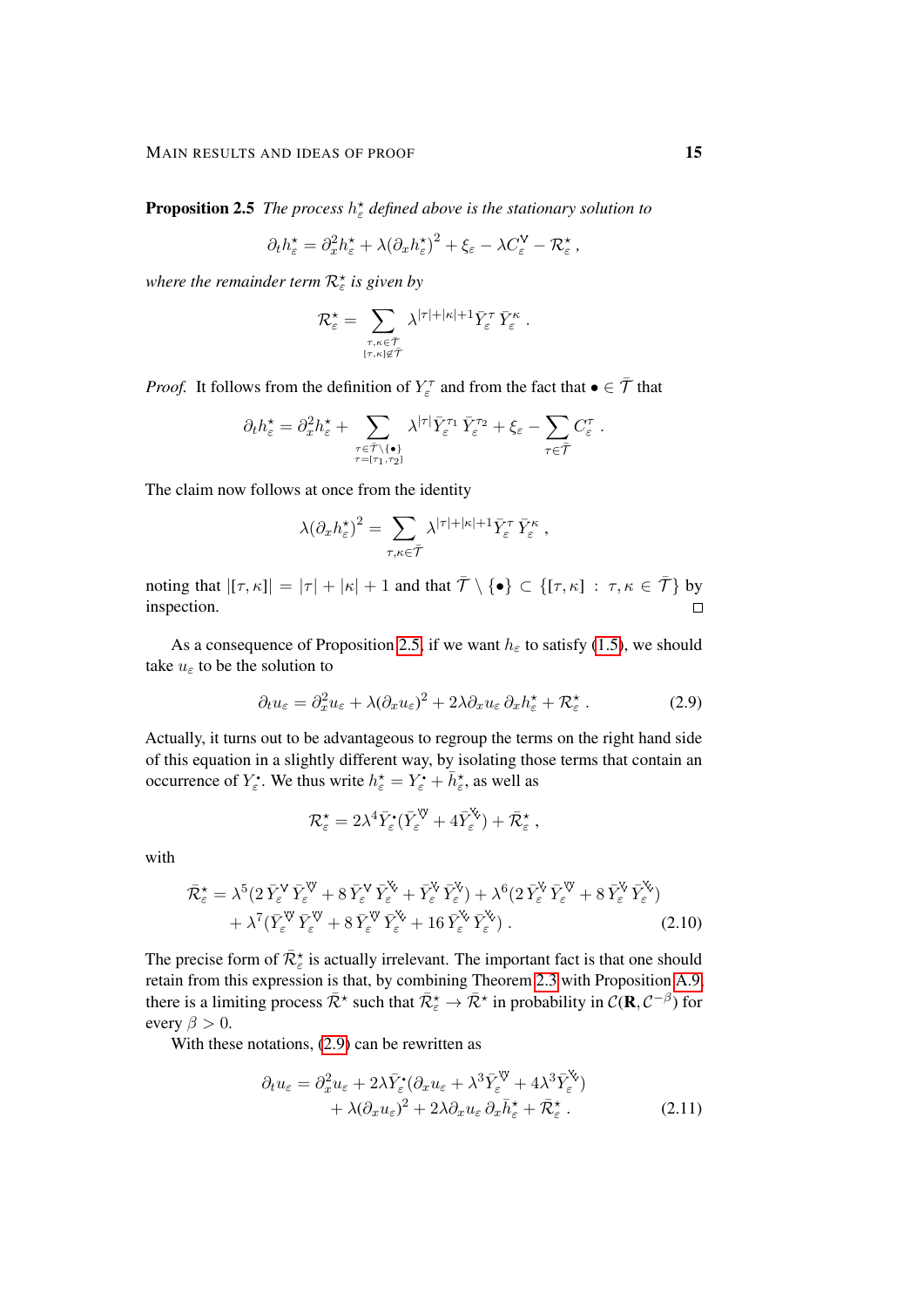**Proposition 2.5** *The process $h_\varepsilon^\star$ defined above is the stationary solution to*

$$\partial_t h_\varepsilon^\star = \partial_x^2 h_\varepsilon^\star + \lambda(\partial_x h_\varepsilon^\star)^2 + \xi_\varepsilon - \lambda C_\varepsilon^{\vee} - \mathcal{R}_\varepsilon^\star\,,$$

*where the remainder term $\mathcal{R}_\varepsilon^\star$ is given by*

$$\mathcal{R}_\varepsilon^\star = \sum_{\substack{\tau,\kappa\in\bar{\mathcal{T}}\\ [\tau,\kappa]\notin\bar{\mathcal{T}}}} \lambda^{|\tau|+|\kappa|+1} \bar{Y}_\varepsilon^\tau\, \bar{Y}_\varepsilon^\kappa\,.$$

*Proof.* It follows from the definition of $Y_\varepsilon^\tau$ and from the fact that $\bullet \in \bar{\mathcal{T}}$ that

$$\partial_t h_\varepsilon^\star = \partial_x^2 h_\varepsilon^\star + \sum_{\substack{\tau\in\bar{\mathcal{T}}\setminus\{\bullet\}\\ \tau=[\tau_1,\tau_2]}} \lambda^{|\tau|} \bar{Y}_\varepsilon^{\tau_1}\, \bar{Y}_\varepsilon^{\tau_2} + \xi_\varepsilon - \sum_{\tau\in\bar{\mathcal{T}}} C_\varepsilon^\tau\,.$$

The claim now follows at once from the identity

$$\lambda(\partial_x h_\varepsilon^\star)^2 = \sum_{\tau,\kappa\in\bar{\mathcal{T}}} \lambda^{|\tau|+|\kappa|+1} \bar{Y}_\varepsilon^\tau\, \bar{Y}_\varepsilon^\kappa\,,$$

noting that $|[\tau,\kappa]| = |\tau| + |\kappa| + 1$ and that $\bar{\mathcal{T}} \setminus \{\bullet\} \subset \{[\tau,\kappa] \,:\, \tau,\kappa \in \bar{\mathcal{T}}\}$ by inspection. $\square$

As a consequence of Proposition 2.5, if we want $h_\varepsilon$ to satisfy (1.5), we should take $u_\varepsilon$ to be the solution to

$$\partial_t u_\varepsilon = \partial_x^2 u_\varepsilon + \lambda(\partial_x u_\varepsilon)^2 + 2\lambda\partial_x u_\varepsilon\, \partial_x h_\varepsilon^\star + \mathcal{R}_\varepsilon^\star\,. \tag{2.9}$$

Actually, it turns out to be advantageous to regroup the terms on the right hand side of this equation in a slightly different way, by isolating those terms that contain an occurrence of $Y_\varepsilon^\bullet$. We thus write $h_\varepsilon^\star = Y_\varepsilon^\bullet + \bar{h}_\varepsilon^\star$, as well as

$$\mathcal{R}_\varepsilon^\star = 2\lambda^4 \bar{Y}_\varepsilon^\bullet (\bar{Y}_\varepsilon^{\mathbb{V}} + 4\bar{Y}_\varepsilon^{\mathbb{V}}) + \bar{\mathcal{R}}_\varepsilon^\star\,,$$

with

$$\begin{aligned}\bar{\mathcal{R}}_\varepsilon^\star = {}& \lambda^5 (2\,\bar{Y}_\varepsilon^{\vee}\,\bar{Y}_\varepsilon^{\mathbb{V}} + 8\,\bar{Y}_\varepsilon^{\vee}\,\bar{Y}_\varepsilon^{\mathbb{V}} + \bar{Y}_\varepsilon^{\mathbb{V}}\,\bar{Y}_\varepsilon^{\mathbb{V}}) + \lambda^6 (2\,\bar{Y}_\varepsilon^{\mathbb{V}}\,\bar{Y}_\varepsilon^{\mathbb{V}} + 8\,\bar{Y}_\varepsilon^{\mathbb{V}}\,\bar{Y}_\varepsilon^{\mathbb{V}}) \\ &+ \lambda^7 (\bar{Y}_\varepsilon^{\mathbb{V}}\,\bar{Y}_\varepsilon^{\mathbb{V}} + 8\,\bar{Y}_\varepsilon^{\mathbb{V}}\,\bar{Y}_\varepsilon^{\mathbb{V}} + 16\,\bar{Y}_\varepsilon^{\mathbb{V}}\,\bar{Y}_\varepsilon^{\mathbb{V}})\,. \end{aligned} \tag{2.10}$$

The precise form of $\bar{\mathcal{R}}_\varepsilon^\star$ is actually irrelevant. The important fact is that one should retain from this expression is that, by combining Theorem 2.3 with Proposition A.9 there is a limiting process $\bar{\mathcal{R}}^\star$ such that $\bar{\mathcal{R}}_\varepsilon^\star \to \bar{\mathcal{R}}^\star$ in probability in $\mathcal{C}(\mathbf{R}, \mathcal{C}^{-\beta})$ for every $\beta > 0$.

With these notations, (2.9) can be rewritten as

$$\begin{aligned}\partial_t u_\varepsilon = {}& \partial_x^2 u_\varepsilon + 2\lambda \bar{Y}_\varepsilon^\bullet (\partial_x u_\varepsilon + \lambda^3 \bar{Y}_\varepsilon^{\mathbb{V}} + 4\lambda^3 \bar{Y}_\varepsilon^{\mathbb{V}}) \\ &+ \lambda(\partial_x u_\varepsilon)^2 + 2\lambda\partial_x u_\varepsilon\, \partial_x \bar{h}_\varepsilon^\star + \bar{\mathcal{R}}_\varepsilon^\star\,. \end{aligned} \tag{2.11}$$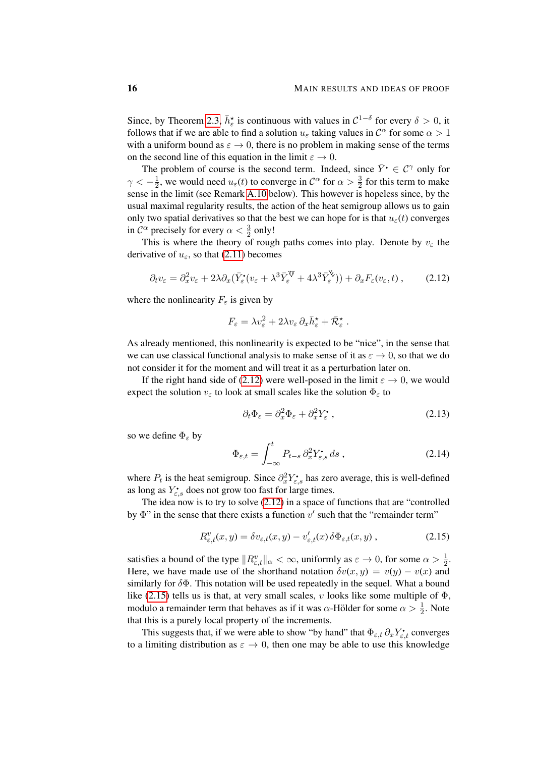Since, by Theorem 2.3, $\bar h^\star_\varepsilon$ is continuous with values in $\mathcal{C}^{1-\delta}$ for every $\delta > 0$, it follows that if we are able to find a solution $u_\varepsilon$ taking values in $\mathcal{C}^\alpha$ for some $\alpha > 1$ with a uniform bound as $\varepsilon \to 0$, there is no problem in making sense of the terms on the second line of this equation in the limit $\varepsilon \to 0$.

The problem of course is the second term. Indeed, since $\bar Y^\bullet \in \mathcal{C}^\gamma$ only for $\gamma < -\frac{1}{2}$, we would need $u_\varepsilon(t)$ to converge in $\mathcal{C}^\alpha$ for $\alpha > \frac{3}{2}$ for this term to make sense in the limit (see Remark A.10 below). This however is hopeless since, by the usual maximal regularity results, the action of the heat semigroup allows us to gain only two spatial derivatives so that the best we can hope for is that $u_\varepsilon(t)$ converges in $\mathcal{C}^\alpha$ precisely for every $\alpha < \frac{3}{2}$ only!

This is where the theory of rough paths comes into play. Denote by $v_\varepsilon$ the derivative of $u_\varepsilon$, so that (2.11) becomes

$$\partial_t v_\varepsilon = \partial_x^2 v_\varepsilon + 2\lambda \partial_x \big(\bar Y^\bullet_\varepsilon (v_\varepsilon + \lambda^3 \bar Y^{\Psi}_\varepsilon + 4\lambda^3 \bar Y^{\Psi'}_\varepsilon)\big) + \partial_x F_\varepsilon(v_\varepsilon, t)\;, \tag{2.12}$$

where the nonlinearity $F_\varepsilon$ is given by

$$F_\varepsilon = \lambda v_\varepsilon^2 + 2\lambda v_\varepsilon\, \partial_x \bar h^\star_\varepsilon + \bar{\mathcal{R}}^\star_\varepsilon\;.$$

As already mentioned, this nonlinearity is expected to be "nice", in the sense that we can use classical functional analysis to make sense of it as $\varepsilon \to 0$, so that we do not consider it for the moment and will treat it as a perturbation later on.

If the right hand side of (2.12) were well-posed in the limit $\varepsilon \to 0$, we would expect the solution $v_\varepsilon$ to look at small scales like the solution $\Phi_\varepsilon$ to

$$\partial_t \Phi_\varepsilon = \partial_x^2 \Phi_\varepsilon + \partial_x^2 Y^\bullet_\varepsilon\;, \tag{2.13}$$

so we define $\Phi_\varepsilon$ by

$$\Phi_{\varepsilon,t} = \int_{-\infty}^t P_{t-s}\, \partial_x^2 Y^\bullet_{\varepsilon,s}\, ds\;, \tag{2.14}$$

where $P_t$ is the heat semigroup. Since $\partial_x^2 Y^\bullet_{\varepsilon,s}$ has zero average, this is well-defined as long as $Y^\bullet_{\varepsilon,s}$ does not grow too fast for large times.

The idea now is to try to solve (2.12) in a space of functions that are "controlled by $\Phi$" in the sense that there exists a function $v'$ such that the "remainder term"

$$R^v_{\varepsilon,t}(x,y) = \delta v_{\varepsilon,t}(x,y) - v'_{\varepsilon,t}(x)\, \delta\Phi_{\varepsilon,t}(x,y)\;, \tag{2.15}$$

satisfies a bound of the type $\|R^v_{\varepsilon,t}\|_\alpha < \infty$, uniformly as $\varepsilon \to 0$, for some $\alpha > \frac{1}{2}$. Here, we have made use of the shorthand notation $\delta v(x,y) = v(y) - v(x)$ and similarly for $\delta\Phi$. This notation will be used repeatedly in the sequel. What a bound like (2.15) tells us is that, at very small scales, $v$ looks like some multiple of $\Phi$, modulo a remainder term that behaves as if it was $\alpha$-Hölder for some $\alpha > \frac{1}{2}$. Note that this is a purely local property of the increments.

This suggests that, if we were able to show "by hand" that $\Phi_{\varepsilon,t}\, \partial_x Y^\bullet_{\varepsilon,t}$ converges to a limiting distribution as $\varepsilon \to 0$, then one may be able to use this knowledge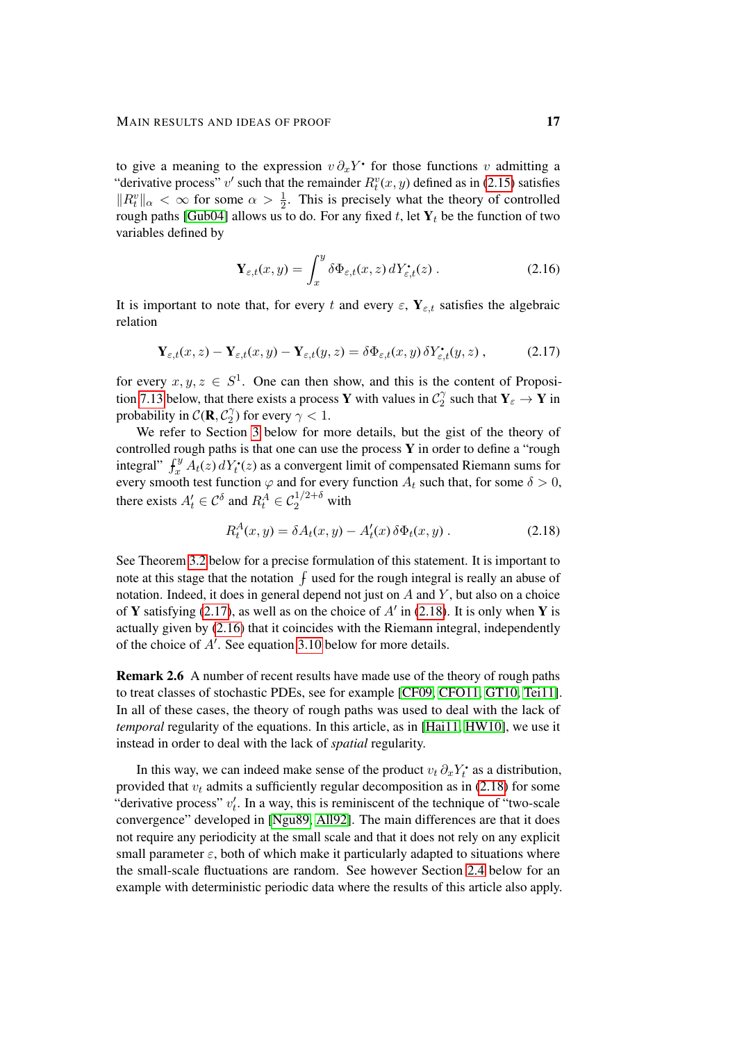to give a meaning to the expression $v\,\partial_x Y^\bullet$ for those functions $v$ admitting a "derivative process" $v'$ such that the remainder $R^v_t(x,y)$ defined as in (2.15) satisfies $\|R^v_t\|_\alpha < \infty$ for some $\alpha > \frac{1}{2}$. This is precisely what the theory of controlled rough paths [Gub04] allows us to do. For any fixed $t$, let $\mathbf{Y}_t$ be the function of two variables defined by

$$\mathbf{Y}_{\varepsilon,t}(x,y) = \int_x^y \delta\Phi_{\varepsilon,t}(x,z)\, dY^\bullet_{\varepsilon,t}(z)\;. \tag{2.16}$$

It is important to note that, for every $t$ and every $\varepsilon$, $\mathbf{Y}_{\varepsilon,t}$ satisfies the algebraic relation

$$\mathbf{Y}_{\varepsilon,t}(x,z) - \mathbf{Y}_{\varepsilon,t}(x,y) - \mathbf{Y}_{\varepsilon,t}(y,z) = \delta\Phi_{\varepsilon,t}(x,y)\,\delta Y^\bullet_{\varepsilon,t}(y,z)\;, \tag{2.17}$$

for every $x, y, z \in S^1$. One can then show, and this is the content of Proposition 7.13 below, that there exists a process $\mathbf{Y}$ with values in $\mathcal{C}_2^\gamma$ such that $\mathbf{Y}_\varepsilon \to \mathbf{Y}$ in probability in $\mathcal{C}(\mathbf{R}, \mathcal{C}_2^\gamma)$ for every $\gamma < 1$.

We refer to Section 3 below for more details, but the gist of the theory of controlled rough paths is that one can use the process $\mathbf{Y}$ in order to define a "rough integral" $⨍_x^y A_t(z)\, dY^\bullet_t(z)$ as a convergent limit of compensated Riemann sums for every smooth test function $\varphi$ and for every function $A_t$ such that, for some $\delta > 0$, there exists $A'_t \in \mathcal{C}^\delta$ and $R^A_t \in \mathcal{C}_2^{1/2+\delta}$ with

$$R^A_t(x,y) = \delta A_t(x,y) - A'_t(x)\,\delta\Phi_t(x,y)\;. \tag{2.18}$$

See Theorem 3.2 below for a precise formulation of this statement. It is important to note at this stage that the notation $⨍$ used for the rough integral is really an abuse of notation. Indeed, it does in general depend not just on $A$ and $Y$, but also on a choice of $\mathbf{Y}$ satisfying (2.17), as well as on the choice of $A'$ in (2.18). It is only when $\mathbf{Y}$ is actually given by (2.16) that it coincides with the Riemann integral, independently of the choice of $A'$. See equation 3.10 below for more details.

**Remark 2.6** A number of recent results have made use of the theory of rough paths to treat classes of stochastic PDEs, see for example [CF09, CFO11, GT10, Tei11]. In all of these cases, the theory of rough paths was used to deal with the lack of *temporal* regularity of the equations. In this article, as in [Hai11, HW10], we use it instead in order to deal with the lack of *spatial* regularity.

In this way, we can indeed make sense of the product $v_t\,\partial_x Y^\bullet_t$ as a distribution, provided that $v_t$ admits a sufficiently regular decomposition as in (2.18) for some "derivative process" $v'_t$. In a way, this is reminiscent of the technique of "two-scale convergence" developed in [Ngu89, All92]. The main differences are that it does not require any periodicity at the small scale and that it does not rely on any explicit small parameter $\varepsilon$, both of which make it particularly adapted to situations where the small-scale fluctuations are random. See however Section 2.4 below for an example with deterministic periodic data where the results of this article also apply.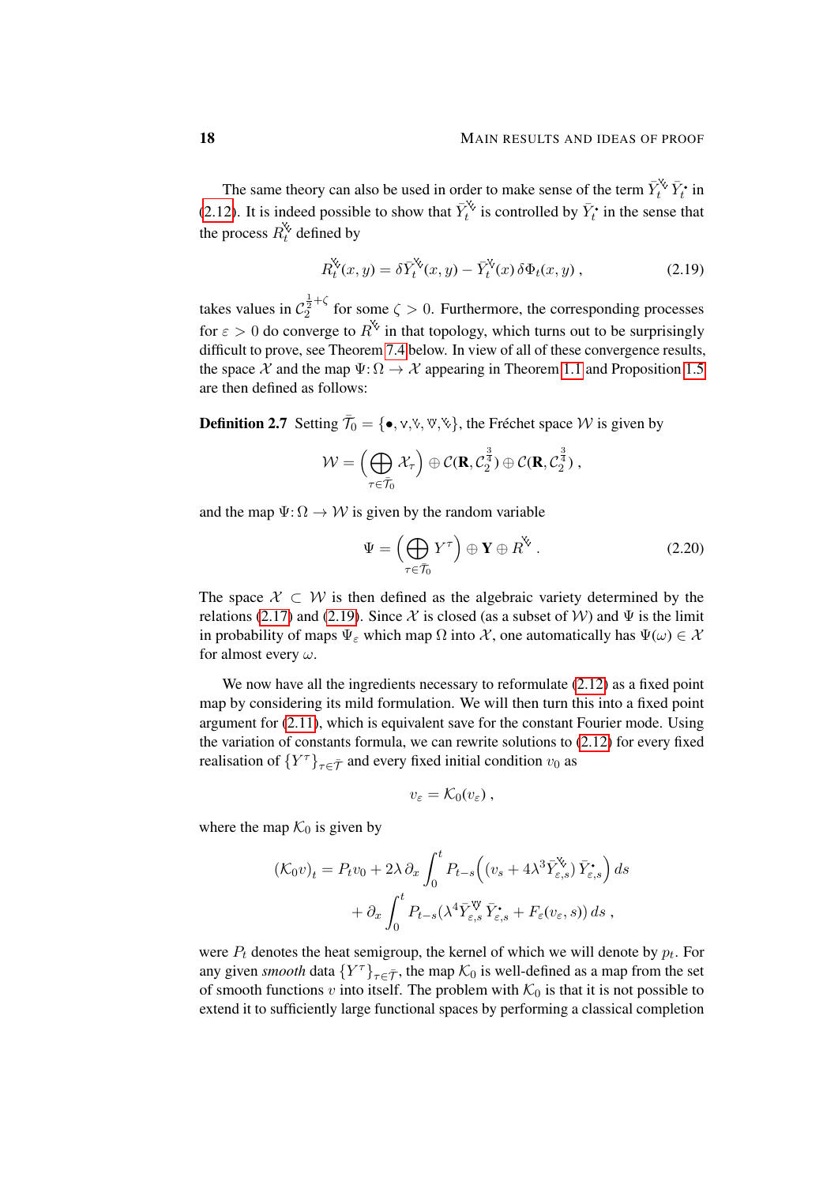The same theory can also be used in order to make sense of the term $\bar Y_t^{\text{⅋}} \bar Y_t^{\bullet}$ in (2.12). It is indeed possible to show that $\bar Y_t^{\text{⅋}}$ is controlled by $\bar Y_t^{\bullet}$ in the sense that the process $R_t^{\text{⅋}}$ defined by

$$
R_t^{\text{⅋}}(x,y) = \delta \bar Y_t^{\text{⅋}}(x,y) - \bar Y_t^{\text{⅋}}(x)\,\delta\Phi_t(x,y)\;, \tag{2.19}
$$

takes values in $\mathcal{C}_2^{\frac{1}{2}+\zeta}$ for some $\zeta > 0$. Furthermore, the corresponding processes for $\varepsilon > 0$ do converge to $R^{\text{⅋}}$ in that topology, which turns out to be surprisingly difficult to prove, see Theorem 7.4 below. In view of all of these convergence results, the space $\mathcal{X}$ and the map $\Psi\colon \Omega \to \mathcal{X}$ appearing in Theorem 1.1 and Proposition 1.5 are then defined as follows:

**Definition 2.7** Setting $\bar{\mathcal{T}}_0 = \{\bullet, \vee, \text{⅋}, \text{Ɣ}, \text{⅋}\}$, the Fréchet space $\mathcal{W}$ is given by

$$
\mathcal{W} = \Big(\bigoplus_{\tau\in\bar{\mathcal{T}}_0} \mathcal{X}_\tau\Big) \oplus \mathcal{C}(\mathbf{R}, \mathcal{C}_2^{\frac{3}{4}}) \oplus \mathcal{C}(\mathbf{R}, \mathcal{C}_2^{\frac{3}{4}})\;,
$$

and the map $\Psi\colon \Omega \to \mathcal{W}$ is given by the random variable

$$
\Psi = \Big(\bigoplus_{\tau\in\bar{\mathcal{T}}_0} Y^\tau\Big) \oplus \mathbf{Y} \oplus R^{\text{⅋}}\;. \tag{2.20}
$$

The space $\mathcal{X} \subset \mathcal{W}$ is then defined as the algebraic variety determined by the relations (2.17) and (2.19). Since $\mathcal{X}$ is closed (as a subset of $\mathcal{W}$) and $\Psi$ is the limit in probability of maps $\Psi_\varepsilon$ which map $\Omega$ into $\mathcal{X}$, one automatically has $\Psi(\omega) \in \mathcal{X}$ for almost every $\omega$.

We now have all the ingredients necessary to reformulate (2.12) as a fixed point map by considering its mild formulation. We will then turn this into a fixed point argument for (2.11), which is equivalent save for the constant Fourier mode. Using the variation of constants formula, we can rewrite solutions to (2.12) for every fixed realisation of $\{Y^\tau\}_{\tau\in\bar{\mathcal{T}}}$ and every fixed initial condition $v_0$ as

$$
v_\varepsilon = \mathcal{K}_0(v_\varepsilon)\;,
$$

where the map $\mathcal{K}_0$ is given by

$$
\begin{aligned}
(\mathcal{K}_0 v)_t = P_t v_0 &+ 2\lambda\,\partial_x \int_0^t P_{t-s}\Big(\big(v_s + 4\lambda^3 \bar Y_{\varepsilon,s}^{\text{⅋}}\big)\,\bar Y_{\varepsilon,s}^{\bullet}\Big)\,ds \\
&+ \partial_x \int_0^t P_{t-s}\big(\lambda^4 \bar Y_{\varepsilon,s}^{\text{Ɣ}}\,\bar Y_{\varepsilon,s}^{\bullet} + F_\varepsilon(v_\varepsilon, s)\big)\,ds\;,
\end{aligned}
$$

were $P_t$ denotes the heat semigroup, the kernel of which we will denote by $p_t$. For any given *smooth* data $\{Y^\tau\}_{\tau\in\bar{\mathcal{T}}}$, the map $\mathcal{K}_0$ is well-defined as a map from the set of smooth functions $v$ into itself. The problem with $\mathcal{K}_0$ is that it is not possible to extend it to sufficiently large functional spaces by performing a classical completion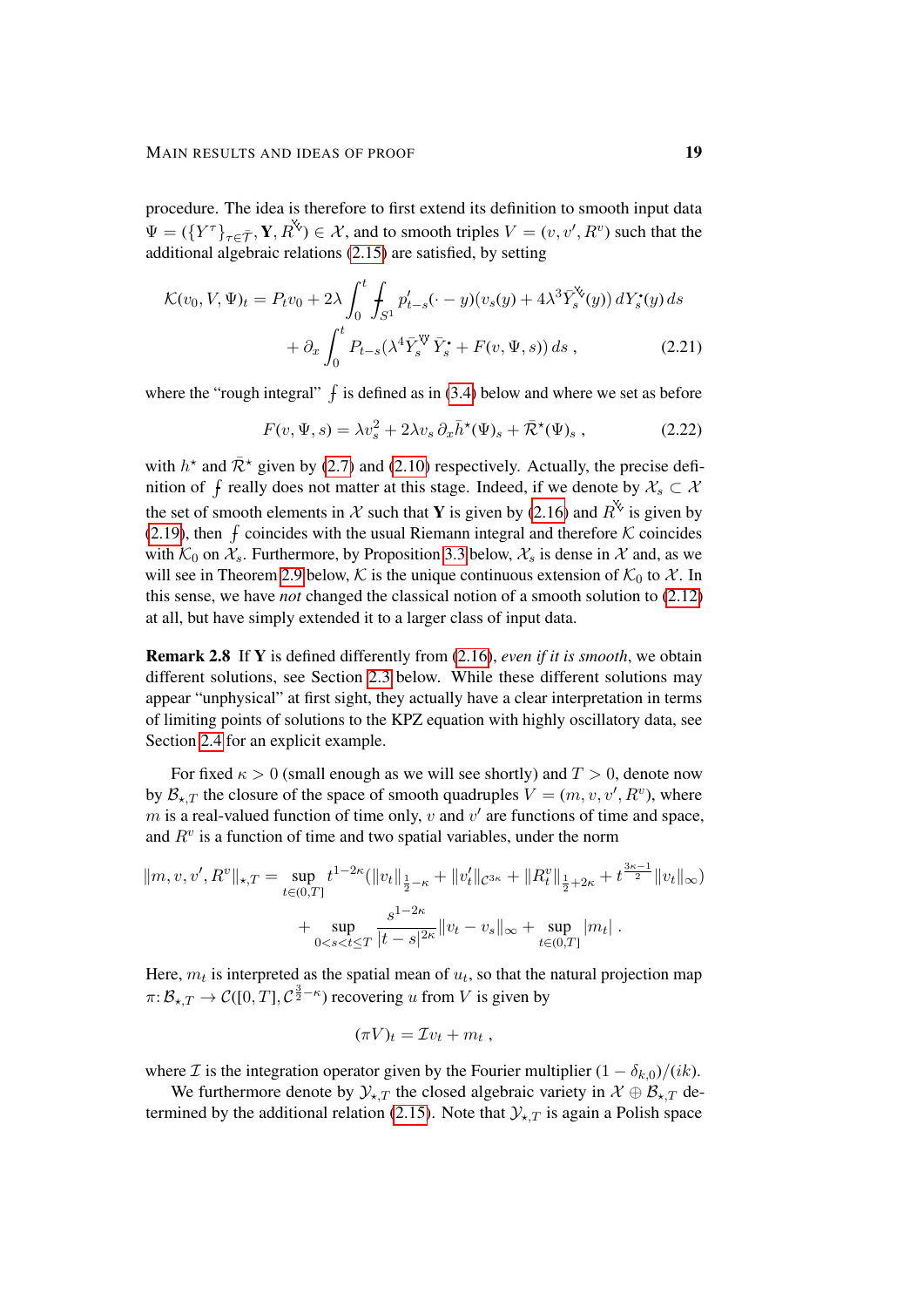procedure. The idea is therefore to first extend its definition to smooth input data $\Psi = (\{Y^\tau\}_{\tau\in\bar{\mathcal{T}}}, \mathbf{Y}, R^{\scriptscriptstyle\curlyvee\!\!\curlyvee}) \in \mathcal{X}$, and to smooth triples $V = (v, v', R^v)$ such that the additional algebraic relations (2.15) are satisfied, by setting

$$
\begin{aligned}
\mathcal{K}(v_0, V, \Psi)_t = P_t v_0 &+ 2\lambda \int_0^t \fint_{S^1} p'_{t-s}(\cdot - y)(v_s(y) + 4\lambda^3 \bar{Y}^{\scriptscriptstyle\curlyvee\!\!\curlyvee}_s(y))\, dY^{\bullet}_s(y)\, ds \\
&+ \partial_x \int_0^t P_{t-s}(\lambda^4 \bar{Y}^{\scriptscriptstyle\curlyvee\!\!\curlyvee}_s \bar{Y}^{\bullet}_s + F(v, \Psi, s))\, ds\;, \qquad (2.21)
\end{aligned}
$$

where the "rough integral" $\fint$ is defined as in (3.4) below and where we set as before

$$
F(v, \Psi, s) = \lambda v_s^2 + 2\lambda v_s\, \partial_x \bar{h}^\star(\Psi)_s + \bar{\mathcal{R}}^\star(\Psi)_s\;, \qquad (2.22)
$$

with $h^\star$ and $\bar{\mathcal{R}}^\star$ given by (2.7) and (2.10) respectively. Actually, the precise definition of $\fint$ really does not matter at this stage. Indeed, if we denote by $\mathcal{X}_s \subset \mathcal{X}$ the set of smooth elements in $\mathcal{X}$ such that $\mathbf{Y}$ is given by (2.16) and $R^{\scriptscriptstyle\curlyvee\!\!\curlyvee}$ is given by (2.19), then $\fint$ coincides with the usual Riemann integral and therefore $\mathcal{K}$ coincides with $\mathcal{K}_0$ on $\mathcal{X}_s$. Furthermore, by Proposition 3.3 below, $\mathcal{X}_s$ is dense in $\mathcal{X}$ and, as we will see in Theorem 2.9 below, $\mathcal{K}$ is the unique continuous extension of $\mathcal{K}_0$ to $\mathcal{X}$. In this sense, we have *not* changed the classical notion of a smooth solution to (2.12) at all, but have simply extended it to a larger class of input data.

**Remark 2.8** If $\mathbf{Y}$ is defined differently from (2.16), *even if it is smooth*, we obtain different solutions, see Section 2.3 below. While these different solutions may appear "unphysical" at first sight, they actually have a clear interpretation in terms of limiting points of solutions to the KPZ equation with highly oscillatory data, see Section 2.4 for an explicit example.

For fixed $\kappa > 0$ (small enough as we will see shortly) and $T > 0$, denote now by $\mathcal{B}_{\star,T}$ the closure of the space of smooth quadruples $V = (m, v, v', R^v)$, where $m$ is a real-valued function of time only, $v$ and $v'$ are functions of time and space, and $R^v$ is a function of time and two spatial variables, under the norm

$$
\begin{aligned}
\|m, v, v', R^v\|_{\star,T} = &\sup_{t\in(0,T]} t^{1-2\kappa}\big(\|v_t\|_{\frac{1}{2}-\kappa} + \|v'_t\|_{\mathcal{C}^{3\kappa}} + \|R^v_t\|_{\frac{1}{2}+2\kappa} + t^{\frac{3\kappa-1}{2}}\|v_t\|_\infty\big) \\
&+ \sup_{0<s<t\le T} \frac{s^{1-2\kappa}}{|t-s|^{2\kappa}}\|v_t - v_s\|_\infty + \sup_{t\in(0,T]} |m_t|\;.
\end{aligned}
$$

Here, $m_t$ is interpreted as the spatial mean of $u_t$, so that the natural projection map $\pi\colon \mathcal{B}_{\star,T} \to \mathcal{C}([0,T], \mathcal{C}^{\frac{3}{2}-\kappa})$ recovering $u$ from $V$ is given by

$$
(\pi V)_t = \mathcal{I} v_t + m_t\;,
$$

where $\mathcal{I}$ is the integration operator given by the Fourier multiplier $(1-\delta_{k,0})/(ik)$.

We furthermore denote by $\mathcal{Y}_{\star,T}$ the closed algebraic variety in $\mathcal{X} \oplus \mathcal{B}_{\star,T}$ determined by the additional relation (2.15). Note that $\mathcal{Y}_{\star,T}$ is again a Polish space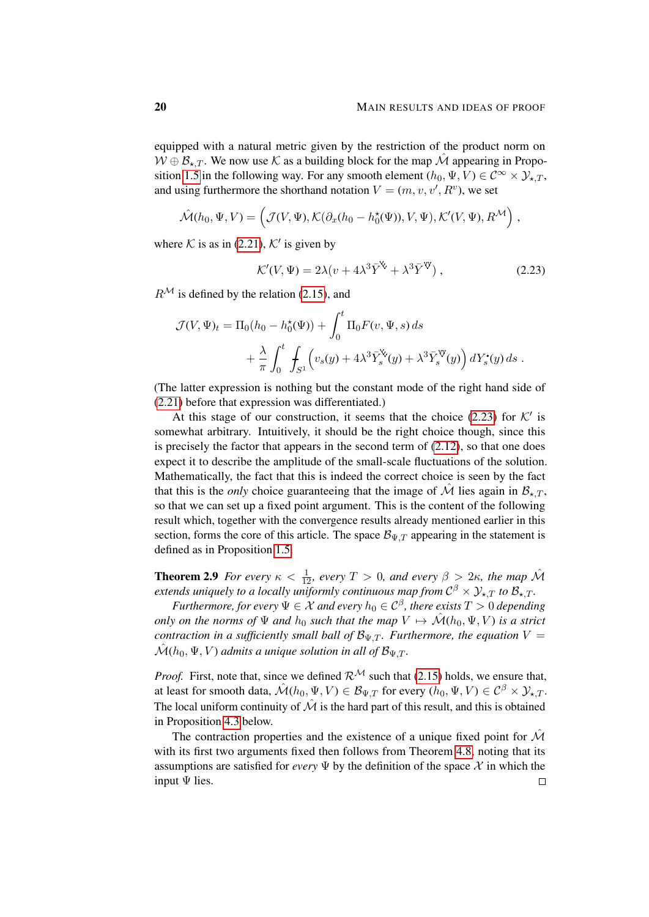equipped with a natural metric given by the restriction of the product norm on $\mathcal{W} \oplus \mathcal{B}_{\star,T}$. We now use $\mathcal{K}$ as a building block for the map $\hat{\mathcal{M}}$ appearing in Proposition 1.5 in the following way. For any smooth element $(h_0, \Psi, V) \in \mathcal{C}^\infty \times \mathcal{Y}_{\star,T}$, and using furthermore the shorthand notation $V = (m, v, v', R^v)$, we set

$$\hat{\mathcal{M}}(h_0, \Psi, V) = \Big(\mathcal{J}(V, \Psi), \mathcal{K}(\partial_x(h_0 - h_0^\star(\Psi)), V, \Psi), \mathcal{K}'(V, \Psi), R^{\mathcal{M}}\Big) ,$$

where $\mathcal{K}$ is as in (2.21), $\mathcal{K}'$ is given by

$$\mathcal{K}'(V, \Psi) = 2\lambda(v + 4\lambda^3 \bar{Y}^{\text{\tiny V\!\!\!\!\vee}} + \lambda^3 \bar{Y}^{\text{\tiny VV}}) , \tag{2.23}$$

$R^{\mathcal{M}}$ is defined by the relation (2.15), and

$$\mathcal{J}(V, \Psi)_t = \Pi_0(h_0 - h_0^\star(\Psi)) + \int_0^t \Pi_0 F(v, \Psi, s)\, ds$$
$$+ \frac{\lambda}{\pi} \int_0^t \fint_{S^1} \Big(v_s(y) + 4\lambda^3 \bar{Y}_s^{\text{\tiny V\!\!\!\!\vee}}(y) + \lambda^3 \bar{Y}_s^{\text{\tiny VV}}(y)\Big)\, dY_s^\bullet(y)\, ds .$$

(The latter expression is nothing but the constant mode of the right hand side of (2.21) before that expression was differentiated.)

At this stage of our construction, it seems that the choice (2.23) for $\mathcal{K}'$ is somewhat arbitrary. Intuitively, it should be the right choice though, since this is precisely the factor that appears in the second term of (2.12), so that one does expect it to describe the amplitude of the small-scale fluctuations of the solution. Mathematically, the fact that this is indeed the correct choice is seen by the fact that this is the *only* choice guaranteeing that the image of $\hat{\mathcal{M}}$ lies again in $\mathcal{B}_{\star,T}$, so that we can set up a fixed point argument. This is the content of the following result which, together with the convergence results already mentioned earlier in this section, forms the core of this article. The space $\mathcal{B}_{\Psi,T}$ appearing in the statement is defined as in Proposition 1.5.

**Theorem 2.9** *For every $\kappa < \frac{1}{12}$, every $T > 0$, and every $\beta > 2\kappa$, the map $\hat{\mathcal{M}}$ extends uniquely to a locally uniformly continuous map from $\mathcal{C}^\beta \times \mathcal{Y}_{\star,T}$ to $\mathcal{B}_{\star,T}$.*

*Furthermore, for every $\Psi \in \mathcal{X}$ and every $h_0 \in \mathcal{C}^\beta$, there exists $T > 0$ depending only on the norms of $\Psi$ and $h_0$ such that the map $V \mapsto \hat{\mathcal{M}}(h_0, \Psi, V)$ is a strict contraction in a sufficiently small ball of $\mathcal{B}_{\Psi,T}$. Furthermore, the equation $V = \hat{\mathcal{M}}(h_0, \Psi, V)$ admits a unique solution in all of $\mathcal{B}_{\Psi,T}$.*

*Proof.* First, note that, since we defined $\mathcal{R}^{\mathcal{M}}$ such that (2.15) holds, we ensure that, at least for smooth data, $\hat{\mathcal{M}}(h_0, \Psi, V) \in \mathcal{B}_{\Psi,T}$ for every $(h_0, \Psi, V) \in \mathcal{C}^\beta \times \mathcal{Y}_{\star,T}$. The local uniform continuity of $\hat{\mathcal{M}}$ is the hard part of this result, and this is obtained in Proposition 4.3 below.

The contraction properties and the existence of a unique fixed point for $\hat{\mathcal{M}}$ with its first two arguments fixed then follows from Theorem 4.8, noting that its assumptions are satisfied for *every* $\Psi$ by the definition of the space $\mathcal{X}$ in which the input $\Psi$ lies. ◻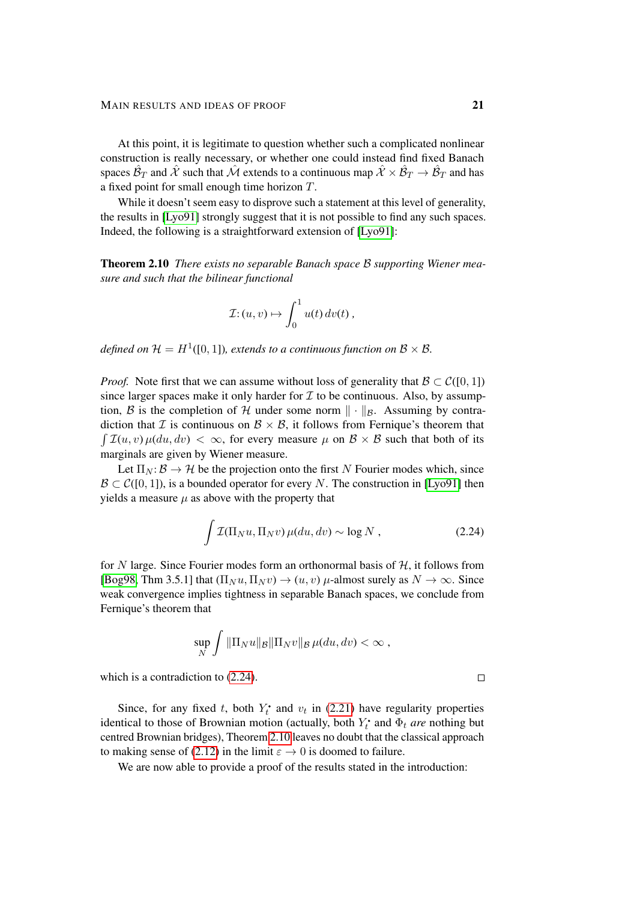At this point, it is legitimate to question whether such a complicated nonlinear construction is really necessary, or whether one could instead find fixed Banach spaces $\hat{\mathcal{B}}_T$ and $\hat{\mathcal{X}}$ such that $\hat{\mathcal{M}}$ extends to a continuous map $\hat{\mathcal{X}} \times \hat{\mathcal{B}}_T \to \hat{\mathcal{B}}_T$ and has a fixed point for small enough time horizon $T$.

While it doesn't seem easy to disprove such a statement at this level of generality, the results in [Lyo91] strongly suggest that it is not possible to find any such spaces. Indeed, the following is a straightforward extension of [Lyo91]:

**Theorem 2.10** *There exists no separable Banach space $\mathcal{B}$ supporting Wiener measure and such that the bilinear functional*

$$\mathcal{I} \colon (u, v) \mapsto \int_0^1 u(t)\, dv(t) \;,$$

*defined on $\mathcal{H} = H^1([0,1])$, extends to a continuous function on $\mathcal{B} \times \mathcal{B}$.*

*Proof.* Note first that we can assume without loss of generality that $\mathcal{B} \subset \mathcal{C}([0,1])$ since larger spaces make it only harder for $\mathcal{I}$ to be continuous. Also, by assumption, $\mathcal{B}$ is the completion of $\mathcal{H}$ under some norm $\|\cdot\|_{\mathcal{B}}$. Assuming by contradiction that $\mathcal{I}$ is continuous on $\mathcal{B} \times \mathcal{B}$, it follows from Fernique's theorem that $\int \mathcal{I}(u,v)\, \mu(du, dv) < \infty$, for every measure $\mu$ on $\mathcal{B} \times \mathcal{B}$ such that both of its marginals are given by Wiener measure.

Let $\Pi_N \colon \mathcal{B} \to \mathcal{H}$ be the projection onto the first $N$ Fourier modes which, since $\mathcal{B} \subset \mathcal{C}([0,1])$, is a bounded operator for every $N$. The construction in [Lyo91] then yields a measure $\mu$ as above with the property that

$$\int \mathcal{I}(\Pi_N u, \Pi_N v)\, \mu(du, dv) \sim \log N \;, \tag{2.24}$$

for $N$ large. Since Fourier modes form an orthonormal basis of $\mathcal{H}$, it follows from [Bog98, Thm 3.5.1] that $(\Pi_N u, \Pi_N v) \to (u, v)$ $\mu$-almost surely as $N \to \infty$. Since weak convergence implies tightness in separable Banach spaces, we conclude from Fernique's theorem that

$$\sup_N \int \|\Pi_N u\|_{\mathcal{B}} \|\Pi_N v\|_{\mathcal{B}}\, \mu(du, dv) < \infty \;,$$

which is a contradiction to (2.24). $\square$

Since, for any fixed $t$, both $Y_t^\bullet$ and $v_t$ in (2.21) have regularity properties identical to those of Brownian motion (actually, both $Y_t^\bullet$ and $\Phi_t$ *are* nothing but centred Brownian bridges), Theorem 2.10 leaves no doubt that the classical approach to making sense of (2.12) in the limit $\varepsilon \to 0$ is doomed to failure.

We are now able to provide a proof of the results stated in the introduction: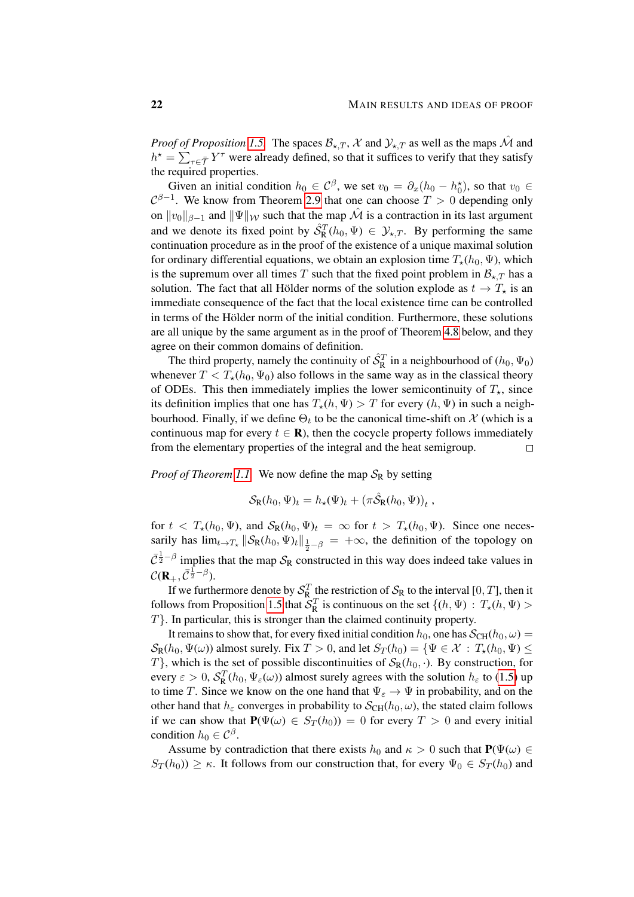*Proof of Proposition 1.5.* The spaces $\mathcal{B}_{\star,T}$, $\mathcal{X}$ and $\mathcal{Y}_{\star,T}$ as well as the maps $\hat{\mathcal{M}}$ and $h^\star = \sum_{\tau\in\bar{\mathcal{T}}} Y^\tau$ were already defined, so that it suffices to verify that they satisfy the required properties.

Given an initial condition $h_0 \in \mathcal{C}^\beta$, we set $v_0 = \partial_x(h_0 - h_0^\star)$, so that $v_0 \in \mathcal{C}^{\beta-1}$. We know from Theorem 2.9 that one can choose $T > 0$ depending only on $\|v_0\|_{\beta-1}$ and $\|\Psi\|_{\mathcal{W}}$ such that the map $\hat{\mathcal{M}}$ is a contraction in its last argument and we denote its fixed point by $\hat{\mathcal{S}}_{\mathrm{R}}^T(h_0, \Psi) \in \mathcal{Y}_{\star,T}$. By performing the same continuation procedure as in the proof of the existence of a unique maximal solution for ordinary differential equations, we obtain an explosion time $T_\star(h_0, \Psi)$, which is the supremum over all times $T$ such that the fixed point problem in $\mathcal{B}_{\star,T}$ has a solution. The fact that all Hölder norms of the solution explode as $t \to T_\star$ is an immediate consequence of the fact that the local existence time can be controlled in terms of the Hölder norm of the initial condition. Furthermore, these solutions are all unique by the same argument as in the proof of Theorem 4.8 below, and they agree on their common domains of definition.

The third property, namely the continuity of $\hat{\mathcal{S}}_{\mathrm{R}}^T$ in a neighbourhood of $(h_0, \Psi_0)$ whenever $T < T_\star(h_0, \Psi_0)$ also follows in the same way as in the classical theory of ODEs. This then immediately implies the lower semicontinuity of $T_\star$, since its definition implies that one has $T_\star(h, \Psi) > T$ for every $(h, \Psi)$ in such a neighbourhood. Finally, if we define $\Theta_t$ to be the canonical time-shift on $\mathcal{X}$ (which is a continuous map for every $t \in \mathbf{R}$), then the cocycle property follows immediately from the elementary properties of the integral and the heat semigroup. □

*Proof of Theorem 1.1.* We now define the map $\mathcal{S}_{\mathrm{R}}$ by setting

$$\mathcal{S}_{\mathrm{R}}(h_0, \Psi)_t = h_\star(\Psi)_t + \left(\pi \hat{\mathcal{S}}_{\mathrm{R}}(h_0, \Psi)\right)_t ,$$

for $t < T_\star(h_0, \Psi)$, and $\mathcal{S}_{\mathrm{R}}(h_0, \Psi)_t = \infty$ for $t > T_\star(h_0, \Psi)$. Since one necessarily has $\lim_{t\to T_\star} \|\mathcal{S}_{\mathrm{R}}(h_0, \Psi)_t\|_{\frac{1}{2}-\beta} = +\infty$, the definition of the topology on $\bar{\mathcal{C}}^{\frac{1}{2}-\beta}$ implies that the map $\mathcal{S}_{\mathrm{R}}$ constructed in this way does indeed take values in $\mathcal{C}(\mathbf{R}_+, \bar{\mathcal{C}}^{\frac{1}{2}-\beta})$.

If we furthermore denote by $\mathcal{S}_{\mathrm{R}}^T$ the restriction of $\mathcal{S}_{\mathrm{R}}$ to the interval $[0, T]$, then it follows from Proposition 1.5 that $\mathcal{S}_{\mathrm{R}}^T$ is continuous on the set $\{(h, \Psi) : T_\star(h, \Psi) > T\}$. In particular, this is stronger than the claimed continuity property.

It remains to show that, for every fixed initial condition $h_0$, one has $\mathcal{S}_{\mathrm{CH}}(h_0, \omega) = \mathcal{S}_{\mathrm{R}}(h_0, \Psi(\omega))$ almost surely. Fix $T > 0$, and let $S_T(h_0) = \{\Psi \in \mathcal{X} : T_\star(h_0, \Psi) \le T\}$, which is the set of possible discontinuities of $\mathcal{S}_{\mathrm{R}}(h_0, \cdot)$. By construction, for every $\varepsilon > 0$, $\mathcal{S}_{\mathrm{R}}^T(h_0, \Psi_\varepsilon(\omega))$ almost surely agrees with the solution $h_\varepsilon$ to (1.5) up to time $T$. Since we know on the one hand that $\Psi_\varepsilon \to \Psi$ in probability, and on the other hand that $h_\varepsilon$ converges in probability to $\mathcal{S}_{\mathrm{CH}}(h_0, \omega)$, the stated claim follows if we can show that $\mathbf{P}(\Psi(\omega) \in S_T(h_0)) = 0$ for every $T > 0$ and every initial condition $h_0 \in \mathcal{C}^\beta$.

Assume by contradiction that there exists $h_0$ and $\kappa > 0$ such that $\mathbf{P}(\Psi(\omega) \in S_T(h_0)) \ge \kappa$. It follows from our construction that, for every $\Psi_0 \in S_T(h_0)$ and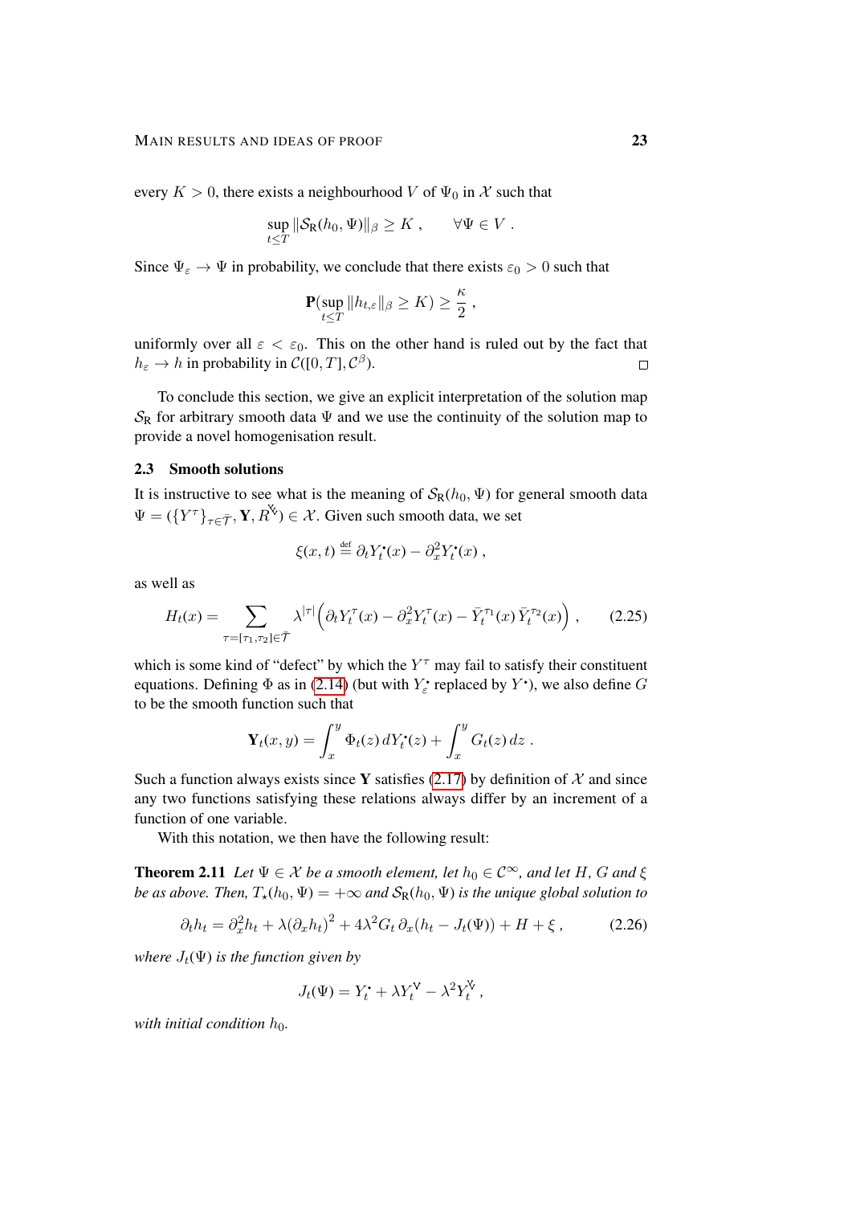every $K > 0$, there exists a neighbourhood $V$ of $\Psi_0$ in $\mathcal{X}$ such that

$$\sup_{t\le T} \|\mathcal{S}_{\mathrm{R}}(h_0, \Psi)\|_\beta \ge K\;, \qquad \forall \Psi \in V\;.$$

Since $\Psi_\varepsilon \to \Psi$ in probability, we conclude that there exists $\varepsilon_0 > 0$ such that

$$\mathbf{P}(\sup_{t\le T} \|h_{t,\varepsilon}\|_\beta \ge K) \ge \frac{\kappa}{2}\;,$$

uniformly over all $\varepsilon < \varepsilon_0$. This on the other hand is ruled out by the fact that $h_\varepsilon \to h$ in probability in $\mathcal{C}([0,T], \mathcal{C}^\beta)$. ◻

To conclude this section, we give an explicit interpretation of the solution map $\mathcal{S}_{\mathrm{R}}$ for arbitrary smooth data $\Psi$ and we use the continuity of the solution map to provide a novel homogenisation result.

### 2.3 Smooth solutions

It is instructive to see what is the meaning of $\mathcal{S}_{\mathrm{R}}(h_0, \Psi)$ for general smooth data $\Psi = (\{Y^\tau\}_{\tau \in \bar{\mathcal{T}}}, \mathbf{Y}, R^{\check{\mathsf{V}}}) \in \mathcal{X}$. Given such smooth data, we set

$$\xi(x,t) \stackrel{\text{def}}{=} \partial_t Y_t^\bullet(x) - \partial_x^2 Y_t^\bullet(x)\;,$$

as well as

$$H_t(x) = \sum_{\tau = [\tau_1, \tau_2] \in \bar{\mathcal{T}}} \lambda^{|\tau|} \Big( \partial_t Y_t^\tau(x) - \partial_x^2 Y_t^\tau(x) - \bar{Y}_t^{\tau_1}(x)\, \bar{Y}_t^{\tau_2}(x) \Big)\;, \tag{2.25}$$

which is some kind of "defect" by which the $Y^\tau$ may fail to satisfy their constituent equations. Defining $\Phi$ as in (2.14) (but with $Y_\varepsilon^\bullet$ replaced by $Y^\bullet$), we also define $G$ to be the smooth function such that

$$\mathbf{Y}_t(x,y) = \int_x^y \Phi_t(z)\, dY_t^\bullet(z) + \int_x^y G_t(z)\, dz\;.$$

Such a function always exists since $\mathbf{Y}$ satisfies (2.17) by definition of $\mathcal{X}$ and since any two functions satisfying these relations always differ by an increment of a function of one variable.

With this notation, we then have the following result:

**Theorem 2.11** *Let $\Psi \in \mathcal{X}$ be a smooth element, let $h_0 \in \mathcal{C}^\infty$, and let $H$, $G$ and $\xi$ be as above. Then, $T_\star(h_0, \Psi) = +\infty$ and $\mathcal{S}_{\mathrm{R}}(h_0, \Psi)$ is the unique global solution to*

$$\partial_t h_t = \partial_x^2 h_t + \lambda (\partial_x h_t)^2 + 4\lambda^2 G_t\, \partial_x (h_t - J_t(\Psi)) + H + \xi\;, \tag{2.26}$$

*where $J_t(\Psi)$ is the function given by*

$$J_t(\Psi) = Y_t^\bullet + \lambda Y_t^{\mathsf{V}} - \lambda^2 Y_t^{\check{\mathsf{V}}}\;,$$

*with initial condition $h_0$.*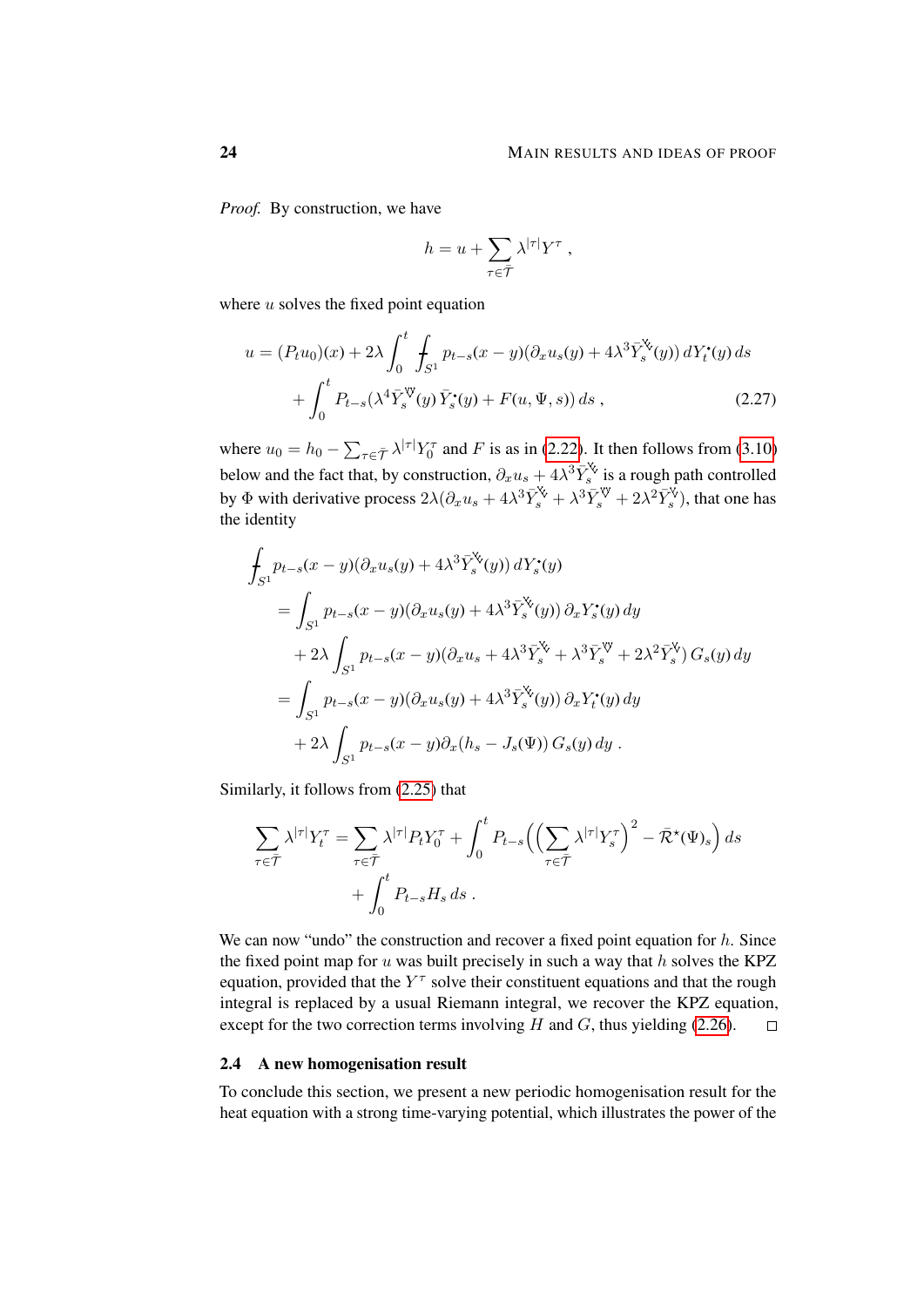*Proof.* By construction, we have

$$h = u + \sum_{\tau \in \bar{\mathcal{T}}} \lambda^{|\tau|} Y^\tau ,$$

where $u$ solves the fixed point equation

$$\begin{aligned} u = (P_t u_0)(x) &+ 2\lambda \int_0^t \fint_{S^1} p_{t-s}(x-y)(\partial_x u_s(y) + 4\lambda^3 \bar{Y}_s^{\text{\Yinyang}}(y))\, dY_t^\bullet(y)\, ds \\ &+ \int_0^t P_{t-s}(\lambda^4 \bar{Y}_s^{\text{\Yinyang}}(y)\, \bar{Y}_s^\bullet(y) + F(u,\Psi,s))\, ds , \end{aligned} \tag{2.27}$$

where $u_0 = h_0 - \sum_{\tau\in\bar{\mathcal{T}}} \lambda^{|\tau|} Y_0^\tau$ and $F$ is as in (2.22). It then follows from (3.10) below and the fact that, by construction, $\partial_x u_s + 4\lambda^3 \bar{Y}_s^{\text{\Yinyang}}$ is a rough path controlled by $\Phi$ with derivative process $2\lambda(\partial_x u_s + 4\lambda^3 \bar{Y}_s^{\text{\Yinyang}} + \lambda^3 \bar{Y}_s^{\text{\Yinyang}} + 2\lambda^2 \bar{Y}_s^{\text{\Yinyang}})$, that one has the identity

$$\begin{aligned} \fint_{S^1} & p_{t-s}(x-y)(\partial_x u_s(y) + 4\lambda^3 \bar{Y}_s^{\text{\Yinyang}}(y))\, dY_s^\bullet(y) \\ &= \int_{S^1} p_{t-s}(x-y)(\partial_x u_s(y) + 4\lambda^3 \bar{Y}_s^{\text{\Yinyang}}(y))\, \partial_x Y_s^\bullet(y)\, dy \\ &\quad + 2\lambda \int_{S^1} p_{t-s}(x-y)(\partial_x u_s + 4\lambda^3 \bar{Y}_s^{\text{\Yinyang}} + \lambda^3 \bar{Y}_s^{\text{\Yinyang}} + 2\lambda^2 \bar{Y}_s^{\text{\Yinyang}})\, G_s(y)\, dy \\ &= \int_{S^1} p_{t-s}(x-y)(\partial_x u_s(y) + 4\lambda^3 \bar{Y}_s^{\text{\Yinyang}}(y))\, \partial_x Y_t^\bullet(y)\, dy \\ &\quad + 2\lambda \int_{S^1} p_{t-s}(x-y)\partial_x (h_s - J_s(\Psi))\, G_s(y)\, dy . \end{aligned}$$

Similarly, it follows from (2.25) that

$$\begin{aligned} \sum_{\tau\in\bar{\mathcal{T}}} \lambda^{|\tau|} Y_t^\tau = \sum_{\tau\in\bar{\mathcal{T}}} \lambda^{|\tau|} P_t Y_0^\tau &+ \int_0^t P_{t-s}\Big(\Big(\sum_{\tau\in\bar{\mathcal{T}}} \lambda^{|\tau|} Y_s^\tau\Big)^2 - \bar{\mathcal{R}}^\star(\Psi)_s\Big)\, ds \\ &+ \int_0^t P_{t-s} H_s\, ds . \end{aligned}$$

We can now "undo" the construction and recover a fixed point equation for $h$. Since the fixed point map for $u$ was built precisely in such a way that $h$ solves the KPZ equation, provided that the $Y^\tau$ solve their constituent equations and that the rough integral is replaced by a usual Riemann integral, we recover the KPZ equation, except for the two correction terms involving $H$ and $G$, thus yielding (2.26). ☐

### 2.4 A new homogenisation result

To conclude this section, we present a new periodic homogenisation result for the heat equation with a strong time-varying potential, which illustrates the power of the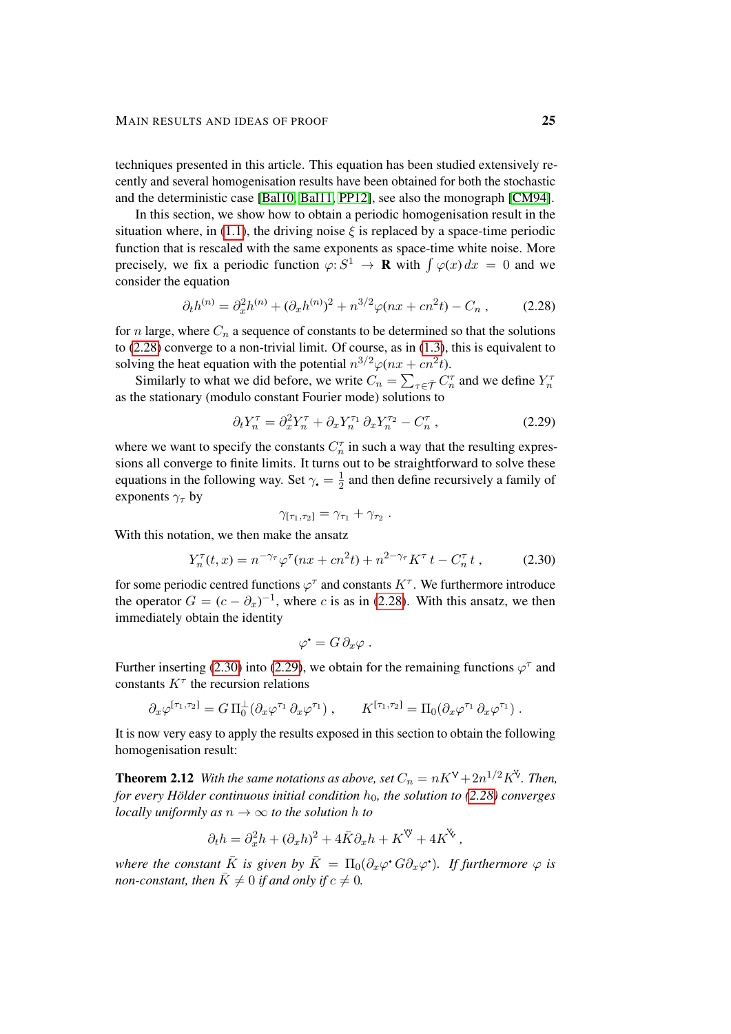techniques presented in this article. This equation has been studied extensively recently and several homogenisation results have been obtained for both the stochastic and the deterministic case [Bal10, Bal11, PP12], see also the monograph [CM94].

In this section, we show how to obtain a periodic homogenisation result in the situation where, in (1.1), the driving noise $\xi$ is replaced by a space-time periodic function that is rescaled with the same exponents as space-time white noise. More precisely, we fix a periodic function $\varphi \colon S^1 \to \mathbf{R}$ with $\int \varphi(x)\,dx = 0$ and we consider the equation

$$\partial_t h^{(n)} = \partial_x^2 h^{(n)} + (\partial_x h^{(n)})^2 + n^{3/2}\varphi(nx + cn^2 t) - C_n \;, \tag{2.28}$$

for $n$ large, where $C_n$ a sequence of constants to be determined so that the solutions to (2.28) converge to a non-trivial limit. Of course, as in (1.3), this is equivalent to solving the heat equation with the potential $n^{3/2}\varphi(nx + cn^2 t)$.

Similarly to what we did before, we write $C_n = \sum_{\tau \in \bar{\mathcal{T}}} C_n^\tau$ and we define $Y_n^\tau$ as the stationary (modulo constant Fourier mode) solutions to

$$\partial_t Y_n^\tau = \partial_x^2 Y_n^\tau + \partial_x Y_n^{\tau_1}\, \partial_x Y_n^{\tau_2} - C_n^\tau \;, \tag{2.29}$$

where we want to specify the constants $C_n^\tau$ in such a way that the resulting expressions all converge to finite limits. It turns out to be straightforward to solve these equations in the following way. Set $\gamma_\bullet = \frac{1}{2}$ and then define recursively a family of exponents $\gamma_\tau$ by

$$\gamma_{[\tau_1,\tau_2]} = \gamma_{\tau_1} + \gamma_{\tau_2} \;.$$

With this notation, we then make the ansatz

$$Y_n^\tau(t,x) = n^{-\gamma_\tau}\varphi^\tau(nx + cn^2 t) + n^{2-\gamma_\tau} K^\tau\, t - C_n^\tau\, t \;, \tag{2.30}$$

for some periodic centred functions $\varphi^\tau$ and constants $K^\tau$. We furthermore introduce the operator $G = (c - \partial_x)^{-1}$, where $c$ is as in (2.28). With this ansatz, we then immediately obtain the identity

$$\varphi^\bullet = G\,\partial_x \varphi \;.$$

Further inserting (2.30) into (2.29), we obtain for the remaining functions $\varphi^\tau$ and constants $K^\tau$ the recursion relations

$$\partial_x \varphi^{[\tau_1,\tau_2]} = G\,\Pi_0^\perp(\partial_x \varphi^{\tau_1}\, \partial_x \varphi^{\tau_1}) \;, \qquad K^{[\tau_1,\tau_2]} = \Pi_0(\partial_x \varphi^{\tau_1}\, \partial_x \varphi^{\tau_1}) \;.$$

It is now very easy to apply the results exposed in this section to obtain the following homogenisation result:

**Theorem 2.12** *With the same notations as above, set $C_n = nK^{\vee} + 2n^{1/2}K^{\vee\!\!\!\!\cdot\,}$. Then, for every Hölder continuous initial condition $h_0$, the solution to (2.28) converges locally uniformly as $n \to \infty$ to the solution $h$ to*

$$\partial_t h = \partial_x^2 h + (\partial_x h)^2 + 4\bar{K}\partial_x h + K^{\vee\!\!\vee} + 4K^{\vee\!\!\!\!\cdot\,\cdot} \;,$$

*where the constant $\bar{K}$ is given by $\bar{K} = \Pi_0(\partial_x \varphi^\bullet\, G \partial_x \varphi^\bullet)$. If furthermore $\varphi$ is non-constant, then $\bar{K} \neq 0$ if and only if $c \neq 0$.*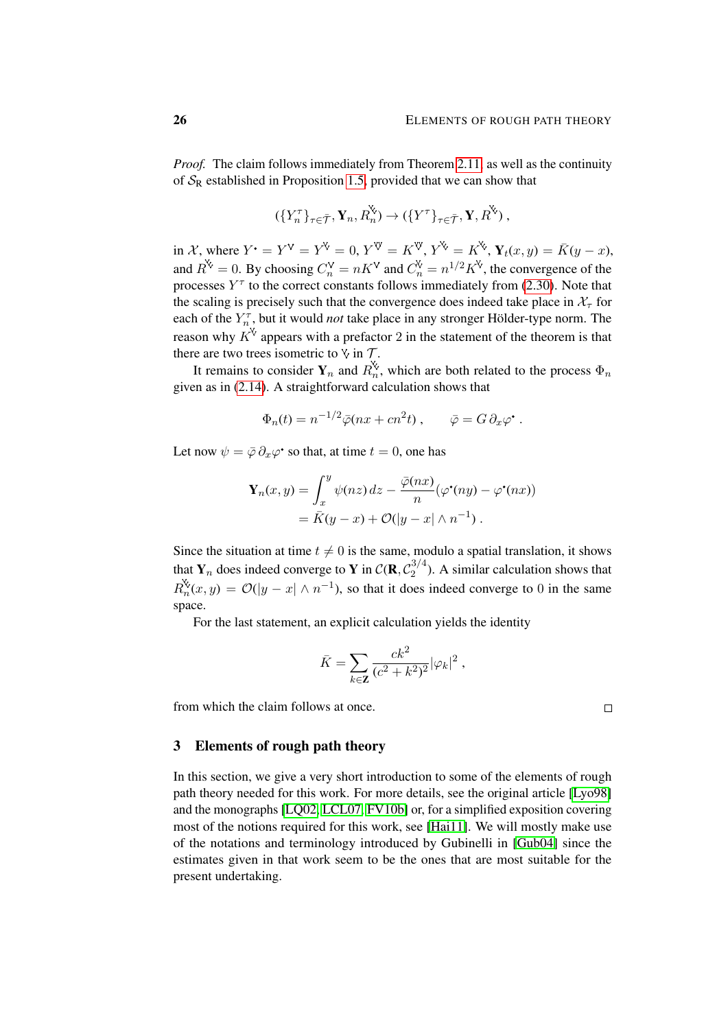*Proof.* The claim follows immediately from Theorem 2.11 as well as the continuity of $\mathcal{S}_{\mathrm{R}}$ established in Proposition 1.5, provided that we can show that

$$
(\{Y_n^\tau\}_{\tau\in\bar{\mathcal{T}}}, \mathbf{Y}_n, R_n^{\curlyvee}) \to (\{Y^\tau\}_{\tau\in\bar{\mathcal{T}}}, \mathbf{Y}, R^{\curlyvee}) ,
$$

in $\mathcal{X}$, where $Y^\bullet = Y^\vee = Y^{\curlyvee} = 0$, $Y^{\mathbb{V}} = K^{\mathbb{V}}$, $Y^{\curlyvee} = K^{\curlyvee}$, $\mathbf{Y}_t(x,y) = \bar{K}(y-x)$, and $R^{\curlyvee} = 0$. By choosing $C_n^\vee = nK^\vee$ and $C_n^{\curlyvee} = n^{1/2}K^{\curlyvee}$, the convergence of the processes $Y^\tau$ to the correct constants follows immediately from (2.30). Note that the scaling is precisely such that the convergence does indeed take place in $\mathcal{X}_\tau$ for each of the $Y_n^\tau$, but it would *not* take place in any stronger Hölder-type norm. The reason why $K^{\curlyvee}$ appears with a prefactor 2 in the statement of the theorem is that there are two trees isometric to $\curlyvee$ in $\mathcal{T}$.

It remains to consider $\mathbf{Y}_n$ and $R_n^{\curlyvee}$, which are both related to the process $\Phi_n$ given as in (2.14). A straightforward calculation shows that

$$
\Phi_n(t) = n^{-1/2}\bar{\varphi}(nx + cn^2 t) , \qquad \bar{\varphi} = G\,\partial_x \varphi^\bullet .
$$

Let now $\psi = \bar{\varphi}\,\partial_x\varphi^\bullet$ so that, at time $t=0$, one has

$$
\begin{aligned}
\mathbf{Y}_n(x,y) &= \int_x^y \psi(nz)\,dz - \frac{\bar{\varphi}(nx)}{n}(\varphi^\bullet(ny) - \varphi^\bullet(nx)) \\
&= \bar{K}(y-x) + \mathcal{O}(|y-x| \wedge n^{-1}) .
\end{aligned}
$$

Since the situation at time $t \neq 0$ is the same, modulo a spatial translation, it shows that $\mathbf{Y}_n$ does indeed converge to $\mathbf{Y}$ in $\mathcal{C}(\mathbf{R}, \mathcal{C}_2^{3/4})$. A similar calculation shows that $R_n^{\curlyvee}(x,y) = \mathcal{O}(|y-x| \wedge n^{-1})$, so that it does indeed converge to $0$ in the same space.

For the last statement, an explicit calculation yields the identity

$$
\bar{K} = \sum_{k\in\mathbf{Z}} \frac{ck^2}{(c^2+k^2)^2} |\varphi_k|^2 ,
$$

from which the claim follows at once. □

## 3 Elements of rough path theory

In this section, we give a very short introduction to some of the elements of rough path theory needed for this work. For more details, see the original article [Lyo98] and the monographs [LQ02, LCL07, FV10b] or, for a simplified exposition covering most of the notions required for this work, see [Hai11]. We will mostly make use of the notations and terminology introduced by Gubinelli in [Gub04] since the estimates given in that work seem to be the ones that are most suitable for the present undertaking.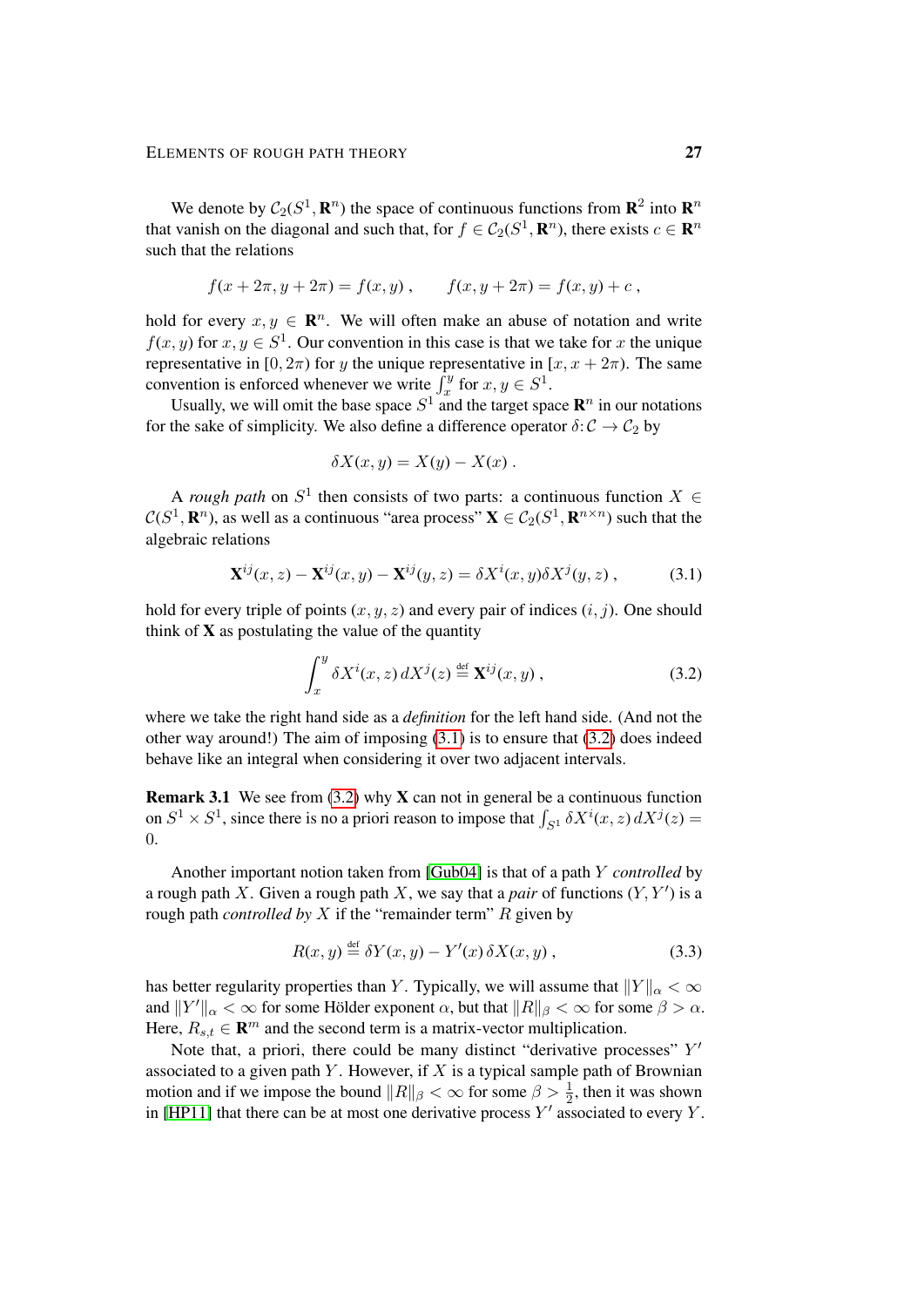We denote by $\mathcal{C}_2(S^1, \mathbf{R}^n)$ the space of continuous functions from $\mathbf{R}^2$ into $\mathbf{R}^n$ that vanish on the diagonal and such that, for $f \in \mathcal{C}_2(S^1, \mathbf{R}^n)$, there exists $c \in \mathbf{R}^n$ such that the relations

$$f(x + 2\pi, y + 2\pi) = f(x, y) , \qquad f(x, y + 2\pi) = f(x, y) + c ,$$

hold for every $x, y \in \mathbf{R}^n$. We will often make an abuse of notation and write $f(x, y)$ for $x, y \in S^1$. Our convention in this case is that we take for $x$ the unique representative in $[0, 2\pi)$ for $y$ the unique representative in $[x, x + 2\pi)$. The same convention is enforced whenever we write $\int_x^y$ for $x, y \in S^1$.

Usually, we will omit the base space $S^1$ and the target space $\mathbf{R}^n$ in our notations for the sake of simplicity. We also define a difference operator $\delta \colon \mathcal{C} \to \mathcal{C}_2$ by

$$\delta X(x, y) = X(y) - X(x) .$$

A *rough path* on $S^1$ then consists of two parts: a continuous function $X \in \mathcal{C}(S^1, \mathbf{R}^n)$, as well as a continuous "area process" $\mathbf{X} \in \mathcal{C}_2(S^1, \mathbf{R}^{n\times n})$ such that the algebraic relations

$$\mathbf{X}^{ij}(x, z) - \mathbf{X}^{ij}(x, y) - \mathbf{X}^{ij}(y, z) = \delta X^i(x, y)\delta X^j(y, z) , \tag{3.1}$$

hold for every triple of points $(x, y, z)$ and every pair of indices $(i, j)$. One should think of $\mathbf{X}$ as postulating the value of the quantity

$$\int_x^y \delta X^i(x, z)\, dX^j(z) \stackrel{\text{def}}{=} \mathbf{X}^{ij}(x, y) , \tag{3.2}$$

where we take the right hand side as a *definition* for the left hand side. (And not the other way around!) The aim of imposing (3.1) is to ensure that (3.2) does indeed behave like an integral when considering it over two adjacent intervals.

**Remark 3.1** We see from (3.2) why $\mathbf{X}$ can not in general be a continuous function on $S^1 \times S^1$, since there is no a priori reason to impose that $\int_{S^1} \delta X^i(x, z)\, dX^j(z) = 0$.

Another important notion taken from [Gub04] is that of a path $Y$ *controlled* by a rough path $X$. Given a rough path $X$, we say that a *pair* of functions $(Y, Y')$ is a rough path *controlled by* $X$ if the "remainder term" $R$ given by

$$R(x, y) \stackrel{\text{def}}{=} \delta Y(x, y) - Y'(x)\, \delta X(x, y) , \tag{3.3}$$

has better regularity properties than $Y$. Typically, we will assume that $\|Y\|_\alpha < \infty$ and $\|Y'\|_\alpha < \infty$ for some Hölder exponent $\alpha$, but that $\|R\|_\beta < \infty$ for some $\beta > \alpha$. Here, $R_{s,t} \in \mathbf{R}^m$ and the second term is a matrix-vector multiplication.

Note that, a priori, there could be many distinct "derivative processes" $Y'$ associated to a given path $Y$. However, if $X$ is a typical sample path of Brownian motion and if we impose the bound $\|R\|_\beta < \infty$ for some $\beta > \frac{1}{2}$, then it was shown in [HP11] that there can be at most one derivative process $Y'$ associated to every $Y$.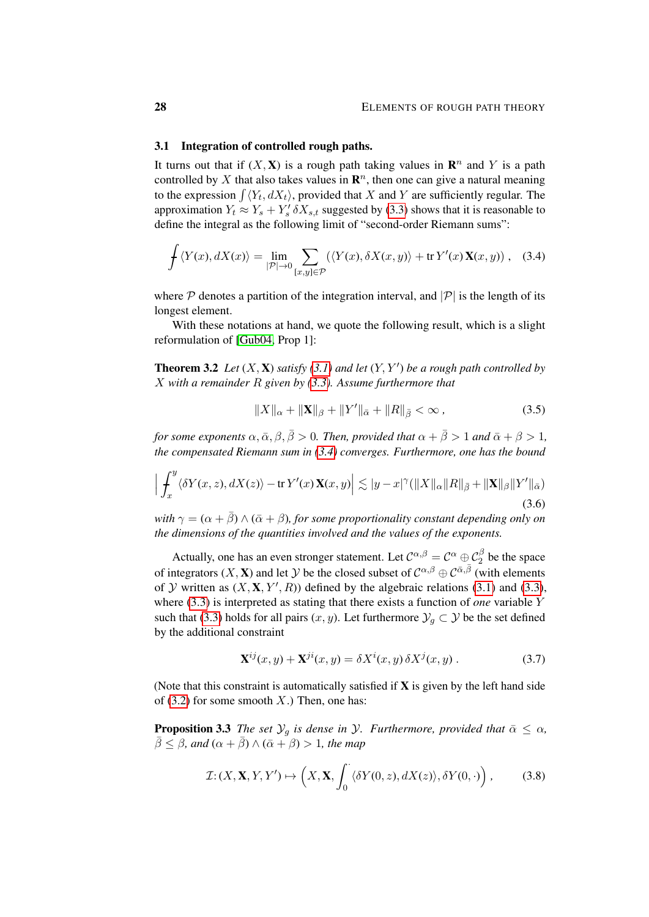## 3.1 Integration of controlled rough paths.

It turns out that if $(X, \mathbf{X})$ is a rough path taking values in $\mathbf{R}^n$ and $Y$ is a path controlled by $X$ that also takes values in $\mathbf{R}^n$, then one can give a natural meaning to the expression $\int \langle Y_t, dX_t\rangle$, provided that $X$ and $Y$ are sufficiently regular. The approximation $Y_t \approx Y_s + Y'_s\, \delta X_{s,t}$ suggested by (3.3) shows that it is reasonable to define the integral as the following limit of "second-order Riemann sums":

$$
\fint \langle Y(x), dX(x)\rangle = \lim_{|\mathcal{P}|\to 0} \sum_{[x,y]\in\mathcal{P}} \big(\langle Y(x), \delta X(x,y)\rangle + \operatorname{tr} Y'(x)\,\mathbf{X}(x,y)\big)\;, \tag{3.4}
$$

where $\mathcal{P}$ denotes a partition of the integration interval, and $|\mathcal{P}|$ is the length of its longest element.

With these notations at hand, we quote the following result, which is a slight reformulation of [Gub04, Prop 1]:

**Theorem 3.2** *Let $(X, \mathbf{X})$ satisfy (3.1) and let $(Y, Y')$ be a rough path controlled by $X$ with a remainder $R$ given by (3.3). Assume furthermore that*

$$
\|X\|_\alpha + \|\mathbf{X}\|_\beta + \|Y'\|_{\bar\alpha} + \|R\|_{\bar\beta} < \infty\;, \tag{3.5}
$$

*for some exponents $\alpha, \bar\alpha, \beta, \bar\beta > 0$. Then, provided that $\alpha + \bar\beta > 1$ and $\bar\alpha + \beta > 1$, the compensated Riemann sum in (3.4) converges. Furthermore, one has the bound*

$$
\Big|\fint_x^y \langle \delta Y(x,z), dX(z)\rangle - \operatorname{tr} Y'(x)\,\mathbf{X}(x,y)\Big| \lesssim |y-x|^\gamma \big(\|X\|_\alpha \|R\|_{\bar\beta} + \|\mathbf{X}\|_\beta \|Y'\|_{\bar\alpha}\big) \tag{3.6}
$$

*with $\gamma = (\alpha + \bar\beta) \wedge (\bar\alpha + \beta)$, for some proportionality constant depending only on the dimensions of the quantities involved and the values of the exponents.*

Actually, one has an even stronger statement. Let $\mathcal{C}^{\alpha,\beta} = \mathcal{C}^\alpha \oplus \mathcal{C}_2^\beta$ be the space of integrators $(X, \mathbf{X})$ and let $\mathcal{Y}$ be the closed subset of $\mathcal{C}^{\alpha,\beta} \oplus \mathcal{C}^{\bar\alpha,\bar\beta}$ (with elements of $\mathcal{Y}$ written as $(X, \mathbf{X}, Y', R)$) defined by the algebraic relations (3.1) and (3.3), where (3.3) is interpreted as stating that there exists a function of *one* variable $Y$ such that (3.3) holds for all pairs $(x, y)$. Let furthermore $\mathcal{Y}_g \subset \mathcal{Y}$ be the set defined by the additional constraint

$$
\mathbf{X}^{ij}(x,y) + \mathbf{X}^{ji}(x,y) = \delta X^i(x,y)\,\delta X^j(x,y)\;. \tag{3.7}
$$

(Note that this constraint is automatically satisfied if $\mathbf{X}$ is given by the left hand side of (3.2) for some smooth $X$.) Then, one has:

**Proposition 3.3** *The set $\mathcal{Y}_g$ is dense in $\mathcal{Y}$. Furthermore, provided that $\bar\alpha \le \alpha$, $\bar\beta \le \beta$, and $(\alpha + \bar\beta) \wedge (\bar\alpha + \beta) > 1$, the map*

$$
\mathcal{I}\colon (X, \mathbf{X}, Y, Y') \mapsto \Big(X, \mathbf{X}, \fint_0^{\cdot} \langle \delta Y(0,z), dX(z)\rangle, \delta Y(0,\cdot)\Big)\;, \tag{3.8}
$$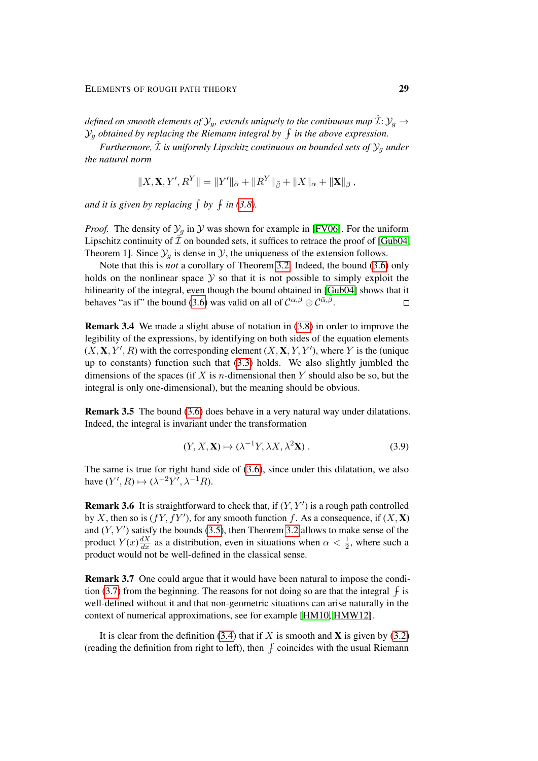*defined on smooth elements of $\mathcal{Y}_g$, extends uniquely to the continuous map $\hat{\mathcal{I}}\colon \mathcal{Y}_g \to \mathcal{Y}_g$ obtained by replacing the Riemann integral by $⨍$ in the above expression.*

*Furthermore, $\hat{\mathcal{I}}$ is uniformly Lipschitz continuous on bounded sets of $\mathcal{Y}_g$ under the natural norm*

$$\|X, \mathbf{X}, Y', R^Y\| = \|Y'\|_{\bar{\alpha}} + \|R^Y\|_{\bar{\beta}} + \|X\|_\alpha + \|\mathbf{X}\|_\beta \;,$$

*and it is given by replacing $\int$ by $⨍$ in (3.8).*

*Proof.* The density of $\mathcal{Y}_g$ in $\mathcal{Y}$ was shown for example in [FV06]. For the uniform Lipschitz continuity of $\hat{\mathcal{I}}$ on bounded sets, it suffices to retrace the proof of [Gub04, Theorem 1]. Since $\mathcal{Y}_g$ is dense in $\mathcal{Y}$, the uniqueness of the extension follows.

Note that this is *not* a corollary of Theorem 3.2. Indeed, the bound (3.6) only holds on the nonlinear space $\mathcal{Y}$ so that it is not possible to simply exploit the bilinearity of the integral, even though the bound obtained in [Gub04] shows that it behaves "as if" the bound (3.6) was valid on all of $\mathcal{C}^{\alpha,\beta} \oplus \mathcal{C}^{\bar{\alpha},\bar{\beta}}$. □

**Remark 3.4** We made a slight abuse of notation in (3.8) in order to improve the legibility of the expressions, by identifying on both sides of the equation elements $(X, \mathbf{X}, Y', R)$ with the corresponding element $(X, \mathbf{X}, Y, Y')$, where $Y$ is the (unique up to constants) function such that (3.3) holds. We also slightly jumbled the dimensions of the spaces (if $X$ is $n$-dimensional then $Y$ should also be so, but the integral is only one-dimensional), but the meaning should be obvious.

**Remark 3.5** The bound (3.6) does behave in a very natural way under dilatations. Indeed, the integral is invariant under the transformation

$$(Y, X, \mathbf{X}) \mapsto (\lambda^{-1} Y, \lambda X, \lambda^2 \mathbf{X}) \;. \tag{3.9}$$

The same is true for right hand side of (3.6), since under this dilatation, we also have $(Y', R) \mapsto (\lambda^{-2} Y', \lambda^{-1} R)$.

**Remark 3.6** It is straightforward to check that, if $(Y, Y')$ is a rough path controlled by $X$, then so is $(fY, fY')$, for any smooth function $f$. As a consequence, if $(X, \mathbf{X})$ and $(Y, Y')$ satisfy the bounds (3.5), then Theorem 3.2 allows to make sense of the product $Y(x)\frac{dX}{dx}$ as a distribution, even in situations when $\alpha < \frac{1}{2}$, where such a product would not be well-defined in the classical sense.

**Remark 3.7** One could argue that it would have been natural to impose the condition (3.7) from the beginning. The reasons for not doing so are that the integral $⨍$ is well-defined without it and that non-geometric situations can arise naturally in the context of numerical approximations, see for example [HM10, HMW12].

It is clear from the definition (3.4) that if $X$ is smooth and $\mathbf{X}$ is given by (3.2) (reading the definition from right to left), then $⨍$ coincides with the usual Riemann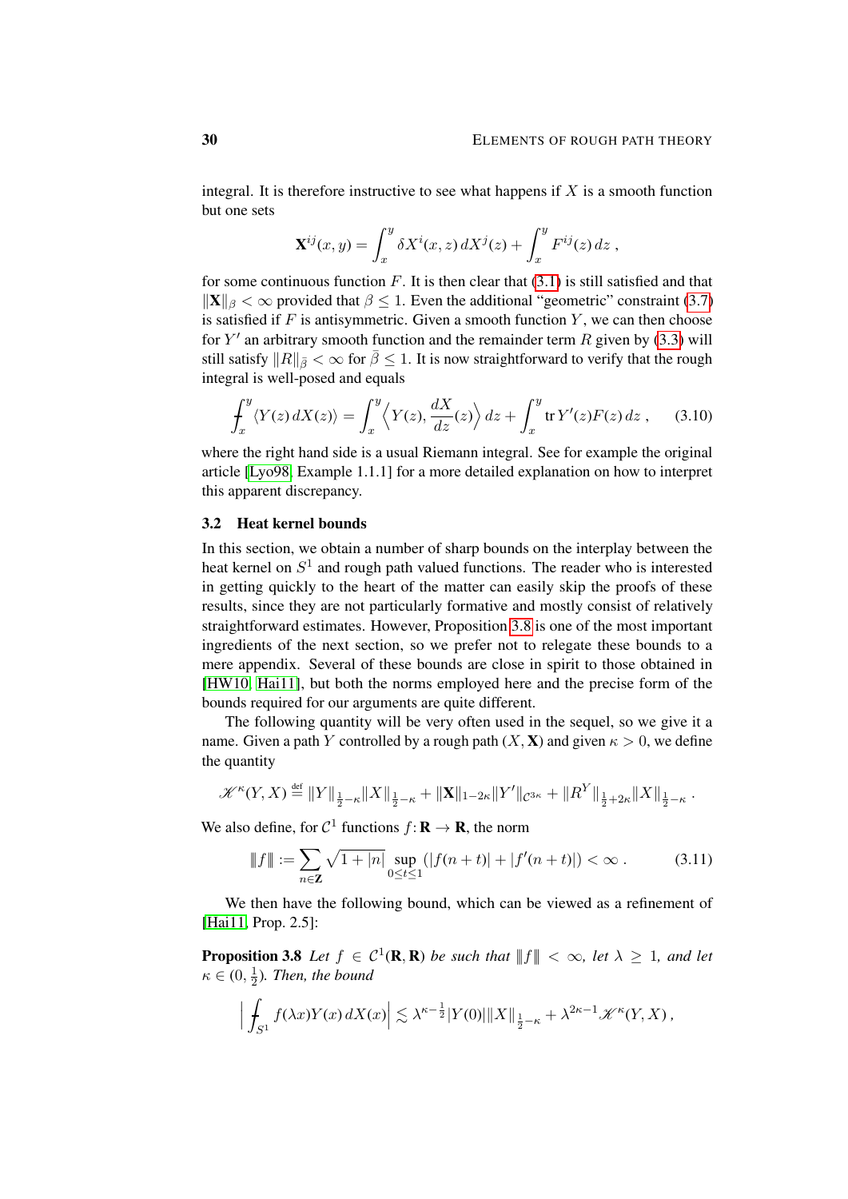integral. It is therefore instructive to see what happens if $X$ is a smooth function but one sets

$$\mathbf{X}^{ij}(x,y) = \int_x^y \delta X^i(x,z)\, dX^j(z) + \int_x^y F^{ij}(z)\, dz\;,$$

for some continuous function $F$. It is then clear that (3.1) is still satisfied and that $\|\mathbf{X}\|_\beta < \infty$ provided that $\beta \le 1$. Even the additional "geometric" constraint (3.7) is satisfied if $F$ is antisymmetric. Given a smooth function $Y$, we can then choose for $Y'$ an arbitrary smooth function and the remainder term $R$ given by (3.3) will still satisfy $\|R\|_{\bar\beta} < \infty$ for $\bar\beta \le 1$. It is now straightforward to verify that the rough integral is well-posed and equals

$$\fint_x^y \langle Y(z)\, dX(z)\rangle = \int_x^y \Big\langle Y(z), \frac{dX}{dz}(z)\Big\rangle\, dz + \int_x^y \operatorname{tr} Y'(z)F(z)\, dz\;, \tag{3.10}$$

where the right hand side is a usual Riemann integral. See for example the original article [Lyo98, Example 1.1.1] for a more detailed explanation on how to interpret this apparent discrepancy.

### 3.2 Heat kernel bounds

In this section, we obtain a number of sharp bounds on the interplay between the heat kernel on $S^1$ and rough path valued functions. The reader who is interested in getting quickly to the heart of the matter can easily skip the proofs of these results, since they are not particularly formative and mostly consist of relatively straightforward estimates. However, Proposition 3.8 is one of the most important ingredients of the next section, so we prefer not to relegate these bounds to a mere appendix. Several of these bounds are close in spirit to those obtained in [HW10, Hai11], but both the norms employed here and the precise form of the bounds required for our arguments are quite different.

The following quantity will be very often used in the sequel, so we give it a name. Given a path $Y$ controlled by a rough path $(X,\mathbf{X})$ and given $\kappa > 0$, we define the quantity

$$\mathscr{K}^\kappa(Y,X) \stackrel{\text{def}}{=} \|Y\|_{\frac12-\kappa}\|X\|_{\frac12-\kappa} + \|\mathbf{X}\|_{1-2\kappa}\|Y'\|_{\mathcal{C}^{3\kappa}} + \|R^Y\|_{\frac12+2\kappa}\|X\|_{\frac12-\kappa}\;.$$

We also define, for $\mathcal{C}^1$ functions $f\colon \mathbf{R}\to\mathbf{R}$, the norm

$$|\!|\!| f |\!|\!| := \sum_{n\in\mathbf{Z}} \sqrt{1+|n|} \sup_{0\le t\le 1} \big(|f(n+t)| + |f'(n+t)|\big) < \infty\;. \tag{3.11}$$

We then have the following bound, which can be viewed as a refinement of [Hai11, Prop. 2.5]:

**Proposition 3.8** *Let $f \in \mathcal{C}^1(\mathbf{R},\mathbf{R})$ be such that $|\!|\!| f |\!|\!| < \infty$, let $\lambda \ge 1$, and let $\kappa \in (0,\frac12)$. Then, the bound*

$$\Big|\fint_{S^1} f(\lambda x) Y(x)\, dX(x)\Big| \lesssim \lambda^{\kappa-\frac12}|Y(0)|\|X\|_{\frac12-\kappa} + \lambda^{2\kappa-1}\mathscr{K}^\kappa(Y,X)\,,$$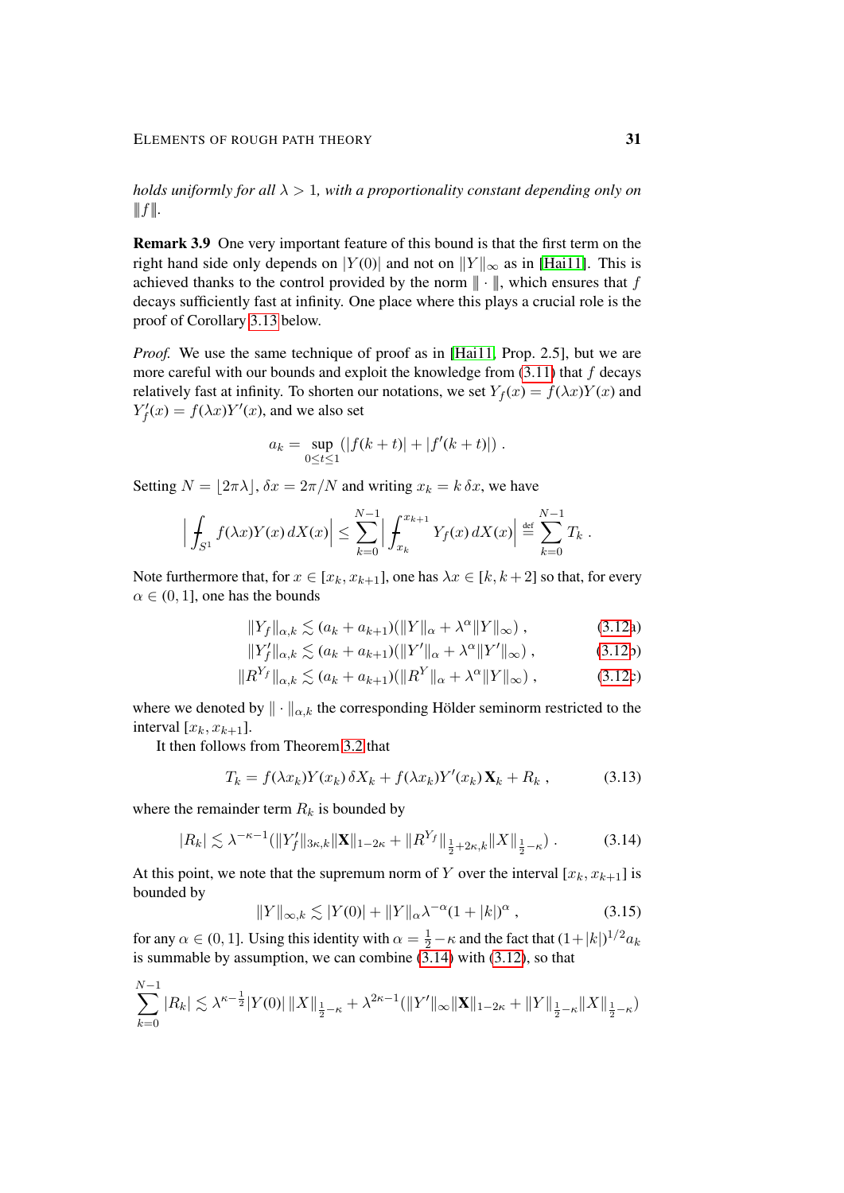*holds uniformly for all $\lambda > 1$, with a proportionality constant depending only on $\|\!| f \|\!|$.*

**Remark 3.9** One very important feature of this bound is that the first term on the right hand side only depends on $|Y(0)|$ and not on $\|Y\|_\infty$ as in [Hai11]. This is achieved thanks to the control provided by the norm $\|\!| \cdot \|\!|$, which ensures that $f$ decays sufficiently fast at infinity. One place where this plays a crucial role is the proof of Corollary 3.13 below.

*Proof.* We use the same technique of proof as in [Hai11, Prop. 2.5], but we are more careful with our bounds and exploit the knowledge from (3.11) that $f$ decays relatively fast at infinity. To shorten our notations, we set $Y_f(x) = f(\lambda x)Y(x)$ and $Y_f'(x) = f(\lambda x)Y'(x)$, and we also set

$$a_k = \sup_{0\le t\le 1} \left(|f(k+t)| + |f'(k+t)|\right) .$$

Setting $N = \lfloor 2\pi\lambda \rfloor$, $\delta x = 2\pi/N$ and writing $x_k = k\,\delta x$, we have

$$\Big| \fint_{S^1} f(\lambda x)Y(x)\,dX(x)\Big| \le \sum_{k=0}^{N-1} \Big| \fint_{x_k}^{x_{k+1}} Y_f(x)\,dX(x)\Big| \stackrel{\text{def}}{=} \sum_{k=0}^{N-1} T_k .$$

Note furthermore that, for $x \in [x_k, x_{k+1}]$, one has $\lambda x \in [k, k+2]$ so that, for every $\alpha \in (0,1]$, one has the bounds

$$\|Y_f\|_{\alpha,k} \lesssim (a_k + a_{k+1})(\|Y\|_\alpha + \lambda^\alpha \|Y\|_\infty) , \tag{3.12a}$$

$$\|Y_f'\|_{\alpha,k} \lesssim (a_k + a_{k+1})(\|Y'\|_\alpha + \lambda^\alpha \|Y'\|_\infty) , \tag{3.12b}$$

$$\|R^{Y_f}\|_{\alpha,k} \lesssim (a_k + a_{k+1})(\|R^Y\|_\alpha + \lambda^\alpha \|Y\|_\infty) , \tag{3.12c}$$

where we denoted by $\|\cdot\|_{\alpha,k}$ the corresponding Hölder seminorm restricted to the interval $[x_k, x_{k+1}]$.

It then follows from Theorem 3.2 that

$$T_k = f(\lambda x_k)Y(x_k)\,\delta X_k + f(\lambda x_k)Y'(x_k)\,\mathbf{X}_k + R_k , \tag{3.13}$$

where the remainder term $R_k$ is bounded by

$$|R_k| \lesssim \lambda^{-\kappa-1}(\|Y_f'\|_{3\kappa,k}\|\mathbf{X}\|_{1-2\kappa} + \|R^{Y_f}\|_{\frac12+2\kappa,k}\|X\|_{\frac12-\kappa}) . \tag{3.14}$$

At this point, we note that the supremum norm of $Y$ over the interval $[x_k, x_{k+1}]$ is bounded by

$$\|Y\|_{\infty,k} \lesssim |Y(0)| + \|Y\|_\alpha \lambda^{-\alpha}(1+|k|)^\alpha , \tag{3.15}$$

for any $\alpha \in (0,1]$. Using this identity with $\alpha = \frac12 - \kappa$ and the fact that $(1+|k|)^{1/2}a_k$ is summable by assumption, we can combine (3.14) with (3.12), so that

$$\sum_{k=0}^{N-1} |R_k| \lesssim \lambda^{\kappa-\frac12}|Y(0)|\,\|X\|_{\frac12-\kappa} + \lambda^{2\kappa-1}(\|Y'\|_\infty\|\mathbf{X}\|_{1-2\kappa} + \|Y\|_{\frac12-\kappa}\|X\|_{\frac12-\kappa})$$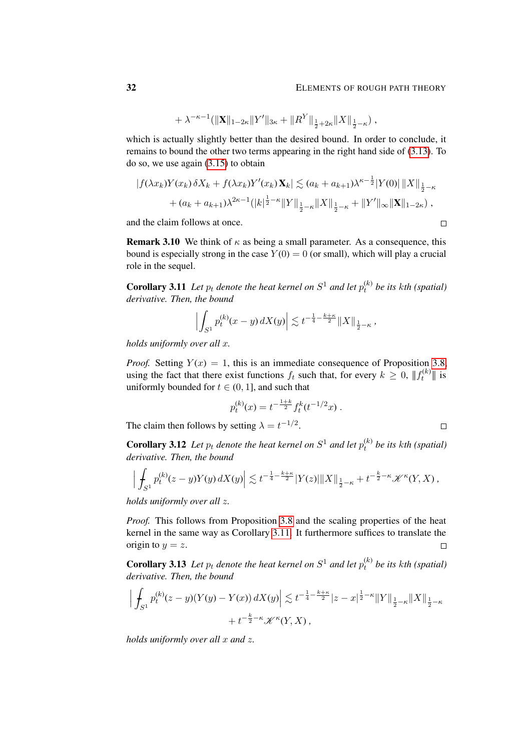$$+ \lambda^{-\kappa-1}(\|\mathbf{X}\|_{1-2\kappa}\|Y'\|_{3\kappa} + \|R^Y\|_{\frac{1}{2}+2\kappa}\|X\|_{\frac{1}{2}-\kappa})\;,$$

which is actually slightly better than the desired bound. In order to conclude, it remains to bound the other two terms appearing in the right hand side of (3.13). To do so, we use again (3.15) to obtain

$$|f(\lambda x_k)Y(x_k)\,\delta X_k + f(\lambda x_k)Y'(x_k)\,\mathbf{X}_k| \lesssim (a_k + a_{k+1})\lambda^{\kappa-\frac{1}{2}}|Y(0)|\,\|X\|_{\frac{1}{2}-\kappa}$$
$$+ (a_k + a_{k+1})\lambda^{2\kappa-1}(|k|^{\frac{1}{2}-\kappa}\|Y\|_{\frac{1}{2}-\kappa}\|X\|_{\frac{1}{2}-\kappa} + \|Y'\|_\infty\|\mathbf{X}\|_{1-2\kappa})\;,$$

and the claim follows at once. □

**Remark 3.10** We think of $\kappa$ as being a small parameter. As a consequence, this bound is especially strong in the case $Y(0) = 0$ (or small), which will play a crucial role in the sequel.

**Corollary 3.11** *Let $p_t$ denote the heat kernel on $S^1$ and let $p_t^{(k)}$ be its kth (spatial) derivative. Then, the bound*

$$\Big|\int_{S^1} p_t^{(k)}(x-y)\,dX(y)\Big| \lesssim t^{-\frac{1}{4}-\frac{k+\kappa}{2}}\|X\|_{\frac{1}{2}-\kappa}\;,$$

*holds uniformly over all $x$.*

*Proof.* Setting $Y(x) = 1$, this is an immediate consequence of Proposition 3.8, using the fact that there exist functions $f_t$ such that, for every $k \geq 0$, $|\!|\!|f_t^{(k)}|\!|\!|$ is uniformly bounded for $t \in (0,1]$, and such that

$$p_t^{(k)}(x) = t^{-\frac{1+k}{2}} f_t^k(t^{-1/2}x)\;.$$

The claim then follows by setting $\lambda = t^{-1/2}$. □

**Corollary 3.12** *Let $p_t$ denote the heat kernel on $S^1$ and let $p_t^{(k)}$ be its kth (spatial) derivative. Then, the bound*

$$\Big|\fint_{S^1} p_t^{(k)}(z-y)Y(y)\,dX(y)\Big| \lesssim t^{-\frac{1}{4}-\frac{k+\kappa}{2}}|Y(z)|\|X\|_{\frac{1}{2}-\kappa} + t^{-\frac{k}{2}-\kappa}\mathscr{K}^\kappa(Y,X)\;,$$

*holds uniformly over all $z$.*

*Proof.* This follows from Proposition 3.8 and the scaling properties of the heat kernel in the same way as Corollary 3.11. It furthermore suffices to translate the origin to $y = z$. □

**Corollary 3.13** *Let $p_t$ denote the heat kernel on $S^1$ and let $p_t^{(k)}$ be its kth (spatial) derivative. Then, the bound*

$$\Big|\fint_{S^1} p_t^{(k)}(z-y)(Y(y)-Y(x))\,dX(y)\Big| \lesssim t^{-\frac{1}{4}-\frac{k+\kappa}{2}}|z-x|^{\frac{1}{2}-\kappa}\|Y\|_{\frac{1}{2}-\kappa}\|X\|_{\frac{1}{2}-\kappa}$$
$$+ t^{-\frac{k}{2}-\kappa}\mathscr{K}^\kappa(Y,X)\;,$$

*holds uniformly over all $x$ and $z$.*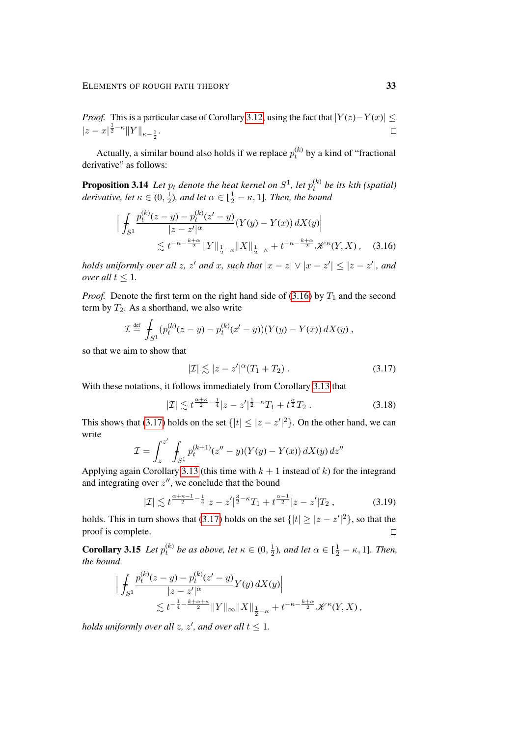*Proof.* This is a particular case of Corollary 3.12, using the fact that $|Y(z)-Y(x)| \le |z-x|^{\frac{1}{2}-\kappa}\|Y\|_{\kappa-\frac{1}{2}}$. □

Actually, a similar bound also holds if we replace $p_t^{(k)}$ by a kind of "fractional derivative" as follows:

**Proposition 3.14** *Let $p_t$ denote the heat kernel on $S^1$, let $p_t^{(k)}$ be its kth (spatial) derivative, let $\kappa \in (0, \frac{1}{2})$, and let $\alpha \in [\frac{1}{2}-\kappa, 1]$. Then, the bound*

$$
\Big| \fint_{S^1} \frac{p_t^{(k)}(z-y) - p_t^{(k)}(z'-y)}{|z-z'|^\alpha}(Y(y)-Y(x))\,dX(y)\Big| \\
\lesssim t^{-\kappa-\frac{k+\alpha}{2}}\|Y\|_{\frac{1}{2}-\kappa}\|X\|_{\frac{1}{2}-\kappa} + t^{-\kappa-\frac{k+\alpha}{2}}\mathscr{K}^\kappa(Y,X)\,, \quad (3.16)
$$

*holds uniformly over all $z$, $z'$ and $x$, such that $|x-z| \vee |x-z'| \le |z-z'|$, and over all $t \le 1$.*

*Proof.* Denote the first term on the right hand side of (3.16) by $T_1$ and the second term by $T_2$. As a shorthand, we also write

$$
\mathcal{I} \stackrel{\text{def}}{=} \fint_{S^1} (p_t^{(k)}(z-y) - p_t^{(k)}(z'-y))(Y(y)-Y(x))\,dX(y)\,,
$$

so that we aim to show that

$$
|\mathcal{I}| \lesssim |z-z'|^\alpha(T_1+T_2)\,. \quad (3.17)
$$

With these notations, it follows immediately from Corollary 3.13 that

$$
|\mathcal{I}| \lesssim t^{\frac{\alpha+\kappa}{2}-\frac{1}{4}}|z-z'|^{\frac{1}{2}-\kappa}T_1 + t^{\frac{\alpha}{2}}T_2\,. \quad (3.18)
$$

This shows that (3.17) holds on the set $\{|t| \le |z-z'|^2\}$. On the other hand, we can write

$$
\mathcal{I} = \int_z^{z'} \fint_{S^1} p_t^{(k+1)}(z''-y)(Y(y)-Y(x))\,dX(y)\,dz''
$$

Applying again Corollary 3.13 (this time with $k+1$ instead of $k$) for the integrand and integrating over $z''$, we conclude that the bound

$$
|\mathcal{I}| \lesssim t^{\frac{\alpha+\kappa-1}{2}-\frac{1}{4}}|z-z'|^{\frac{3}{2}-\kappa}T_1 + t^{\frac{\alpha-1}{2}}|z-z'|T_2\,, \quad (3.19)
$$

holds. This in turn shows that (3.17) holds on the set $\{|t| \ge |z-z'|^2\}$, so that the proof is complete. □

**Corollary 3.15** *Let $p_t^{(k)}$ be as above, let $\kappa \in (0, \frac{1}{2})$, and let $\alpha \in [\frac{1}{2}-\kappa, 1]$. Then, the bound*

$$
\Big| \fint_{S^1} \frac{p_t^{(k)}(z-y) - p_t^{(k)}(z'-y)}{|z-z'|^\alpha}Y(y)\,dX(y)\Big| \\
\lesssim t^{-\frac{1}{4}-\frac{k+\alpha+\kappa}{2}}\|Y\|_\infty\|X\|_{\frac{1}{2}-\kappa} + t^{-\kappa-\frac{k+\alpha}{2}}\mathscr{K}^\kappa(Y,X)\,,
$$

*holds uniformly over all $z$, $z'$, and over all $t \le 1$.*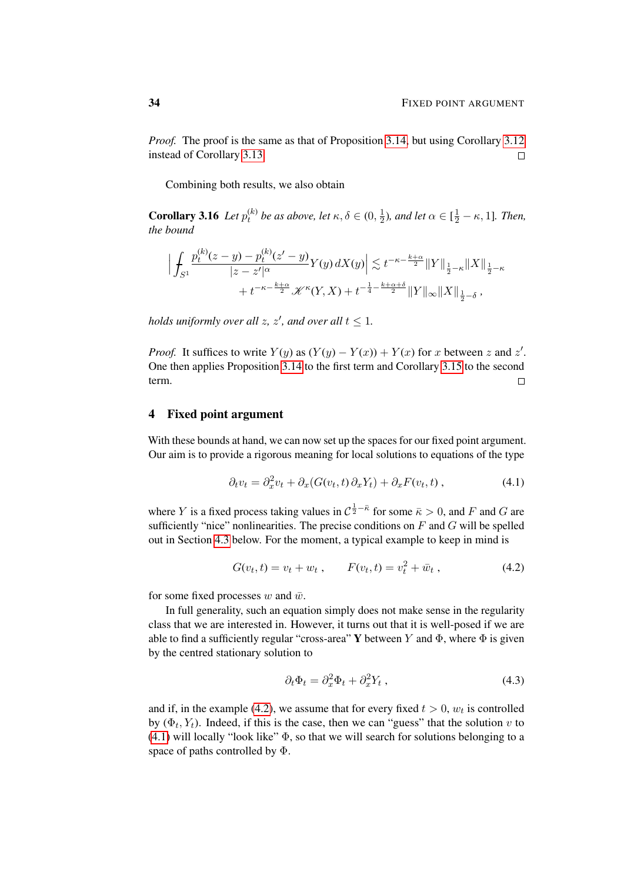*Proof.* The proof is the same as that of Proposition 3.14, but using Corollary 3.12 instead of Corollary 3.13. □

Combining both results, we also obtain

**Corollary 3.16** *Let $p_t^{(k)}$ be as above, let $\kappa, \delta \in (0, \frac{1}{2})$, and let $\alpha \in [\frac{1}{2} - \kappa, 1]$. Then, the bound*

$$
\Big| \fint_{S^1} \frac{p_t^{(k)}(z-y) - p_t^{(k)}(z'-y)}{|z-z'|^\alpha} Y(y)\, dX(y) \Big| \lesssim t^{-\kappa - \frac{k+\alpha}{2}} \|Y\|_{\frac{1}{2}-\kappa} \|X\|_{\frac{1}{2}-\kappa} + t^{-\kappa - \frac{k+\alpha}{2}} \mathscr{K}^\kappa(Y, X) + t^{-\frac{1}{4} - \frac{k+\alpha+\delta}{2}} \|Y\|_\infty \|X\|_{\frac{1}{2}-\delta}\;,
$$

*holds uniformly over all $z$, $z'$, and over all $t \le 1$.*

*Proof.* It suffices to write $Y(y)$ as $(Y(y) - Y(x)) + Y(x)$ for $x$ between $z$ and $z'$. One then applies Proposition 3.14 to the first term and Corollary 3.15 to the second term. □

## 4 Fixed point argument

With these bounds at hand, we can now set up the spaces for our fixed point argument. Our aim is to provide a rigorous meaning for local solutions to equations of the type

$$
\partial_t v_t = \partial_x^2 v_t + \partial_x(G(v_t, t)\, \partial_x Y_t) + \partial_x F(v_t, t)\;, \tag{4.1}
$$

where $Y$ is a fixed process taking values in $\mathcal{C}^{\frac{1}{2}-\bar\kappa}$ for some $\bar\kappa > 0$, and $F$ and $G$ are sufficiently "nice" nonlinearities. The precise conditions on $F$ and $G$ will be spelled out in Section 4.3 below. For the moment, a typical example to keep in mind is

$$
G(v_t, t) = v_t + w_t\;, \qquad F(v_t, t) = v_t^2 + \bar w_t\;, \tag{4.2}
$$

for some fixed processes $w$ and $\bar w$.

In full generality, such an equation simply does not make sense in the regularity class that we are interested in. However, it turns out that it is well-posed if we are able to find a sufficiently regular "cross-area" $\mathbf{Y}$ between $Y$ and $\Phi$, where $\Phi$ is given by the centred stationary solution to

$$
\partial_t \Phi_t = \partial_x^2 \Phi_t + \partial_x^2 Y_t\;, \tag{4.3}
$$

and if, in the example (4.2), we assume that for every fixed $t > 0$, $w_t$ is controlled by $(\Phi_t, Y_t)$. Indeed, if this is the case, then we can "guess" that the solution $v$ to (4.1) will locally "look like" $\Phi$, so that we will search for solutions belonging to a space of paths controlled by $\Phi$.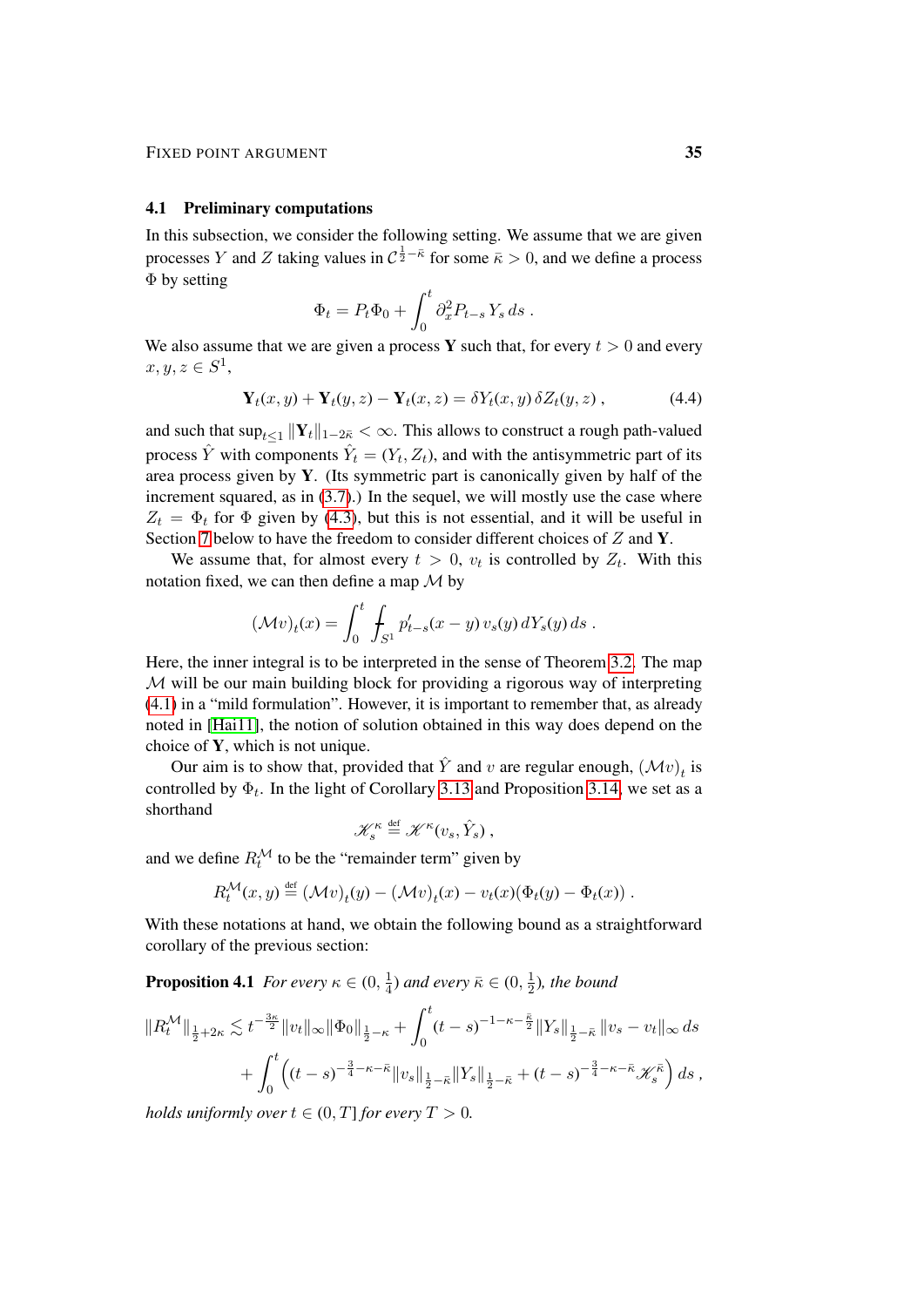## 4.1 Preliminary computations

In this subsection, we consider the following setting. We assume that we are given processes $Y$ and $Z$ taking values in $\mathcal{C}^{\frac{1}{2}-\bar{\kappa}}$ for some $\bar{\kappa} > 0$, and we define a process $\Phi$ by setting

$$\Phi_t = P_t \Phi_0 + \int_0^t \partial_x^2 P_{t-s} Y_s \, ds \;.$$

We also assume that we are given a process $\mathbf{Y}$ such that, for every $t > 0$ and every $x, y, z \in S^1$,

$$\mathbf{Y}_t(x, y) + \mathbf{Y}_t(y, z) - \mathbf{Y}_t(x, z) = \delta Y_t(x, y)\, \delta Z_t(y, z) \;, \tag{4.4}$$

and such that $\sup_{t \le 1} \|\mathbf{Y}_t\|_{1-2\bar{\kappa}} < \infty$. This allows to construct a rough path-valued process $\hat{Y}$ with components $\hat{Y}_t = (Y_t, Z_t)$, and with the antisymmetric part of its area process given by $\mathbf{Y}$. (Its symmetric part is canonically given by half of the increment squared, as in (3.7).) In the sequel, we will mostly use the case where $Z_t = \Phi_t$ for $\Phi$ given by (4.3), but this is not essential, and it will be useful in Section 7 below to have the freedom to consider different choices of $Z$ and $\mathbf{Y}$.

We assume that, for almost every $t > 0$, $v_t$ is controlled by $Z_t$. With this notation fixed, we can then define a map $\mathcal{M}$ by

$$(\mathcal{M}v)_t(x) = \int_0^t \fint_{S^1} p'_{t-s}(x - y)\, v_s(y)\, dY_s(y)\, ds \;.$$

Here, the inner integral is to be interpreted in the sense of Theorem 3.2. The map $\mathcal{M}$ will be our main building block for providing a rigorous way of interpreting (4.1) in a "mild formulation". However, it is important to remember that, as already noted in [Hai11], the notion of solution obtained in this way does depend on the choice of $\mathbf{Y}$, which is not unique.

Our aim is to show that, provided that $\hat{Y}$ and $v$ are regular enough, $(\mathcal{M}v)_t$ is controlled by $\Phi_t$. In the light of Corollary 3.13 and Proposition 3.14, we set as a shorthand

$$\mathscr{K}_s^\kappa \stackrel{\text{def}}{=} \mathscr{K}^\kappa(v_s, \hat{Y}_s) \;,$$

and we define $R_t^{\mathcal{M}}$ to be the "remainder term" given by

$$R_t^{\mathcal{M}}(x, y) \stackrel{\text{def}}{=} (\mathcal{M}v)_t(y) - (\mathcal{M}v)_t(x) - v_t(x)(\Phi_t(y) - \Phi_t(x)) \;.$$

With these notations at hand, we obtain the following bound as a straightforward corollary of the previous section:

**Proposition 4.1** *For every $\kappa \in (0, \frac{1}{4})$ and every $\bar{\kappa} \in (0, \frac{1}{2})$, the bound*

$$\begin{aligned}
\|R_t^{\mathcal{M}}\|_{\frac{1}{2}+2\kappa} \lesssim t^{-\frac{3\kappa}{2}} \|v_t\|_\infty \|\Phi_0\|_{\frac{1}{2}-\kappa} &+ \int_0^t (t-s)^{-1-\kappa-\frac{\bar{\kappa}}{2}} \|Y_s\|_{\frac{1}{2}-\bar{\kappa}} \|v_s - v_t\|_\infty \, ds \\
&+ \int_0^t \Big( (t-s)^{-\frac{3}{4}-\kappa-\bar{\kappa}} \|v_s\|_{\frac{1}{2}-\bar{\kappa}} \|Y_s\|_{\frac{1}{2}-\bar{\kappa}} + (t-s)^{-\frac{3}{4}-\kappa-\bar{\kappa}} \mathscr{K}_s^{\bar{\kappa}} \Big)\, ds \;,
\end{aligned}$$

*holds uniformly over $t \in (0, T]$ for every $T > 0$.*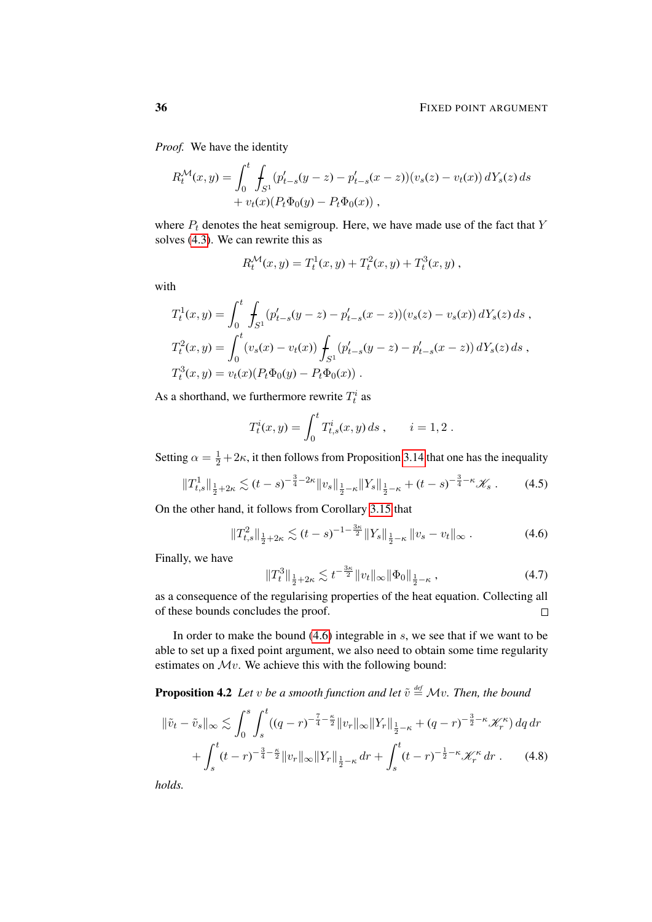*Proof.* We have the identity

$$
\begin{aligned}
R_t^{\mathcal{M}}(x,y) = &\int_0^t \fint_{S^1} (p'_{t-s}(y-z) - p'_{t-s}(x-z))(v_s(z) - v_t(x))\, dY_s(z)\, ds \\
&+ v_t(x)(P_t\Phi_0(y) - P_t\Phi_0(x)) ,
\end{aligned}
$$

where $P_t$ denotes the heat semigroup. Here, we have made use of the fact that $Y$ solves (4.3). We can rewrite this as

$$
R_t^{\mathcal{M}}(x,y) = T_t^1(x,y) + T_t^2(x,y) + T_t^3(x,y) ,
$$

with

$$
\begin{aligned}
T_t^1(x,y) &= \int_0^t \fint_{S^1} (p'_{t-s}(y-z) - p'_{t-s}(x-z))(v_s(z) - v_s(x))\, dY_s(z)\, ds ,\\
T_t^2(x,y) &= \int_0^t (v_s(x) - v_t(x)) \fint_{S^1} (p'_{t-s}(y-z) - p'_{t-s}(x-z))\, dY_s(z)\, ds ,\\
T_t^3(x,y) &= v_t(x)(P_t\Phi_0(y) - P_t\Phi_0(x)) .
\end{aligned}
$$

As a shorthand, we furthermore rewrite $T_t^i$ as

$$
T_t^i(x,y) = \int_0^t T_{t,s}^i(x,y)\, ds , \qquad i = 1,2 .
$$

Setting $\alpha = \frac{1}{2} + 2\kappa$, it then follows from Proposition 3.14 that one has the inequality

$$
\|T_{t,s}^1\|_{\frac{1}{2}+2\kappa} \lesssim (t-s)^{-\frac{3}{4}-2\kappa} \|v_s\|_{\frac{1}{2}-\kappa} \|Y_s\|_{\frac{1}{2}-\kappa} + (t-s)^{-\frac{3}{4}-\kappa} \mathscr{K}_s . \tag{4.5}
$$

On the other hand, it follows from Corollary 3.15 that

$$
\|T_{t,s}^2\|_{\frac{1}{2}+2\kappa} \lesssim (t-s)^{-1-\frac{3\kappa}{2}} \|Y_s\|_{\frac{1}{2}-\kappa} \|v_s - v_t\|_\infty . \tag{4.6}
$$

Finally, we have

$$
\|T_t^3\|_{\frac{1}{2}+2\kappa} \lesssim t^{-\frac{3\kappa}{2}} \|v_t\|_\infty \|\Phi_0\|_{\frac{1}{2}-\kappa} , \tag{4.7}
$$

as a consequence of the regularising properties of the heat equation. Collecting all of these bounds concludes the proof. □

In order to make the bound (4.6) integrable in $s$, we see that if we want to be able to set up a fixed point argument, we also need to obtain some time regularity estimates on $\mathcal{M}v$. We achieve this with the following bound:

**Proposition 4.2** *Let $v$ be a smooth function and let $\tilde v \stackrel{\text{def}}{=} \mathcal{M}v$. Then, the bound*

$$
\begin{aligned}
\|\tilde v_t - \tilde v_s\|_\infty \lesssim &\int_0^s \int_s^t ((q-r)^{-\frac{7}{4}-\frac{\kappa}{2}} \|v_r\|_\infty \|Y_r\|_{\frac{1}{2}-\kappa} + (q-r)^{-\frac{3}{2}-\kappa} \mathscr{K}_r^\kappa)\, dq\, dr \\
&+ \int_s^t (t-r)^{-\frac{3}{4}-\frac{\kappa}{2}} \|v_r\|_\infty \|Y_r\|_{\frac{1}{2}-\kappa}\, dr + \int_s^t (t-r)^{-\frac{1}{2}-\kappa} \mathscr{K}_r^\kappa\, dr .
\end{aligned} \tag{4.8}
$$

*holds.*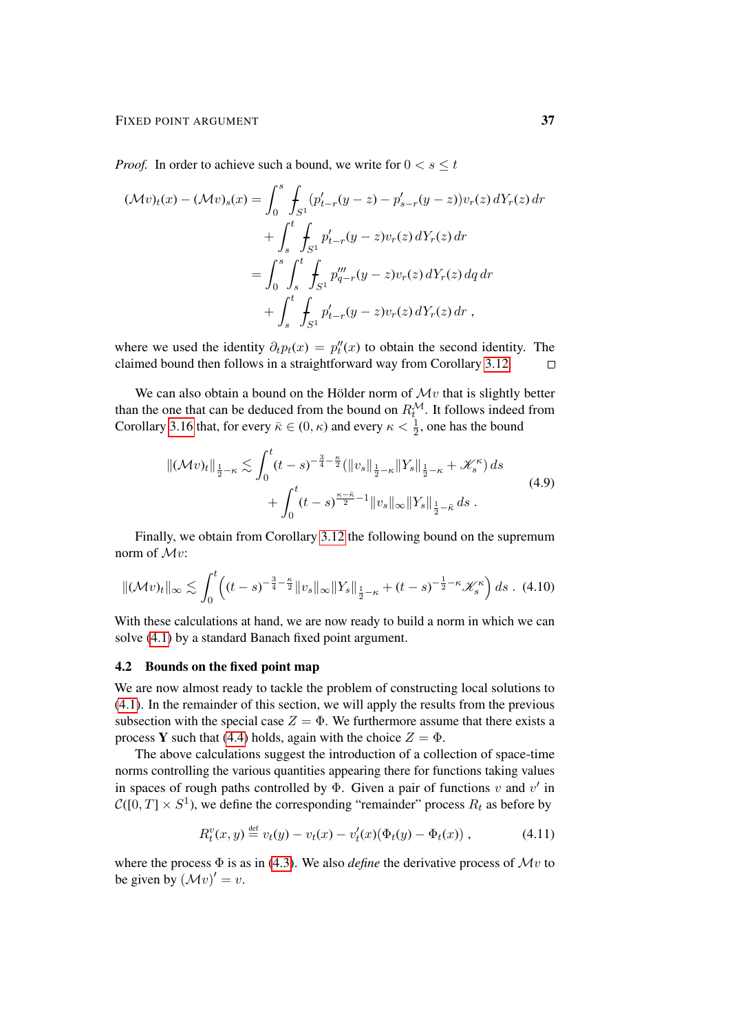*Proof.* In order to achieve such a bound, we write for $0 < s \le t$

$$
\begin{aligned}
(\mathcal{M}v)_t(x) - (\mathcal{M}v)_s(x) &= \int_0^s \fint_{S^1} (p'_{t-r}(y-z) - p'_{s-r}(y-z)) v_r(z)\, dY_r(z)\, dr \\
&\quad + \int_s^t \fint_{S^1} p'_{t-r}(y-z) v_r(z)\, dY_r(z)\, dr \\
&= \int_0^s \int_s^t \fint_{S^1} p'''_{q-r}(y-z) v_r(z)\, dY_r(z)\, dq\, dr \\
&\quad + \int_s^t \fint_{S^1} p'_{t-r}(y-z) v_r(z)\, dY_r(z)\, dr\;,
\end{aligned}
$$

where we used the identity $\partial_t p_t(x) = p''_t(x)$ to obtain the second identity. The claimed bound then follows in a straightforward way from Corollary 3.12. $\square$

We can also obtain a bound on the Hölder norm of $\mathcal{M}v$ that is slightly better than the one that can be deduced from the bound on $R^{\mathcal{M}}_t$. It follows indeed from Corollary 3.16 that, for every $\bar\kappa \in (0,\kappa)$ and every $\kappa < \frac{1}{2}$, one has the bound

$$
\begin{aligned}
\|(\mathcal{M}v)_t\|_{\frac{1}{2}-\kappa} &\lesssim \int_0^t (t-s)^{-\frac{3}{4}-\frac{\kappa}{2}} (\|v_s\|_{\frac{1}{2}-\kappa} \|Y_s\|_{\frac{1}{2}-\kappa} + \mathscr{K}^\kappa_s)\, ds \\
&\quad + \int_0^t (t-s)^{\frac{\kappa-\bar\kappa}{2}-1} \|v_s\|_\infty \|Y_s\|_{\frac{1}{2}-\bar\kappa}\, ds\;.
\end{aligned}
\tag{4.9}
$$

Finally, we obtain from Corollary 3.12 the following bound on the supremum norm of $\mathcal{M}v$:

$$
\|(\mathcal{M}v)_t\|_\infty \lesssim \int_0^t \Big( (t-s)^{-\frac{3}{4}-\frac{\kappa}{2}} \|v_s\|_\infty \|Y_s\|_{\frac{1}{2}-\kappa} + (t-s)^{-\frac{1}{2}-\kappa} \mathscr{K}^\kappa_s \Big)\, ds\;. \tag{4.10}
$$

With these calculations at hand, we are now ready to build a norm in which we can solve (4.1) by a standard Banach fixed point argument.

### 4.2 Bounds on the fixed point map

We are now almost ready to tackle the problem of constructing local solutions to (4.1). In the remainder of this section, we will apply the results from the previous subsection with the special case $Z = \Phi$. We furthermore assume that there exists a process $\mathbf{Y}$ such that (4.4) holds, again with the choice $Z = \Phi$.

The above calculations suggest the introduction of a collection of space-time norms controlling the various quantities appearing there for functions taking values in spaces of rough paths controlled by $\Phi$. Given a pair of functions $v$ and $v'$ in $\mathcal{C}([0,T] \times S^1)$, we define the corresponding "remainder" process $R_t$ as before by

$$
R^v_t(x,y) \stackrel{\text{def}}{=} v_t(y) - v_t(x) - v'_t(x)(\Phi_t(y) - \Phi_t(x))\;, \tag{4.11}
$$

where the process $\Phi$ is as in (4.3). We also *define* the derivative process of $\mathcal{M}v$ to be given by $(\mathcal{M}v)' = v$.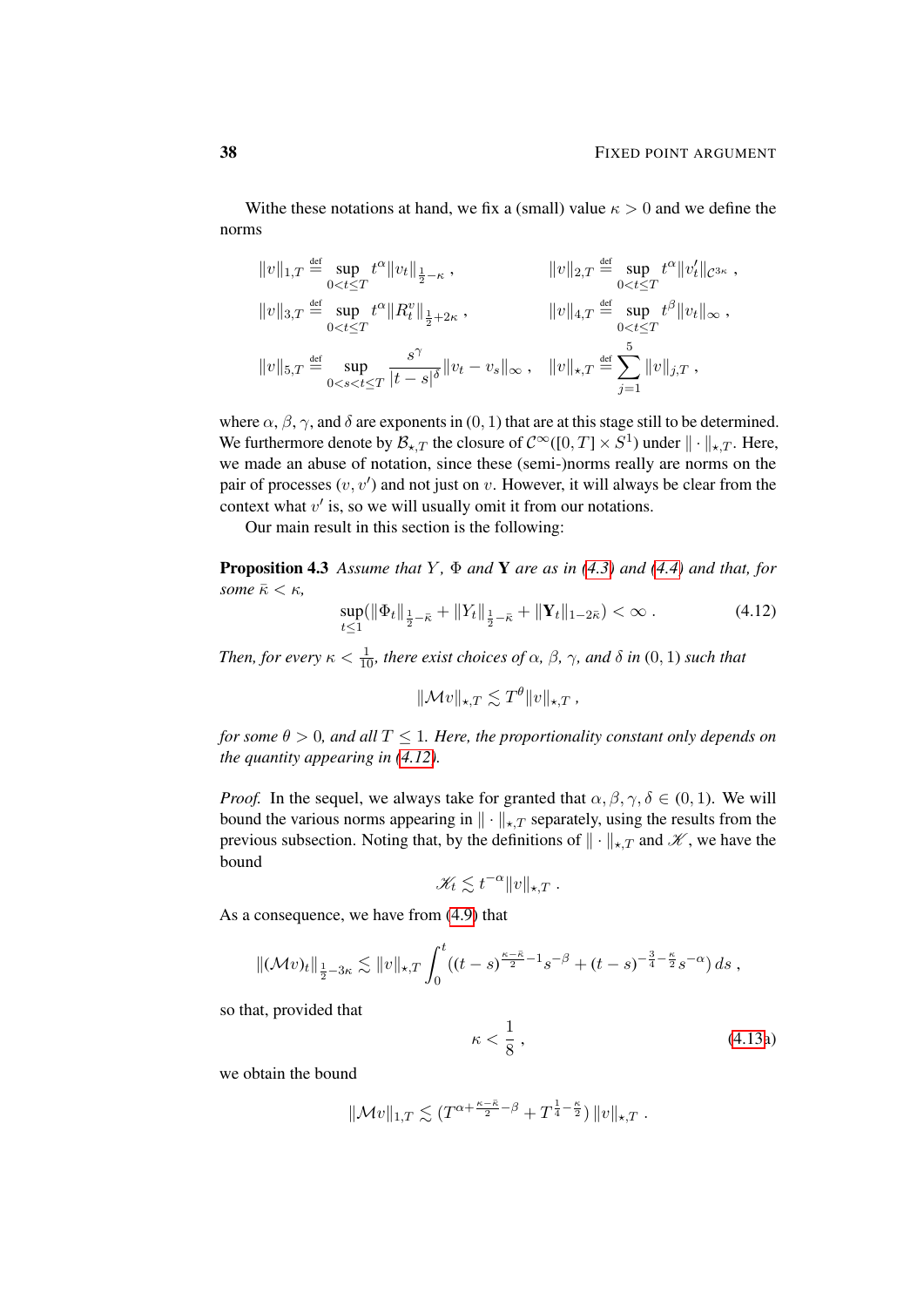Withe these notations at hand, we fix a (small) value $\kappa > 0$ and we define the norms

$$
\begin{aligned}
\|v\|_{1,T} &\stackrel{\text{def}}{=} \sup_{0<t\le T} t^{\alpha}\|v_t\|_{\frac{1}{2}-\kappa}\;, &\qquad \|v\|_{2,T} &\stackrel{\text{def}}{=} \sup_{0<t\le T} t^{\alpha}\|v_t'\|_{\mathcal{C}^{3\kappa}}\;,\\
\|v\|_{3,T} &\stackrel{\text{def}}{=} \sup_{0<t\le T} t^{\alpha}\|R_t^v\|_{\frac{1}{2}+2\kappa}\;, &\qquad \|v\|_{4,T} &\stackrel{\text{def}}{=} \sup_{0<t\le T} t^{\beta}\|v_t\|_{\infty}\;,\\
\|v\|_{5,T} &\stackrel{\text{def}}{=} \sup_{0<s<t\le T} \frac{s^{\gamma}}{|t-s|^{\delta}}\|v_t - v_s\|_{\infty}\;, &\qquad \|v\|_{\star,T} &\stackrel{\text{def}}{=} \sum_{j=1}^{5}\|v\|_{j,T}\;,
\end{aligned}
$$

where $\alpha$, $\beta$, $\gamma$, and $\delta$ are exponents in $(0,1)$ that are at this stage still to be determined. We furthermore denote by $\mathcal{B}_{\star,T}$ the closure of $\mathcal{C}^{\infty}([0,T]\times S^1)$ under $\|\cdot\|_{\star,T}$. Here, we made an abuse of notation, since these (semi-)norms really are norms on the pair of processes $(v,v')$ and not just on $v$. However, it will always be clear from the context what $v'$ is, so we will usually omit it from our notations.

Our main result in this section is the following:

**Proposition 4.3** *Assume that $Y$, $\Phi$ and $\mathbf{Y}$ are as in (4.3) and (4.4) and that, for some $\bar\kappa < \kappa$,*

$$
\sup_{t\le 1}\big(\|\Phi_t\|_{\frac{1}{2}-\bar\kappa} + \|Y_t\|_{\frac{1}{2}-\bar\kappa} + \|\mathbf{Y}_t\|_{1-2\bar\kappa}\big) < \infty\;. \tag{4.12}
$$

*Then, for every $\kappa < \frac{1}{10}$, there exist choices of $\alpha$, $\beta$, $\gamma$, and $\delta$ in $(0,1)$ such that*

$$
\|\mathcal{M}v\|_{\star,T} \lesssim T^{\theta}\|v\|_{\star,T}\;,
$$

*for some $\theta > 0$, and all $T \le 1$. Here, the proportionality constant only depends on the quantity appearing in (4.12).*

*Proof.* In the sequel, we always take for granted that $\alpha,\beta,\gamma,\delta \in (0,1)$. We will bound the various norms appearing in $\|\cdot\|_{\star,T}$ separately, using the results from the previous subsection. Noting that, by the definitions of $\|\cdot\|_{\star,T}$ and $\mathscr{K}$, we have the bound

$$
\mathscr{K}_t \lesssim t^{-\alpha}\|v\|_{\star,T}\;.
$$

As a consequence, we have from (4.9) that

$$
\|(\mathcal{M}v)_t\|_{\frac{1}{2}-3\kappa} \lesssim \|v\|_{\star,T}\int_0^t \big((t-s)^{\frac{\kappa-\bar\kappa}{2}-1}s^{-\beta} + (t-s)^{-\frac{3}{4}-\frac{\kappa}{2}}s^{-\alpha}\big)\,ds\;,
$$

so that, provided that

$$
\kappa < \frac{1}{8}\;, \tag{4.13a}
$$

we obtain the bound

$$
\|\mathcal{M}v\|_{1,T} \lesssim \big(T^{\alpha+\frac{\kappa-\bar\kappa}{2}-\beta} + T^{\frac{1}{4}-\frac{\kappa}{2}}\big)\,\|v\|_{\star,T}\;.
$$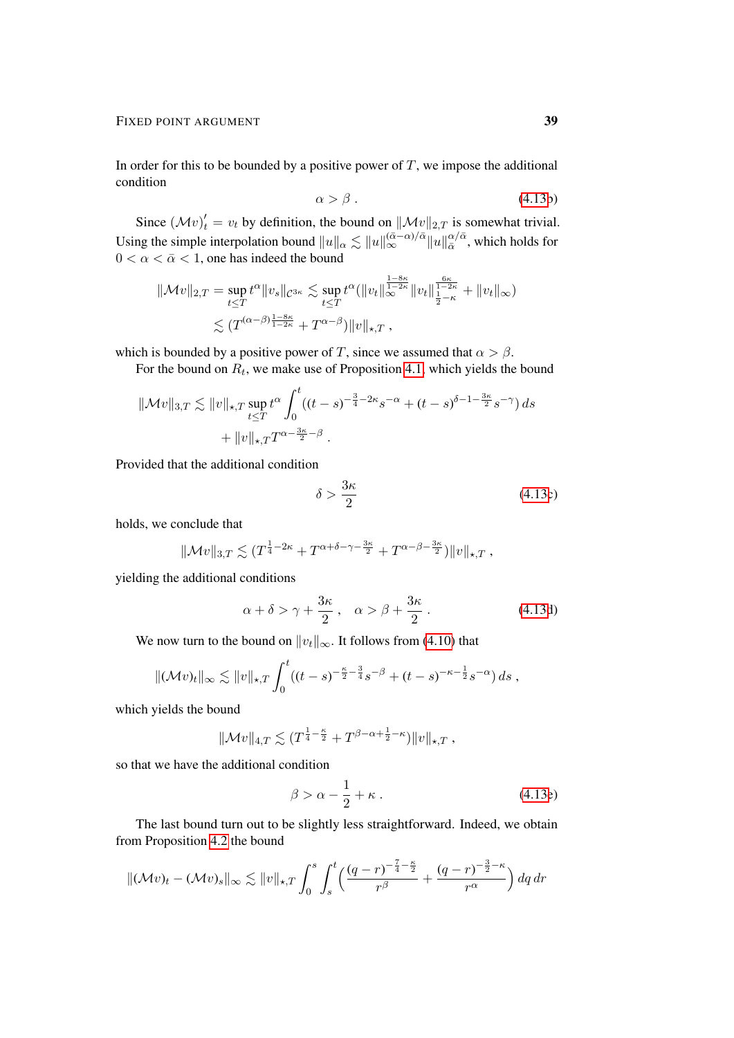In order for this to be bounded by a positive power of $T$, we impose the additional condition

$$\alpha > \beta \; . \tag{4.13b}$$

Since $(\mathcal{M}v)'_t = v_t$ by definition, the bound on $\|\mathcal{M}v\|_{2,T}$ is somewhat trivial. Using the simple interpolation bound $\|u\|_\alpha \lesssim \|u\|_\infty^{(\bar\alpha-\alpha)/\bar\alpha}\|u\|_{\bar\alpha}^{\alpha/\bar\alpha}$, which holds for $0 < \alpha < \bar\alpha < 1$, one has indeed the bound

$$\begin{aligned}
\|\mathcal{M}v\|_{2,T} = \sup_{t\le T} t^\alpha \|v_s\|_{\mathcal{C}^{3\kappa}} &\lesssim \sup_{t\le T} t^\alpha (\|v_t\|_\infty^{\frac{1-8\kappa}{1-2\kappa}} \|v_t\|_{\frac{1}{2}-\kappa}^{\frac{6\kappa}{1-2\kappa}} + \|v_t\|_\infty) \\
&\lesssim (T^{(\alpha-\beta)\frac{1-8\kappa}{1-2\kappa}} + T^{\alpha-\beta})\|v\|_{\star,T} \; ,
\end{aligned}$$

which is bounded by a positive power of $T$, since we assumed that $\alpha > \beta$.

For the bound on $R_t$, we make use of Proposition 4.1, which yields the bound

$$\begin{aligned}
\|\mathcal{M}v\|_{3,T} \lesssim \|v\|_{\star,T} \sup_{t\le T} t^\alpha \int_0^t ((t-s)^{-\frac{3}{4}-2\kappa}s^{-\alpha} + (t-s)^{\delta-1-\frac{3\kappa}{2}}s^{-\gamma})\, ds \\
+ \|v\|_{\star,T} T^{\alpha-\frac{3\kappa}{2}-\beta} \; .
\end{aligned}$$

Provided that the additional condition

$$\delta > \frac{3\kappa}{2} \tag{4.13c}$$

holds, we conclude that

$$\|\mathcal{M}v\|_{3,T} \lesssim (T^{\frac{1}{4}-2\kappa} + T^{\alpha+\delta-\gamma-\frac{3\kappa}{2}} + T^{\alpha-\beta-\frac{3\kappa}{2}})\|v\|_{\star,T} \; ,$$

yielding the additional conditions

$$\alpha + \delta > \gamma + \frac{3\kappa}{2} \; , \quad \alpha > \beta + \frac{3\kappa}{2} \; . \tag{4.13d}$$

We now turn to the bound on $\|v_t\|_\infty$. It follows from (4.10) that

$$\|(\mathcal{M}v)_t\|_\infty \lesssim \|v\|_{\star,T} \int_0^t ((t-s)^{-\frac{\kappa}{2}-\frac{3}{4}}s^{-\beta} + (t-s)^{-\kappa-\frac{1}{2}}s^{-\alpha})\, ds \; ,$$

which yields the bound

$$\|\mathcal{M}v\|_{4,T} \lesssim (T^{\frac{1}{4}-\frac{\kappa}{2}} + T^{\beta-\alpha+\frac{1}{2}-\kappa})\|v\|_{\star,T} \; ,$$

so that we have the additional condition

$$\beta > \alpha - \frac{1}{2} + \kappa \; . \tag{4.13e}$$

The last bound turn out to be slightly less straightforward. Indeed, we obtain from Proposition 4.2 the bound

$$\|(\mathcal{M}v)_t - (\mathcal{M}v)_s\|_\infty \lesssim \|v\|_{\star,T} \int_0^s \int_s^t \Big( \frac{(q-r)^{-\frac{7}{4}-\frac{\kappa}{2}}}{r^\beta} + \frac{(q-r)^{-\frac{3}{2}-\kappa}}{r^\alpha} \Big)\, dq\, dr$$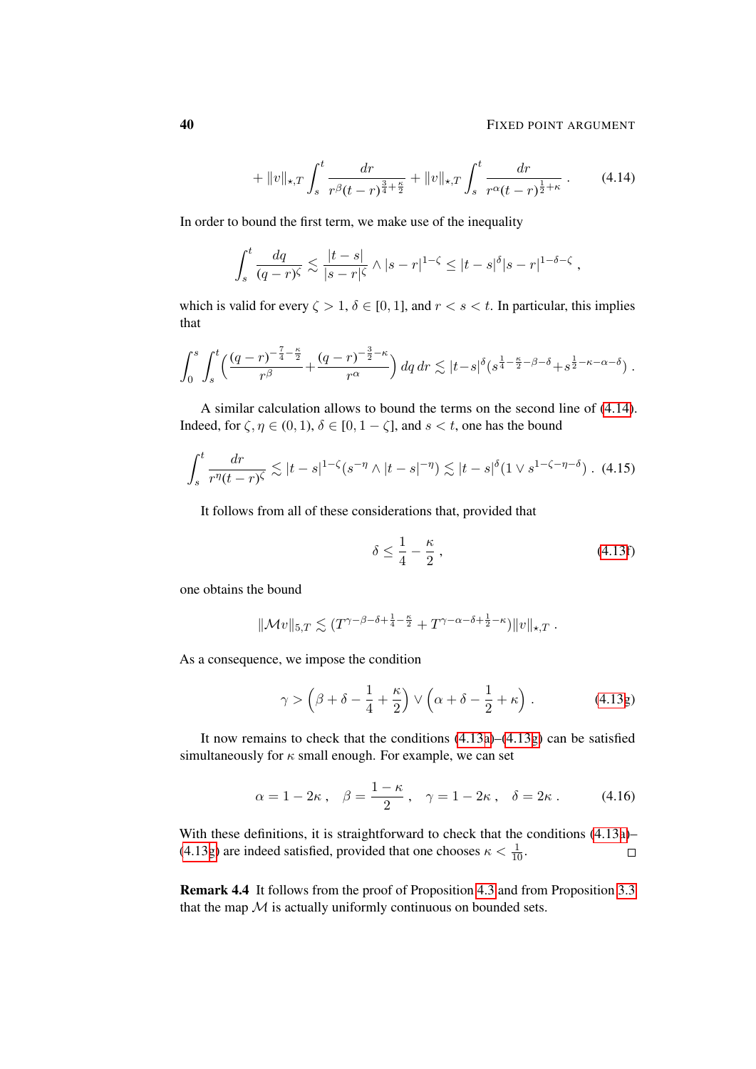$$
+ \|v\|_{\star,T} \int_s^t \frac{dr}{r^\beta (t-r)^{\frac{3}{4}+\frac{\kappa}{2}}} + \|v\|_{\star,T} \int_s^t \frac{dr}{r^\alpha (t-r)^{\frac{1}{2}+\kappa}} \,. \tag{4.14}
$$

In order to bound the first term, we make use of the inequality

$$
\int_s^t \frac{dq}{(q-r)^\zeta} \lesssim \frac{|t-s|}{|s-r|^\zeta} \wedge |s-r|^{1-\zeta} \le |t-s|^\delta |s-r|^{1-\delta-\zeta} \,,
$$

which is valid for every $\zeta > 1$, $\delta \in [0,1]$, and $r < s < t$. In particular, this implies that

$$
\int_0^s \int_s^t \Big( \frac{(q-r)^{-\frac{7}{4}-\frac{\kappa}{2}}}{r^\beta} + \frac{(q-r)^{-\frac{3}{2}-\kappa}}{r^\alpha} \Big)\, dq\, dr \lesssim |t-s|^\delta (s^{\frac{1}{4}-\frac{\kappa}{2}-\beta-\delta} + s^{\frac{1}{2}-\kappa-\alpha-\delta}) \,.
$$

A similar calculation allows to bound the terms on the second line of (4.14). Indeed, for $\zeta, \eta \in (0,1)$, $\delta \in [0, 1-\zeta]$, and $s < t$, one has the bound

$$
\int_s^t \frac{dr}{r^\eta (t-r)^\zeta} \lesssim |t-s|^{1-\zeta} (s^{-\eta} \wedge |t-s|^{-\eta}) \lesssim |t-s|^\delta (1 \vee s^{1-\zeta-\eta-\delta}) \,. \tag{4.15}
$$

It follows from all of these considerations that, provided that

$$
\delta \le \frac{1}{4} - \frac{\kappa}{2} \,, \tag{4.13f}
$$

one obtains the bound

$$
\|\mathcal{M}v\|_{5,T} \lesssim (T^{\gamma-\beta-\delta+\frac{1}{4}-\frac{\kappa}{2}} + T^{\gamma-\alpha-\delta+\frac{1}{2}-\kappa}) \|v\|_{\star,T} \,.
$$

As a consequence, we impose the condition

$$
\gamma > \Big(\beta + \delta - \frac{1}{4} + \frac{\kappa}{2}\Big) \vee \Big(\alpha + \delta - \frac{1}{2} + \kappa\Big) \,. \tag{4.13g}
$$

It now remains to check that the conditions (4.13a)–(4.13g) can be satisfied simultaneously for $\kappa$ small enough. For example, we can set

$$
\alpha = 1 - 2\kappa \,, \quad \beta = \frac{1-\kappa}{2} \,, \quad \gamma = 1 - 2\kappa \,, \quad \delta = 2\kappa \,. \tag{4.16}
$$

With these definitions, it is straightforward to check that the conditions (4.13a)–(4.13g) are indeed satisfied, provided that one chooses $\kappa < \frac{1}{10}$. □

**Remark 4.4** It follows from the proof of Proposition 4.3 and from Proposition 3.3 that the map $\mathcal{M}$ is actually uniformly continuous on bounded sets.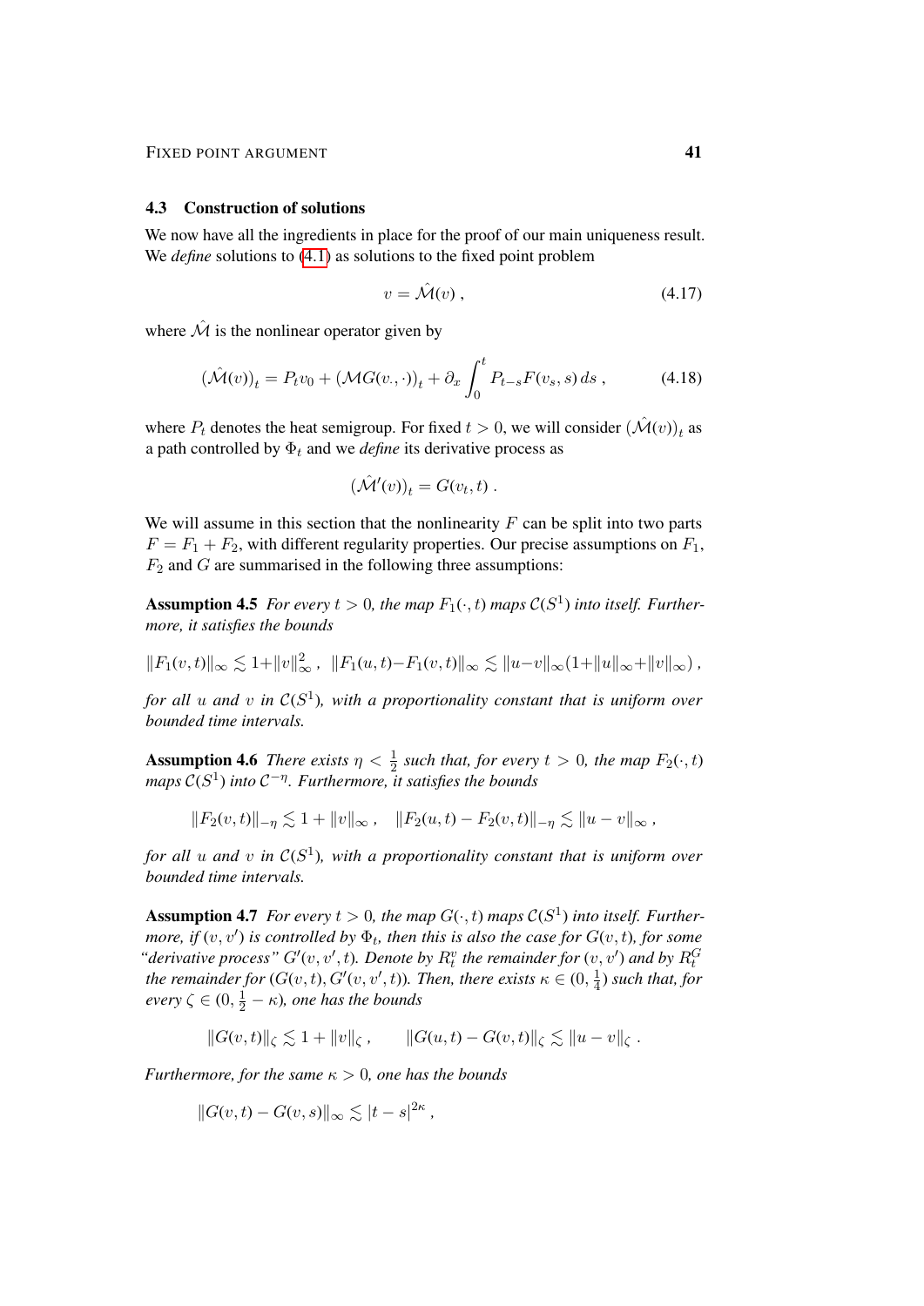### 4.3 Construction of solutions

We now have all the ingredients in place for the proof of our main uniqueness result. We *define* solutions to (4.1) as solutions to the fixed point problem

$$v = \hat{\mathcal{M}}(v) \,, \tag{4.17}$$

where $\hat{\mathcal{M}}$ is the nonlinear operator given by

$$\big(\hat{\mathcal{M}}(v)\big)_t = P_t v_0 + \big(\mathcal{M}G(v_\cdot,\cdot)\big)_t + \partial_x \int_0^t P_{t-s} F(v_s, s)\, ds \,, \tag{4.18}$$

where $P_t$ denotes the heat semigroup. For fixed $t > 0$, we will consider $\big(\hat{\mathcal{M}}(v)\big)_t$ as a path controlled by $\Phi_t$ and we *define* its derivative process as

$$\big(\hat{\mathcal{M}}'(v)\big)_t = G(v_t, t) \,.$$

We will assume in this section that the nonlinearity $F$ can be split into two parts $F = F_1 + F_2$, with different regularity properties. Our precise assumptions on $F_1$, $F_2$ and $G$ are summarised in the following three assumptions:

**Assumption 4.5** *For every $t > 0$, the map $F_1(\cdot, t)$ maps $\mathcal{C}(S^1)$ into itself. Furthermore, it satisfies the bounds*

$$\|F_1(v,t)\|_\infty \lesssim 1 + \|v\|_\infty^2 \,, \quad \|F_1(u,t) - F_1(v,t)\|_\infty \lesssim \|u - v\|_\infty (1 + \|u\|_\infty + \|v\|_\infty) \,,$$

*for all $u$ and $v$ in $\mathcal{C}(S^1)$, with a proportionality constant that is uniform over bounded time intervals.*

**Assumption 4.6** *There exists $\eta < \frac{1}{2}$ such that, for every $t > 0$, the map $F_2(\cdot, t)$ maps $\mathcal{C}(S^1)$ into $\mathcal{C}^{-\eta}$. Furthermore, it satisfies the bounds*

$$\|F_2(v,t)\|_{-\eta} \lesssim 1 + \|v\|_\infty \,, \quad \|F_2(u,t) - F_2(v,t)\|_{-\eta} \lesssim \|u - v\|_\infty \,,$$

*for all $u$ and $v$ in $\mathcal{C}(S^1)$, with a proportionality constant that is uniform over bounded time intervals.*

**Assumption 4.7** *For every $t > 0$, the map $G(\cdot, t)$ maps $\mathcal{C}(S^1)$ into itself. Furthermore, if $(v, v')$ is controlled by $\Phi_t$, then this is also the case for $G(v, t)$, for some "derivative process" $G'(v, v', t)$. Denote by $R_t^v$ the remainder for $(v, v')$ and by $R_t^G$ the remainder for $(G(v,t), G'(v, v', t))$. Then, there exists $\kappa \in (0, \frac{1}{4})$ such that, for every $\zeta \in (0, \frac{1}{2} - \kappa)$, one has the bounds*

$$\|G(v,t)\|_\zeta \lesssim 1 + \|v\|_\zeta \,, \qquad \|G(u,t) - G(v,t)\|_\zeta \lesssim \|u - v\|_\zeta \,.$$

*Furthermore, for the same $\kappa > 0$, one has the bounds*

$$\|G(v,t) - G(v,s)\|_\infty \lesssim |t - s|^{2\kappa} \,,$$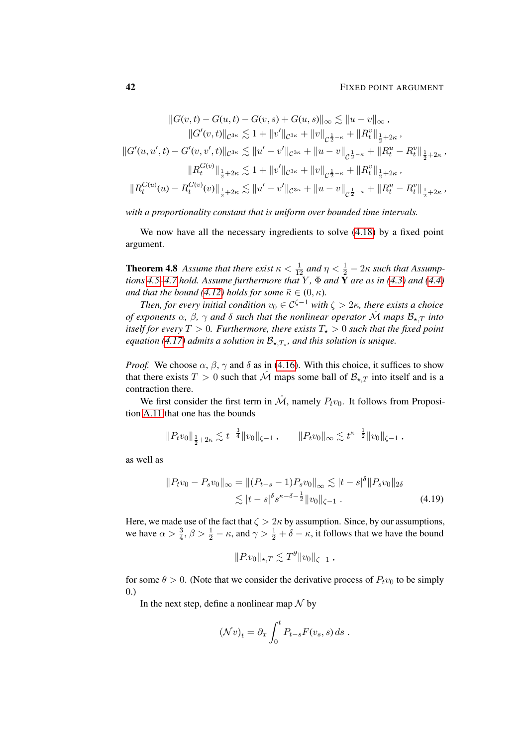$$\|G(v,t) - G(u,t) - G(v,s) + G(u,s)\|_\infty \lesssim \|u - v\|_\infty \;,$$
$$\|G'(v,t)\|_{\mathcal{C}^{3\kappa}} \lesssim 1 + \|v'\|_{\mathcal{C}^{3\kappa}} + \|v\|_{\mathcal{C}^{\frac{1}{2}-\kappa}} + \|R_t^v\|_{\frac{1}{2}+2\kappa} \;,$$
$$\|G'(u,u',t) - G'(v,v',t)\|_{\mathcal{C}^{3\kappa}} \lesssim \|u' - v'\|_{\mathcal{C}^{3\kappa}} + \|u - v\|_{\mathcal{C}^{\frac{1}{2}-\kappa}} + \|R_t^u - R_t^v\|_{\frac{1}{2}+2\kappa} \;,$$
$$\|R_t^{G(v)}\|_{\frac{1}{2}+2\kappa} \lesssim 1 + \|v'\|_{\mathcal{C}^{3\kappa}} + \|v\|_{\mathcal{C}^{\frac{1}{2}-\kappa}} + \|R_t^v\|_{\frac{1}{2}+2\kappa} \;,$$
$$\|R_t^{G(u)}(u) - R_t^{G(v)}(v)\|_{\frac{1}{2}+2\kappa} \lesssim \|u' - v'\|_{\mathcal{C}^{3\kappa}} + \|u - v\|_{\mathcal{C}^{\frac{1}{2}-\kappa}} + \|R_t^u - R_t^v\|_{\frac{1}{2}+2\kappa} \;,$$

*with a proportionality constant that is uniform over bounded time intervals.*

We now have all the necessary ingredients to solve (4.18) by a fixed point argument.

**Theorem 4.8** *Assume that there exist $\kappa < \frac{1}{12}$ and $\eta < \frac{1}{2} - 2\kappa$ such that Assumptions 4.5–4.7 hold. Assume furthermore that $Y$, $\Phi$ and $\mathbf{Y}$ are as in (4.3) and (4.4) and that the bound (4.12) holds for some $\bar\kappa \in (0,\kappa)$.*

*Then, for every initial condition $v_0 \in \mathcal{C}^{\zeta-1}$ with $\zeta > 2\kappa$, there exists a choice of exponents $\alpha$, $\beta$, $\gamma$ and $\delta$ such that the nonlinear operator $\hat{\mathcal{M}}$ maps $\mathcal{B}_{\star,T}$ into itself for every $T > 0$. Furthermore, there exists $T_\star > 0$ such that the fixed point equation (4.17) admits a solution in $\mathcal{B}_{\star,T_\star}$, and this solution is unique.*

*Proof.* We choose $\alpha$, $\beta$, $\gamma$ and $\delta$ as in (4.16). With this choice, it suffices to show that there exists $T > 0$ such that $\hat{\mathcal{M}}$ maps some ball of $\mathcal{B}_{\star,T}$ into itself and is a contraction there.

We first consider the first term in $\hat{\mathcal{M}}$, namely $P_t v_0$. It follows from Proposition A.11 that one has the bounds

$$\|P_t v_0\|_{\frac{1}{2}+2\kappa} \lesssim t^{-\frac{3}{4}}\|v_0\|_{\zeta-1} \;, \qquad \|P_t v_0\|_\infty \lesssim t^{\kappa-\frac{1}{2}}\|v_0\|_{\zeta-1} \;,$$

as well as

$$\begin{aligned}\|P_t v_0 - P_s v_0\|_\infty &= \|(P_{t-s} - 1)P_s v_0\|_\infty \lesssim |t-s|^\delta \|P_s v_0\|_{2\delta} \\ &\lesssim |t-s|^\delta s^{\kappa-\delta-\frac{1}{2}}\|v_0\|_{\zeta-1} \;. \end{aligned} \tag{4.19}$$

Here, we made use of the fact that $\zeta > 2\kappa$ by assumption. Since, by our assumptions, we have $\alpha > \frac{3}{4}$, $\beta > \frac{1}{2} - \kappa$, and $\gamma > \frac{1}{2} + \delta - \kappa$, it follows that we have the bound

$$\|P_\cdot v_0\|_{\star,T} \lesssim T^\theta \|v_0\|_{\zeta-1} \;,$$

for some $\theta > 0$. (Note that we consider the derivative process of $P_t v_0$ to be simply 0.)

In the next step, define a nonlinear map $\mathcal{N}$ by

$$(\mathcal{N}v)_t = \partial_x \int_0^t P_{t-s} F(v_s, s)\, ds \;.$$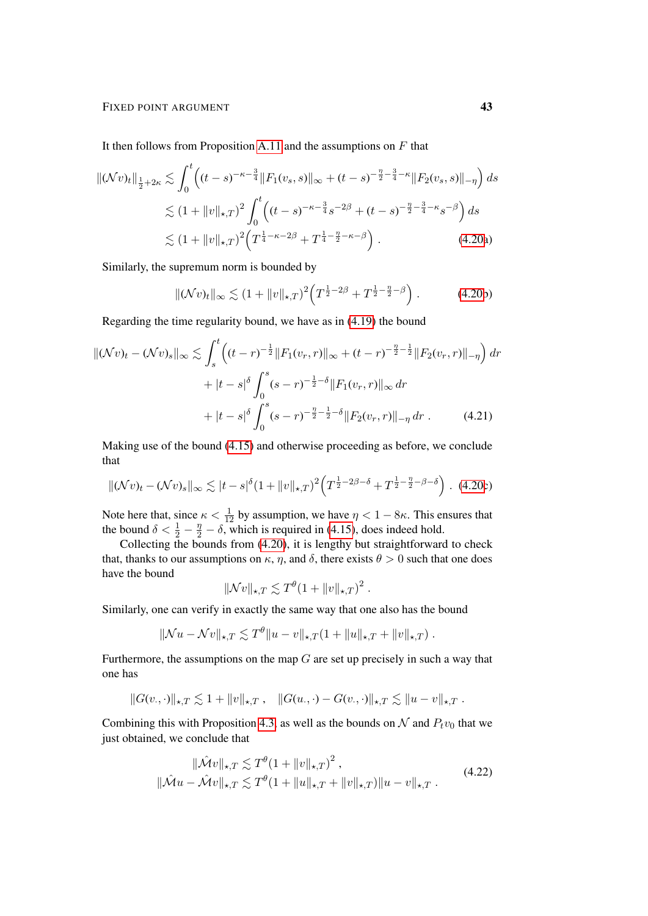It then follows from Proposition A.11 and the assumptions on $F$ that

$$
\begin{aligned}
\|(\mathcal{N}v)_t\|_{\frac{1}{2}+2\kappa} &\lesssim \int_0^t \Big( (t-s)^{-\kappa-\frac{3}{4}} \|F_1(v_s,s)\|_\infty + (t-s)^{-\frac{\eta}{2}-\frac{3}{4}-\kappa} \|F_2(v_s,s)\|_{-\eta} \Big)\, ds \\
&\lesssim (1+\|v\|_{\star,T})^2 \int_0^t \Big( (t-s)^{-\kappa-\frac{3}{4}} s^{-2\beta} + (t-s)^{-\frac{\eta}{2}-\frac{3}{4}-\kappa} s^{-\beta} \Big)\, ds \\
&\lesssim (1+\|v\|_{\star,T})^2 \Big( T^{\frac{1}{4}-\kappa-2\beta} + T^{\frac{1}{4}-\frac{\eta}{2}-\kappa-\beta} \Big) \;. 
\end{aligned}
\tag{4.20a}
$$

Similarly, the supremum norm is bounded by

$$
\|(\mathcal{N}v)_t\|_\infty \lesssim (1+\|v\|_{\star,T})^2 \Big( T^{\frac{1}{2}-2\beta} + T^{\frac{1}{2}-\frac{\eta}{2}-\beta} \Big) \;. \tag{4.20b}
$$

Regarding the time regularity bound, we have as in (4.19) the bound

$$
\begin{aligned}
\|(\mathcal{N}v)_t - (\mathcal{N}v)_s\|_\infty \lesssim \int_s^t \Big( (t-r)^{-\frac{1}{2}} \|F_1(v_r,r)\|_\infty + (t-r)^{-\frac{\eta}{2}-\frac{1}{2}} \|F_2(v_r,r)\|_{-\eta} \Big)\, dr \\
+ |t-s|^\delta \int_0^s (s-r)^{-\frac{1}{2}-\delta} \|F_1(v_r,r)\|_\infty \, dr \\
+ |t-s|^\delta \int_0^s (s-r)^{-\frac{\eta}{2}-\frac{1}{2}-\delta} \|F_2(v_r,r)\|_{-\eta} \, dr \;.
\end{aligned}
\tag{4.21}
$$

Making use of the bound (4.15) and otherwise proceeding as before, we conclude that

$$
\|(\mathcal{N}v)_t - (\mathcal{N}v)_s\|_\infty \lesssim |t-s|^\delta (1+\|v\|_{\star,T})^2 \Big( T^{\frac{1}{2}-2\beta-\delta} + T^{\frac{1}{2}-\frac{\eta}{2}-\beta-\delta} \Big) \;. \tag{4.20c}
$$

Note here that, since $\kappa < \frac{1}{12}$ by assumption, we have $\eta < 1 - 8\kappa$. This ensures that the bound $\delta < \frac{1}{2} - \frac{\eta}{2} - \delta$, which is required in (4.15), does indeed hold.

Collecting the bounds from (4.20), it is lengthy but straightforward to check that, thanks to our assumptions on $\kappa$, $\eta$, and $\delta$, there exists $\theta > 0$ such that one does have the bound

$$
\|\mathcal{N}v\|_{\star,T} \lesssim T^\theta (1+\|v\|_{\star,T})^2 \;.
$$

Similarly, one can verify in exactly the same way that one also has the bound

$$
\|\mathcal{N}u - \mathcal{N}v\|_{\star,T} \lesssim T^\theta \|u-v\|_{\star,T} (1+\|u\|_{\star,T} + \|v\|_{\star,T}) \;.
$$

Furthermore, the assumptions on the map $G$ are set up precisely in such a way that one has

$$
\|G(v_\cdot,\cdot)\|_{\star,T} \lesssim 1 + \|v\|_{\star,T} \;, \quad \|G(u_\cdot,\cdot) - G(v_\cdot,\cdot)\|_{\star,T} \lesssim \|u-v\|_{\star,T} \;.
$$

Combining this with Proposition 4.3, as well as the bounds on $\mathcal{N}$ and $P_t v_0$ that we just obtained, we conclude that

$$
\begin{aligned}
\|\hat{\mathcal{M}}v\|_{\star,T} &\lesssim T^\theta (1+\|v\|_{\star,T})^2 \;, \\
\|\hat{\mathcal{M}}u - \hat{\mathcal{M}}v\|_{\star,T} &\lesssim T^\theta (1+\|u\|_{\star,T} + \|v\|_{\star,T}) \|u-v\|_{\star,T} \;.
\end{aligned}
\tag{4.22}
$$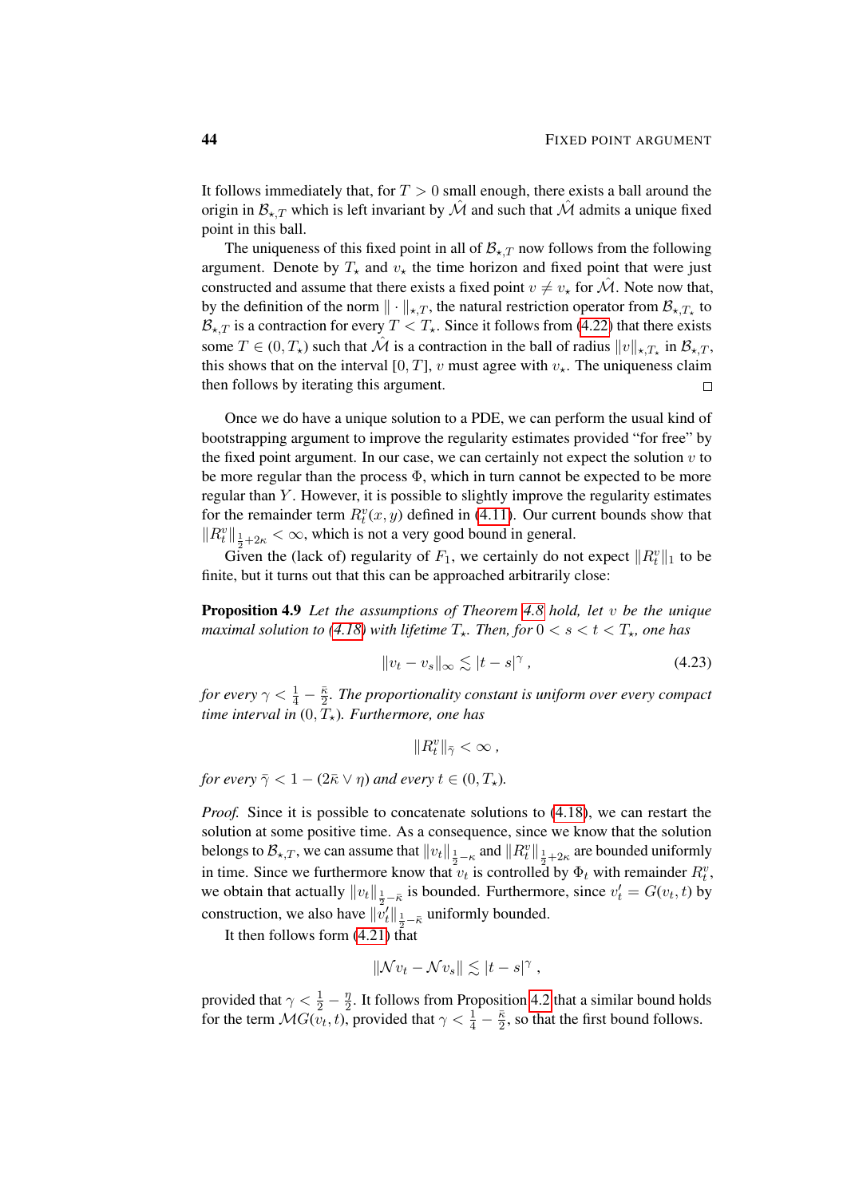It follows immediately that, for $T > 0$ small enough, there exists a ball around the origin in $\mathcal{B}_{\star,T}$ which is left invariant by $\hat{\mathcal{M}}$ and such that $\hat{\mathcal{M}}$ admits a unique fixed point in this ball.

The uniqueness of this fixed point in all of $\mathcal{B}_{\star,T}$ now follows from the following argument. Denote by $T_\star$ and $v_\star$ the time horizon and fixed point that were just constructed and assume that there exists a fixed point $v \neq v_\star$ for $\hat{\mathcal{M}}$. Note now that, by the definition of the norm $\|\cdot\|_{\star,T}$, the natural restriction operator from $\mathcal{B}_{\star,T_\star}$ to $\mathcal{B}_{\star,T}$ is a contraction for every $T < T_\star$. Since it follows from (4.22) that there exists some $T \in (0, T_\star)$ such that $\hat{\mathcal{M}}$ is a contraction in the ball of radius $\|v\|_{\star,T_\star}$ in $\mathcal{B}_{\star,T}$, this shows that on the interval $[0,T]$, $v$ must agree with $v_\star$. The uniqueness claim then follows by iterating this argument. □

Once we do have a unique solution to a PDE, we can perform the usual kind of bootstrapping argument to improve the regularity estimates provided "for free" by the fixed point argument. In our case, we can certainly not expect the solution $v$ to be more regular than the process $\Phi$, which in turn cannot be expected to be more regular than $Y$. However, it is possible to slightly improve the regularity estimates for the remainder term $R_t^v(x,y)$ defined in (4.11). Our current bounds show that $\|R_t^v\|_{\frac{1}{2}+2\kappa} < \infty$, which is not a very good bound in general.

Given the (lack of) regularity of $F_1$, we certainly do not expect $\|R_t^v\|_1$ to be finite, but it turns out that this can be approached arbitrarily close:

**Proposition 4.9** *Let the assumptions of Theorem 4.8 hold, let $v$ be the unique maximal solution to (4.18) with lifetime $T_\star$. Then, for $0 < s < t < T_\star$, one has*

$$\|v_t - v_s\|_\infty \lesssim |t-s|^\gamma \,, \tag{4.23}$$

*for every $\gamma < \frac{1}{4} - \frac{\bar{\kappa}}{2}$. The proportionality constant is uniform over every compact time interval in $(0, T_\star)$. Furthermore, one has*

$$\|R_t^v\|_{\bar{\gamma}} < \infty \,,$$

*for every $\bar{\gamma} < 1 - (2\bar{\kappa} \vee \eta)$ and every $t \in (0, T_\star)$.*

*Proof.* Since it is possible to concatenate solutions to (4.18), we can restart the solution at some positive time. As a consequence, since we know that the solution belongs to $\mathcal{B}_{\star,T}$, we can assume that $\|v_t\|_{\frac{1}{2}-\kappa}$ and $\|R_t^v\|_{\frac{1}{2}+2\kappa}$ are bounded uniformly in time. Since we furthermore know that $v_t$ is controlled by $\Phi_t$ with remainder $R_t^v$, we obtain that actually $\|v_t\|_{\frac{1}{2}-\bar{\kappa}}$ is bounded. Furthermore, since $v_t' = G(v_t, t)$ by construction, we also have $\|v_t'\|_{\frac{1}{2}-\bar{\kappa}}$ uniformly bounded.

It then follows form (4.21) that

$$\|\mathcal{N} v_t - \mathcal{N} v_s\| \lesssim |t-s|^\gamma \,,$$

provided that $\gamma < \frac{1}{2} - \frac{\eta}{2}$. It follows from Proposition 4.2 that a similar bound holds for the term $\mathcal{M} G(v_t, t)$, provided that $\gamma < \frac{1}{4} - \frac{\bar{\kappa}}{2}$, so that the first bound follows.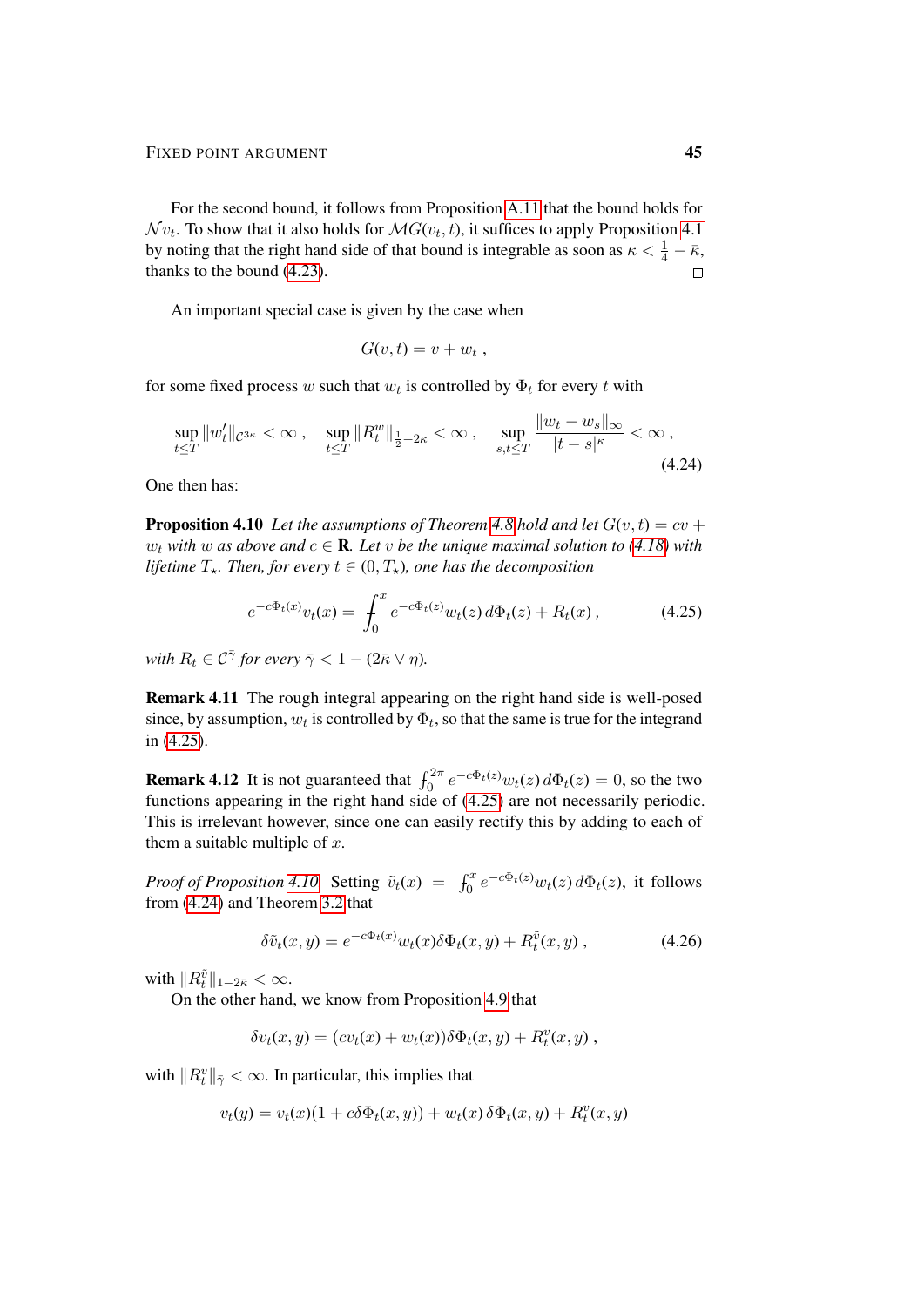For the second bound, it follows from Proposition A.11 that the bound holds for $\mathcal{N} v_t$. To show that it also holds for $\mathcal{M}G(v_t, t)$, it suffices to apply Proposition 4.1 by noting that the right hand side of that bound is integrable as soon as $\kappa < \frac{1}{4} - \bar\kappa$, thanks to the bound (4.23). $\square$

An important special case is given by the case when

$$G(v,t) = v + w_t\;,$$

for some fixed process $w$ such that $w_t$ is controlled by $\Phi_t$ for every $t$ with

$$\sup_{t\le T} \|w_t'\|_{\mathcal{C}^{3\kappa}} < \infty\;,\qquad \sup_{t\le T} \|R_t^w\|_{\frac{1}{2}+2\kappa} < \infty\;,\qquad \sup_{s,t\le T} \frac{\|w_t - w_s\|_\infty}{|t-s|^\kappa} < \infty\;, \tag{4.24}$$

One then has:

**Proposition 4.10** *Let the assumptions of Theorem 4.8 hold and let $G(v,t) = cv + w_t$ with $w$ as above and $c \in \mathbf{R}$. Let $v$ be the unique maximal solution to (4.18) with lifetime $T_\star$. Then, for every $t \in (0, T_\star)$, one has the decomposition*

$$e^{-c\Phi_t(x)} v_t(x) = \int_0^x e^{-c\Phi_t(z)} w_t(z)\, d\Phi_t(z) + R_t(x)\;, \tag{4.25}$$

*with $R_t \in \mathcal{C}^{\bar\gamma}$ for every $\bar\gamma < 1 - (2\bar\kappa \vee \eta)$.*

**Remark 4.11** The rough integral appearing on the right hand side is well-posed since, by assumption, $w_t$ is controlled by $\Phi_t$, so that the same is true for the integrand in (4.25).

**Remark 4.12** It is not guaranteed that $\int_0^{2\pi} e^{-c\Phi_t(z)} w_t(z)\, d\Phi_t(z) = 0$, so the two functions appearing in the right hand side of (4.25) are not necessarily periodic. This is irrelevant however, since one can easily rectify this by adding to each of them a suitable multiple of $x$.

*Proof of Proposition 4.10.* Setting $\tilde v_t(x) = \int_0^x e^{-c\Phi_t(z)} w_t(z)\, d\Phi_t(z)$, it follows from (4.24) and Theorem 3.2 that

$$\delta \tilde v_t(x,y) = e^{-c\Phi_t(x)} w_t(x) \delta\Phi_t(x,y) + R_t^{\tilde v}(x,y)\;, \tag{4.26}$$

with $\|R_t^{\tilde v}\|_{1-2\bar\kappa} < \infty$.

On the other hand, we know from Proposition 4.9 that

$$\delta v_t(x,y) = (c v_t(x) + w_t(x)) \delta\Phi_t(x,y) + R_t^v(x,y)\;,$$

with $\|R_t^v\|_{\bar\gamma} < \infty$. In particular, this implies that

$$v_t(y) = v_t(x)(1 + c\delta\Phi_t(x,y)) + w_t(x)\,\delta\Phi_t(x,y) + R_t^v(x,y)$$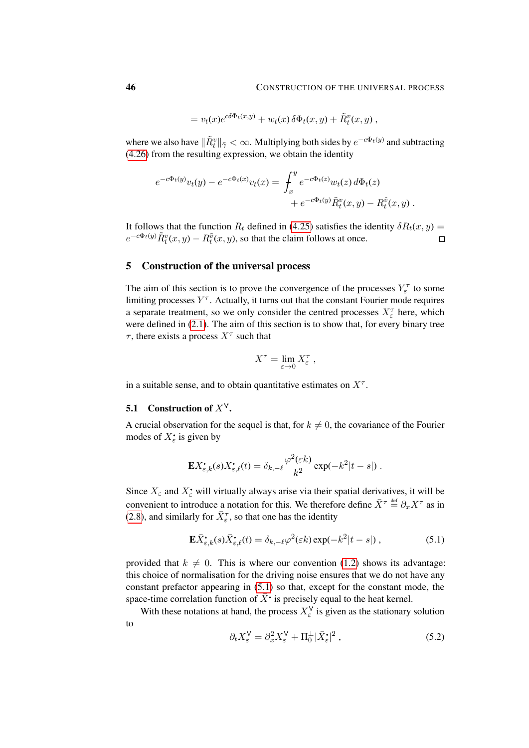$$= v_t(x) e^{c\delta\Phi_t(x,y)} + w_t(x)\, \delta\Phi_t(x,y) + \tilde R_t^v(x,y)\;,$$

where we also have $\|\tilde R_t^v\|_{\bar\gamma} < \infty$. Multiplying both sides by $e^{-c\Phi_t(y)}$ and subtracting (4.26) from the resulting expression, we obtain the identity

$$e^{-c\Phi_t(y)} v_t(y) - e^{-c\Phi_t(x)} v_t(x) = \int_x^y e^{-c\Phi_t(z)} w_t(z)\, d\Phi_t(z) + e^{-c\Phi_t(y)} \tilde R_t^v(x,y) - R_t^{\tilde v}(x,y)\;.$$

It follows that the function $R_t$ defined in (4.25) satisfies the identity $\delta R_t(x,y) = e^{-c\Phi_t(y)} \tilde R_t^v(x,y) - R_t^{\tilde v}(x,y)$, so that the claim follows at once. □

## 5 Construction of the universal process

The aim of this section is to prove the convergence of the processes $Y_\varepsilon^\tau$ to some limiting processes $Y^\tau$. Actually, it turns out that the constant Fourier mode requires a separate treatment, so we only consider the centred processes $X_\varepsilon^\tau$ here, which were defined in (2.1). The aim of this section is to show that, for every binary tree $\tau$, there exists a process $X^\tau$ such that

$$X^\tau = \lim_{\varepsilon\to 0} X_\varepsilon^\tau\;,$$

in a suitable sense, and to obtain quantitative estimates on $X^\tau$.

### 5.1 Construction of $X^{\vee}$.

A crucial observation for the sequel is that, for $k \neq 0$, the covariance of the Fourier modes of $X_\varepsilon^\bullet$ is given by

$$\mathbf{E} X_{\varepsilon,k}^\bullet(s) X_{\varepsilon,\ell}^\bullet(t) = \delta_{k,-\ell} \frac{\varphi^2(\varepsilon k)}{k^2} \exp(-k^2|t-s|)\;.$$

Since $X_\varepsilon$ and $X_\varepsilon^\bullet$ will virtually always arise via their spatial derivatives, it will be convenient to introduce a notation for this. We therefore define $\bar X^\tau \stackrel{\text{def}}{=} \partial_x X^\tau$ as in (2.8), and similarly for $\bar X_\varepsilon^\tau$, so that one has the identity

$$\mathbf{E} \bar X_{\varepsilon,k}^\bullet(s) \bar X_{\varepsilon,\ell}^\bullet(t) = \delta_{k,-\ell} \varphi^2(\varepsilon k) \exp(-k^2|t-s|)\;, \tag{5.1}$$

provided that $k \neq 0$. This is where our convention (1.2) shows its advantage: this choice of normalisation for the driving noise ensures that we do not have any constant prefactor appearing in (5.1) so that, except for the constant mode, the space-time correlation function of $\bar X^\bullet$ is precisely equal to the heat kernel.

With these notations at hand, the process $X_\varepsilon^{\vee}$ is given as the stationary solution to

$$\partial_t X_\varepsilon^{\vee} = \partial_x^2 X_\varepsilon^{\vee} + \Pi_0^\perp |\bar X_\varepsilon^\bullet|^2\;, \tag{5.2}$$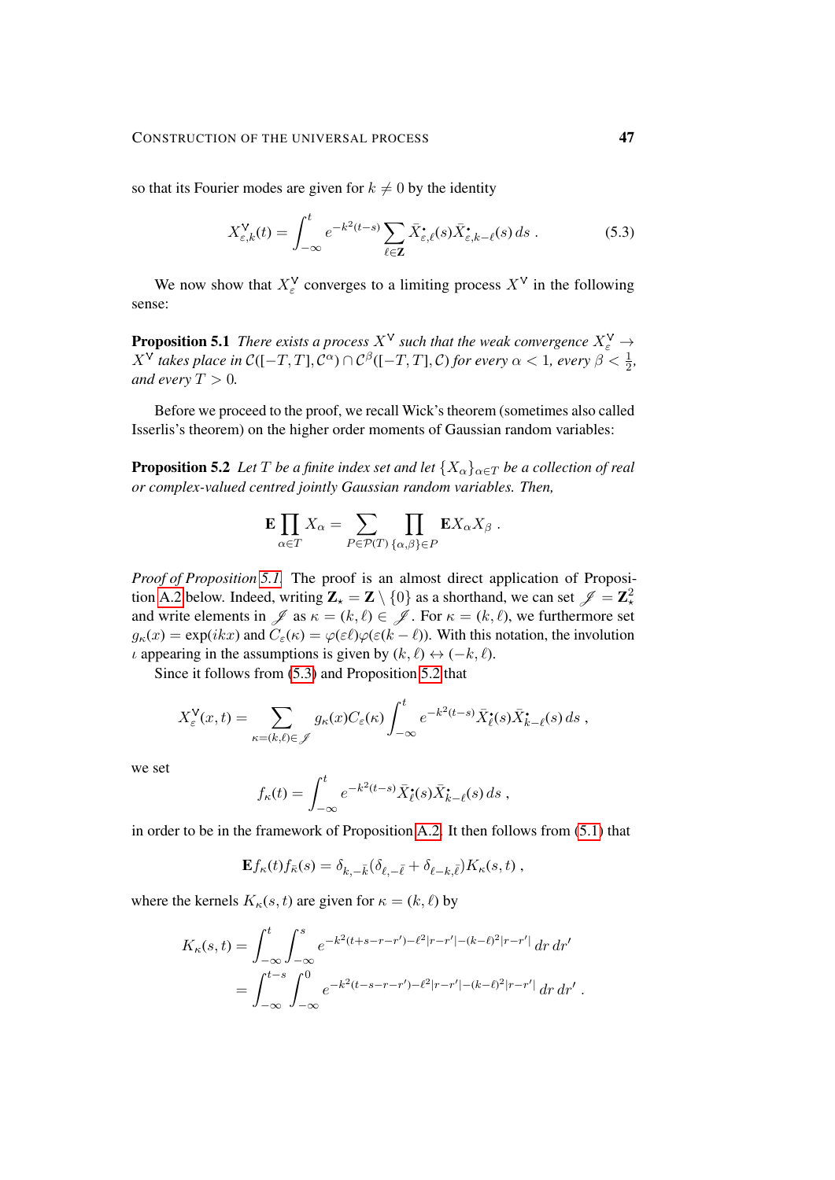so that its Fourier modes are given for $k \neq 0$ by the identity

$$X^{\mathsf{V}}_{\varepsilon,k}(t) = \int_{-\infty}^{t} e^{-k^2(t-s)} \sum_{\ell \in \mathbf{Z}} \bar X^{\bullet}_{\varepsilon,\ell}(s) \bar X^{\bullet}_{\varepsilon,k-\ell}(s)\, ds\;. \tag{5.3}$$

We now show that $X^{\mathsf{V}}_{\varepsilon}$ converges to a limiting process $X^{\mathsf{V}}$ in the following sense:

**Proposition 5.1** *There exists a process $X^{\mathsf{V}}$ such that the weak convergence $X^{\mathsf{V}}_{\varepsilon} \to X^{\mathsf{V}}$ takes place in $\mathcal{C}([-T,T],\mathcal{C}^\alpha) \cap \mathcal{C}^\beta([-T,T],\mathcal{C})$ for every $\alpha < 1$, every $\beta < \frac{1}{2}$, and every $T > 0$.*

Before we proceed to the proof, we recall Wick's theorem (sometimes also called Isserlis's theorem) on the higher order moments of Gaussian random variables:

**Proposition 5.2** *Let $T$ be a finite index set and let $\{X_\alpha\}_{\alpha\in T}$ be a collection of real or complex-valued centred jointly Gaussian random variables. Then,*

$$\mathbf{E}\prod_{\alpha \in T} X_\alpha = \sum_{P \in \mathcal{P}(T)} \prod_{\{\alpha,\beta\}\in P} \mathbf{E} X_\alpha X_\beta\;.$$

*Proof of Proposition 5.1.* The proof is an almost direct application of Proposition A.2 below. Indeed, writing $\mathbf{Z}_\star = \mathbf{Z} \setminus \{0\}$ as a shorthand, we can set $\mathscr{J} = \mathbf{Z}_\star^2$ and write elements in $\mathscr{J}$ as $\kappa = (k,\ell) \in \mathscr{J}$. For $\kappa = (k,\ell)$, we furthermore set $g_\kappa(x) = \exp(ikx)$ and $C_\varepsilon(\kappa) = \varphi(\varepsilon\ell)\varphi(\varepsilon(k-\ell))$. With this notation, the involution $\iota$ appearing in the assumptions is given by $(k,\ell) \leftrightarrow (-k,\ell)$.

Since it follows from (5.3) and Proposition 5.2 that

$$X^{\mathsf{V}}_{\varepsilon}(x,t) = \sum_{\kappa=(k,\ell)\in\mathscr{J}} g_\kappa(x) C_\varepsilon(\kappa) \int_{-\infty}^{t} e^{-k^2(t-s)} \bar X^{\bullet}_{\ell}(s) \bar X^{\bullet}_{k-\ell}(s)\, ds\;,$$

we set

$$f_\kappa(t) = \int_{-\infty}^{t} e^{-k^2(t-s)} \bar X^{\bullet}_{\ell}(s) \bar X^{\bullet}_{k-\ell}(s)\, ds\;,$$

in order to be in the framework of Proposition A.2. It then follows from (5.1) that

$$\mathbf{E} f_\kappa(t) f_{\bar\kappa}(s) = \delta_{k,-\bar k}(\delta_{\ell,-\bar\ell} + \delta_{\ell-k,\bar\ell}) K_\kappa(s,t)\;,$$

where the kernels $K_\kappa(s,t)$ are given for $\kappa = (k,\ell)$ by

$$\begin{aligned}
K_\kappa(s,t) &= \int_{-\infty}^{t}\int_{-\infty}^{s} e^{-k^2(t+s-r-r') - \ell^2|r-r'| - (k-\ell)^2|r-r'|}\, dr\, dr' \\
&= \int_{-\infty}^{t-s}\int_{-\infty}^{0} e^{-k^2(t-s-r-r') - \ell^2|r-r'| - (k-\ell)^2|r-r'|}\, dr\, dr'\;.
\end{aligned}$$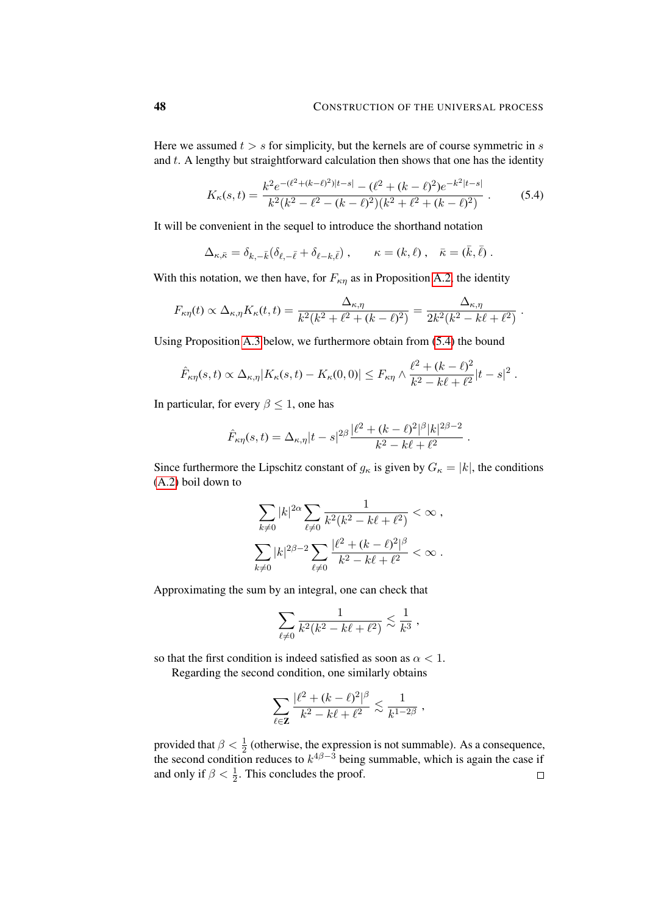Here we assumed $t > s$ for simplicity, but the kernels are of course symmetric in $s$ and $t$. A lengthy but straightforward calculation then shows that one has the identity

$$K_\kappa(s,t) = \frac{k^2 e^{-(\ell^2+(k-\ell)^2)|t-s|} - (\ell^2+(k-\ell)^2)e^{-k^2|t-s|}}{k^2(k^2-\ell^2-(k-\ell)^2)(k^2+\ell^2+(k-\ell)^2)} \;. \tag{5.4}$$

It will be convenient in the sequel to introduce the shorthand notation

$$\Delta_{\kappa,\bar\kappa} = \delta_{k,-\bar k}(\delta_{\ell,-\bar\ell} + \delta_{\ell-k,\bar\ell}) \;, \qquad \kappa = (k,\ell) \;, \quad \bar\kappa = (\bar k, \bar\ell) \;.$$

With this notation, we then have, for $F_{\kappa\eta}$ as in Proposition A.2, the identity

$$F_{\kappa\eta}(t) \propto \Delta_{\kappa,\eta} K_\kappa(t,t) = \frac{\Delta_{\kappa,\eta}}{k^2(k^2+\ell^2+(k-\ell)^2)} = \frac{\Delta_{\kappa,\eta}}{2k^2(k^2-k\ell+\ell^2)} \;.$$

Using Proposition A.3 below, we furthermore obtain from (5.4) the bound

$$\hat F_{\kappa\eta}(s,t) \propto \Delta_{\kappa,\eta}|K_\kappa(s,t) - K_\kappa(0,0)| \le F_{\kappa\eta} \wedge \frac{\ell^2+(k-\ell)^2}{k^2-k\ell+\ell^2}|t-s|^2 \;.$$

In particular, for every $\beta \le 1$, one has

$$\hat F_{\kappa\eta}(s,t) = \Delta_{\kappa,\eta}|t-s|^{2\beta}\frac{|\ell^2+(k-\ell)^2|^\beta |k|^{2\beta-2}}{k^2-k\ell+\ell^2} \;.$$

Since furthermore the Lipschitz constant of $g_\kappa$ is given by $G_\kappa = |k|$, the conditions (A.2) boil down to

$$\sum_{k\neq 0} |k|^{2\alpha} \sum_{\ell\neq 0} \frac{1}{k^2(k^2-k\ell+\ell^2)} < \infty \;,$$

$$\sum_{k\neq 0} |k|^{2\beta-2} \sum_{\ell\neq 0} \frac{|\ell^2+(k-\ell)^2|^\beta}{k^2-k\ell+\ell^2} < \infty \;.$$

Approximating the sum by an integral, one can check that

$$\sum_{\ell\neq 0} \frac{1}{k^2(k^2-k\ell+\ell^2)} \lesssim \frac{1}{k^3} \;,$$

so that the first condition is indeed satisfied as soon as $\alpha < 1$.

Regarding the second condition, one similarly obtains

$$\sum_{\ell\in\mathbf{Z}} \frac{|\ell^2+(k-\ell)^2|^\beta}{k^2-k\ell+\ell^2} \lesssim \frac{1}{k^{1-2\beta}} \;,$$

provided that $\beta < \frac{1}{2}$ (otherwise, the expression is not summable). As a consequence, the second condition reduces to $k^{4\beta-3}$ being summable, which is again the case if and only if $\beta < \frac{1}{2}$. This concludes the proof. □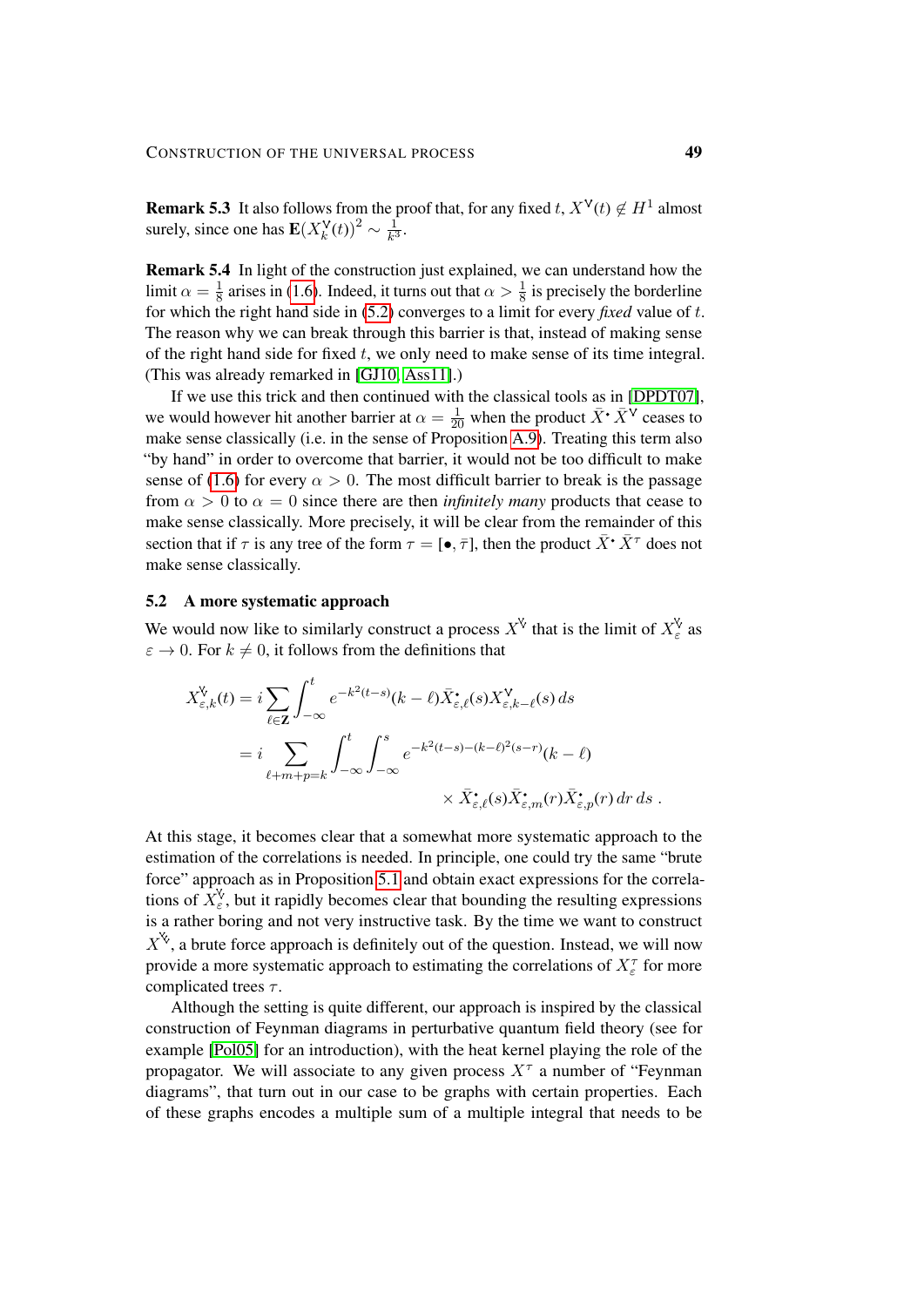**Remark 5.3** It also follows from the proof that, for any fixed $t$, $X^{\mathsf{V}}(t) \notin H^1$ almost surely, since one has $\mathbf{E}(X^{\mathsf{V}}_k(t))^2 \sim \frac{1}{k^3}$.

**Remark 5.4** In light of the construction just explained, we can understand how the limit $\alpha = \frac{1}{8}$ arises in (1.6). Indeed, it turns out that $\alpha > \frac{1}{8}$ is precisely the borderline for which the right hand side in (5.2) converges to a limit for every *fixed* value of $t$. The reason why we can break through this barrier is that, instead of making sense of the right hand side for fixed $t$, we only need to make sense of its time integral. (This was already remarked in [GJ10, Ass11].)

If we use this trick and then continued with the classical tools as in [DPDT07], we would however hit another barrier at $\alpha = \frac{1}{20}$ when the product $\bar X^{\bullet}\,\bar X^{\mathsf{V}}$ ceases to make sense classically (i.e. in the sense of Proposition A.9). Treating this term also "by hand" in order to overcome that barrier, it would not be too difficult to make sense of (1.6) for every $\alpha > 0$. The most difficult barrier to break is the passage from $\alpha > 0$ to $\alpha = 0$ since there are then *infinitely many* products that cease to make sense classically. More precisely, it will be clear from the remainder of this section that if $\tau$ is any tree of the form $\tau = [\bullet, \bar\tau]$, then the product $\bar X^{\bullet}\,\bar X^{\tau}$ does not make sense classically.

## 5.2 A more systematic approach

We would now like to similarly construct a process $X^{\mathsf{Y}}$ that is the limit of $X^{\mathsf{Y}}_\varepsilon$ as $\varepsilon \to 0$. For $k \neq 0$, it follows from the definitions that

$$
\begin{aligned}
X^{\mathsf{Y}}_{\varepsilon,k}(t) &= i \sum_{\ell\in\mathbf{Z}} \int_{-\infty}^t e^{-k^2(t-s)}(k-\ell)\bar X^{\bullet}_{\varepsilon,\ell}(s) X^{\mathsf{V}}_{\varepsilon,k-\ell}(s)\,ds \\
&= i \sum_{\ell+m+p=k} \int_{-\infty}^t \int_{-\infty}^s e^{-k^2(t-s)-(k-\ell)^2(s-r)}(k-\ell) \\
&\qquad\qquad\qquad \times \bar X^{\bullet}_{\varepsilon,\ell}(s)\bar X^{\bullet}_{\varepsilon,m}(r)\bar X^{\bullet}_{\varepsilon,p}(r)\,dr\,ds\;.
\end{aligned}
$$

At this stage, it becomes clear that a somewhat more systematic approach to the estimation of the correlations is needed. In principle, one could try the same "brute force" approach as in Proposition 5.1 and obtain exact expressions for the correlations of $X^{\mathsf{Y}}_\varepsilon$, but it rapidly becomes clear that bounding the resulting expressions is a rather boring and not very instructive task. By the time we want to construct $X^{\mathsf{Y}\!\!\mathsf{Y}}$, a brute force approach is definitely out of the question. Instead, we will now provide a more systematic approach to estimating the correlations of $X^{\tau}_\varepsilon$ for more complicated trees $\tau$.

Although the setting is quite different, our approach is inspired by the classical construction of Feynman diagrams in perturbative quantum field theory (see for example [Pol05] for an introduction), with the heat kernel playing the role of the propagator. We will associate to any given process $X^\tau$ a number of "Feynman diagrams", that turn out in our case to be graphs with certain properties. Each of these graphs encodes a multiple sum of a multiple integral that needs to be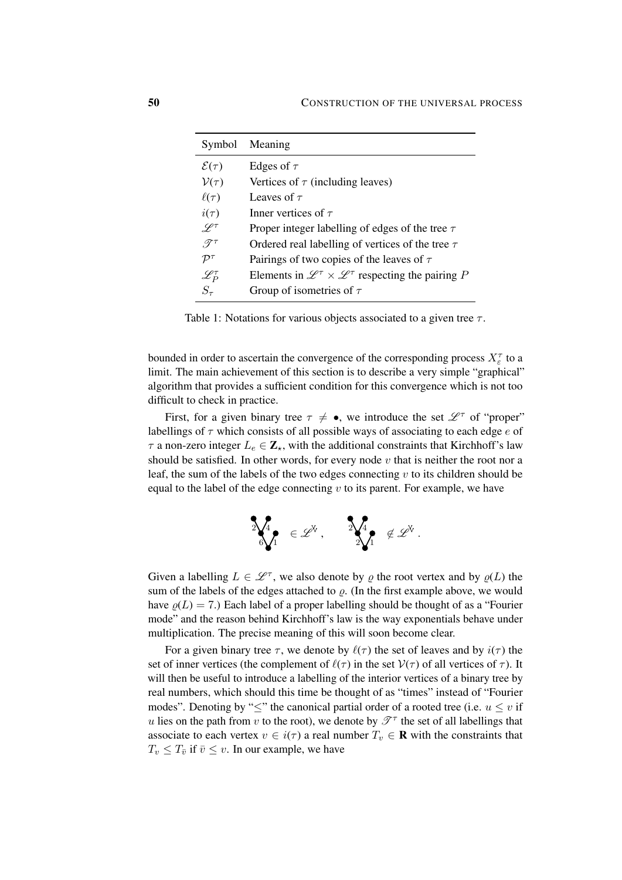| Symbol | Meaning |
|---|---|
| $\mathcal{E}(\tau)$ | Edges of $\tau$ |
| $\mathcal{V}(\tau)$ | Vertices of $\tau$ (including leaves) |
| $\ell(\tau)$ | Leaves of $\tau$ |
| $i(\tau)$ | Inner vertices of $\tau$ |
| $\mathscr{L}^\tau$ | Proper integer labelling of edges of the tree $\tau$ |
| $\mathscr{T}^\tau$ | Ordered real labelling of vertices of the tree $\tau$ |
| $\mathcal{P}^\tau$ | Pairings of two copies of the leaves of $\tau$ |
| $\mathscr{L}_P^\tau$ | Elements in $\mathscr{L}^\tau \times \mathscr{L}^\tau$ respecting the pairing $P$ |
| $S_\tau$ | Group of isometries of $\tau$ |

Table 1: Notations for various objects associated to a given tree $\tau$.

bounded in order to ascertain the convergence of the corresponding process $X_\varepsilon^\tau$ to a limit. The main achievement of this section is to describe a very simple "graphical" algorithm that provides a sufficient condition for this convergence which is not too difficult to check in practice.

First, for a given binary tree $\tau \neq \bullet$, we introduce the set $\mathscr{L}^\tau$ of "proper" labellings of $\tau$ which consists of all possible ways of associating to each edge $e$ of $\tau$ a non-zero integer $L_e \in \mathbf{Z}_\star$, with the additional constraints that Kirchhoff's law should be satisfied. In other words, for every node $v$ that is neither the root nor a leaf, the sum of the labels of the two edges connecting $v$ to its children should be equal to the label of the edge connecting $v$ to its parent. For example, we have

$$\text{(tree with labels } 2, 4, 6, 1) \in \mathscr{L}^{\tau}, \qquad \text{(tree with labels } 2, 4, 2, 1) \notin \mathscr{L}^{\tau}.$$

Given a labelling $L \in \mathscr{L}^\tau$, we also denote by $\varrho$ the root vertex and by $\varrho(L)$ the sum of the labels of the edges attached to $\varrho$. (In the first example above, we would have $\varrho(L) = 7$.) Each label of a proper labelling should be thought of as a "Fourier mode" and the reason behind Kirchhoff's law is the way exponentials behave under multiplication. The precise meaning of this will soon become clear.

For a given binary tree $\tau$, we denote by $\ell(\tau)$ the set of leaves and by $i(\tau)$ the set of inner vertices (the complement of $\ell(\tau)$ in the set $\mathcal{V}(\tau)$ of all vertices of $\tau$). It will then be useful to introduce a labelling of the interior vertices of a binary tree by real numbers, which should this time be thought of as "times" instead of "Fourier modes". Denoting by "$\leq$" the canonical partial order of a rooted tree (i.e. $u \leq v$ if $u$ lies on the path from $v$ to the root), we denote by $\mathscr{T}^\tau$ the set of all labellings that associate to each vertex $v \in i(\tau)$ a real number $T_v \in \mathbf{R}$ with the constraints that $T_v \leq T_{\bar{v}}$ if $\bar{v} \leq v$. In our example, we have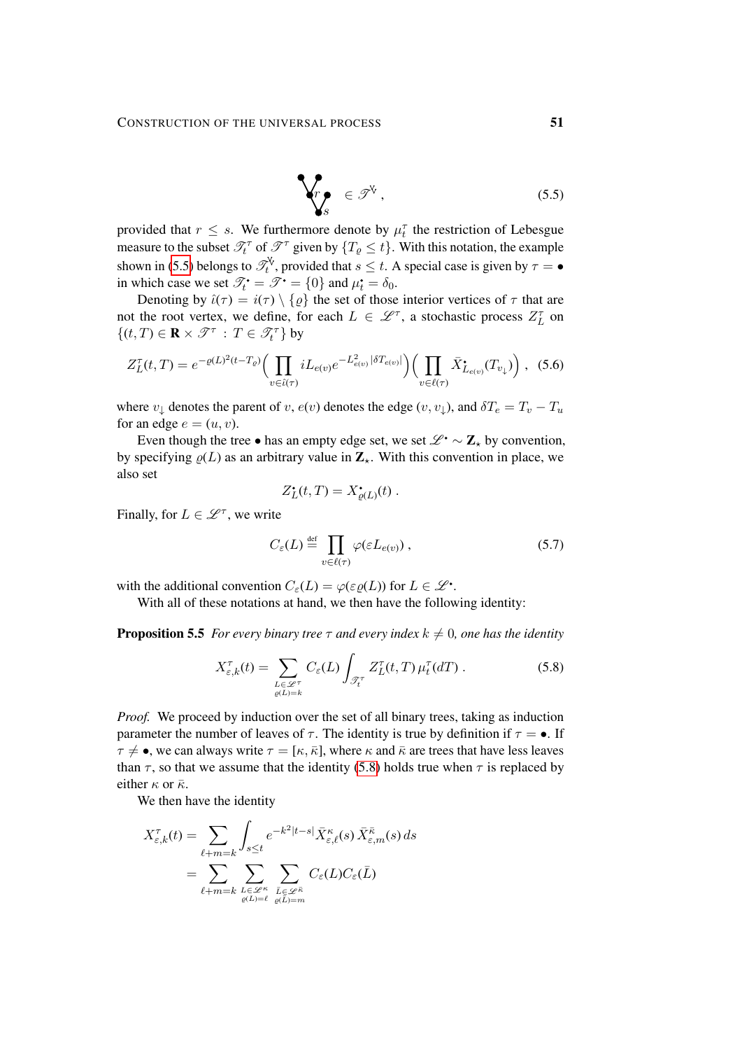$$\text{[tree diagram with vertices labelled } r \text{ and } s\text{]} \in \mathscr{T}^{\text{Ѵ}} , \tag{5.5}$$

provided that $r \leq s$. We furthermore denote by $\mu_t^\tau$ the restriction of Lebesgue measure to the subset $\mathscr{T}_t^\tau$ of $\mathscr{T}^\tau$ given by $\{T_\varrho \leq t\}$. With this notation, the example shown in (5.5) belongs to $\mathscr{T}_t^{\text{Ѵ}}$, provided that $s \leq t$. A special case is given by $\tau = \bullet$ in which case we set $\mathscr{T}_t^\bullet = \mathscr{T}^\bullet = \{0\}$ and $\mu_t^\bullet = \delta_0$.

Denoting by $\hat\imath(\tau) = i(\tau) \setminus \{\varrho\}$ the set of those interior vertices of $\tau$ that are not the root vertex, we define, for each $L \in \mathscr{L}^\tau$, a stochastic process $Z_L^\tau$ on $\{(t,T) \in \mathbf{R} \times \mathscr{T}^\tau \,:\, T \in \mathscr{T}_t^\tau\}$ by

$$Z_L^\tau(t,T) = e^{-\varrho(L)^2(t-T_\varrho)} \Big( \prod_{v \in \hat\imath(\tau)} iL_{e(v)} e^{-L_{e(v)}^2 |\delta T_{e(v)}|} \Big) \Big( \prod_{v \in \ell(\tau)} \bar X^\bullet_{L_{e(v)}}(T_{v_\downarrow}) \Big) , \tag{5.6}$$

where $v_\downarrow$ denotes the parent of $v$, $e(v)$ denotes the edge $(v, v_\downarrow)$, and $\delta T_e = T_v - T_u$ for an edge $e = (u,v)$.

Even though the tree $\bullet$ has an empty edge set, we set $\mathscr{L}^\bullet \sim \mathbf{Z}_\star$ by convention, by specifying $\varrho(L)$ as an arbitrary value in $\mathbf{Z}_\star$. With this convention in place, we also set

$$Z_L^\bullet(t,T) = X^\bullet_{\varrho(L)}(t) .$$

Finally, for $L \in \mathscr{L}^\tau$, we write

$$C_\varepsilon(L) \stackrel{\text{def}}{=} \prod_{v \in \ell(\tau)} \varphi(\varepsilon L_{e(v)}) , \tag{5.7}$$

with the additional convention $C_\varepsilon(L) = \varphi(\varepsilon \varrho(L))$ for $L \in \mathscr{L}^\bullet$.

With all of these notations at hand, we then have the following identity:

**Proposition 5.5** *For every binary tree $\tau$ and every index $k \neq 0$, one has the identity*

$$X^\tau_{\varepsilon,k}(t) = \sum_{\substack{L \in \mathscr{L}^\tau \\ \varrho(L) = k}} C_\varepsilon(L) \int_{\mathscr{T}_t^\tau} Z_L^\tau(t,T)\, \mu_t^\tau(dT) . \tag{5.8}$$

*Proof.* We proceed by induction over the set of all binary trees, taking as induction parameter the number of leaves of $\tau$. The identity is true by definition if $\tau = \bullet$. If $\tau \neq \bullet$, we can always write $\tau = [\kappa, \bar\kappa]$, where $\kappa$ and $\bar\kappa$ are trees that have less leaves than $\tau$, so that we assume that the identity (5.8) holds true when $\tau$ is replaced by either $\kappa$ or $\bar\kappa$.

We then have the identity

$$\begin{aligned} X^\tau_{\varepsilon,k}(t) &= \sum_{\ell+m=k} \int_{s \leq t} e^{-k^2|t-s|} \bar X^\kappa_{\varepsilon,\ell}(s)\, \bar X^{\bar\kappa}_{\varepsilon,m}(s)\, ds \\ &= \sum_{\ell+m=k} \sum_{\substack{L \in \mathscr{L}^\kappa \\ \varrho(L)=\ell}} \sum_{\substack{\bar L \in \mathscr{L}^{\bar\kappa} \\ \varrho(\bar L)=m}} C_\varepsilon(L) C_\varepsilon(\bar L) \end{aligned}$$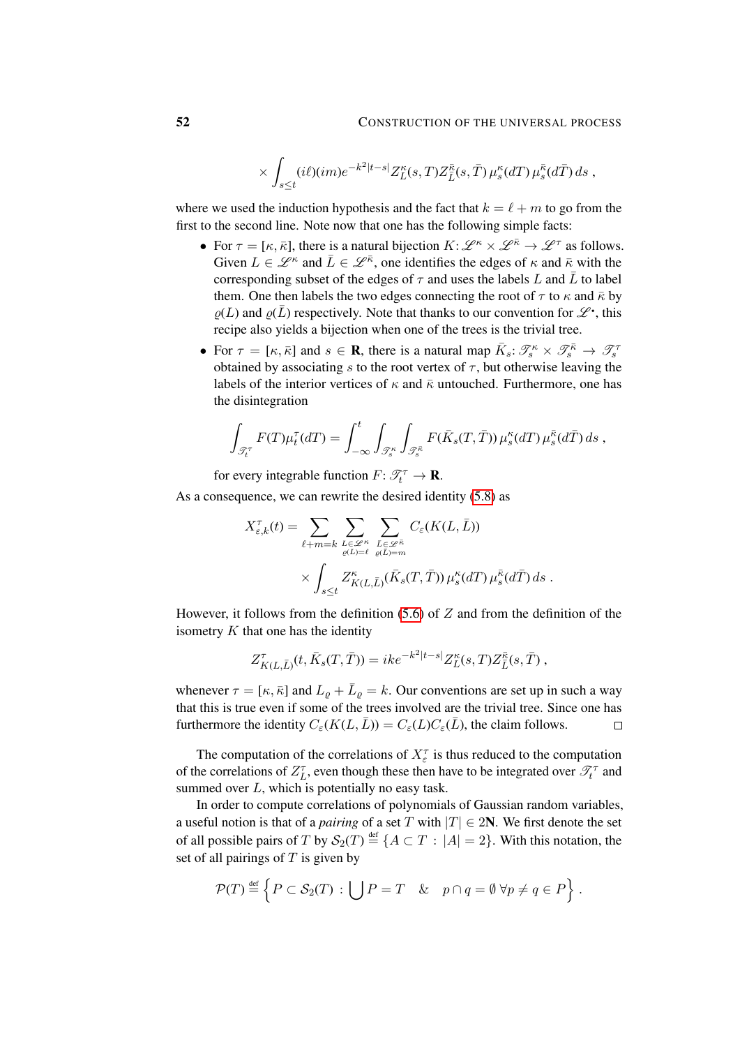$$\times \int_{s\le t} (i\ell)(im) e^{-k^2|t-s|} Z^\kappa_L(s,T) Z^{\bar\kappa}_{\bar L}(s,\bar T)\, \mu^\kappa_s(dT)\, \mu^{\bar\kappa}_s(d\bar T)\, ds\;,$$

where we used the induction hypothesis and the fact that $k = \ell + m$ to go from the first to the second line. Note now that one has the following simple facts:

- For $\tau = [\kappa,\bar\kappa]$, there is a natural bijection $K\colon \mathscr{L}^\kappa \times \mathscr{L}^{\bar\kappa} \to \mathscr{L}^\tau$ as follows. Given $L \in \mathscr{L}^\kappa$ and $\bar L \in \mathscr{L}^{\bar\kappa}$, one identifies the edges of $\kappa$ and $\bar\kappa$ with the corresponding subset of the edges of $\tau$ and uses the labels $L$ and $\bar L$ to label them. One then labels the two edges connecting the root of $\tau$ to $\kappa$ and $\bar\kappa$ by $\varrho(L)$ and $\varrho(\bar L)$ respectively. Note that thanks to our convention for $\mathscr{L}^\bullet$, this recipe also yields a bijection when one of the trees is the trivial tree.
- For $\tau = [\kappa,\bar\kappa]$ and $s \in \mathbf{R}$, there is a natural map $\bar K_s\colon \mathscr{T}^\kappa_s \times \mathscr{T}^{\bar\kappa}_s \to \mathscr{T}^\tau_s$ obtained by associating $s$ to the root vertex of $\tau$, but otherwise leaving the labels of the interior vertices of $\kappa$ and $\bar\kappa$ untouched. Furthermore, one has the disintegration

$$\int_{\mathscr{T}^\tau_t} F(T)\mu^\tau_t(dT) = \int_{-\infty}^t \int_{\mathscr{T}^\kappa_s}\int_{\mathscr{T}^{\bar\kappa}_s} F(\bar K_s(T,\bar T))\, \mu^\kappa_s(dT)\, \mu^{\bar\kappa}_s(d\bar T)\, ds\;,$$

for every integrable function $F\colon \mathscr{T}^\tau_t \to \mathbf{R}$.

As a consequence, we can rewrite the desired identity (5.8) as

$$\begin{aligned} X^\tau_{\varepsilon,k}(t) = \sum_{\ell+m=k} \sum_{\substack{L\in\mathscr{L}^\kappa\\ \varrho(L)=\ell}} \sum_{\substack{\bar L\in\mathscr{L}^{\bar\kappa}\\ \varrho(\bar L)=m}} C_\varepsilon(K(L,\bar L))\\ \times \int_{s\le t} Z^\kappa_{K(L,\bar L)}(\bar K_s(T,\bar T))\, \mu^\kappa_s(dT)\, \mu^{\bar\kappa}_s(d\bar T)\, ds\;. \end{aligned}$$

However, it follows from the definition (5.6) of $Z$ and from the definition of the isometry $K$ that one has the identity

$$Z^\tau_{K(L,\bar L)}(t,\bar K_s(T,\bar T)) = ike^{-k^2|t-s|} Z^\kappa_L(s,T) Z^{\bar\kappa}_{\bar L}(s,\bar T)\;,$$

whenever $\tau = [\kappa,\bar\kappa]$ and $L_\varrho + \bar L_\varrho = k$. Our conventions are set up in such a way that this is true even if some of the trees involved are the trivial tree. Since one has furthermore the identity $C_\varepsilon(K(L,\bar L)) = C_\varepsilon(L) C_\varepsilon(\bar L)$, the claim follows. $\square$

The computation of the correlations of $X^\tau_\varepsilon$ is thus reduced to the computation of the correlations of $Z^\tau_L$, even though these then have to be integrated over $\mathscr{T}^\tau_t$ and summed over $L$, which is potentially no easy task.

In order to compute correlations of polynomials of Gaussian random variables, a useful notion is that of a *pairing* of a set $T$ with $|T| \in 2\mathbf{N}$. We first denote the set of all possible pairs of $T$ by $\mathcal{S}_2(T) \stackrel{\text{def}}{=} \{A \subset T : |A| = 2\}$. With this notation, the set of all pairings of $T$ is given by

$$\mathcal{P}(T) \stackrel{\text{def}}{=} \Big\{ P \subset \mathcal{S}_2(T) : \bigcup P = T \quad \& \quad p \cap q = \emptyset\ \forall p \neq q \in P \Big\}\;.$$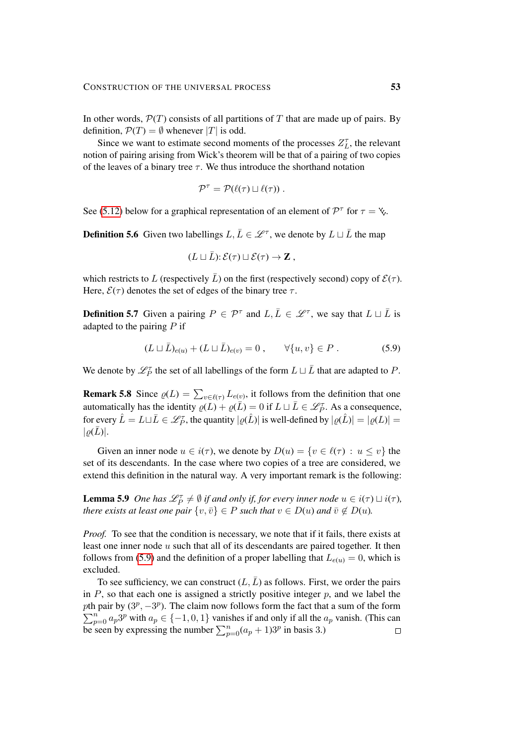In other words, $\mathcal{P}(T)$ consists of all partitions of $T$ that are made up of pairs. By definition, $\mathcal{P}(T) = \emptyset$ whenever $|T|$ is odd.

Since we want to estimate second moments of the processes $Z^\tau_L$, the relevant notion of pairing arising from Wick's theorem will be that of a pairing of two copies of the leaves of a binary tree $\tau$. We thus introduce the shorthand notation

$$\mathcal{P}^\tau = \mathcal{P}(\ell(\tau) \sqcup \ell(\tau)) .$$

See (5.12) below for a graphical representation of an element of $\mathcal{P}^\tau$ for $\tau = \Ydown$.

**Definition 5.6** Given two labellings $L, \bar{L} \in \mathscr{L}^\tau$, we denote by $L \sqcup \bar{L}$ the map

$$(L \sqcup \bar{L}) \colon \mathcal{E}(\tau) \sqcup \mathcal{E}(\tau) \to \mathbf{Z} ,$$

which restricts to $L$ (respectively $\bar{L}$) on the first (respectively second) copy of $\mathcal{E}(\tau)$. Here, $\mathcal{E}(\tau)$ denotes the set of edges of the binary tree $\tau$.

**Definition 5.7** Given a pairing $P \in \mathcal{P}^\tau$ and $L, \bar{L} \in \mathscr{L}^\tau$, we say that $L \sqcup \bar{L}$ is adapted to the pairing $P$ if

$$(L \sqcup \bar{L})_{e(u)} + (L \sqcup \bar{L})_{e(v)} = 0 , \qquad \forall \{u, v\} \in P . \tag{5.9}$$

We denote by $\mathscr{L}^\tau_P$ the set of all labellings of the form $L \sqcup \bar{L}$ that are adapted to $P$.

**Remark 5.8** Since $\varrho(L) = \sum_{v \in \ell(\tau)} L_{e(v)}$, it follows from the definition that one automatically has the identity $\varrho(L) + \varrho(\bar{L}) = 0$ if $L \sqcup \bar{L} \in \mathscr{L}^\tau_P$. As a consequence, for every $\hat{L} = L \sqcup \bar{L} \in \mathscr{L}^\tau_P$, the quantity $|\varrho(\hat{L})|$ is well-defined by $|\varrho(\hat{L})| = |\varrho(L)| = |\varrho(\bar{L})|$.

Given an inner node $u \in i(\tau)$, we denote by $D(u) = \{v \in \ell(\tau) \,:\, u \le v\}$ the set of its descendants. In the case where two copies of a tree are considered, we extend this definition in the natural way. A very important remark is the following:

**Lemma 5.9** *One has $\mathscr{L}^\tau_P \neq \emptyset$ if and only if, for every inner node $u \in i(\tau) \sqcup i(\tau)$, there exists at least one pair $\{v, \bar{v}\} \in P$ such that $v \in D(u)$ and $\bar{v} \notin D(u)$.*

*Proof.* To see that the condition is necessary, we note that if it fails, there exists at least one inner node $u$ such that all of its descendants are paired together. It then follows from (5.9) and the definition of a proper labelling that $L_{e(u)} = 0$, which is excluded.

To see sufficiency, we can construct $(L, \bar{L})$ as follows. First, we order the pairs in $P$, so that each one is assigned a strictly positive integer $p$, and we label the $p$th pair by $(3^p, -3^p)$. The claim now follows form the fact that a sum of the form $\sum_{p=0}^n a_p 3^p$ with $a_p \in \{-1, 0, 1\}$ vanishes if and only if all the $a_p$ vanish. (This can be seen by expressing the number $\sum_{p=0}^n (a_p + 1) 3^p$ in basis 3.) $\square$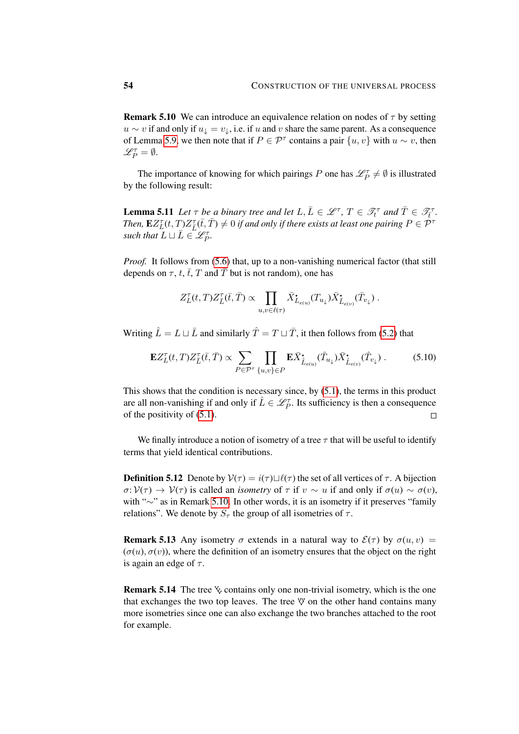**Remark 5.10** We can introduce an equivalence relation on nodes of $\tau$ by setting $u \sim v$ if and only if $u_\downarrow = v_\downarrow$, i.e. if $u$ and $v$ share the same parent. As a consequence of Lemma 5.9, we then note that if $P \in \mathcal{P}^\tau$ contains a pair $\{u, v\}$ with $u \sim v$, then $\mathscr{L}_P^\tau = \emptyset$.

The importance of knowing for which pairings $P$ one has $\mathscr{L}_P^\tau \neq \emptyset$ is illustrated by the following result:

**Lemma 5.11** *Let $\tau$ be a binary tree and let $L, \bar{L} \in \mathscr{L}^\tau$, $T \in \mathscr{T}_t^\tau$ and $\bar{T} \in \mathscr{T}_{\bar{t}}^\tau$. Then, $\mathbf{E} Z_L^\tau(t, T) Z_{\bar{L}}^\tau(\bar{t}, \bar{T}) \neq 0$ if and only if there exists at least one pairing $P \in \mathcal{P}^\tau$ such that $L \sqcup \bar{L} \in \mathscr{L}_P^\tau$.*

*Proof.* It follows from (5.6) that, up to a non-vanishing numerical factor (that still depends on $\tau$, $t$, $\bar{t}$, $T$ and $\bar{T}$ but is not random), one has

$$Z_L^\tau(t, T) Z_{\bar{L}}^\tau(\bar{t}, \bar{T}) \propto \prod_{u,v \in \ell(\tau)} \bar{X}^{\bullet}_{L_{e(u)}}(T_{u_\downarrow}) \bar{X}^{\bullet}_{\bar{L}_{e(v)}}(\bar{T}_{v_\downarrow}) \,.$$

Writing $\hat{L} = L \sqcup \bar{L}$ and similarly $\hat{T} = T \sqcup \bar{T}$, it then follows from (5.2) that

$$\mathbf{E} Z_L^\tau(t, T) Z_{\bar{L}}^\tau(\bar{t}, \bar{T}) \propto \sum_{P \in \mathcal{P}^\tau} \prod_{\{u,v\} \in P} \mathbf{E} \bar{X}^{\bullet}_{\hat{L}_{e(u)}}(\hat{T}_{u_\downarrow}) \bar{X}^{\bullet}_{\hat{L}_{e(v)}}(\hat{T}_{v_\downarrow}) \,. \tag{5.10}$$

This shows that the condition is necessary since, by (5.1), the terms in this product are all non-vanishing if and only if $\hat{L} \in \mathscr{L}_P^\tau$. Its sufficiency is then a consequence of the positivity of (5.1). $\square$

We finally introduce a notion of isometry of a tree $\tau$ that will be useful to identify terms that yield identical contributions.

**Definition 5.12** Denote by $\mathcal{V}(\tau) = i(\tau) \sqcup \ell(\tau)$ the set of all vertices of $\tau$. A bijection $\sigma \colon \mathcal{V}(\tau) \to \mathcal{V}(\tau)$ is called an *isometry* of $\tau$ if $v \sim u$ if and only if $\sigma(u) \sim \sigma(v)$, with "$\sim$" as in Remark 5.10. In other words, it is an isometry if it preserves "family relations". We denote by $S_\tau$ the group of all isometries of $\tau$.

**Remark 5.13** Any isometry $\sigma$ extends in a natural way to $\mathcal{E}(\tau)$ by $\sigma(u, v) = (\sigma(u), \sigma(v))$, where the definition of an isometry ensures that the object on the right is again an edge of $\tau$.

**Remark 5.14** The tree $\curlyvee$ contains only one non-trivial isometry, which is the one that exchanges the two top leaves. The tree $\curlyvee\!\curlyvee$ on the other hand contains many more isometries since one can also exchange the two branches attached to the root for example.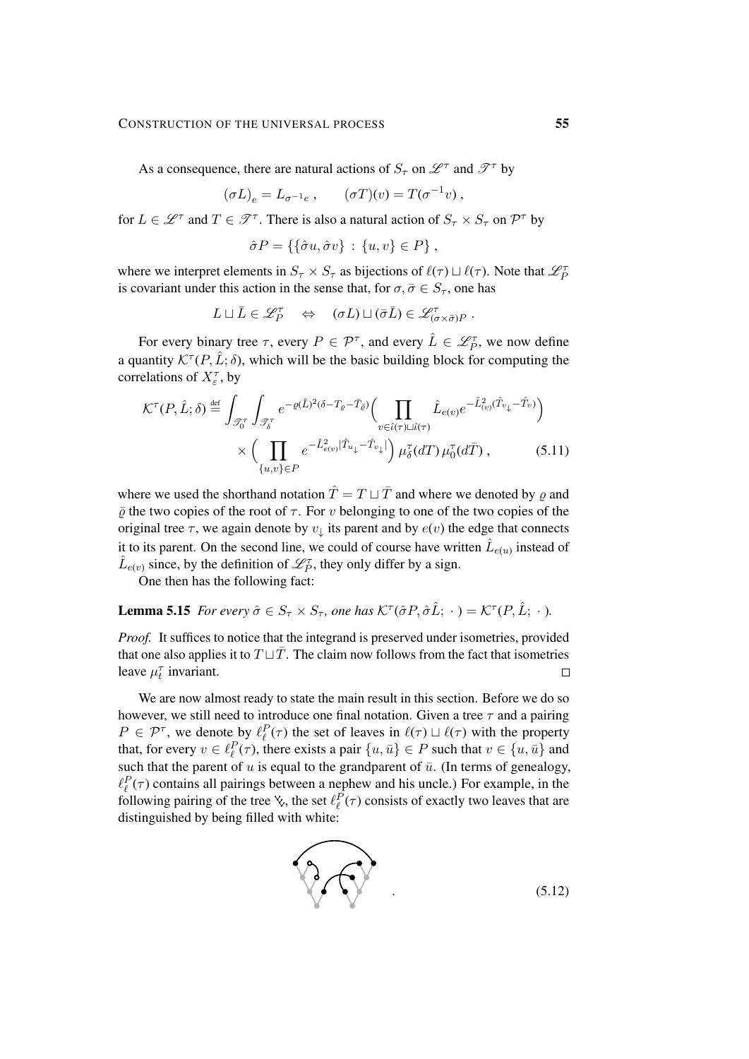As a consequence, there are natural actions of $S_\tau$ on $\mathscr{L}^\tau$ and $\mathscr{T}^\tau$ by

$$(\sigma L)_e = L_{\sigma^{-1}e}\;, \qquad (\sigma T)(v) = T(\sigma^{-1}v)\;,$$

for $L \in \mathscr{L}^\tau$ and $T \in \mathscr{T}^\tau$. There is also a natural action of $S_\tau \times S_\tau$ on $\mathcal{P}^\tau$ by

$$\hat\sigma P = \{\{\hat\sigma u, \hat\sigma v\} \,:\, \{u,v\} \in P\}\;,$$

where we interpret elements in $S_\tau \times S_\tau$ as bijections of $\ell(\tau) \sqcup \ell(\tau)$. Note that $\mathscr{L}_P^\tau$ is covariant under this action in the sense that, for $\sigma, \bar\sigma \in S_\tau$, one has

$$L \sqcup \bar L \in \mathscr{L}_P^\tau \quad\Leftrightarrow\quad (\sigma L) \sqcup (\bar\sigma \bar L) \in \mathscr{L}^\tau_{(\sigma\times\bar\sigma)P}\;.$$

For every binary tree $\tau$, every $P \in \mathcal{P}^\tau$, and every $\hat L \in \mathscr{L}_P^\tau$, we now define a quantity $\mathcal{K}^\tau(P, \hat L; \delta)$, which will be the basic building block for computing the correlations of $X_\varepsilon^\tau$, by

$$\begin{aligned}\mathcal{K}^\tau(P,\hat L;\delta) \stackrel{\text{def}}{=} \int_{\mathscr{T}_0^\tau}\int_{\mathscr{T}_\delta^\tau} e^{-\varrho(\hat L)^2(\delta - T_\varrho - \bar T_{\bar\varrho})}\Big(\prod_{v\in \hat\imath(\tau)\sqcup \hat\imath(\tau)} \hat L_{e(v)} e^{-\hat L^2_{(v)}(\hat T_{v_\downarrow} - \hat T_v)}\Big)\\ \times \Big(\prod_{\{u,v\}\in P} e^{-\hat L^2_{e(v)}|\hat T_{u_\downarrow} - \hat T_{v_\downarrow}|}\Big)\,\mu_\delta^\tau(dT)\,\mu_0^\tau(d\bar T)\;,\end{aligned} \tag{5.11}$$

where we used the shorthand notation $\hat T = T \sqcup \bar T$ and where we denoted by $\varrho$ and $\bar\varrho$ the two copies of the root of $\tau$. For $v$ belonging to one of the two copies of the original tree $\tau$, we again denote by $v_\downarrow$ its parent and by $e(v)$ the edge that connects it to its parent. On the second line, we could of course have written $\hat L_{e(u)}$ instead of $\hat L_{e(v)}$ since, by the definition of $\mathscr{L}_P^\tau$, they only differ by a sign.

One then has the following fact:

**Lemma 5.15** *For every $\hat\sigma \in S_\tau \times S_\tau$, one has $\mathcal{K}^\tau(\hat\sigma P, \hat\sigma \hat L;\,\cdot\,) = \mathcal{K}^\tau(P,\hat L;\,\cdot\,)$.*

*Proof.* It suffices to notice that the integrand is preserved under isometries, provided that one also applies it to $T \sqcup \bar T$. The claim now follows from the fact that isometries leave $\mu_t^\tau$ invariant. $\square$

We are now almost ready to state the main result in this section. Before we do so however, we still need to introduce one final notation. Given a tree $\tau$ and a pairing $P \in \mathcal{P}^\tau$, we denote by $\ell_\ell^P(\tau)$ the set of leaves in $\ell(\tau) \sqcup \ell(\tau)$ with the property that, for every $v \in \ell_\ell^P(\tau)$, there exists a pair $\{u, \bar u\} \in P$ such that $v \in \{u, \bar u\}$ and such that the parent of $u$ is equal to the grandparent of $\bar u$. (In terms of genealogy, $\ell_\ell^P(\tau)$ contains all pairings between a nephew and his uncle.) For example, in the following pairing of the tree, the set $\ell_\ell^P(\tau)$ consists of exactly two leaves that are distinguished by being filled with white:

$$. \tag{5.12}$$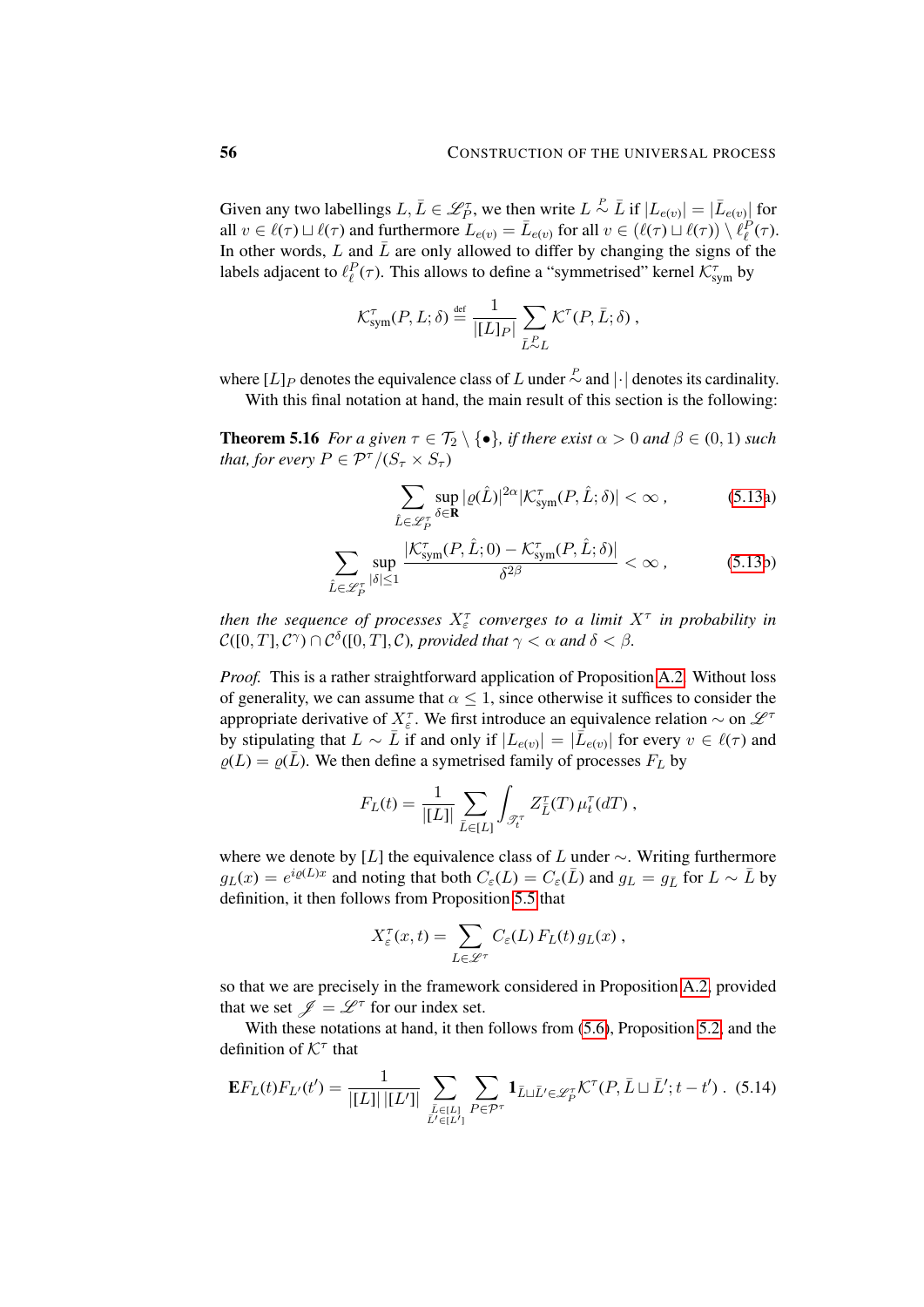Given any two labellings $L, \bar{L} \in \mathscr{L}_P^\tau$, we then write $L \overset{P}{\sim} \bar{L}$ if $|L_{e(v)}| = |\bar{L}_{e(v)}|$ for all $v \in \ell(\tau) \sqcup \ell(\tau)$ and furthermore $L_{e(v)} = \bar{L}_{e(v)}$ for all $v \in (\ell(\tau) \sqcup \ell(\tau)) \setminus \ell_\ell^P(\tau)$. In other words, $L$ and $\bar{L}$ are only allowed to differ by changing the signs of the labels adjacent to $\ell_\ell^P(\tau)$. This allows to define a "symmetrised" kernel $\mathcal{K}_{\text{sym}}^\tau$ by

$$\mathcal{K}_{\text{sym}}^\tau(P, L; \delta) \stackrel{\text{def}}{=} \frac{1}{|[L]_P|} \sum_{\bar{L} \overset{P}{\sim} L} \mathcal{K}^\tau(P, \bar{L}; \delta) ,$$

where $[L]_P$ denotes the equivalence class of $L$ under $\overset{P}{\sim}$ and $|\cdot|$ denotes its cardinality.

With this final notation at hand, the main result of this section is the following:

**Theorem 5.16** *For a given $\tau \in \mathcal{T}_2 \setminus \{\bullet\}$, if there exist $\alpha > 0$ and $\beta \in (0,1)$ such that, for every $P \in \mathcal{P}^\tau/(S_\tau \times S_\tau)$*

$$\sum_{\hat{L} \in \mathscr{L}_P^\tau} \sup_{\delta \in \mathbf{R}} |\varrho(\hat{L})|^{2\alpha} |\mathcal{K}_{\text{sym}}^\tau(P, \hat{L}; \delta)| < \infty , \tag{5.13a}$$

$$\sum_{\hat{L} \in \mathscr{L}_P^\tau} \sup_{|\delta| \le 1} \frac{|\mathcal{K}_{\text{sym}}^\tau(P, \hat{L}; 0) - \mathcal{K}_{\text{sym}}^\tau(P, \hat{L}; \delta)|}{\delta^{2\beta}} < \infty , \tag{5.13b}$$

*then the sequence of processes $X_\varepsilon^\tau$ converges to a limit $X^\tau$ in probability in $\mathcal{C}([0,T], \mathcal{C}^\gamma) \cap \mathcal{C}^\delta([0,T], \mathcal{C})$, provided that $\gamma < \alpha$ and $\delta < \beta$.*

*Proof.* This is a rather straightforward application of Proposition A.2. Without loss of generality, we can assume that $\alpha \le 1$, since otherwise it suffices to consider the appropriate derivative of $X_\varepsilon^\tau$. We first introduce an equivalence relation $\sim$ on $\mathscr{L}^\tau$ by stipulating that $L \sim \bar{L}$ if and only if $|L_{e(v)}| = |\bar{L}_{e(v)}|$ for every $v \in \ell(\tau)$ and $\varrho(L) = \varrho(\bar{L})$. We then define a symetrised family of processes $F_L$ by

$$F_L(t) = \frac{1}{|[L]|} \sum_{\bar{L} \in [L]} \int_{\mathscr{T}_t^\tau} Z_{\bar{L}}^\tau(T) \, \mu_t^\tau(dT) ,$$

where we denote by $[L]$ the equivalence class of $L$ under $\sim$. Writing furthermore $g_L(x) = e^{i\varrho(L)x}$ and noting that both $C_\varepsilon(L) = C_\varepsilon(\bar{L})$ and $g_L = g_{\bar{L}}$ for $L \sim \bar{L}$ by definition, it then follows from Proposition 5.5 that

$$X_\varepsilon^\tau(x,t) = \sum_{L \in \mathscr{L}^\tau} C_\varepsilon(L) \, F_L(t) \, g_L(x) ,$$

so that we are precisely in the framework considered in Proposition A.2, provided that we set $\mathscr{J} = \mathscr{L}^\tau$ for our index set.

With these notations at hand, it then follows from (5.6), Proposition 5.2, and the definition of $\mathcal{K}^\tau$ that

$$\mathbf{E} F_L(t) F_{L'}(t') = \frac{1}{|[L]| \, |[L']|} \sum_{\substack{\bar{L} \in [L] \\ \bar{L}' \in [L']}} \sum_{P \in \mathcal{P}^\tau} \mathbf{1}_{\bar{L} \sqcup \bar{L}' \in \mathscr{L}_P^\tau} \mathcal{K}^\tau(P, \bar{L} \sqcup \bar{L}'; t - t') . \tag{5.14}$$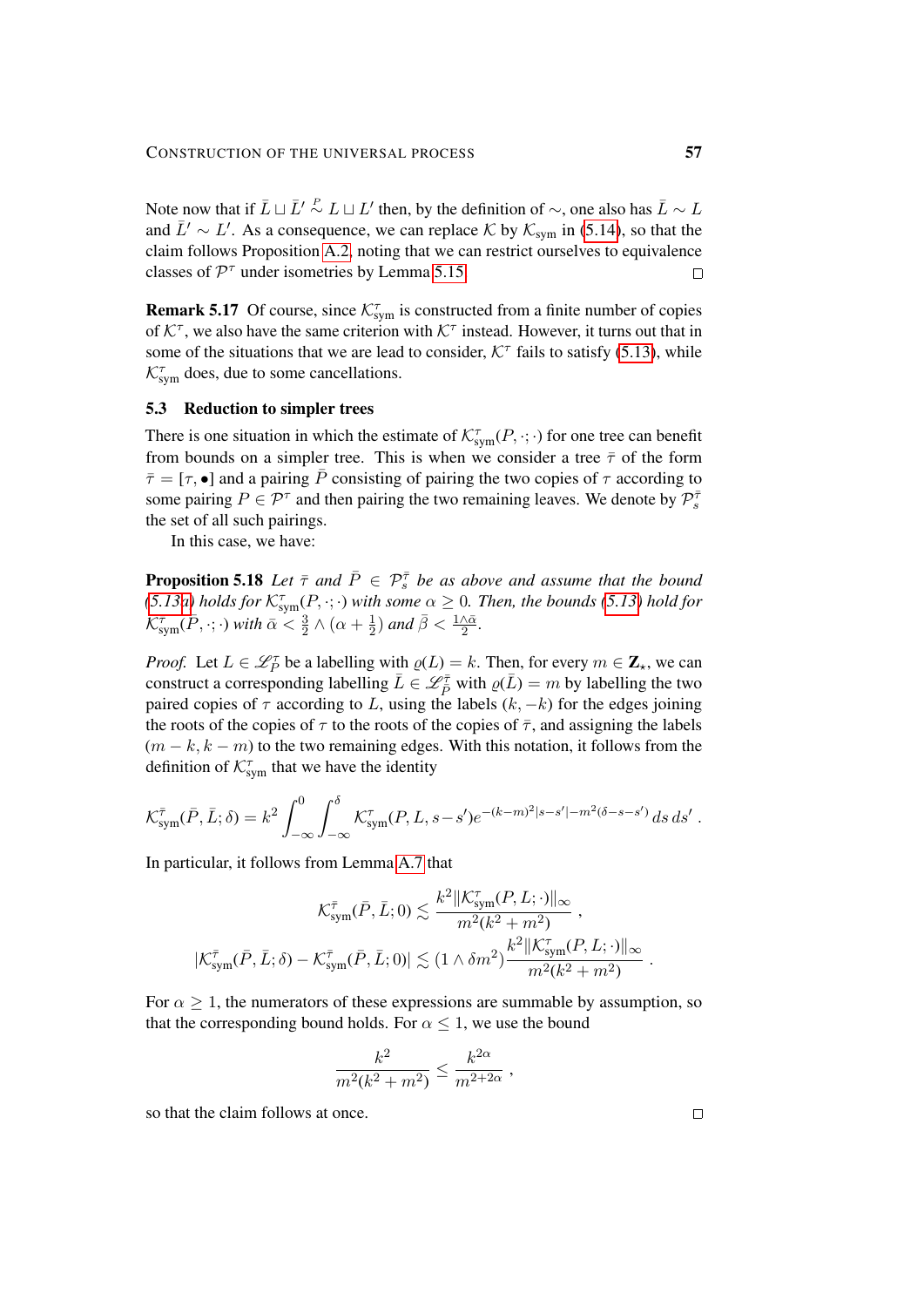Note now that if $\bar{L} \sqcup \bar{L}' \overset{P}{\sim} L \sqcup L'$ then, by the definition of $\sim$, one also has $\bar{L} \sim L$ and $\bar{L}' \sim L'$. As a consequence, we can replace $\mathcal{K}$ by $\mathcal{K}_{\mathrm{sym}}$ in (5.14), so that the claim follows Proposition A.2, noting that we can restrict ourselves to equivalence classes of $\mathcal{P}^\tau$ under isometries by Lemma 5.15. $\square$

**Remark 5.17** Of course, since $\mathcal{K}^\tau_{\mathrm{sym}}$ is constructed from a finite number of copies of $\mathcal{K}^\tau$, we also have the same criterion with $\mathcal{K}^\tau$ instead. However, it turns out that in some of the situations that we are lead to consider, $\mathcal{K}^\tau$ fails to satisfy (5.13), while $\mathcal{K}^\tau_{\mathrm{sym}}$ does, due to some cancellations.

### 5.3 Reduction to simpler trees

There is one situation in which the estimate of $\mathcal{K}^\tau_{\mathrm{sym}}(P,\cdot;\cdot)$ for one tree can benefit from bounds on a simpler tree. This is when we consider a tree $\bar\tau$ of the form $\bar\tau = [\tau, \bullet]$ and a pairing $\bar P$ consisting of pairing the two copies of $\tau$ according to some pairing $P \in \mathcal{P}^\tau$ and then pairing the two remaining leaves. We denote by $\mathcal{P}^{\bar\tau}_s$ the set of all such pairings.

In this case, we have:

**Proposition 5.18** *Let $\bar\tau$ and $\bar P \in \mathcal{P}^{\bar\tau}_s$ be as above and assume that the bound (5.13a) holds for $\mathcal{K}^\tau_{\mathrm{sym}}(P,\cdot;\cdot)$ with some $\alpha \geq 0$. Then, the bounds (5.13) hold for $\mathcal{K}^{\bar\tau}_{\mathrm{sym}}(\bar P,\cdot;\cdot)$ with $\bar\alpha < \frac{3}{2} \wedge (\alpha + \frac{1}{2})$ and $\bar\beta < \frac{1\wedge\bar\alpha}{2}$.*

*Proof.* Let $L \in \mathscr{L}^\tau_P$ be a labelling with $\varrho(L) = k$. Then, for every $m \in \mathbf{Z}_\star$, we can construct a corresponding labelling $\bar L \in \mathscr{L}^{\bar\tau}_{\bar P}$ with $\varrho(\bar L) = m$ by labelling the two paired copies of $\tau$ according to $L$, using the labels $(k, -k)$ for the edges joining the roots of the copies of $\tau$ to the roots of the copies of $\bar\tau$, and assigning the labels $(m-k, k-m)$ to the two remaining edges. With this notation, it follows from the definition of $\mathcal{K}^\tau_{\mathrm{sym}}$ that we have the identity

$$\mathcal{K}^{\bar\tau}_{\mathrm{sym}}(\bar P, \bar L; \delta) = k^2 \int_{-\infty}^0 \int_{-\infty}^\delta \mathcal{K}^\tau_{\mathrm{sym}}(P, L, s-s') e^{-(k-m)^2|s-s'| - m^2(\delta - s - s')}\, ds\, ds' \,.$$

In particular, it follows from Lemma A.7 that

$$\mathcal{K}^{\bar\tau}_{\mathrm{sym}}(\bar P, \bar L; 0) \lesssim \frac{k^2 \|\mathcal{K}^\tau_{\mathrm{sym}}(P, L;\cdot)\|_\infty}{m^2(k^2+m^2)} \,,$$

$$|\mathcal{K}^{\bar\tau}_{\mathrm{sym}}(\bar P, \bar L; \delta) - \mathcal{K}^{\bar\tau}_{\mathrm{sym}}(\bar P, \bar L; 0)| \lesssim (1 \wedge \delta m^2) \frac{k^2 \|\mathcal{K}^\tau_{\mathrm{sym}}(P, L;\cdot)\|_\infty}{m^2(k^2+m^2)} \,.$$

For $\alpha \geq 1$, the numerators of these expressions are summable by assumption, so that the corresponding bound holds. For $\alpha \leq 1$, we use the bound

$$\frac{k^2}{m^2(k^2+m^2)} \leq \frac{k^{2\alpha}}{m^{2+2\alpha}} \,,$$

so that the claim follows at once. $\square$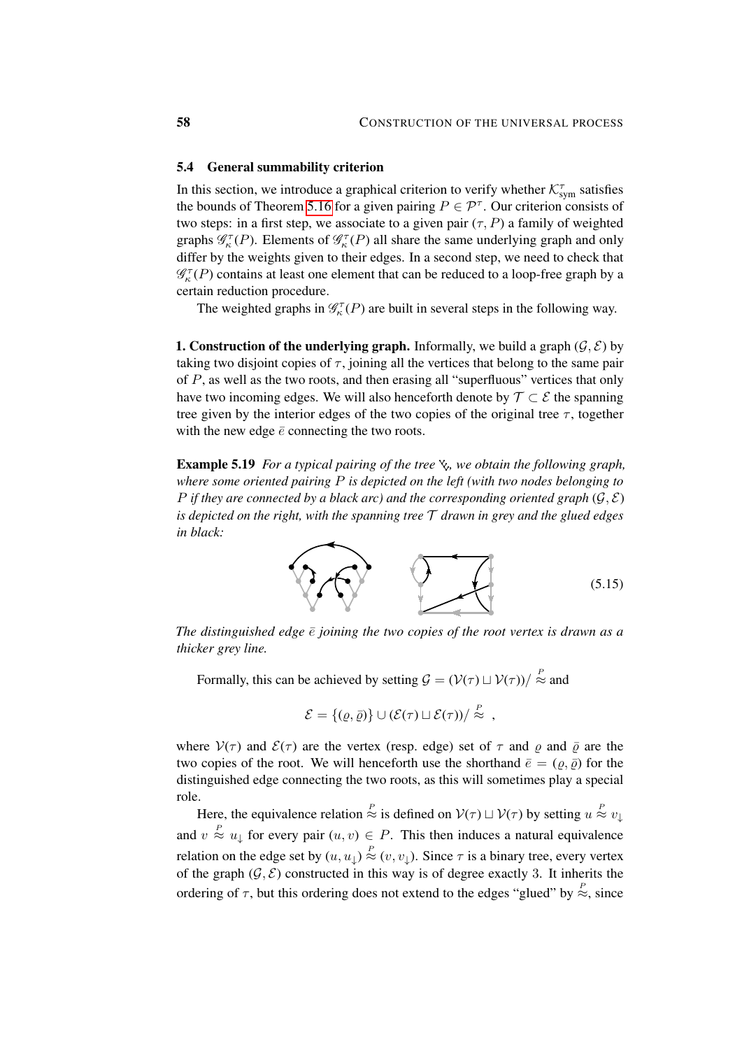## 5.4 General summability criterion

In this section, we introduce a graphical criterion to verify whether $\mathcal{K}^{\tau}_{\text{sym}}$ satisfies the bounds of Theorem 5.16 for a given pairing $P \in \mathcal{P}^{\tau}$. Our criterion consists of two steps: in a first step, we associate to a given pair $(\tau, P)$ a family of weighted graphs $\mathscr{G}^{\tau}_{\kappa}(P)$. Elements of $\mathscr{G}^{\tau}_{\kappa}(P)$ all share the same underlying graph and only differ by the weights given to their edges. In a second step, we need to check that $\mathscr{G}^{\tau}_{\kappa}(P)$ contains at least one element that can be reduced to a loop-free graph by a certain reduction procedure.

The weighted graphs in $\mathscr{G}^{\tau}_{\kappa}(P)$ are built in several steps in the following way.

**1. Construction of the underlying graph.** Informally, we build a graph $(\mathcal{G}, \mathcal{E})$ by taking two disjoint copies of $\tau$, joining all the vertices that belong to the same pair of $P$, as well as the two roots, and then erasing all "superfluous" vertices that only have two incoming edges. We will also henceforth denote by $\mathcal{T} \subset \mathcal{E}$ the spanning tree given by the interior edges of the two copies of the original tree $\tau$, together with the new edge $\bar{e}$ connecting the two roots.

**Example 5.19** *For a typical pairing of the tree* ⅋*, we obtain the following graph, where some oriented pairing $P$ is depicted on the left (with two nodes belonging to $P$ if they are connected by a black arc) and the corresponding oriented graph $(\mathcal{G}, \mathcal{E})$ is depicted on the right, with the spanning tree $\mathcal{T}$ drawn in grey and the glued edges in black:*

(5.15)

*The distinguished edge $\bar{e}$ joining the two copies of the root vertex is drawn as a thicker grey line.*

Formally, this can be achieved by setting $\mathcal{G} = (\mathcal{V}(\tau) \sqcup \mathcal{V}(\tau)) / \overset{P}{\approx}$ and

$$\mathcal{E} = \{(\varrho, \bar{\varrho})\} \cup (\mathcal{E}(\tau) \sqcup \mathcal{E}(\tau)) / \overset{P}{\approx} \;,$$

where $\mathcal{V}(\tau)$ and $\mathcal{E}(\tau)$ are the vertex (resp. edge) set of $\tau$ and $\varrho$ and $\bar{\varrho}$ are the two copies of the root. We will henceforth use the shorthand $\bar{e} = (\varrho, \bar{\varrho})$ for the distinguished edge connecting the two roots, as this will sometimes play a special role.

Here, the equivalence relation $\overset{P}{\approx}$ is defined on $\mathcal{V}(\tau) \sqcup \mathcal{V}(\tau)$ by setting $u \overset{P}{\approx} v_{\downarrow}$ and $v \overset{P}{\approx} u_{\downarrow}$ for every pair $(u, v) \in P$. This then induces a natural equivalence relation on the edge set by $(u, u_{\downarrow}) \overset{P}{\approx} (v, v_{\downarrow})$. Since $\tau$ is a binary tree, every vertex of the graph $(\mathcal{G}, \mathcal{E})$ constructed in this way is of degree exactly 3. It inherits the ordering of $\tau$, but this ordering does not extend to the edges "glued" by $\overset{P}{\approx}$, since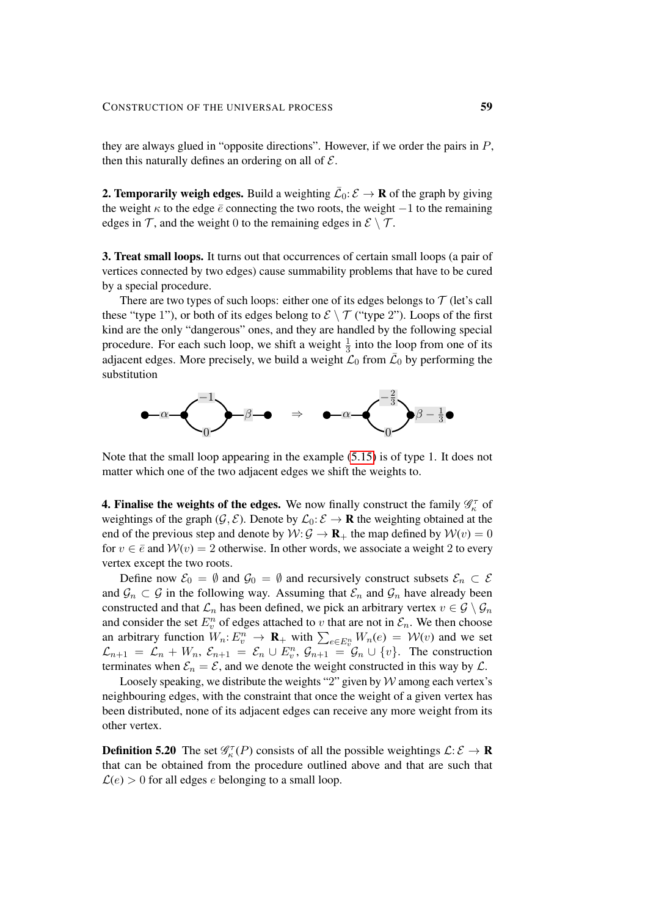they are always glued in "opposite directions". However, if we order the pairs in $P$, then this naturally defines an ordering on all of $\mathcal{E}$.

**2. Temporarily weigh edges.** Build a weighting $\bar{\mathcal{L}}_0 \colon \mathcal{E} \to \mathbf{R}$ of the graph by giving the weight $\kappa$ to the edge $\bar{e}$ connecting the two roots, the weight $-1$ to the remaining edges in $\mathcal{T}$, and the weight 0 to the remaining edges in $\mathcal{E} \setminus \mathcal{T}$.

**3. Treat small loops.** It turns out that occurrences of certain small loops (a pair of vertices connected by two edges) cause summability problems that have to be cured by a special procedure.

There are two types of such loops: either one of its edges belongs to $\mathcal{T}$ (let's call these "type 1"), or both of its edges belong to $\mathcal{E} \setminus \mathcal{T}$ ("type 2"). Loops of the first kind are the only "dangerous" ones, and they are handled by the following special procedure. For each such loop, we shift a weight $\frac{1}{3}$ into the loop from one of its adjacent edges. More precisely, we build a weight $\mathcal{L}_0$ from $\bar{\mathcal{L}}_0$ by performing the substitution

$$\bullet\!\!-\alpha-\!\!\bullet\!\!\underset{0}{\overset{-1}{\bigcirc}}\!\!\bullet\!\!-\beta-\!\!\bullet \quad \Rightarrow \quad \bullet\!\!-\alpha-\!\!\bullet\!\!\underset{0}{\overset{-\frac{2}{3}}{\bigcirc}}\!\!\bullet\!\!-\beta-\tfrac{1}{3}-\!\!\bullet$$

Note that the small loop appearing in the example (5.15) is of type 1. It does not matter which one of the two adjacent edges we shift the weights to.

**4. Finalise the weights of the edges.** We now construct the family $\mathscr{G}_\kappa^\tau$ of weightings of the graph $(\mathcal{G}, \mathcal{E})$. Denote by $\mathcal{L}_0 \colon \mathcal{E} \to \mathbf{R}$ the weighting obtained at the end of the previous step and denote by $\mathcal{W} \colon \mathcal{G} \to \mathbf{R}_+$ the map defined by $\mathcal{W}(v) = 0$ for $v \in \bar{e}$ and $\mathcal{W}(v) = 2$ otherwise. In other words, we associate a weight 2 to every vertex except the two roots.

Define now $\mathcal{E}_0 = \emptyset$ and $\mathcal{G}_0 = \emptyset$ and recursively construct subsets $\mathcal{E}_n \subset \mathcal{E}$ and $\mathcal{G}_n \subset \mathcal{G}$ in the following way. Assuming that $\mathcal{E}_n$ and $\mathcal{G}_n$ have already been constructed and that $\mathcal{L}_n$ has been defined, we pick an arbitrary vertex $v \in \mathcal{G} \setminus \mathcal{G}_n$ and consider the set $E_v^n$ of edges attached to $v$ that are not in $\mathcal{E}_n$. We then choose an arbitrary function $W_n \colon E_v^n \to \mathbf{R}_+$ with $\sum_{e \in E_v^n} W_n(e) = \mathcal{W}(v)$ and we set $\mathcal{L}_{n+1} = \mathcal{L}_n + W_n$, $\mathcal{E}_{n+1} = \mathcal{E}_n \cup E_v^n$, $\mathcal{G}_{n+1} = \mathcal{G}_n \cup \{v\}$. The construction terminates when $\mathcal{E}_n = \mathcal{E}$, and we denote the weight constructed in this way by $\mathcal{L}$.

Loosely speaking, we distribute the weights "2" given by $\mathcal{W}$ among each vertex's neighbouring edges, with the constraint that once the weight of a given vertex has been distributed, none of its adjacent edges can receive any more weight from its other vertex.

**Definition 5.20** The set $\mathscr{G}_\kappa^\tau(P)$ consists of all the possible weightings $\mathcal{L} \colon \mathcal{E} \to \mathbf{R}$ that can be obtained from the procedure outlined above and that are such that $\mathcal{L}(e) > 0$ for all edges $e$ belonging to a small loop.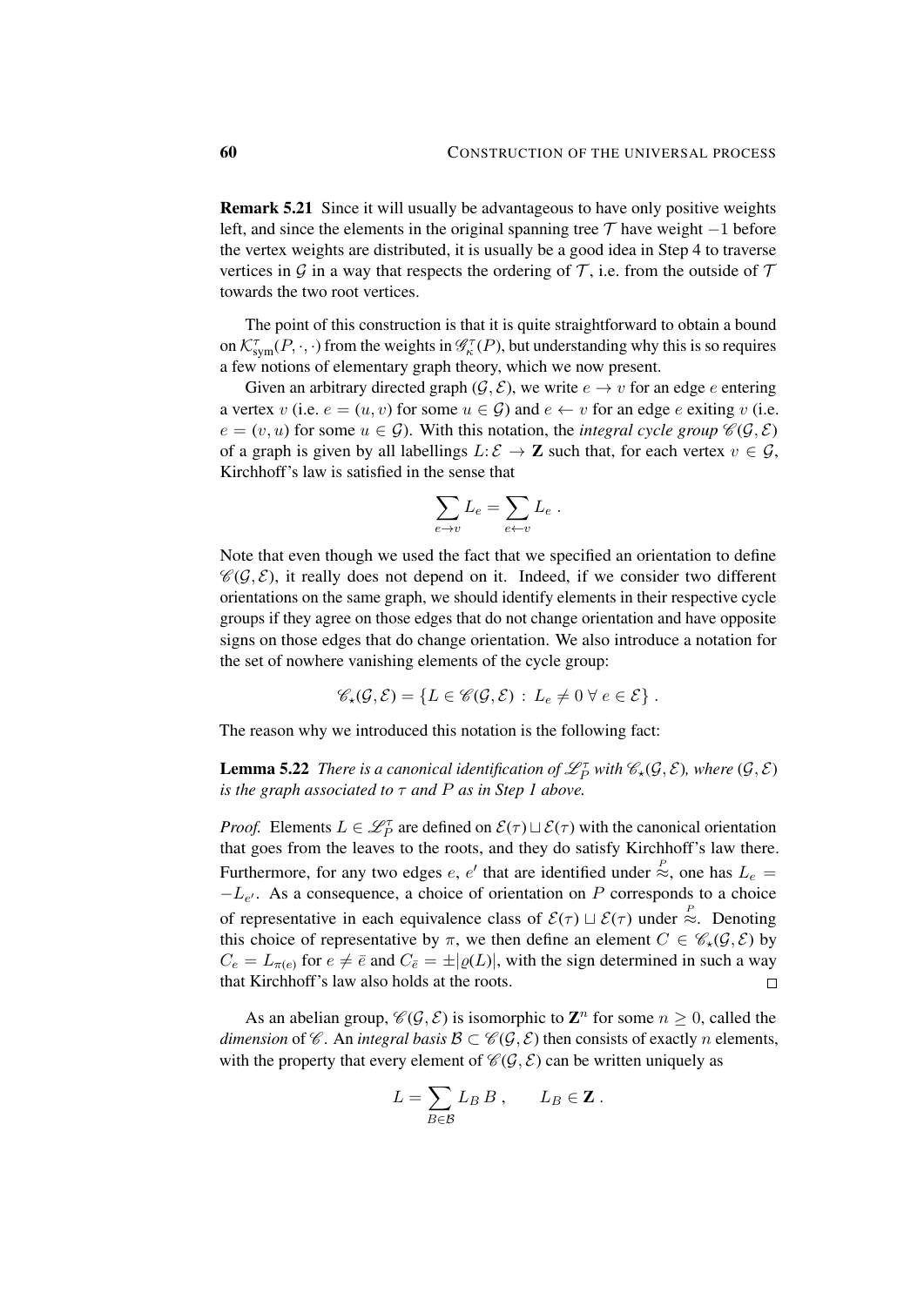**Remark 5.21** Since it will usually be advantageous to have only positive weights left, and since the elements in the original spanning tree $\mathcal{T}$ have weight $-1$ before the vertex weights are distributed, it is usually be a good idea in Step 4 to traverse vertices in $\mathcal{G}$ in a way that respects the ordering of $\mathcal{T}$, i.e. from the outside of $\mathcal{T}$ towards the two root vertices.

The point of this construction is that it is quite straightforward to obtain a bound on $\mathcal{K}^\tau_{\mathrm{sym}}(P,\cdot,\cdot)$ from the weights in $\mathscr{G}^\tau_\kappa(P)$, but understanding why this is so requires a few notions of elementary graph theory, which we now present.

Given an arbitrary directed graph $(\mathcal{G},\mathcal{E})$, we write $e \to v$ for an edge $e$ entering a vertex $v$ (i.e. $e = (u,v)$ for some $u \in \mathcal{G}$) and $e \leftarrow v$ for an edge $e$ exiting $v$ (i.e. $e = (v,u)$ for some $u \in \mathcal{G}$). With this notation, the *integral cycle group* $\mathscr{C}(\mathcal{G},\mathcal{E})$ of a graph is given by all labellings $L\colon \mathcal{E} \to \mathbf{Z}$ such that, for each vertex $v \in \mathcal{G}$, Kirchhoff's law is satisfied in the sense that

$$\sum_{e\to v} L_e = \sum_{e\leftarrow v} L_e \;.$$

Note that even though we used the fact that we specified an orientation to define $\mathscr{C}(\mathcal{G},\mathcal{E})$, it really does not depend on it. Indeed, if we consider two different orientations on the same graph, we should identify elements in their respective cycle groups if they agree on those edges that do not change orientation and have opposite signs on those edges that do change orientation. We also introduce a notation for the set of nowhere vanishing elements of the cycle group:

$$\mathscr{C}_\star(\mathcal{G},\mathcal{E}) = \{L \in \mathscr{C}(\mathcal{G},\mathcal{E}) \,:\, L_e \neq 0 \;\forall\, e \in \mathcal{E}\} \;.$$

The reason why we introduced this notation is the following fact:

**Lemma 5.22** *There is a canonical identification of $\mathscr{L}^\tau_P$ with $\mathscr{C}_\star(\mathcal{G},\mathcal{E})$, where $(\mathcal{G},\mathcal{E})$ is the graph associated to $\tau$ and $P$ as in Step 1 above.*

*Proof.* Elements $L \in \mathscr{L}^\tau_P$ are defined on $\mathcal{E}(\tau) \sqcup \mathcal{E}(\tau)$ with the canonical orientation that goes from the leaves to the roots, and they do satisfy Kirchhoff's law there. Furthermore, for any two edges $e$, $e'$ that are identified under $\overset{P}{\approx}$, one has $L_e = -L_{e'}$. As a consequence, a choice of orientation on $P$ corresponds to a choice of representative in each equivalence class of $\mathcal{E}(\tau) \sqcup \mathcal{E}(\tau)$ under $\overset{P}{\approx}$. Denoting this choice of representative by $\pi$, we then define an element $C \in \mathscr{C}_\star(\mathcal{G},\mathcal{E})$ by $C_e = L_{\pi(e)}$ for $e \neq \bar e$ and $C_{\bar e} = \pm|\varrho(L)|$, with the sign determined in such a way that Kirchhoff's law also holds at the roots. $\square$

As an abelian group, $\mathscr{C}(\mathcal{G},\mathcal{E})$ is isomorphic to $\mathbf{Z}^n$ for some $n \geq 0$, called the *dimension* of $\mathscr{C}$. An *integral basis* $\mathcal{B} \subset \mathscr{C}(\mathcal{G},\mathcal{E})$ then consists of exactly $n$ elements, with the property that every element of $\mathscr{C}(\mathcal{G},\mathcal{E})$ can be written uniquely as

$$L = \sum_{B\in\mathcal{B}} L_B\, B \;, \qquad L_B \in \mathbf{Z} \;.$$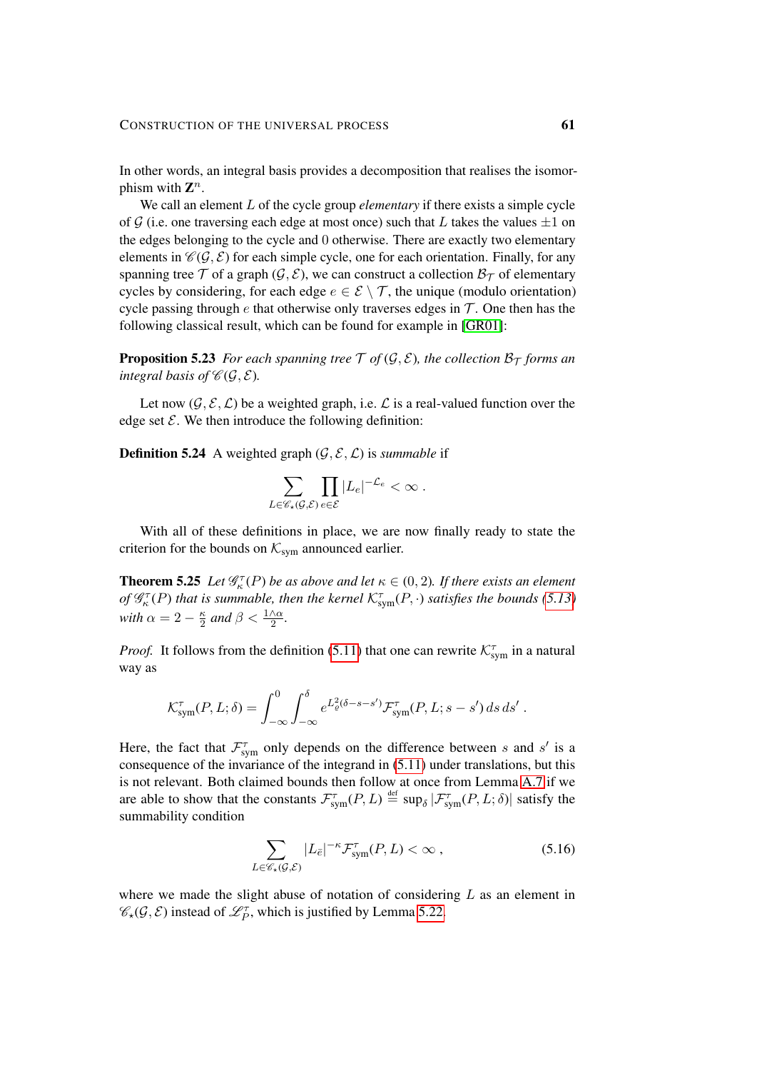In other words, an integral basis provides a decomposition that realises the isomorphism with $\mathbf{Z}^n$.

We call an element $L$ of the cycle group *elementary* if there exists a simple cycle of $\mathcal{G}$ (i.e. one traversing each edge at most once) such that $L$ takes the values $\pm 1$ on the edges belonging to the cycle and $0$ otherwise. There are exactly two elementary elements in $\mathscr{C}(\mathcal{G}, \mathcal{E})$ for each simple cycle, one for each orientation. Finally, for any spanning tree $\mathcal{T}$ of a graph $(\mathcal{G}, \mathcal{E})$, we can construct a collection $\mathcal{B}_\mathcal{T}$ of elementary cycles by considering, for each edge $e \in \mathcal{E} \setminus \mathcal{T}$, the unique (modulo orientation) cycle passing through $e$ that otherwise only traverses edges in $\mathcal{T}$. One then has the following classical result, which can be found for example in [GR01]:

**Proposition 5.23** *For each spanning tree $\mathcal{T}$ of $(\mathcal{G}, \mathcal{E})$, the collection $\mathcal{B}_\mathcal{T}$ forms an integral basis of $\mathscr{C}(\mathcal{G}, \mathcal{E})$.*

Let now $(\mathcal{G}, \mathcal{E}, \mathcal{L})$ be a weighted graph, i.e. $\mathcal{L}$ is a real-valued function over the edge set $\mathcal{E}$. We then introduce the following definition:

**Definition 5.24** A weighted graph $(\mathcal{G}, \mathcal{E}, \mathcal{L})$ is *summable* if

$$\sum_{L \in \mathscr{C}_\star(\mathcal{G}, \mathcal{E})} \prod_{e \in \mathcal{E}} |L_e|^{-\mathcal{L}_e} < \infty\;.$$

With all of these definitions in place, we are now finally ready to state the criterion for the bounds on $\mathcal{K}_{\text{sym}}$ announced earlier.

**Theorem 5.25** *Let $\mathscr{G}_\kappa^\tau(P)$ be as above and let $\kappa \in (0,2)$. If there exists an element of $\mathscr{G}_\kappa^\tau(P)$ that is summable, then the kernel $\mathcal{K}_{\text{sym}}^\tau(P, \cdot)$ satisfies the bounds (5.13) with $\alpha = 2 - \frac{\kappa}{2}$ and $\beta < \frac{1 \wedge \alpha}{2}$.*

*Proof.* It follows from the definition (5.11) that one can rewrite $\mathcal{K}_{\text{sym}}^\tau$ in a natural way as

$$\mathcal{K}_{\text{sym}}^\tau(P, L; \delta) = \int_{-\infty}^0 \int_{-\infty}^\delta e^{L_{\bar{e}}^2(\delta - s - s')} \mathcal{F}_{\text{sym}}^\tau(P, L; s - s')\, ds\, ds'\;.$$

Here, the fact that $\mathcal{F}_{\text{sym}}^\tau$ only depends on the difference between $s$ and $s'$ is a consequence of the invariance of the integrand in (5.11) under translations, but this is not relevant. Both claimed bounds then follow at once from Lemma A.7 if we are able to show that the constants $\mathcal{F}_{\text{sym}}^\tau(P, L) \stackrel{\text{def}}{=} \sup_\delta |\mathcal{F}_{\text{sym}}^\tau(P, L; \delta)|$ satisfy the summability condition

$$\sum_{L \in \mathscr{C}_\star(\mathcal{G}, \mathcal{E})} |L_{\bar{e}}|^{-\kappa} \mathcal{F}_{\text{sym}}^\tau(P, L) < \infty\;, \tag{5.16}$$

where we made the slight abuse of notation of considering $L$ as an element in $\mathscr{C}_\star(\mathcal{G}, \mathcal{E})$ instead of $\mathscr{L}_P^\tau$, which is justified by Lemma 5.22.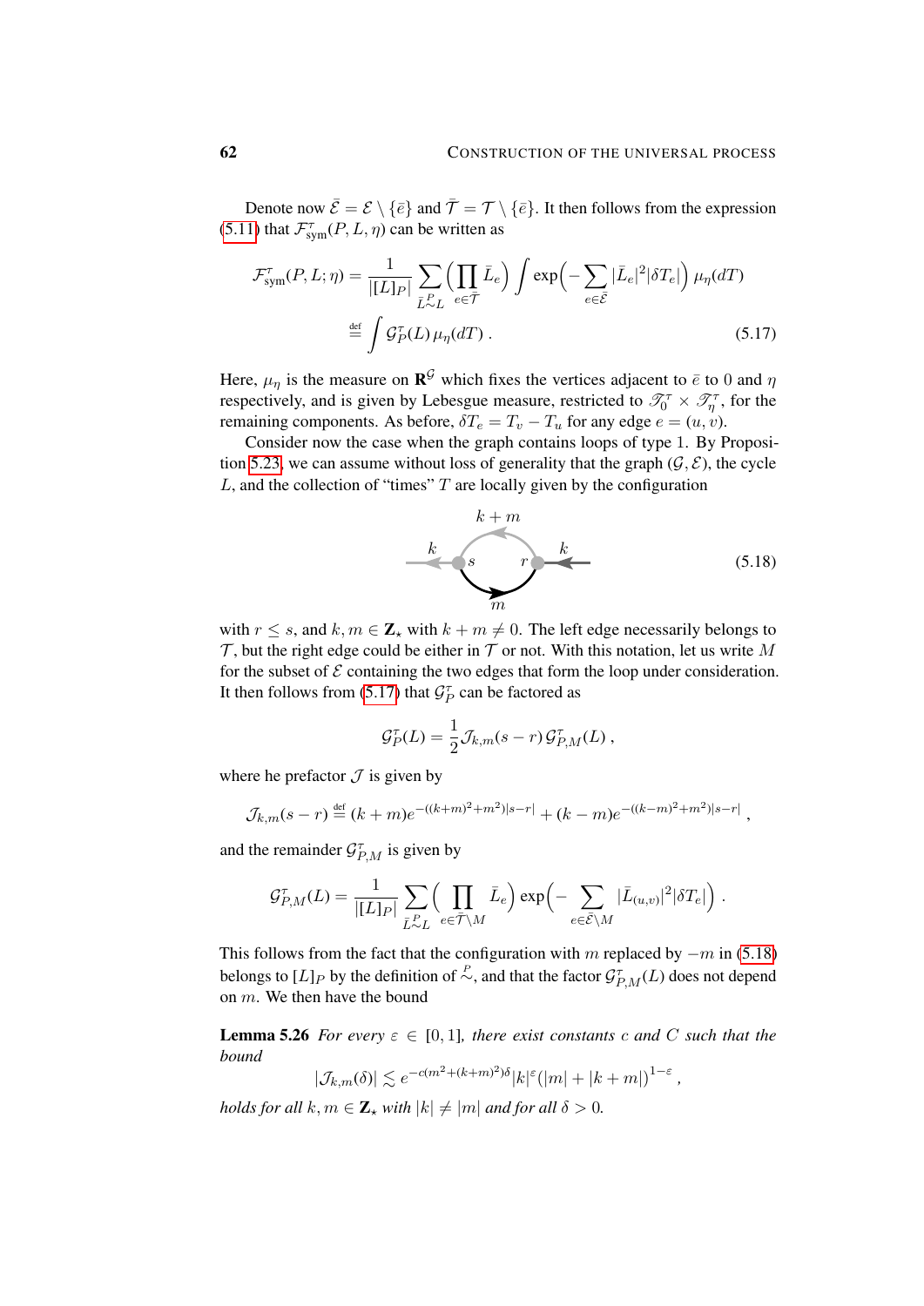Denote now $\bar{\mathcal{E}} = \mathcal{E} \setminus \{\bar{e}\}$ and $\bar{\mathcal{T}} = \mathcal{T} \setminus \{\bar{e}\}$. It then follows from the expression (5.11) that $\mathcal{F}^{\tau}_{\rm sym}(P, L, \eta)$ can be written as

$$
\begin{aligned}
\mathcal{F}^{\tau}_{\rm sym}(P, L; \eta) &= \frac{1}{|[L]_P|} \sum_{\bar{L} \overset{P}{\sim} L} \Big( \prod_{e \in \bar{\mathcal{T}}} \bar{L}_e \Big) \int \exp\Big( - \sum_{e \in \bar{\mathcal{E}}} |\bar{L}_e|^2 |\delta T_e| \Big) \, \mu_\eta(dT) \\
&\stackrel{\text{def}}{=} \int \mathcal{G}^{\tau}_P(L) \, \mu_\eta(dT) \;. 
\end{aligned} \tag{5.17}
$$

Here, $\mu_\eta$ is the measure on $\mathbf{R}^{\mathcal{G}}$ which fixes the vertices adjacent to $\bar{e}$ to $0$ and $\eta$ respectively, and is given by Lebesgue measure, restricted to $\mathscr{T}^{\tau}_0 \times \mathscr{T}^{\tau}_\eta$, for the remaining components. As before, $\delta T_e = T_v - T_u$ for any edge $e = (u, v)$.

Consider now the case when the graph contains loops of type 1. By Proposition 5.23, we can assume without loss of generality that the graph $(\mathcal{G}, \mathcal{E})$, the cycle $L$, and the collection of "times" $T$ are locally given by the configuration

$$
\text{[loop diagram: incoming edge } k \text{ at vertex } r\text{, edges } k+m \text{ (top, from } r \text{ to } s\text{) and } m \text{ (bottom, from } s \text{ to } r\text{), outgoing edge } k \text{ at vertex } s] \tag{5.18}
$$

with $r \le s$, and $k, m \in \mathbf{Z}_\star$ with $k + m \neq 0$. The left edge necessarily belongs to $\mathcal{T}$, but the right edge could be either in $\mathcal{T}$ or not. With this notation, let us write $M$ for the subset of $\mathcal{E}$ containing the two edges that form the loop under consideration. It then follows from (5.17) that $\mathcal{G}^{\tau}_P$ can be factored as

$$
\mathcal{G}^{\tau}_P(L) = \frac{1}{2} \mathcal{J}_{k,m}(s - r) \, \mathcal{G}^{\tau}_{P,M}(L) \;,
$$

where he prefactor $\mathcal{J}$ is given by

$$
\mathcal{J}_{k,m}(s - r) \stackrel{\text{def}}{=} (k + m) e^{-((k+m)^2 + m^2)|s-r|} + (k - m) e^{-((k-m)^2 + m^2)|s-r|} \;,
$$

and the remainder $\mathcal{G}^{\tau}_{P,M}$ is given by

$$
\mathcal{G}^{\tau}_{P,M}(L) = \frac{1}{|[L]_P|} \sum_{\bar{L} \overset{P}{\sim} L} \Big( \prod_{e \in \bar{\mathcal{T}} \setminus M} \bar{L}_e \Big) \exp\Big( - \sum_{e \in \bar{\mathcal{E}} \setminus M} |\bar{L}_{(u,v)}|^2 |\delta T_e| \Big) \;.
$$

This follows from the fact that the configuration with $m$ replaced by $-m$ in (5.18) belongs to $[L]_P$ by the definition of $\overset{P}{\sim}$, and that the factor $\mathcal{G}^{\tau}_{P,M}(L)$ does not depend on $m$. We then have the bound

**Lemma 5.26** *For every $\varepsilon \in [0, 1]$, there exist constants $c$ and $C$ such that the bound*

$$
|\mathcal{J}_{k,m}(\delta)| \lesssim e^{-c(m^2 + (k+m)^2)\delta} |k|^{\varepsilon} \big( |m| + |k + m| \big)^{1-\varepsilon} \;,
$$

*holds for all $k, m \in \mathbf{Z}_\star$ with $|k| \neq |m|$ and for all $\delta > 0$.*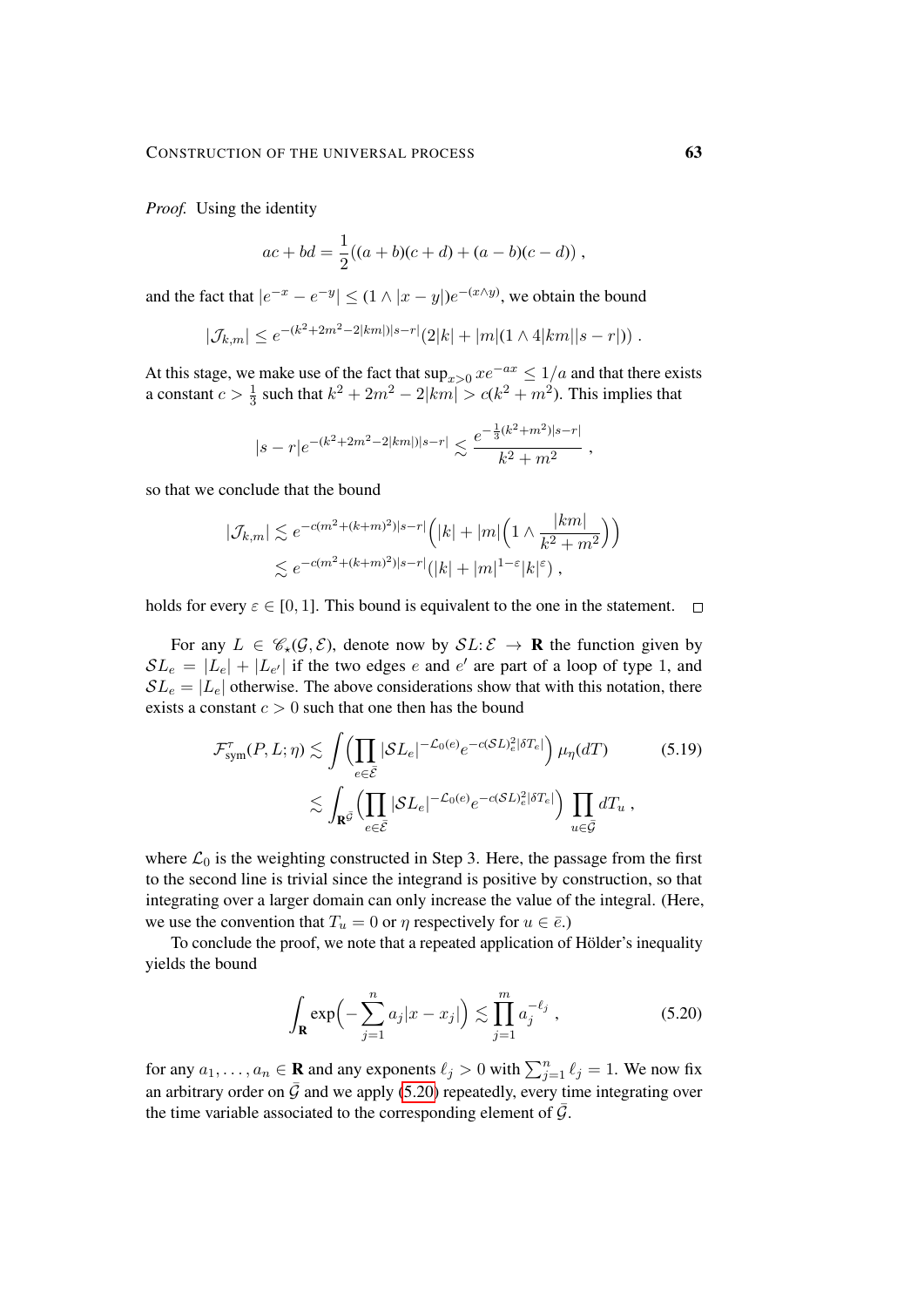*Proof.* Using the identity

$$ac + bd = \frac{1}{2}((a+b)(c+d) + (a-b)(c-d)) ,$$

and the fact that $|e^{-x} - e^{-y}| \le (1 \wedge |x-y|)e^{-(x\wedge y)}$, we obtain the bound

$$|\mathcal{J}_{k,m}| \le e^{-(k^2+2m^2-2|km|)|s-r|}(2|k| + |m|(1 \wedge 4|km||s-r|)) .$$

At this stage, we make use of the fact that $\sup_{x>0} xe^{-ax} \le 1/a$ and that there exists a constant $c > \frac{1}{3}$ such that $k^2 + 2m^2 - 2|km| > c(k^2 + m^2)$. This implies that

$$|s-r|e^{-(k^2+2m^2-2|km|)|s-r|} \lesssim \frac{e^{-\frac{1}{3}(k^2+m^2)|s-r|}}{k^2+m^2} ,$$

so that we conclude that the bound

$$\begin{aligned}
|\mathcal{J}_{k,m}| &\lesssim e^{-c(m^2+(k+m)^2)|s-r|}\Big(|k| + |m|\Big(1 \wedge \frac{|km|}{k^2+m^2}\Big)\Big) \\
&\lesssim e^{-c(m^2+(k+m)^2)|s-r|}(|k| + |m|^{1-\varepsilon}|k|^{\varepsilon}) ,
\end{aligned}$$

holds for every $\varepsilon \in [0,1]$. This bound is equivalent to the one in the statement. $\square$

For any $L \in \mathscr{C}_\star(\mathcal{G}, \mathcal{E})$, denote now by $\mathcal{S}L : \mathcal{E} \to \mathbf{R}$ the function given by $\mathcal{S}L_e = |L_e| + |L_{e'}|$ if the two edges $e$ and $e'$ are part of a loop of type 1, and $\mathcal{S}L_e = |L_e|$ otherwise. The above considerations show that with this notation, there exists a constant $c > 0$ such that one then has the bound

$$\begin{aligned}
\mathcal{F}^\tau_{\mathrm{sym}}(P, L; \eta) &\lesssim \int \Big(\prod_{e\in\bar{\mathcal{E}}} |\mathcal{S}L_e|^{-\mathcal{L}_0(e)} e^{-c(\mathcal{S}L)_e^2|\delta T_e|}\Big)\,\mu_\eta(dT) \\
&\lesssim \int_{\mathbf{R}^{\bar{\mathcal{G}}}} \Big(\prod_{e\in\bar{\mathcal{E}}} |\mathcal{S}L_e|^{-\mathcal{L}_0(e)} e^{-c(\mathcal{S}L)_e^2|\delta T_e|}\Big) \prod_{u\in\bar{\mathcal{G}}} dT_u ,
\end{aligned} \tag{5.19}$$

where $\mathcal{L}_0$ is the weighting constructed in Step 3. Here, the passage from the first to the second line is trivial since the integrand is positive by construction, so that integrating over a larger domain can only increase the value of the integral. (Here, we use the convention that $T_u = 0$ or $\eta$ respectively for $u \in \bar{e}$.)

To conclude the proof, we note that a repeated application of Hölder's inequality yields the bound

$$\int_{\mathbf{R}} \exp\Big(-\sum_{j=1}^n a_j|x - x_j|\Big) \lesssim \prod_{j=1}^m a_j^{-\ell_j} , \tag{5.20}$$

for any $a_1, \ldots, a_n \in \mathbf{R}$ and any exponents $\ell_j > 0$ with $\sum_{j=1}^n \ell_j = 1$. We now fix an arbitrary order on $\bar{\mathcal{G}}$ and we apply (5.20) repeatedly, every time integrating over the time variable associated to the corresponding element of $\bar{\mathcal{G}}$.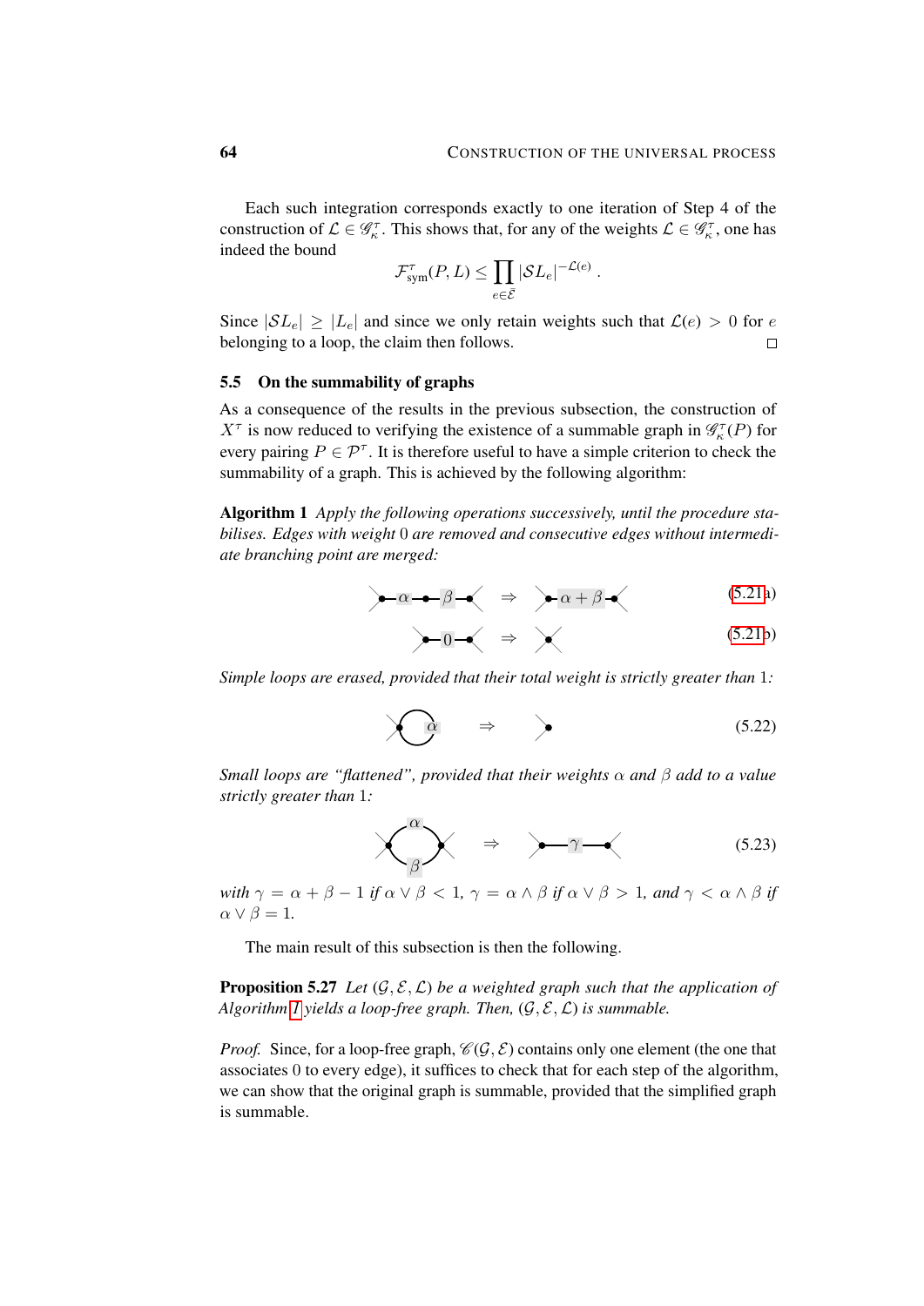Each such integration corresponds exactly to one iteration of Step 4 of the construction of $\mathcal{L} \in \mathscr{G}_\kappa^\tau$. This shows that, for any of the weights $\mathcal{L} \in \mathscr{G}_\kappa^\tau$, one has indeed the bound

$$\mathcal{F}^\tau_{\mathrm{sym}}(P, L) \le \prod_{e \in \bar{\mathcal{E}}} |\mathcal{S}L_e|^{-\mathcal{L}(e)} .$$

Since $|\mathcal{S}L_e| \ge |L_e|$ and since we only retain weights such that $\mathcal{L}(e) > 0$ for $e$ belonging to a loop, the claim then follows. □

### 5.5 On the summability of graphs

As a consequence of the results in the previous subsection, the construction of $X^\tau$ is now reduced to verifying the existence of a summable graph in $\mathscr{G}_\kappa^\tau(P)$ for every pairing $P \in \mathcal{P}^\tau$. It is therefore useful to have a simple criterion to check the summability of a graph. This is achieved by the following algorithm:

**Algorithm 1** *Apply the following operations successively, until the procedure stabilises. Edges with weight* $0$ *are removed and consecutive edges without intermediate branching point are merged:*

$$\alpha \;\; \beta \quad \Rightarrow \quad \alpha+\beta \tag{5.21a}$$

$$0 \quad \Rightarrow \quad \tag{5.21b}$$

*Simple loops are erased, provided that their total weight is strictly greater than* $1$*:*

$$\alpha \quad \Rightarrow \quad \tag{5.22}$$

*Small loops are "flattened", provided that their weights* $\alpha$ *and* $\beta$ *add to a value strictly greater than* $1$*:*

$$\alpha,\ \beta \quad \Rightarrow \quad \gamma \tag{5.23}$$

*with* $\gamma = \alpha + \beta - 1$ *if* $\alpha \vee \beta < 1$*,* $\gamma = \alpha \wedge \beta$ *if* $\alpha \vee \beta > 1$*, and* $\gamma < \alpha \wedge \beta$ *if* $\alpha \vee \beta = 1$*.*

The main result of this subsection is then the following.

**Proposition 5.27** *Let* $(\mathcal{G}, \mathcal{E}, \mathcal{L})$ *be a weighted graph such that the application of Algorithm 1 yields a loop-free graph. Then,* $(\mathcal{G}, \mathcal{E}, \mathcal{L})$ *is summable.*

*Proof.* Since, for a loop-free graph, $\mathscr{C}(\mathcal{G}, \mathcal{E})$ contains only one element (the one that associates $0$ to every edge), it suffices to check that for each step of the algorithm, we can show that the original graph is summable, provided that the simplified graph is summable.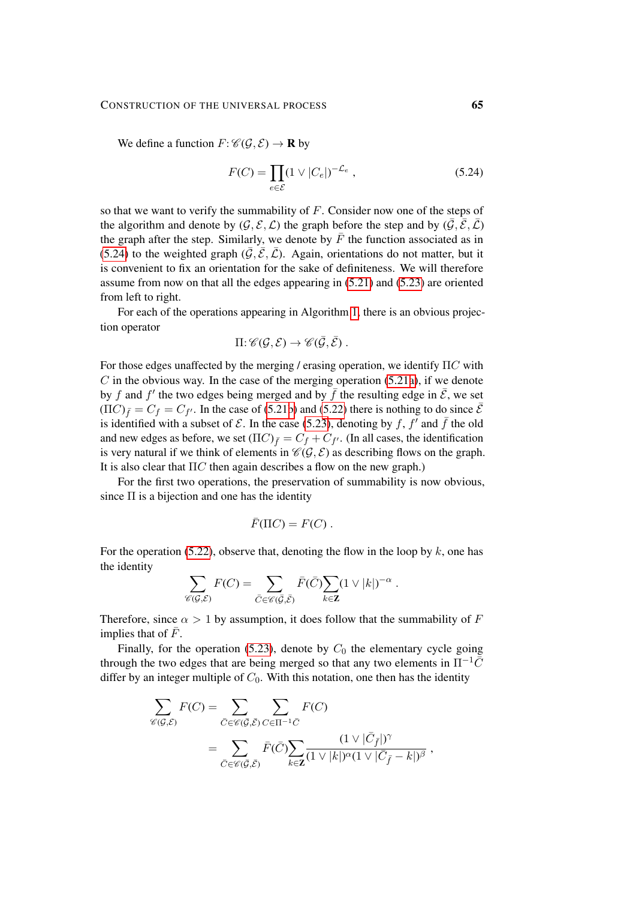We define a function $F\colon \mathscr{C}(\mathcal{G},\mathcal{E}) \to \mathbf{R}$ by

$$F(C) = \prod_{e\in\mathcal{E}} (1 \vee |C_e|)^{-\mathcal{L}_e} , \tag{5.24}$$

so that we want to verify the summability of $F$. Consider now one of the steps of the algorithm and denote by $(\mathcal{G},\mathcal{E},\mathcal{L})$ the graph before the step and by $(\bar{\mathcal{G}},\bar{\mathcal{E}},\bar{\mathcal{L}})$ the graph after the step. Similarly, we denote by $\bar{F}$ the function associated as in (5.24) to the weighted graph $(\bar{\mathcal{G}},\bar{\mathcal{E}},\bar{\mathcal{L}})$. Again, orientations do not matter, but it is convenient to fix an orientation for the sake of definiteness. We will therefore assume from now on that all the edges appearing in (5.21) and (5.23) are oriented from left to right.

For each of the operations appearing in Algorithm 1, there is an obvious projection operator

$$\Pi\colon \mathscr{C}(\mathcal{G},\mathcal{E}) \to \mathscr{C}(\bar{\mathcal{G}},\bar{\mathcal{E}}) .$$

For those edges unaffected by the merging / erasing operation, we identify $\Pi C$ with $C$ in the obvious way. In the case of the merging operation (5.21a), if we denote by $f$ and $f'$ the two edges being merged and by $\bar{f}$ the resulting edge in $\bar{\mathcal{E}}$, we set $(\Pi C)_{\bar{f}} = C_f = C_{f'}$. In the case of (5.21b) and (5.22) there is nothing to do since $\bar{\mathcal{E}}$ is identified with a subset of $\mathcal{E}$. In the case (5.23), denoting by $f$, $f'$ and $\bar{f}$ the old and new edges as before, we set $(\Pi C)_{\bar{f}} = C_f + C_{f'}$. (In all cases, the identification is very natural if we think of elements in $\mathscr{C}(\mathcal{G},\mathcal{E})$ as describing flows on the graph. It is also clear that $\Pi C$ then again describes a flow on the new graph.)

For the first two operations, the preservation of summability is now obvious, since $\Pi$ is a bijection and one has the identity

$$\bar{F}(\Pi C) = F(C) .$$

For the operation (5.22), observe that, denoting the flow in the loop by $k$, one has the identity

$$\sum_{\mathscr{C}(\mathcal{G},\mathcal{E})} F(C) = \sum_{\bar{C}\in\mathscr{C}(\bar{\mathcal{G}},\bar{\mathcal{E}})} \bar{F}(\bar{C}) \sum_{k\in\mathbf{Z}} (1\vee |k|)^{-\alpha} .$$

Therefore, since $\alpha > 1$ by assumption, it does follow that the summability of $F$ implies that of $\bar{F}$.

Finally, for the operation (5.23), denote by $C_0$ the elementary cycle going through the two edges that are being merged so that any two elements in $\Pi^{-1}\bar{C}$ differ by an integer multiple of $C_0$. With this notation, one then has the identity

$$\begin{aligned}
\sum_{\mathscr{C}(\mathcal{G},\mathcal{E})} F(C) &= \sum_{\bar{C}\in\mathscr{C}(\bar{\mathcal{G}},\bar{\mathcal{E}})} \sum_{C\in\Pi^{-1}\bar{C}} F(C) \\
&= \sum_{\bar{C}\in\mathscr{C}(\bar{\mathcal{G}},\bar{\mathcal{E}})} \bar{F}(\bar{C}) \sum_{k\in\mathbf{Z}} \frac{(1\vee |\bar{C}_{\bar{f}}|)^{\gamma}}{(1\vee|k|)^{\alpha}(1\vee|\bar{C}_{\bar{f}} - k|)^{\beta}} ,
\end{aligned}$$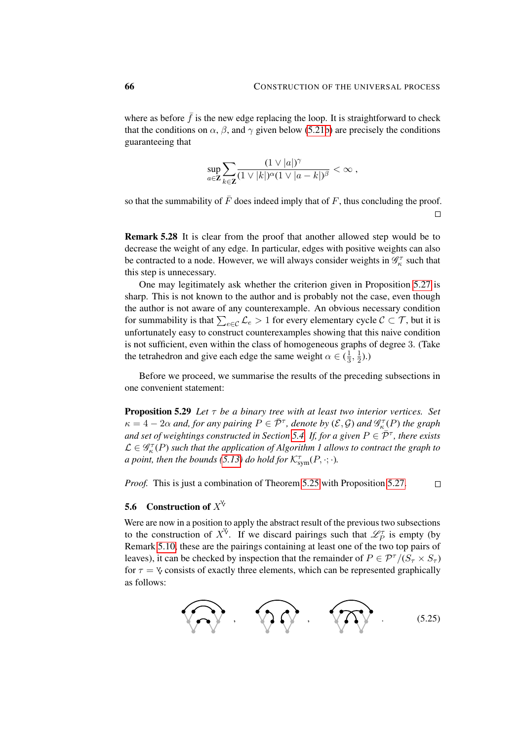where as before $\bar{f}$ is the new edge replacing the loop. It is straightforward to check that the conditions on $\alpha$, $\beta$, and $\gamma$ given below (5.21b) are precisely the conditions guaranteeing that

$$\sup_{a\in\mathbf{Z}} \sum_{k\in\mathbf{Z}} \frac{(1\vee|a|)^\gamma}{(1\vee|k|)^\alpha(1\vee|a-k|)^\beta} < \infty\;,$$

so that the summability of $\bar{F}$ does indeed imply that of $F$, thus concluding the proof. □

**Remark 5.28** It is clear from the proof that another allowed step would be to decrease the weight of any edge. In particular, edges with positive weights can also be contracted to a node. However, we will always consider weights in $\mathscr{G}_\kappa^\tau$ such that this step is unnecessary.

One may legitimately ask whether the criterion given in Proposition 5.27 is sharp. This is not known to the author and is probably not the case, even though the author is not aware of any counterexample. An obvious necessary condition for summability is that $\sum_{e\in\mathcal{C}} \mathcal{L}_e > 1$ for every elementary cycle $\mathcal{C} \subset \mathcal{T}$, but it is unfortunately easy to construct counterexamples showing that this naive condition is not sufficient, even within the class of homogeneous graphs of degree 3. (Take the tetrahedron and give each edge the same weight $\alpha \in (\frac{1}{3}, \frac{1}{2})$.)

Before we proceed, we summarise the results of the preceding subsections in one convenient statement:

**Proposition 5.29** *Let $\tau$ be a binary tree with at least two interior vertices. Set $\kappa = 4 - 2\alpha$ and, for any pairing $P \in \bar{\mathcal{P}}^\tau$, denote by $(\mathcal{E}, \mathcal{G})$ and $\mathscr{G}_\kappa^\tau(P)$ the graph and set of weightings constructed in Section 5.4. If, for a given $P \in \bar{\mathcal{P}}^\tau$, there exists $\mathcal{L} \in \mathscr{G}_\kappa^\tau(P)$ such that the application of Algorithm 1 allows to contract the graph to a point, then the bounds (5.13) do hold for $\mathcal{K}_{\mathrm{sym}}^\tau(P, \cdot;\cdot)$.*

*Proof.* This is just a combination of Theorem 5.25 with Proposition 5.27. □

## 5.6 Construction of $X^{\text{Ỽ}}$

Were are now in a position to apply the abstract result of the previous two subsections to the construction of $X^{\text{Ỽ}}$. If we discard pairings such that $\mathscr{L}_P^\tau$ is empty (by Remark 5.10, these are the pairings containing at least one of the two top pairs of leaves), it can be checked by inspection that the remainder of $P \in \mathcal{P}^\tau/(S_\tau \times S_\tau)$ for $\tau = $ Ỽ consists of exactly three elements, which can be represented graphically as follows:

$$\text{[diagram]}\;,\qquad \text{[diagram]}\;,\qquad \text{[diagram]}\;. \tag{5.25}$$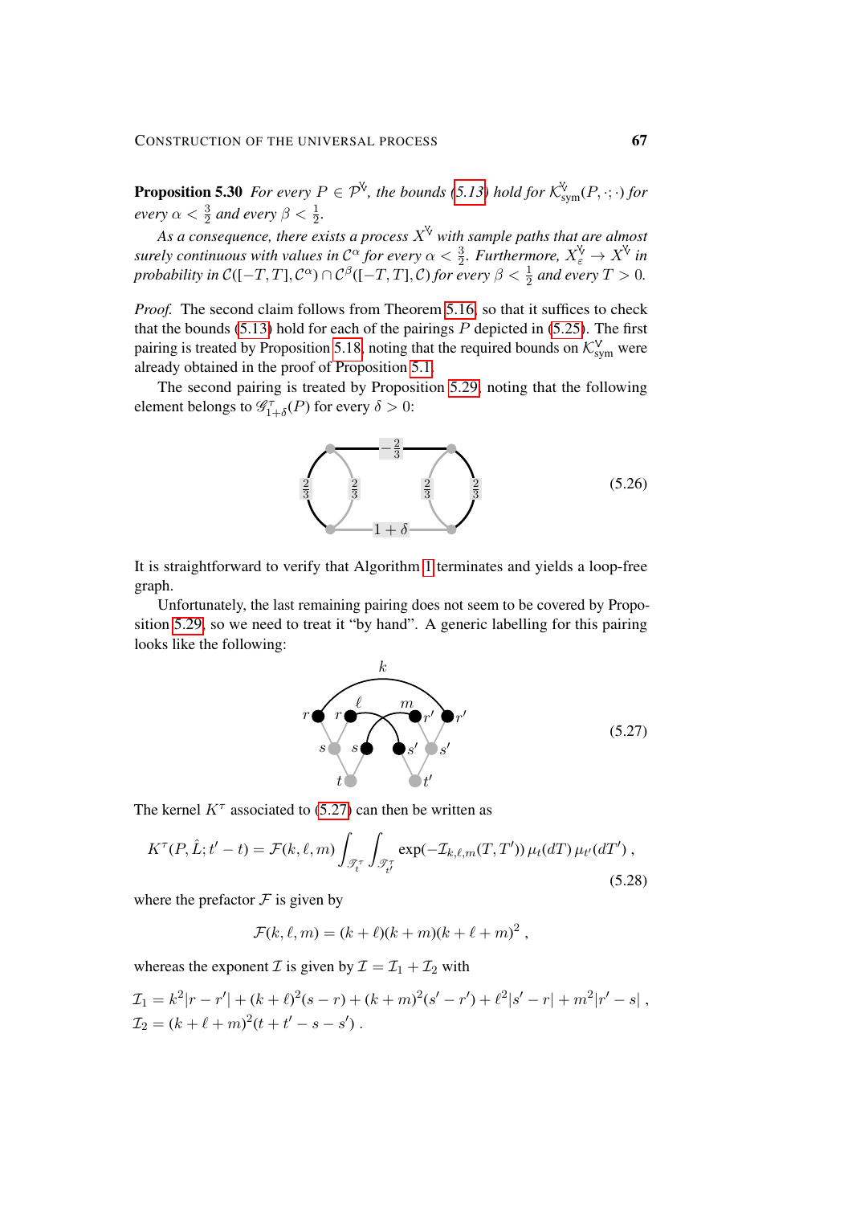**Proposition 5.30** *For every $P \in \mathcal{P}^{\forall}$, the bounds (5.13) hold for $\mathcal{K}^{\forall}_{\text{sym}}(P,\cdot;\cdot)$ for every $\alpha < \frac{3}{2}$ and every $\beta < \frac{1}{2}$.*

*As a consequence, there exists a process $X^{\forall}$ with sample paths that are almost surely continuous with values in $\mathcal{C}^\alpha$ for every $\alpha < \frac{3}{2}$. Furthermore, $X^{\forall}_\varepsilon \to X^{\forall}$ in probability in $\mathcal{C}([-T,T],\mathcal{C}^\alpha) \cap \mathcal{C}^\beta([-T,T],\mathcal{C})$ for every $\beta < \frac{1}{2}$ and every $T > 0$.*

*Proof.* The second claim follows from Theorem 5.16, so that it suffices to check that the bounds (5.13) hold for each of the pairings $P$ depicted in (5.25). The first pairing is treated by Proposition 5.18, noting that the required bounds on $\mathcal{K}^{\vee}_{\text{sym}}$ were already obtained in the proof of Proposition 5.1.

The second pairing is treated by Proposition 5.29, noting that the following element belongs to $\mathscr{G}^\tau_{1+\delta}(P)$ for every $\delta > 0$:

(5.26)

It is straightforward to verify that Algorithm 1 terminates and yields a loop-free graph.

Unfortunately, the last remaining pairing does not seem to be covered by Proposition 5.29, so we need to treat it "by hand". A generic labelling for this pairing looks like the following:

(5.27)

The kernel $K^\tau$ associated to (5.27) can then be written as

$$K^\tau(P,\hat{L};t'-t) = \mathcal{F}(k,\ell,m)\int_{\mathscr{T}^\tau_t}\int_{\mathscr{T}^\tau_{t'}} \exp(-\mathcal{I}_{k,\ell,m}(T,T'))\,\mu_t(dT)\,\mu_{t'}(dT')\;, \tag{5.28}$$

where the prefactor $\mathcal{F}$ is given by

$$\mathcal{F}(k,\ell,m) = (k+\ell)(k+m)(k+\ell+m)^2\;,$$

whereas the exponent $\mathcal{I}$ is given by $\mathcal{I} = \mathcal{I}_1 + \mathcal{I}_2$ with

$$\begin{aligned}
\mathcal{I}_1 &= k^2|r-r'| + (k+\ell)^2(s-r) + (k+m)^2(s'-r') + \ell^2|s'-r| + m^2|r'-s|\;,\\
\mathcal{I}_2 &= (k+\ell+m)^2(t+t'-s-s')\;.
\end{aligned}$$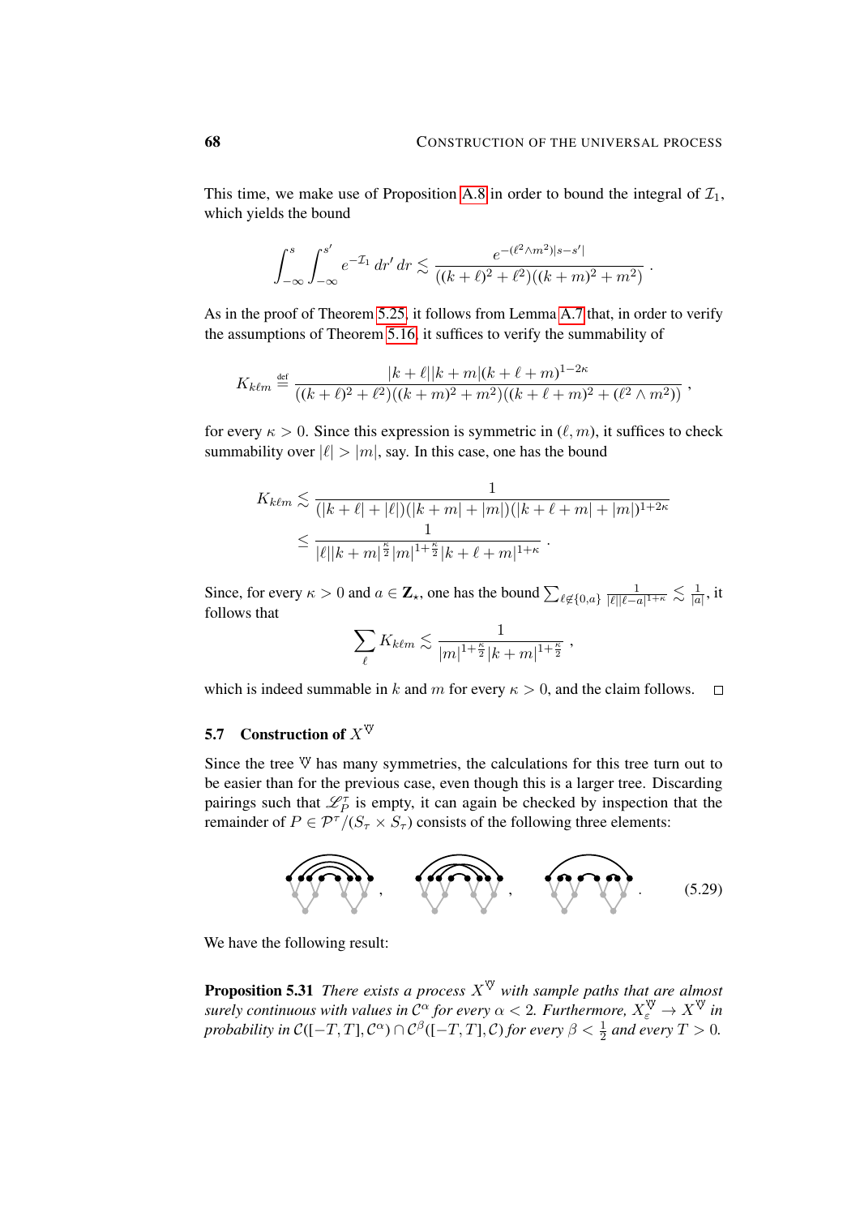This time, we make use of Proposition A.8 in order to bound the integral of $\mathcal{I}_1$, which yields the bound

$$\int_{-\infty}^{s}\int_{-\infty}^{s'} e^{-\mathcal{I}_1}\,dr'\,dr \lesssim \frac{e^{-(\ell^2\wedge m^2)|s-s'|}}{((k+\ell)^2+\ell^2)((k+m)^2+m^2)}\;.$$

As in the proof of Theorem 5.25, it follows from Lemma A.7 that, in order to verify the assumptions of Theorem 5.16, it suffices to verify the summability of

$$K_{k\ell m} \stackrel{\text{def}}{=} \frac{|k+\ell||k+m|(k+\ell+m)^{1-2\kappa}}{((k+\ell)^2+\ell^2)((k+m)^2+m^2)((k+\ell+m)^2+(\ell^2\wedge m^2))}\;,$$

for every $\kappa>0$. Since this expression is symmetric in $(\ell,m)$, it suffices to check summability over $|\ell|>|m|$, say. In this case, one has the bound

$$\begin{aligned}
K_{k\ell m} &\lesssim \frac{1}{(|k+\ell|+|\ell|)(|k+m|+|m|)(|k+\ell+m|+|m|)^{1+2\kappa}}\\
&\le \frac{1}{|\ell||k+m|^{\frac{\kappa}{2}}|m|^{1+\frac{\kappa}{2}}|k+\ell+m|^{1+\kappa}}\;.
\end{aligned}$$

Since, for every $\kappa>0$ and $a\in\mathbf{Z}_\star$, one has the bound $\sum_{\ell\not\in\{0,a\}}\frac{1}{|\ell||\ell-a|^{1+\kappa}}\lesssim\frac{1}{|a|}$, it follows that

$$\sum_{\ell} K_{k\ell m} \lesssim \frac{1}{|m|^{1+\frac{\kappa}{2}}|k+m|^{1+\frac{\kappa}{2}}}\;,$$

which is indeed summable in $k$ and $m$ for every $\kappa>0$, and the claim follows. □

### 5.7 Construction of $X^{\Psi}$

Since the tree $\Psi$ has many symmetries, the calculations for this tree turn out to be easier than for the previous case, even though this is a larger tree. Discarding pairings such that $\mathscr{L}_P^\tau$ is empty, it can again be checked by inspection that the remainder of $P\in\mathcal{P}^\tau/(S_\tau\times S_\tau)$ consists of the following three elements:

$$\text{[pairing diagram 1]}\;,\quad \text{[pairing diagram 2]}\;,\quad \text{[pairing diagram 3]}\;. \qquad (5.29)$$

We have the following result:

**Proposition 5.31** *There exists a process $X^{\Psi}$ with sample paths that are almost surely continuous with values in $\mathcal{C}^\alpha$ for every $\alpha<2$. Furthermore, $X_\varepsilon^{\Psi}\to X^{\Psi}$ in probability in $\mathcal{C}([-T,T],\mathcal{C}^\alpha)\cap\mathcal{C}^\beta([-T,T],\mathcal{C})$ for every $\beta<\frac{1}{2}$ and every $T>0$.*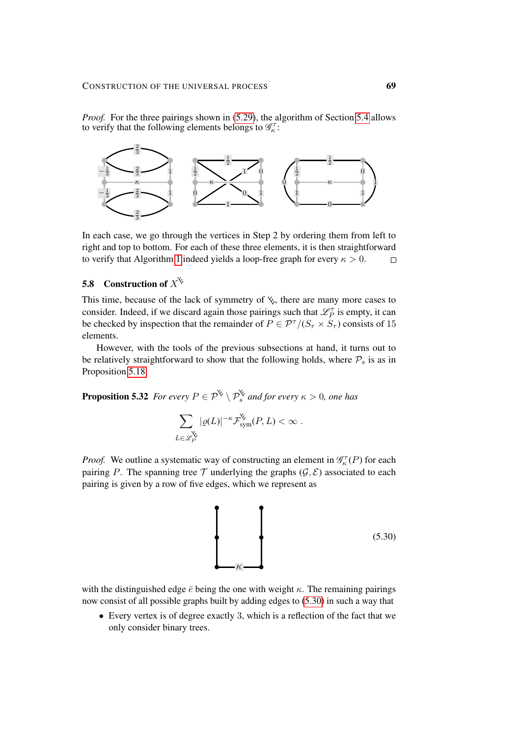*Proof.* For the three pairings shown in (5.29), the algorithm of Section 5.4 allows to verify that the following elements belong to $\mathscr{G}_\kappa^\tau$:

In each case, we go through the vertices in Step 2 by ordering them from left to right and top to bottom. For each of these three elements, it is then straightforward to verify that Algorithm 1 indeed yields a loop-free graph for every $\kappa > 0$. □

## 5.8 Construction of $X^{\Ydown}$

This time, because of the lack of symmetry of $\Ydown$, there are many more cases to consider. Indeed, if we discard again those pairings such that $\mathscr{L}_P^\tau$ is empty, it can be checked by inspection that the remainder of $P \in \mathcal{P}^\tau/(S_\tau \times S_\tau)$ consists of 15 elements.

However, with the tools of the previous subsections at hand, it turns out to be relatively straightforward to show that the following holds, where $\mathcal{P}_s$ is as in Proposition 5.18.

**Proposition 5.32** *For every $P \in \mathcal{P}^{\Ydown} \setminus \mathcal{P}_s^{\Ydown}$ and for every $\kappa > 0$, one has*

$$\sum_{L \in \mathscr{L}_P^{\Ydown}} |\varrho(L)|^{-\kappa} \mathcal{F}_{\text{sym}}^{\Ydown}(P, L) < \infty \;.$$

*Proof.* We outline a systematic way of constructing an element in $\mathscr{G}_\kappa^\tau(P)$ for each pairing $P$. The spanning tree $\mathcal{T}$ underlying the graphs $(\mathcal{G}, \mathcal{E})$ associated to each pairing is given by a row of five edges, which we represent as

$$\tag{5.30}$$

with the distinguished edge $\bar{e}$ being the one with weight $\kappa$. The remaining pairings now consist of all possible graphs built by adding edges to (5.30) in such a way that

- Every vertex is of degree exactly 3, which is a reflection of the fact that we only consider binary trees.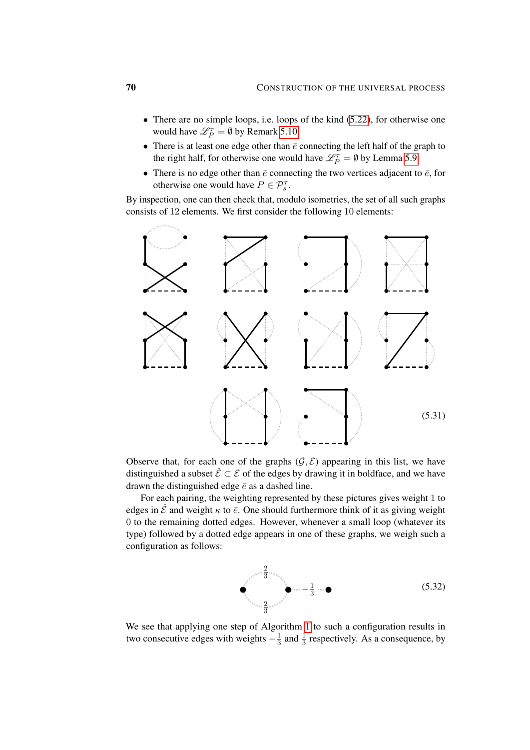- There are no simple loops, i.e. loops of the kind (5.22), for otherwise one would have $\mathscr{L}_P^\tau = \emptyset$ by Remark 5.10.
- There is at least one edge other than $\bar{e}$ connecting the left half of the graph to the right half, for otherwise one would have $\mathscr{L}_P^\tau = \emptyset$ by Lemma 5.9.
- There is no edge other than $\bar{e}$ connecting the two vertices adjacent to $\bar{e}$, for otherwise one would have $P \in \mathcal{P}_s^\tau$.

By inspection, one can then check that, modulo isometries, the set of all such graphs consists of 12 elements. We first consider the following 10 elements:

(5.31)

Observe that, for each one of the graphs $(\mathcal{G}, \mathcal{E})$ appearing in this list, we have distinguished a subset $\hat{\mathcal{E}} \subset \mathcal{E}$ of the edges by drawing it in boldface, and we have drawn the distinguished edge $\bar{e}$ as a dashed line.

For each pairing, the weighting represented by these pictures gives weight 1 to edges in $\hat{\mathcal{E}}$ and weight $\kappa$ to $\bar{e}$. One should furthermore think of it as giving weight 0 to the remaining dotted edges. However, whenever a small loop (whatever its type) followed by a dotted edge appears in one of these graphs, we weigh such a configuration as follows:

$$\frac{2}{3}, \quad \frac{2}{3}, \quad -\frac{1}{3} \tag{5.32}$$

We see that applying one step of Algorithm 1 to such a configuration results in two consecutive edges with weights $-\frac{1}{3}$ and $\frac{1}{3}$ respectively. As a consequence, by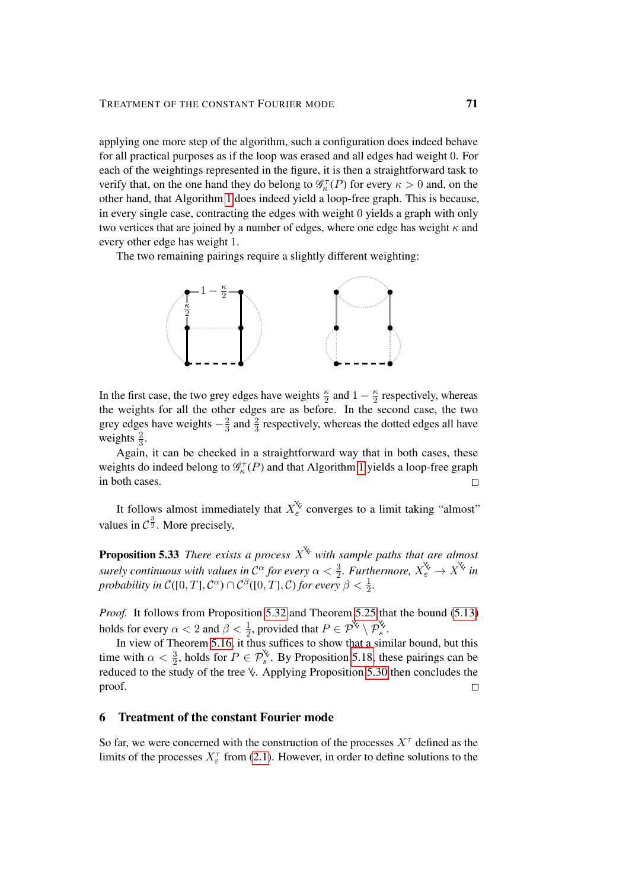applying one more step of the algorithm, such a configuration does indeed behave for all practical purposes as if the loop was erased and all edges had weight 0. For each of the weightings represented in the figure, it is then a straightforward task to verify that, on the one hand they do belong to $\mathscr{G}_\kappa^\tau(P)$ for every $\kappa > 0$ and, on the other hand, that Algorithm 1 does indeed yield a loop-free graph. This is because, in every single case, contracting the edges with weight 0 yields a graph with only two vertices that are joined by a number of edges, where one edge has weight $\kappa$ and every other edge has weight 1.

The two remaining pairings require a slightly different weighting:

In the first case, the two grey edges have weights $\frac{\kappa}{2}$ and $1 - \frac{\kappa}{2}$ respectively, whereas the weights for all the other edges are as before. In the second case, the two grey edges have weights $-\frac{2}{3}$ and $\frac{2}{3}$ respectively, whereas the dotted edges all have weights $\frac{2}{3}$.

Again, it can be checked in a straightforward way that in both cases, these weights do indeed belong to $\mathscr{G}_\kappa^\tau(P)$ and that Algorithm 1 yields a loop-free graph in both cases. $\square$

It follows almost immediately that $X_\varepsilon^{\tau}$ converges to a limit taking "almost" values in $\mathcal{C}^{\frac{3}{2}}$. More precisely,

**Proposition 5.33** *There exists a process $X^{\tau}$ with sample paths that are almost surely continuous with values in $\mathcal{C}^\alpha$ for every $\alpha < \frac{3}{2}$. Furthermore, $X_\varepsilon^{\tau} \to X^{\tau}$ in probability in $\mathcal{C}([0,T], \mathcal{C}^\alpha) \cap \mathcal{C}^\beta([0,T], \mathcal{C})$ for every $\beta < \frac{1}{2}$.*

*Proof.* It follows from Proposition 5.32 and Theorem 5.25 that the bound (5.13) holds for every $\alpha < 2$ and $\beta < \frac{1}{2}$, provided that $P \in \mathcal{P}^{\tau} \setminus \mathcal{P}_s^{\tau}$.

In view of Theorem 5.16, it thus suffices to show that a similar bound, but this time with $\alpha < \frac{3}{2}$, holds for $P \in \mathcal{P}_s^{\tau}$. By Proposition 5.18, these pairings can be reduced to the study of the tree $\tau$. Applying Proposition 5.30 then concludes the proof. $\square$

## 6 Treatment of the constant Fourier mode

So far, we were concerned with the construction of the processes $X^\tau$ defined as the limits of the processes $X_\varepsilon^\tau$ from (2.1). However, in order to define solutions to the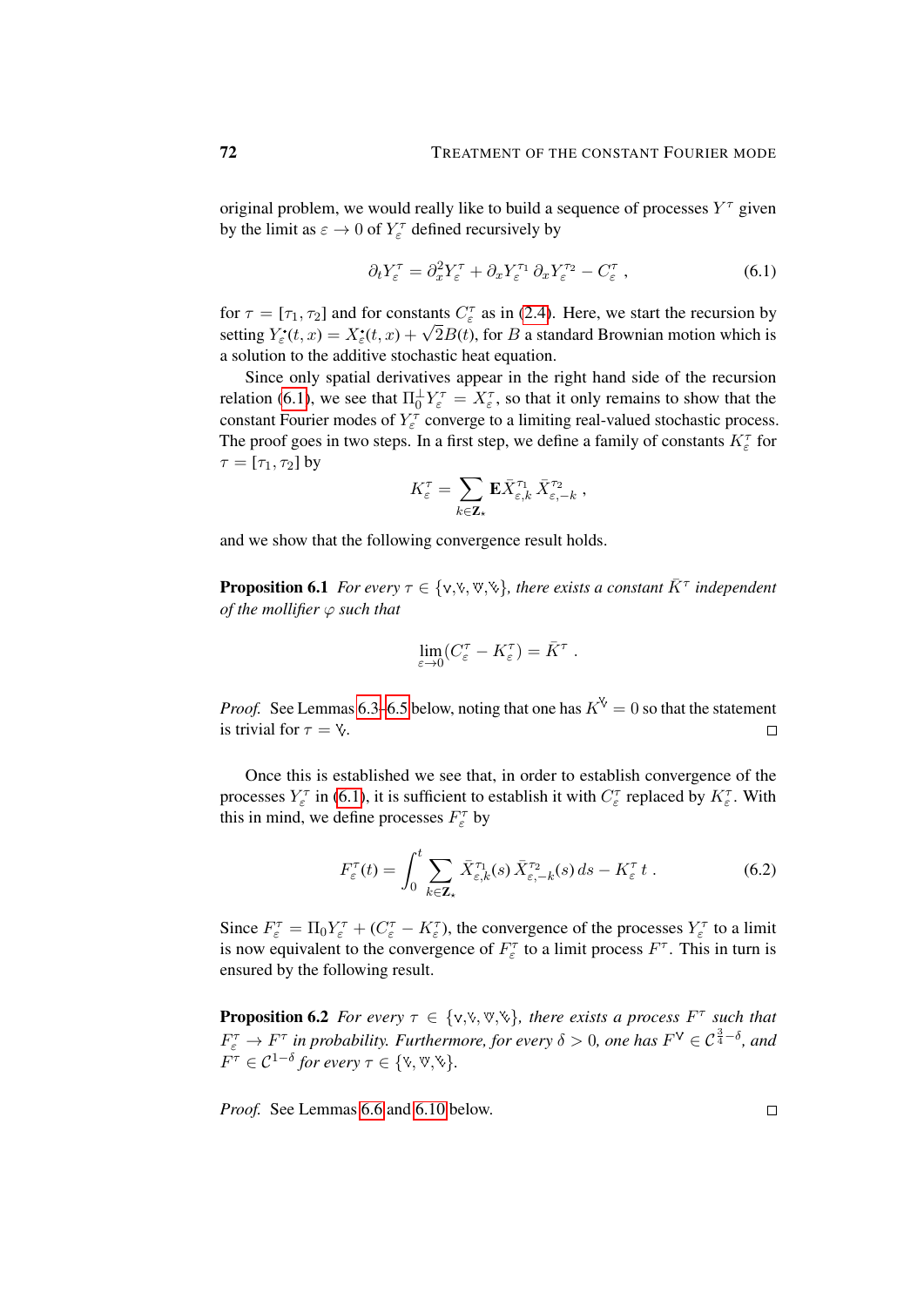original problem, we would really like to build a sequence of processes $Y^\tau$ given by the limit as $\varepsilon \to 0$ of $Y_\varepsilon^\tau$ defined recursively by

$$\partial_t Y_\varepsilon^\tau = \partial_x^2 Y_\varepsilon^\tau + \partial_x Y_\varepsilon^{\tau_1}\, \partial_x Y_\varepsilon^{\tau_2} - C_\varepsilon^\tau \;, \tag{6.1}$$

for $\tau = [\tau_1, \tau_2]$ and for constants $C_\varepsilon^\tau$ as in (2.4). Here, we start the recursion by setting $Y_\varepsilon^{\bullet}(t,x) = X_\varepsilon^{\bullet}(t,x) + \sqrt{2}B(t)$, for $B$ a standard Brownian motion which is a solution to the additive stochastic heat equation.

Since only spatial derivatives appear in the right hand side of the recursion relation (6.1), we see that $\Pi_0^\perp Y_\varepsilon^\tau = X_\varepsilon^\tau$, so that it only remains to show that the constant Fourier modes of $Y_\varepsilon^\tau$ converge to a limiting real-valued stochastic process. The proof goes in two steps. In a first step, we define a family of constants $K_\varepsilon^\tau$ for $\tau = [\tau_1, \tau_2]$ by

$$K_\varepsilon^\tau = \sum_{k \in \mathbf{Z}_\star} \mathbf{E} \bar X_{\varepsilon,k}^{\tau_1}\, \bar X_{\varepsilon,-k}^{\tau_2} \;,$$

and we show that the following convergence result holds.

**Proposition 6.1** *For every $\tau \in \{\vee, ⩛, ⩔, ⩛\}$, there exists a constant $\bar K^\tau$ independent of the mollifier $\varphi$ such that*

$$\lim_{\varepsilon \to 0} (C_\varepsilon^\tau - K_\varepsilon^\tau) = \bar K^\tau \;.$$

*Proof.* See Lemmas 6.3–6.5 below, noting that one has $K^{⩛} = 0$ so that the statement is trivial for $\tau = ⩛$. □

Once this is established we see that, in order to establish convergence of the processes $Y_\varepsilon^\tau$ in (6.1), it is sufficient to establish it with $C_\varepsilon^\tau$ replaced by $K_\varepsilon^\tau$. With this in mind, we define processes $F_\varepsilon^\tau$ by

$$F_\varepsilon^\tau(t) = \int_0^t \sum_{k \in \mathbf{Z}_\star} \bar X_{\varepsilon,k}^{\tau_1}(s)\, \bar X_{\varepsilon,-k}^{\tau_2}(s)\, ds - K_\varepsilon^\tau\, t \;. \tag{6.2}$$

Since $F_\varepsilon^\tau = \Pi_0 Y_\varepsilon^\tau + (C_\varepsilon^\tau - K_\varepsilon^\tau)$, the convergence of the processes $Y_\varepsilon^\tau$ to a limit is now equivalent to the convergence of $F_\varepsilon^\tau$ to a limit process $F^\tau$. This in turn is ensured by the following result.

**Proposition 6.2** *For every $\tau \in \{\vee, ⩛, ⩔, ⩛\}$, there exists a process $F^\tau$ such that $F_\varepsilon^\tau \to F^\tau$ in probability. Furthermore, for every $\delta > 0$, one has $F^{\vee} \in \mathcal{C}^{\frac{3}{4}-\delta}$, and $F^\tau \in \mathcal{C}^{1-\delta}$ for every $\tau \in \{⩛, ⩔, ⩛\}$.*

*Proof.* See Lemmas 6.6 and 6.10 below. □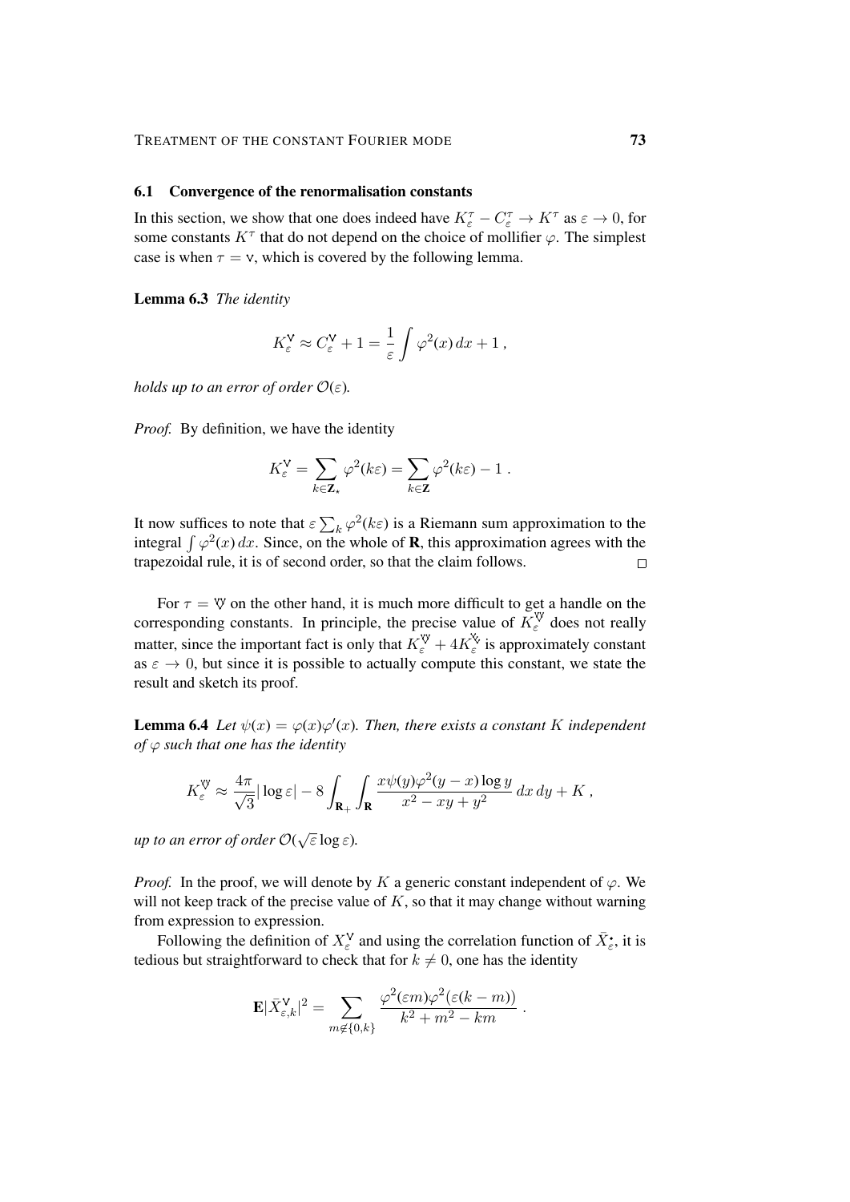### 6.1 Convergence of the renormalisation constants

In this section, we show that one does indeed have $K_\varepsilon^\tau - C_\varepsilon^\tau \to K^\tau$ as $\varepsilon \to 0$, for some constants $K^\tau$ that do not depend on the choice of mollifier $\varphi$. The simplest case is when $\tau = \vee$, which is covered by the following lemma.

**Lemma 6.3** *The identity*

$$K_\varepsilon^{\vee} \approx C_\varepsilon^{\vee} + 1 = \frac{1}{\varepsilon} \int \varphi^2(x)\, dx + 1 \;,$$

*holds up to an error of order* $\mathcal{O}(\varepsilon)$.

*Proof.* By definition, we have the identity

$$K_\varepsilon^{\vee} = \sum_{k \in \mathbf{Z}_\star} \varphi^2(k\varepsilon) = \sum_{k \in \mathbf{Z}} \varphi^2(k\varepsilon) - 1 \;.$$

It now suffices to note that $\varepsilon \sum_k \varphi^2(k\varepsilon)$ is a Riemann sum approximation to the integral $\int \varphi^2(x)\, dx$. Since, on the whole of $\mathbf{R}$, this approximation agrees with the trapezoidal rule, it is of second order, so that the claim follows. $\square$

For $\tau = \mathbin{\vee\!\!\!\vee}$ on the other hand, it is much more difficult to get a handle on the corresponding constants. In principle, the precise value of $K_\varepsilon^{\mathbin{\vee\!\!\!\vee}}$ does not really matter, since the important fact is only that $K_\varepsilon^{\mathbin{\vee\!\!\!\vee}} + 4K_\varepsilon^{\mathbin{\vee\!\!\!\vee}}$ is approximately constant as $\varepsilon \to 0$, but since it is possible to actually compute this constant, we state the result and sketch its proof.

**Lemma 6.4** *Let $\psi(x) = \varphi(x)\varphi'(x)$. Then, there exists a constant $K$ independent of $\varphi$ such that one has the identity*

$$K_\varepsilon^{\mathbin{\vee\!\!\!\vee}} \approx \frac{4\pi}{\sqrt{3}} |\log \varepsilon| - 8 \int_{\mathbf{R}_+} \int_{\mathbf{R}} \frac{x \psi(y) \varphi^2(y-x) \log y}{x^2 - xy + y^2}\, dx\, dy + K \;,$$

*up to an error of order* $\mathcal{O}(\sqrt{\varepsilon} \log \varepsilon)$.

*Proof.* In the proof, we will denote by $K$ a generic constant independent of $\varphi$. We will not keep track of the precise value of $K$, so that it may change without warning from expression to expression.

Following the definition of $X_\varepsilon^{\vee}$ and using the correlation function of $\bar{X}_\varepsilon^{\bullet}$, it is tedious but straightforward to check that for $k \neq 0$, one has the identity

$$\mathbf{E} |\bar{X}_{\varepsilon,k}^{\vee}|^2 = \sum_{m \notin \{0,k\}} \frac{\varphi^2(\varepsilon m) \varphi^2(\varepsilon(k-m))}{k^2 + m^2 - km} \;.$$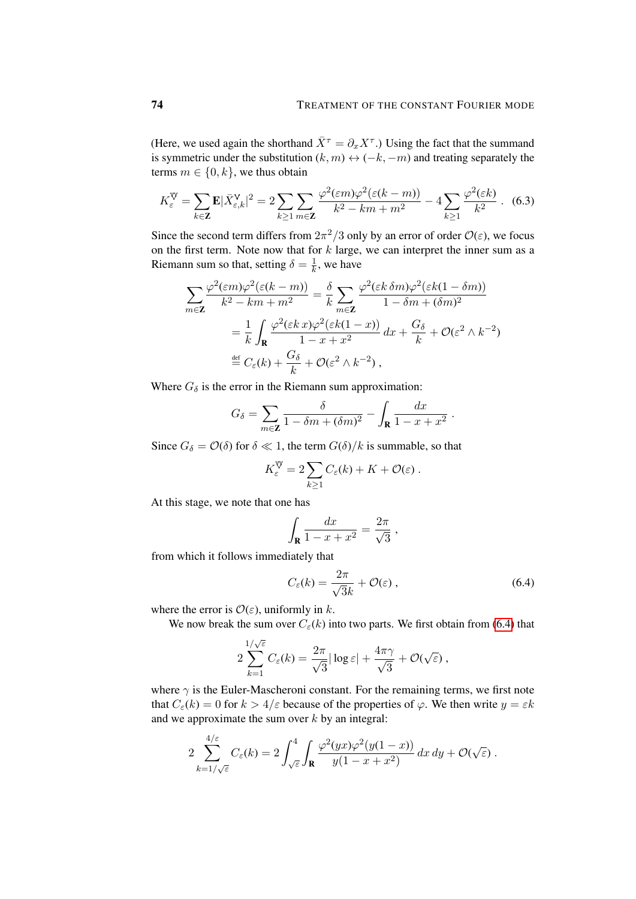(Here, we used again the shorthand $\bar{X}^\tau = \partial_x X^\tau$.) Using the fact that the summand is symmetric under the substitution $(k,m) \leftrightarrow (-k,-m)$ and treating separately the terms $m \in \{0,k\}$, we thus obtain

$$K_\varepsilon^{\text{\textsf{V}}} = \sum_{k\in\mathbf{Z}} \mathbf{E}|\bar{X}_{\varepsilon,k}^{\mathsf{V}}|^2 = 2\sum_{k\geq 1}\sum_{m\in\mathbf{Z}} \frac{\varphi^2(\varepsilon m)\varphi^2(\varepsilon(k-m))}{k^2 - km + m^2} - 4\sum_{k\geq 1}\frac{\varphi^2(\varepsilon k)}{k^2}\;. \quad (6.3)$$

Since the second term differs from $2\pi^2/3$ only by an error of order $\mathcal{O}(\varepsilon)$, we focus on the first term. Note now that for $k$ large, we can interpret the inner sum as a Riemann sum so that, setting $\delta = \frac{1}{k}$, we have

$$\begin{aligned}
\sum_{m\in\mathbf{Z}} \frac{\varphi^2(\varepsilon m)\varphi^2(\varepsilon(k-m))}{k^2 - km + m^2} &= \frac{\delta}{k}\sum_{m\in\mathbf{Z}} \frac{\varphi^2(\varepsilon k\,\delta m)\varphi^2(\varepsilon k(1-\delta m))}{1 - \delta m + (\delta m)^2} \\
&= \frac{1}{k}\int_{\mathbf{R}} \frac{\varphi^2(\varepsilon k\,x)\varphi^2(\varepsilon k(1-x))}{1-x+x^2}\,dx + \frac{G_\delta}{k} + \mathcal{O}(\varepsilon^2 \wedge k^{-2}) \\
&\stackrel{\text{def}}{=} C_\varepsilon(k) + \frac{G_\delta}{k} + \mathcal{O}(\varepsilon^2 \wedge k^{-2})\;,
\end{aligned}$$

Where $G_\delta$ is the error in the Riemann sum approximation:

$$G_\delta = \sum_{m\in\mathbf{Z}} \frac{\delta}{1 - \delta m + (\delta m)^2} - \int_{\mathbf{R}} \frac{dx}{1-x+x^2}\;.$$

Since $G_\delta = \mathcal{O}(\delta)$ for $\delta \ll 1$, the term $G(\delta)/k$ is summable, so that

$$K_\varepsilon^{\text{\textsf{V}}} = 2\sum_{k\geq 1} C_\varepsilon(k) + K + \mathcal{O}(\varepsilon)\;.$$

At this stage, we note that one has

$$\int_{\mathbf{R}} \frac{dx}{1-x+x^2} = \frac{2\pi}{\sqrt{3}}\;,$$

from which it follows immediately that

$$C_\varepsilon(k) = \frac{2\pi}{\sqrt{3}k} + \mathcal{O}(\varepsilon)\;, \quad (6.4)$$

where the error is $\mathcal{O}(\varepsilon)$, uniformly in $k$.

We now break the sum over $C_\varepsilon(k)$ into two parts. We first obtain from (6.4) that

$$2\sum_{k=1}^{1/\sqrt{\varepsilon}} C_\varepsilon(k) = \frac{2\pi}{\sqrt{3}}|\log\varepsilon| + \frac{4\pi\gamma}{\sqrt{3}} + \mathcal{O}(\sqrt{\varepsilon})\;,$$

where $\gamma$ is the Euler-Mascheroni constant. For the remaining terms, we first note that $C_\varepsilon(k) = 0$ for $k > 4/\varepsilon$ because of the properties of $\varphi$. We then write $y = \varepsilon k$ and we approximate the sum over $k$ by an integral:

$$2\sum_{k=1/\sqrt{\varepsilon}}^{4/\varepsilon} C_\varepsilon(k) = 2\int_{\sqrt{\varepsilon}}^{4}\int_{\mathbf{R}} \frac{\varphi^2(yx)\varphi^2(y(1-x))}{y(1-x+x^2)}\,dx\,dy + \mathcal{O}(\sqrt{\varepsilon})\;.$$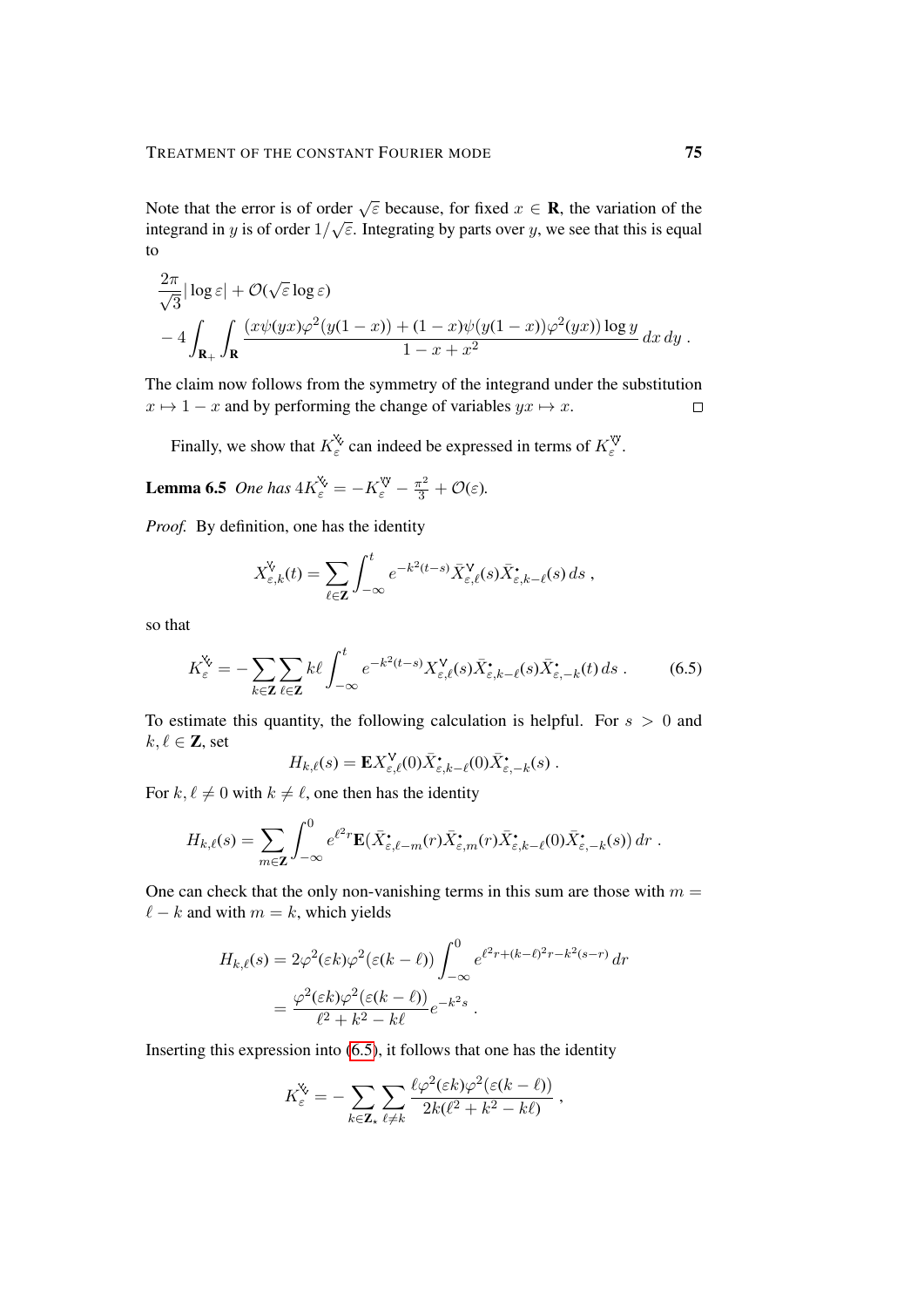Note that the error is of order $\sqrt{\varepsilon}$ because, for fixed $x \in \mathbf{R}$, the variation of the integrand in $y$ is of order $1/\sqrt{\varepsilon}$. Integrating by parts over $y$, we see that this is equal to

$$
\frac{2\pi}{\sqrt{3}}|\log\varepsilon| + \mathcal{O}(\sqrt{\varepsilon}\log\varepsilon)
$$
$$
- 4\int_{\mathbf{R}_+}\int_{\mathbf{R}} \frac{(x\psi(yx)\varphi^2(y(1-x)) + (1-x)\psi(y(1-x))\varphi^2(yx))\log y}{1-x+x^2}\,dx\,dy\;.
$$

The claim now follows from the symmetry of the integrand under the substitution $x \mapsto 1-x$ and by performing the change of variables $yx \mapsto x$. $\square$

Finally, we show that $K_\varepsilon^{\text{ⱽ̣ⱽ}}$ can indeed be expressed in terms of $K_\varepsilon^{\text{ⱽⱽ}}$.

**Lemma 6.5** *One has* $4K_\varepsilon^{\text{ⱽ̣ⱽ}} = -K_\varepsilon^{\text{ⱽⱽ}} - \frac{\pi^2}{3} + \mathcal{O}(\varepsilon)$.

*Proof.* By definition, one has the identity

$$
X^{\text{ⱽ̣}}_{\varepsilon,k}(t) = \sum_{\ell\in\mathbf{Z}} \int_{-\infty}^t e^{-k^2(t-s)} \bar X^{\vee}_{\varepsilon,\ell}(s)\bar X^{\bullet}_{\varepsilon,k-\ell}(s)\,ds\;,
$$

so that

$$
K_\varepsilon^{\text{ⱽ̣ⱽ}} = -\sum_{k\in\mathbf{Z}}\sum_{\ell\in\mathbf{Z}} k\ell \int_{-\infty}^t e^{-k^2(t-s)} X^{\vee}_{\varepsilon,\ell}(s)\bar X^{\bullet}_{\varepsilon,k-\ell}(s)\bar X^{\bullet}_{\varepsilon,-k}(t)\,ds\;. \tag{6.5}
$$

To estimate this quantity, the following calculation is helpful. For $s > 0$ and $k,\ell \in \mathbf{Z}$, set

$$
H_{k,\ell}(s) = \mathbf{E} X^{\vee}_{\varepsilon,\ell}(0)\bar X^{\bullet}_{\varepsilon,k-\ell}(0)\bar X^{\bullet}_{\varepsilon,-k}(s)\;.
$$

For $k,\ell \neq 0$ with $k \neq \ell$, one then has the identity

$$
H_{k,\ell}(s) = \sum_{m\in\mathbf{Z}} \int_{-\infty}^0 e^{\ell^2 r}\mathbf{E}(\bar X^{\bullet}_{\varepsilon,\ell-m}(r)\bar X^{\bullet}_{\varepsilon,m}(r)\bar X^{\bullet}_{\varepsilon,k-\ell}(0)\bar X^{\bullet}_{\varepsilon,-k}(s))\,dr\;.
$$

One can check that the only non-vanishing terms in this sum are those with $m = \ell - k$ and with $m = k$, which yields

$$
\begin{aligned}
H_{k,\ell}(s) &= 2\varphi^2(\varepsilon k)\varphi^2(\varepsilon(k-\ell))\int_{-\infty}^0 e^{\ell^2 r + (k-\ell)^2 r - k^2(s-r)}\,dr \\
&= \frac{\varphi^2(\varepsilon k)\varphi^2(\varepsilon(k-\ell))}{\ell^2 + k^2 - k\ell} e^{-k^2 s}\;.
\end{aligned}
$$

Inserting this expression into (6.5), it follows that one has the identity

$$
K_\varepsilon^{\text{ⱽ̣ⱽ}} = -\sum_{k\in\mathbf{Z}_\star}\sum_{\ell\neq k} \frac{\ell\varphi^2(\varepsilon k)\varphi^2(\varepsilon(k-\ell))}{2k(\ell^2+k^2-k\ell)}\;,
$$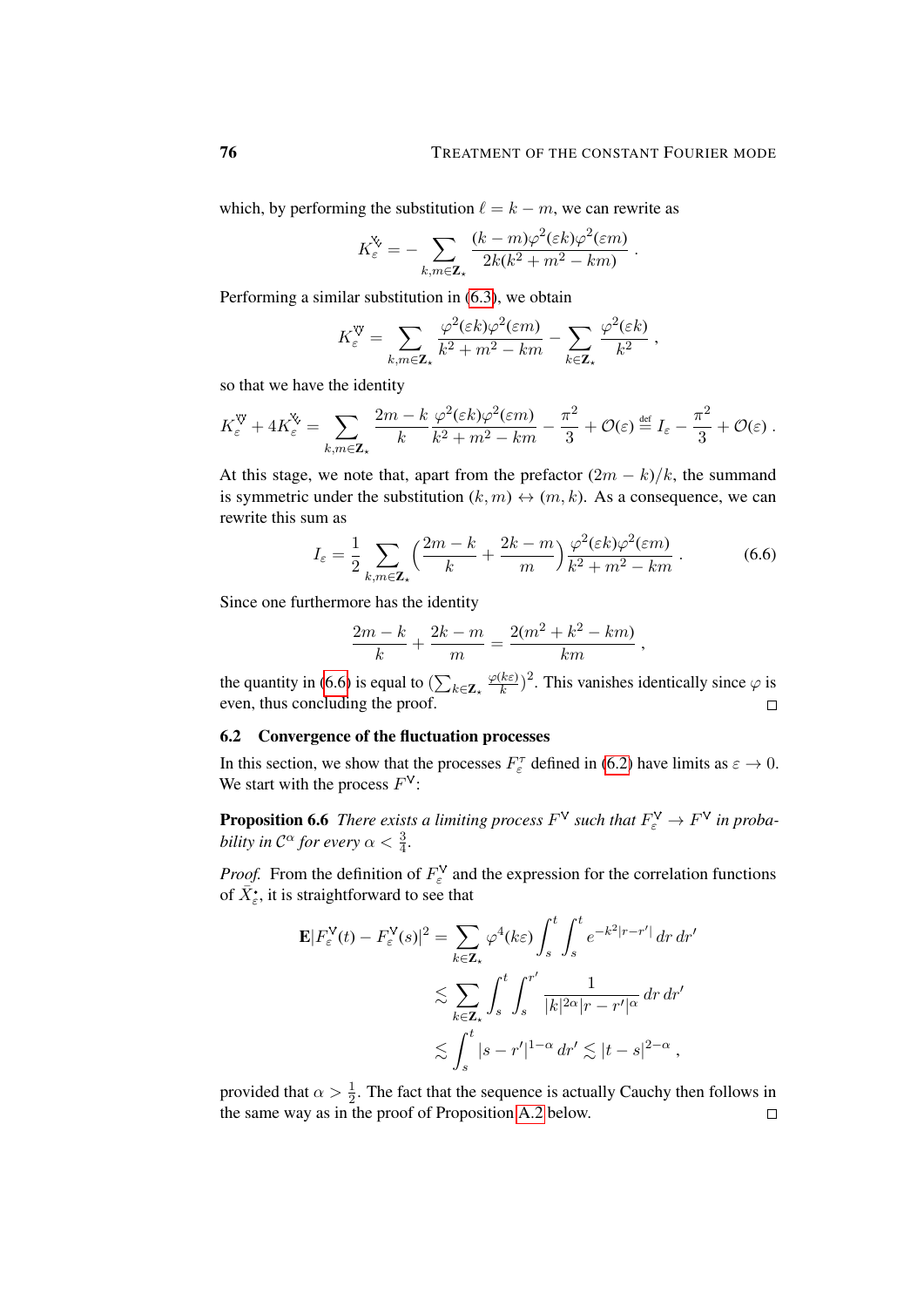which, by performing the substitution $\ell = k - m$, we can rewrite as

$$K_\varepsilon^{\text{⋎⋎}} = - \sum_{k,m \in \mathbf{Z}_\star} \frac{(k-m)\varphi^2(\varepsilon k)\varphi^2(\varepsilon m)}{2k(k^2 + m^2 - km)} .$$

Performing a similar substitution in (6.3), we obtain

$$K_\varepsilon^{\text{⩔}} = \sum_{k,m \in \mathbf{Z}_\star} \frac{\varphi^2(\varepsilon k)\varphi^2(\varepsilon m)}{k^2 + m^2 - km} - \sum_{k \in \mathbf{Z}_\star} \frac{\varphi^2(\varepsilon k)}{k^2} ,$$

so that we have the identity

$$K_\varepsilon^{\text{⩔}} + 4K_\varepsilon^{\text{⋎⋎}} = \sum_{k,m \in \mathbf{Z}_\star} \frac{2m-k}{k} \frac{\varphi^2(\varepsilon k)\varphi^2(\varepsilon m)}{k^2 + m^2 - km} - \frac{\pi^2}{3} + \mathcal{O}(\varepsilon) \stackrel{\text{def}}{=} I_\varepsilon - \frac{\pi^2}{3} + \mathcal{O}(\varepsilon) .$$

At this stage, we note that, apart from the prefactor $(2m-k)/k$, the summand is symmetric under the substitution $(k,m) \leftrightarrow (m,k)$. As a consequence, we can rewrite this sum as

$$I_\varepsilon = \frac{1}{2} \sum_{k,m \in \mathbf{Z}_\star} \Big( \frac{2m-k}{k} + \frac{2k-m}{m} \Big) \frac{\varphi^2(\varepsilon k)\varphi^2(\varepsilon m)}{k^2 + m^2 - km} . \tag{6.6}$$

Since one furthermore has the identity

$$\frac{2m-k}{k} + \frac{2k-m}{m} = \frac{2(m^2 + k^2 - km)}{km} ,$$

the quantity in (6.6) is equal to $(\sum_{k \in \mathbf{Z}_\star} \frac{\varphi(k\varepsilon)}{k})^2$. This vanishes identically since $\varphi$ is even, thus concluding the proof. $\square$

## 6.2 Convergence of the fluctuation processes

In this section, we show that the processes $F_\varepsilon^\tau$ defined in (6.2) have limits as $\varepsilon \to 0$. We start with the process $F^{\text{V}}$:

**Proposition 6.6** *There exists a limiting process $F^{\text{V}}$ such that $F_\varepsilon^{\text{V}} \to F^{\text{V}}$ in probability in $\mathcal{C}^\alpha$ for every $\alpha < \frac{3}{4}$.*

*Proof.* From the definition of $F_\varepsilon^{\text{V}}$ and the expression for the correlation functions of $\bar{X}_\varepsilon^\bullet$, it is straightforward to see that

$$\begin{aligned}
\mathbf{E}|F_\varepsilon^{\text{V}}(t) - F_\varepsilon^{\text{V}}(s)|^2 &= \sum_{k \in \mathbf{Z}_\star} \varphi^4(k\varepsilon) \int_s^t \int_s^t e^{-k^2|r-r'|}\, dr\, dr' \\
&\lesssim \sum_{k \in \mathbf{Z}_\star} \int_s^t \int_s^{r'} \frac{1}{|k|^{2\alpha}|r-r'|^\alpha}\, dr\, dr' \\
&\lesssim \int_s^t |s-r'|^{1-\alpha}\, dr' \lesssim |t-s|^{2-\alpha} ,
\end{aligned}$$

provided that $\alpha > \frac{1}{2}$. The fact that the sequence is actually Cauchy then follows in the same way as in the proof of Proposition A.2 below. $\square$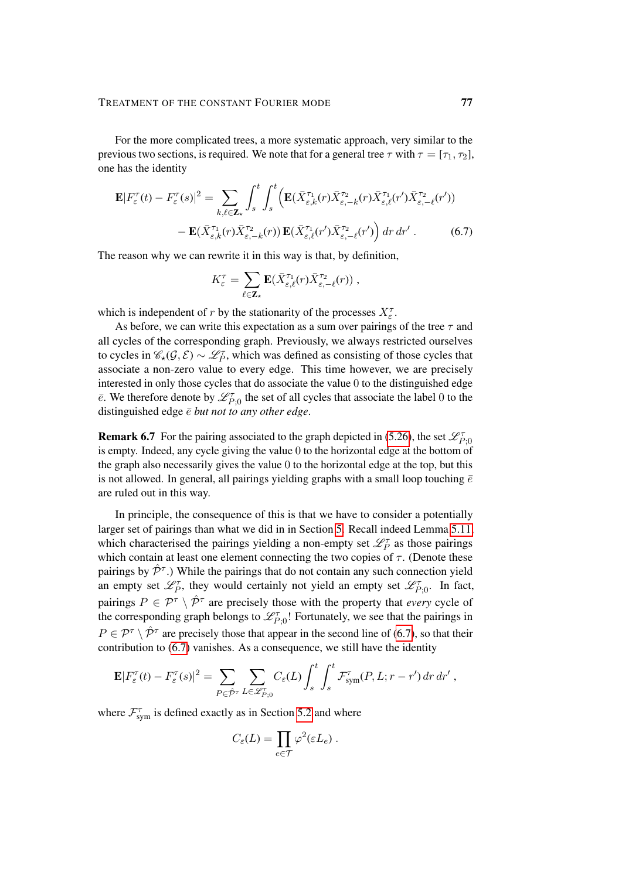For the more complicated trees, a more systematic approach, very similar to the previous two sections, is required. We note that for a general tree $\tau$ with $\tau = [\tau_1, \tau_2]$, one has the identity

$$
\begin{aligned}
\mathbf{E}|F_\varepsilon^\tau(t) - F_\varepsilon^\tau(s)|^2 = \sum_{k,\ell \in \mathbf{Z}_\star} \int_s^t \int_s^t \Big( & \mathbf{E}(\bar X_{\varepsilon,k}^{\tau_1}(r) \bar X_{\varepsilon,-k}^{\tau_2}(r) \bar X_{\varepsilon,\ell}^{\tau_1}(r') \bar X_{\varepsilon,-\ell}^{\tau_2}(r')) \\
& - \mathbf{E}(\bar X_{\varepsilon,k}^{\tau_1}(r) \bar X_{\varepsilon,-k}^{\tau_2}(r))\, \mathbf{E}(\bar X_{\varepsilon,\ell}^{\tau_1}(r') \bar X_{\varepsilon,-\ell}^{\tau_2}(r')) \Big)\, dr\, dr' \;. \qquad (6.7)
\end{aligned}
$$

The reason why we can rewrite it in this way is that, by definition,

$$
K_\varepsilon^\tau = \sum_{\ell \in \mathbf{Z}_\star} \mathbf{E}(\bar X_{\varepsilon,\ell}^{\tau_1}(r) \bar X_{\varepsilon,-\ell}^{\tau_2}(r)) \;,
$$

which is independent of $r$ by the stationarity of the processes $X_\varepsilon^\tau$.

As before, we can write this expectation as a sum over pairings of the tree $\tau$ and all cycles of the corresponding graph. Previously, we always restricted ourselves to cycles in $\mathscr{C}_\star(\mathcal{G}, \mathcal{E}) \sim \mathscr{L}_P^\tau$, which was defined as consisting of those cycles that associate a non-zero value to every edge. This time however, we are precisely interested in only those cycles that do associate the value 0 to the distinguished edge $\bar e$. We therefore denote by $\mathscr{L}_{P;0}^\tau$ the set of all cycles that associate the label 0 to the distinguished edge $\bar e$ *but not to any other edge*.

**Remark 6.7** For the pairing associated to the graph depicted in (5.26), the set $\mathscr{L}_{P;0}^\tau$ is empty. Indeed, any cycle giving the value 0 to the horizontal edge at the bottom of the graph also necessarily gives the value 0 to the horizontal edge at the top, but this is not allowed. In general, all pairings yielding graphs with a small loop touching $\bar e$ are ruled out in this way.

In principle, the consequence of this is that we have to consider a potentially larger set of pairings than what we did in in Section 5. Recall indeed Lemma 5.11 which characterised the pairings yielding a non-empty set $\mathscr{L}_P^\tau$ as those pairings which contain at least one element connecting the two copies of $\tau$. (Denote these pairings by $\hat{\mathcal{P}}^\tau$.) While the pairings that do not contain any such connection yield an empty set $\mathscr{L}_P^\tau$, they would certainly not yield an empty set $\mathscr{L}_{P;0}^\tau$. In fact, pairings $P \in \mathcal{P}^\tau \setminus \hat{\mathcal{P}}^\tau$ are precisely those with the property that *every* cycle of the corresponding graph belongs to $\mathscr{L}_{P;0}^\tau$! Fortunately, we see that the pairings in $P \in \mathcal{P}^\tau \setminus \hat{\mathcal{P}}^\tau$ are precisely those that appear in the second line of (6.7), so that their contribution to (6.7) vanishes. As a consequence, we still have the identity

$$
\mathbf{E}|F_\varepsilon^\tau(t) - F_\varepsilon^\tau(s)|^2 = \sum_{P \in \hat{\mathcal{P}}^\tau} \sum_{L \in \mathscr{L}_{P;0}^\tau} C_\varepsilon(L) \int_s^t \int_s^t \mathcal{F}_{\mathrm{sym}}^\tau(P, L; r - r')\, dr\, dr' \;,
$$

where $\mathcal{F}_{\mathrm{sym}}^\tau$ is defined exactly as in Section 5.2 and where

$$
C_\varepsilon(L) = \prod_{e \in \mathcal{T}} \varphi^2(\varepsilon L_e) \;.
$$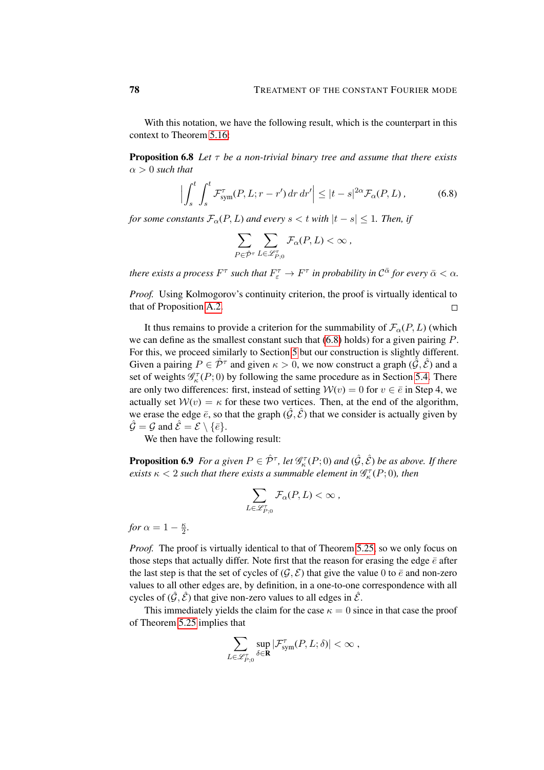With this notation, we have the following result, which is the counterpart in this context to Theorem 5.16:

**Proposition 6.8** *Let $\tau$ be a non-trivial binary tree and assume that there exists $\alpha > 0$ such that*

$$\Big| \int_s^t \int_s^t \mathcal{F}^\tau_{\text{sym}}(P, L; r - r')\, dr\, dr' \Big| \leq |t - s|^{2\alpha} \mathcal{F}_\alpha(P, L)\,, \tag{6.8}$$

*for some constants $\mathcal{F}_\alpha(P, L)$ and every $s < t$ with $|t - s| \leq 1$. Then, if*

$$\sum_{P \in \hat{\mathcal{P}}^\tau} \sum_{L \in \mathscr{L}^\tau_{P;0}} \mathcal{F}_\alpha(P, L) < \infty\,,$$

*there exists a process $F^\tau$ such that $F^\tau_\varepsilon \to F^\tau$ in probability in $\mathcal{C}^{\bar\alpha}$ for every $\bar\alpha < \alpha$.*

*Proof.* Using Kolmogorov's continuity criterion, the proof is virtually identical to that of Proposition A.2. □

It thus remains to provide a criterion for the summability of $\mathcal{F}_\alpha(P, L)$ (which we can define as the smallest constant such that (6.8) holds) for a given pairing $P$. For this, we proceed similarly to Section 5 but our construction is slightly different. Given a pairing $P \in \hat{\mathcal{P}}^\tau$ and given $\kappa > 0$, we now construct a graph $(\hat{\mathcal{G}}, \hat{\mathcal{E}})$ and a set of weights $\mathscr{G}^\tau_\kappa(P; 0)$ by following the same procedure as in Section 5.4. There are only two differences: first, instead of setting $\mathcal{W}(v) = 0$ for $v \in \bar{e}$ in Step 4, we actually set $\mathcal{W}(v) = \kappa$ for these two vertices. Then, at the end of the algorithm, we erase the edge $\bar{e}$, so that the graph $(\hat{\mathcal{G}}, \hat{\mathcal{E}})$ that we consider is actually given by $\hat{\mathcal{G}} = \mathcal{G}$ and $\hat{\mathcal{E}} = \mathcal{E} \setminus \{\bar{e}\}$.

We then have the following result:

**Proposition 6.9** *For a given $P \in \hat{\mathcal{P}}^\tau$, let $\mathscr{G}^\tau_\kappa(P; 0)$ and $(\hat{\mathcal{G}}, \hat{\mathcal{E}})$ be as above. If there exists $\kappa < 2$ such that there exists a summable element in $\mathscr{G}^\tau_\kappa(P; 0)$, then*

$$\sum_{L \in \mathscr{L}^\tau_{P;0}} \mathcal{F}_\alpha(P, L) < \infty\,,$$

*for $\alpha = 1 - \frac{\kappa}{2}$.*

*Proof.* The proof is virtually identical to that of Theorem 5.25, so we only focus on those steps that actually differ. Note first that the reason for erasing the edge $\bar{e}$ after the last step is that the set of cycles of $(\mathcal{G}, \mathcal{E})$ that give the value 0 to $\bar{e}$ and non-zero values to all other edges are, by definition, in a one-to-one correspondence with all cycles of $(\hat{\mathcal{G}}, \hat{\mathcal{E}})$ that give non-zero values to all edges in $\hat{\mathcal{E}}$.

This immediately yields the claim for the case $\kappa = 0$ since in that case the proof of Theorem 5.25 implies that

$$\sum_{L \in \mathscr{L}^\tau_{P;0}} \sup_{\delta \in \mathbf{R}} |\mathcal{F}^\tau_{\text{sym}}(P, L; \delta)| < \infty\,,$$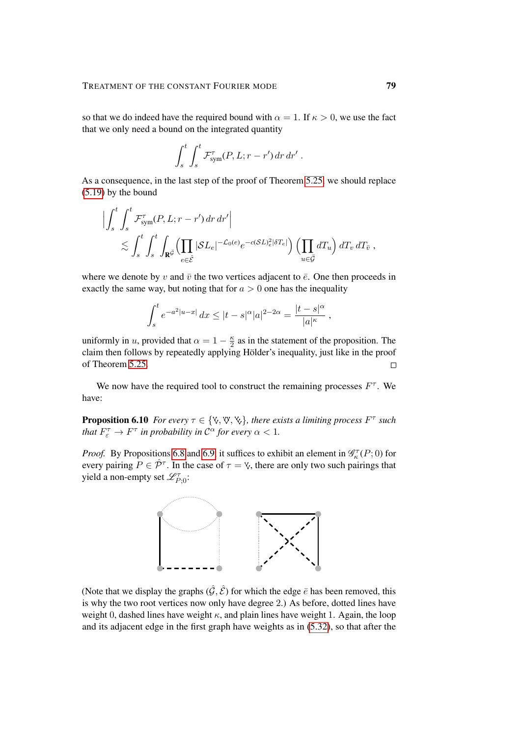so that we do indeed have the required bound with $\alpha = 1$. If $\kappa > 0$, we use the fact that we only need a bound on the integrated quantity

$$\int_s^t \int_s^t \mathcal{F}_{\text{sym}}^\tau(P, L; r - r')\, dr\, dr' \;.$$

As a consequence, in the last step of the proof of Theorem 5.25, we should replace (5.19) by the bound

$$\Big| \int_s^t \int_s^t \mathcal{F}_{\text{sym}}^\tau(P, L; r - r')\, dr\, dr' \Big| \lesssim \int_s^t \int_s^t \int_{\mathbf{R}^{\bar{\mathcal{G}}}} \Big( \prod_{e \in \hat{\mathcal{E}}} |\mathcal{S} L_e|^{-\mathcal{L}_0(e)} e^{-c(\mathcal{S}L)_e^2 |\delta T_e|} \Big) \Big( \prod_{u \in \bar{\mathcal{G}}} dT_u \Big)\, dT_v\, dT_{\bar{v}} \;,$$

where we denote by $v$ and $\bar{v}$ the two vertices adjacent to $\bar{e}$. One then proceeds in exactly the same way, but noting that for $a > 0$ one has the inequality

$$\int_s^t e^{-a^2|u-x|}\, dx \le |t-s|^\alpha |a|^{2-2\alpha} = \frac{|t-s|^\alpha}{|a|^\kappa} \;,$$

uniformly in $u$, provided that $\alpha = 1 - \frac{\kappa}{2}$ as in the statement of the proposition. The claim then follows by repeatedly applying Hölder's inequality, just like in the proof of Theorem 5.25. $\square$

We now have the required tool to construct the remaining processes $F^\tau$. We have:

**Proposition 6.10** *For every $\tau \in \{\text{Y}, \text{V}, \text{Y}\}$, there exists a limiting process $F^\tau$ such that $F_\varepsilon^\tau \to F^\tau$ in probability in $\mathcal{C}^\alpha$ for every $\alpha < 1$.*

*Proof.* By Propositions 6.8 and 6.9, it suffices to exhibit an element in $\mathscr{G}_\kappa^\tau(P; 0)$ for every pairing $P \in \hat{\mathcal{P}}^\tau$. In the case of $\tau = \text{Y}$, there are only two such pairings that yield a non-empty set $\mathscr{L}_{P;0}^\tau$:

(Note that we display the graphs $(\hat{\mathcal{G}}, \hat{\mathcal{E}})$ for which the edge $\bar{e}$ has been removed, this is why the two root vertices now only have degree 2.) As before, dotted lines have weight 0, dashed lines have weight $\kappa$, and plain lines have weight 1. Again, the loop and its adjacent edge in the first graph have weights as in (5.32), so that after the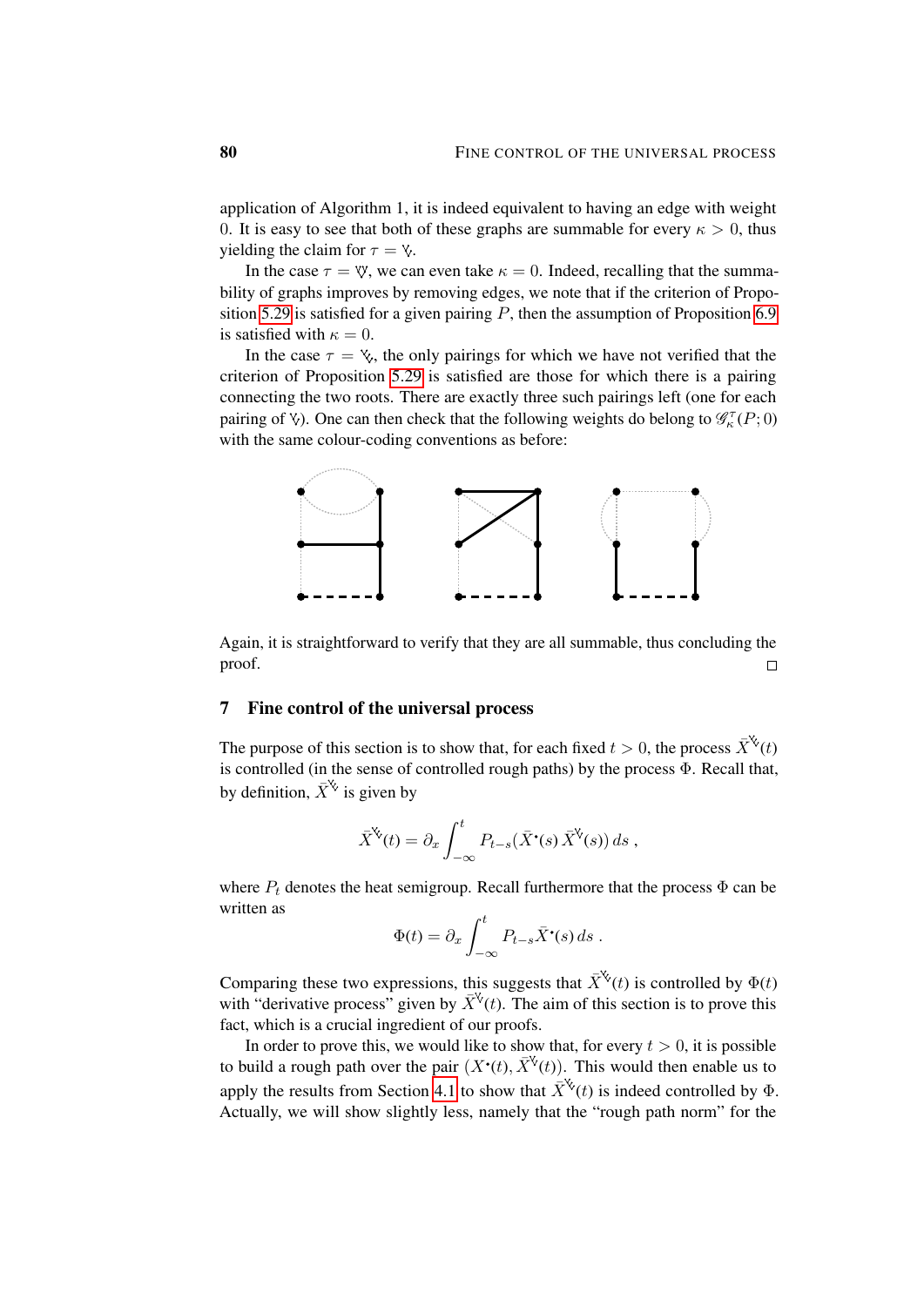application of Algorithm 1, it is indeed equivalent to having an edge with weight $0$. It is easy to see that both of these graphs are summable for every $\kappa > 0$, thus yielding the claim for $\tau = \Yup$.

In the case $\tau = \Yup\Yup$, we can even take $\kappa = 0$. Indeed, recalling that the summability of graphs improves by removing edges, we note that if the criterion of Proposition 5.29 is satisfied for a given pairing $P$, then the assumption of Proposition 6.9 is satisfied with $\kappa = 0$.

In the case $\tau = \Yup$, the only pairings for which we have not verified that the criterion of Proposition 5.29 is satisfied are those for which there is a pairing connecting the two roots. There are exactly three such pairings left (one for each pairing of $\Yup$). One can then check that the following weights do belong to $\mathscr{G}_\kappa^\tau(P;0)$ with the same colour-coding conventions as before:

Again, it is straightforward to verify that they are all summable, thus concluding the proof. □

## 7 Fine control of the universal process

The purpose of this section is to show that, for each fixed $t > 0$, the process $\bar X^{\Yup}(t)$ is controlled (in the sense of controlled rough paths) by the process $\Phi$. Recall that, by definition, $\bar X^{\Yup}$ is given by

$$\bar X^{\Yup}(t) = \partial_x \int_{-\infty}^t P_{t-s}(\bar X^{\bullet}(s)\, \bar X^{\Yup}(s))\, ds\;,$$

where $P_t$ denotes the heat semigroup. Recall furthermore that the process $\Phi$ can be written as

$$\Phi(t) = \partial_x \int_{-\infty}^t P_{t-s} \bar X^{\bullet}(s)\, ds\;.$$

Comparing these two expressions, this suggests that $\bar X^{\Yup}(t)$ is controlled by $\Phi(t)$ with "derivative process" given by $\bar X^{\Yup}(t)$. The aim of this section is to prove this fact, which is a crucial ingredient of our proofs.

In order to prove this, we would like to show that, for every $t > 0$, it is possible to build a rough path over the pair $(X^{\bullet}(t), \bar X^{\Yup}(t))$. This would then enable us to apply the results from Section 4.1 to show that $\bar X^{\Yup}(t)$ is indeed controlled by $\Phi$. Actually, we will show slightly less, namely that the "rough path norm" for the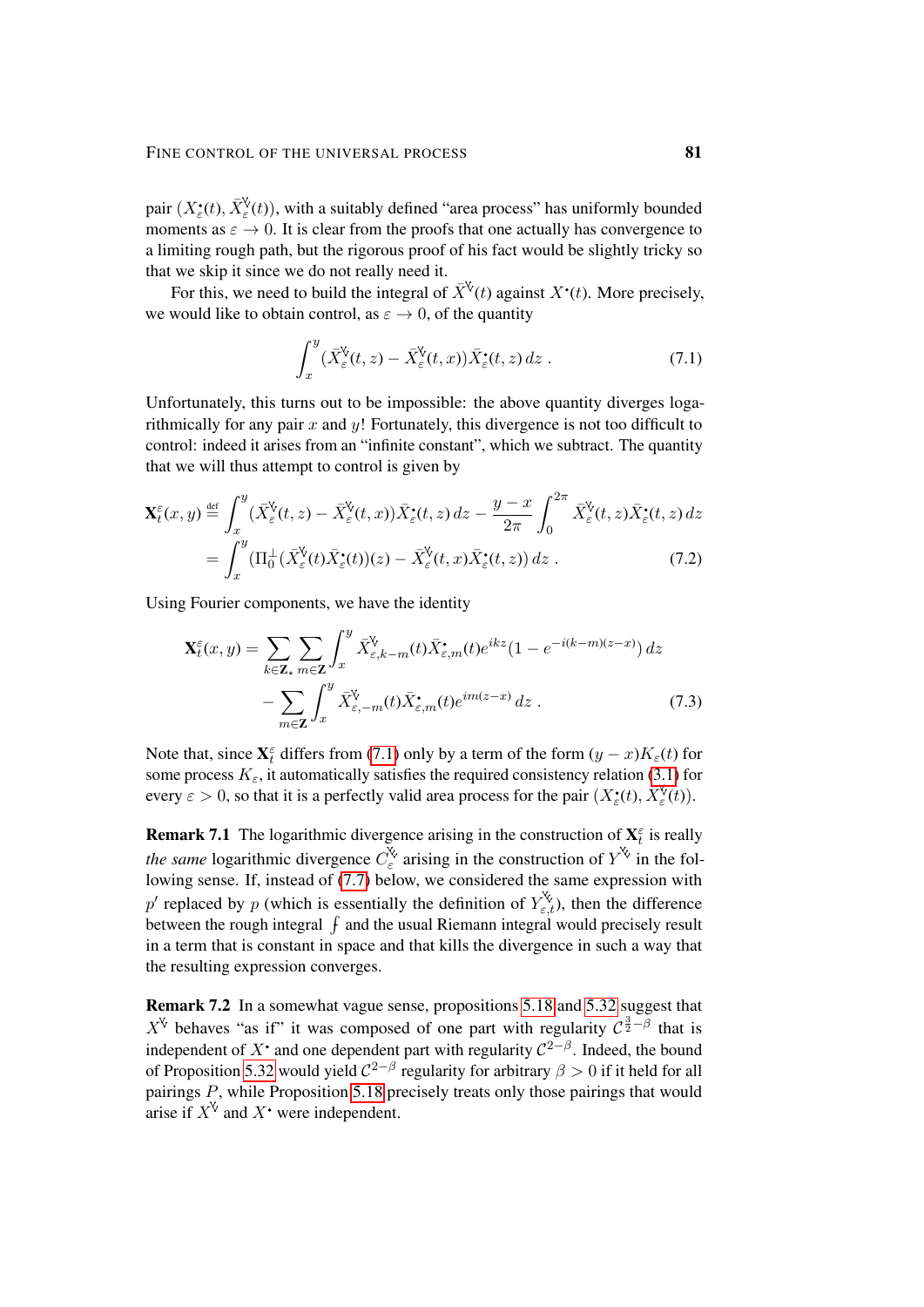pair $(X^{\bullet}_{\varepsilon}(t), \bar X^{\curlyvee}_{\varepsilon}(t))$, with a suitably defined "area process" has uniformly bounded moments as $\varepsilon \to 0$. It is clear from the proofs that one actually has convergence to a limiting rough path, but the rigorous proof of his fact would be slightly tricky so that we skip it since we do not really need it.

For this, we need to build the integral of $\bar X^{\curlyvee}(t)$ against $X^{\bullet}(t)$. More precisely, we would like to obtain control, as $\varepsilon \to 0$, of the quantity

$$\int_x^y (\bar X^{\curlyvee}_{\varepsilon}(t,z) - \bar X^{\curlyvee}_{\varepsilon}(t,x))\bar X^{\bullet}_{\varepsilon}(t,z)\,dz\;. \tag{7.1}$$

Unfortunately, this turns out to be impossible: the above quantity diverges logarithmically for any pair $x$ and $y$! Fortunately, this divergence is not too difficult to control: indeed it arises from an "infinite constant", which we subtract. The quantity that we will thus attempt to control is given by

$$\begin{aligned}\mathbf{X}^{\varepsilon}_t(x,y) &\stackrel{\text{def}}{=} \int_x^y (\bar X^{\curlyvee}_{\varepsilon}(t,z) - \bar X^{\curlyvee}_{\varepsilon}(t,x))\bar X^{\bullet}_{\varepsilon}(t,z)\,dz - \frac{y-x}{2\pi}\int_0^{2\pi} \bar X^{\curlyvee}_{\varepsilon}(t,z)\bar X^{\bullet}_{\varepsilon}(t,z)\,dz \\ &= \int_x^y (\Pi_0^{\perp}(\bar X^{\curlyvee}_{\varepsilon}(t)\bar X^{\bullet}_{\varepsilon}(t))(z) - \bar X^{\curlyvee}_{\varepsilon}(t,x)\bar X^{\bullet}_{\varepsilon}(t,z))\,dz\;. \end{aligned}\tag{7.2}$$

Using Fourier components, we have the identity

$$\begin{aligned}\mathbf{X}^{\varepsilon}_t(x,y) &= \sum_{k\in\mathbf{Z}_\star}\sum_{m\in\mathbf{Z}}\int_x^y \bar X^{\curlyvee}_{\varepsilon,k-m}(t)\bar X^{\bullet}_{\varepsilon,m}(t)e^{ikz}(1-e^{-i(k-m)(z-x)})\,dz \\ &\quad - \sum_{m\in\mathbf{Z}}\int_x^y \bar X^{\curlyvee}_{\varepsilon,-m}(t)\bar X^{\bullet}_{\varepsilon,m}(t)e^{im(z-x)}\,dz\;. \end{aligned}\tag{7.3}$$

Note that, since $\mathbf{X}^{\varepsilon}_t$ differs from (7.1) only by a term of the form $(y-x)K_\varepsilon(t)$ for some process $K_\varepsilon$, it automatically satisfies the required consistency relation (3.1) for every $\varepsilon > 0$, so that it is a perfectly valid area process for the pair $(X^{\bullet}_{\varepsilon}(t), \bar X^{\curlyvee}_{\varepsilon}(t))$.

**Remark 7.1** The logarithmic divergence arising in the construction of $\mathbf{X}^{\varepsilon}_t$ is really *the same* logarithmic divergence $C^{\curlyvee\!\curlyvee}_{\varepsilon}$ arising in the construction of $Y^{\curlyvee\!\curlyvee}$ in the following sense. If, instead of (7.7) below, we considered the same expression with $p'$ replaced by $p$ (which is essentially the definition of $Y^{\curlyvee\!\curlyvee}_{\varepsilon,t}$), then the difference between the rough integral $\fint$ and the usual Riemann integral would precisely result in a term that is constant in space and that kills the divergence in such a way that the resulting expression converges.

**Remark 7.2** In a somewhat vague sense, propositions 5.18 and 5.32 suggest that $X^{\curlyvee}$ behaves "as if" it was composed of one part with regularity $\mathcal{C}^{\frac{3}{2}-\beta}$ that is independent of $X^{\bullet}$ and one dependent part with regularity $\mathcal{C}^{2-\beta}$. Indeed, the bound of Proposition 5.32 would yield $\mathcal{C}^{2-\beta}$ regularity for arbitrary $\beta > 0$ if it held for all pairings $P$, while Proposition 5.18 precisely treats only those pairings that would arise if $X^{\curlyvee}$ and $X^{\bullet}$ were independent.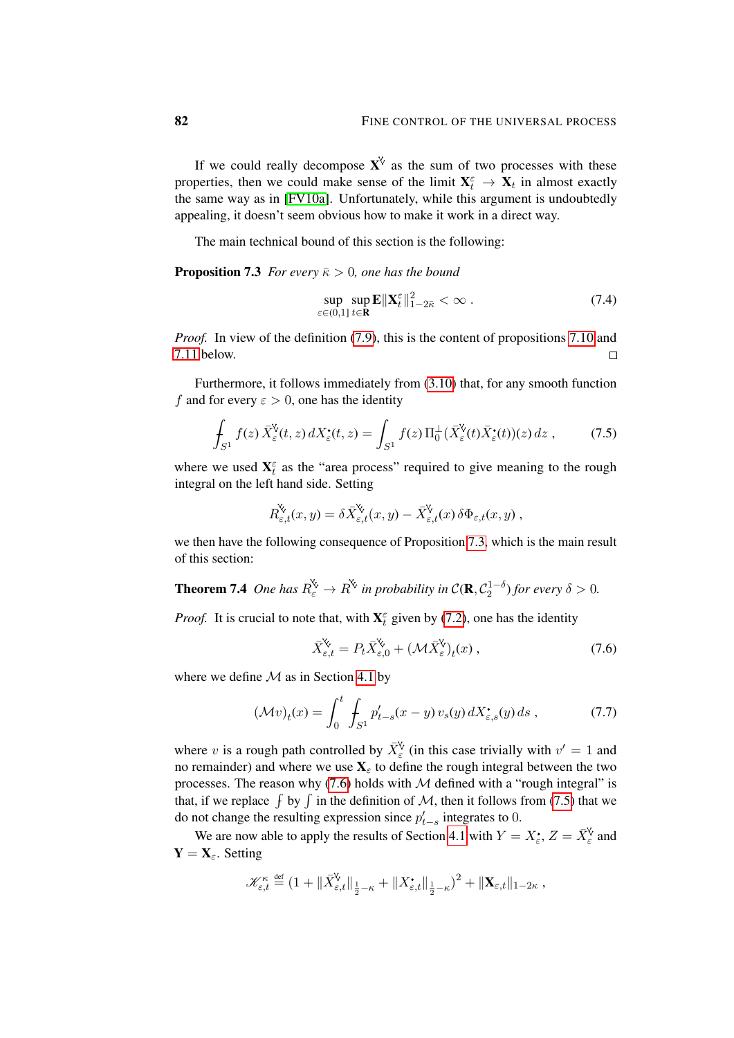If we could really decompose $\mathbf{X}^{\bar{\mathsf{V}}}$ as the sum of two processes with these properties, then we could make sense of the limit $\mathbf{X}_t^\varepsilon \to \mathbf{X}_t$ in almost exactly the same way as in [FV10a]. Unfortunately, while this argument is undoubtedly appealing, it doesn't seem obvious how to make it work in a direct way.

The main technical bound of this section is the following:

**Proposition 7.3** *For every $\bar\kappa > 0$, one has the bound*

$$\sup_{\varepsilon\in(0,1]} \sup_{t\in\mathbf{R}} \mathbf{E}\|\mathbf{X}_t^\varepsilon\|_{1-2\bar\kappa}^2 < \infty\;. \tag{7.4}$$

*Proof.* In view of the definition (7.9), this is the content of propositions 7.10 and 7.11 below. □

Furthermore, it follows immediately from (3.10) that, for any smooth function $f$ and for every $\varepsilon > 0$, one has the identity

$$⨍_{S^1} f(z)\, \bar X_\varepsilon^{\bar{\mathsf{V}}}(t,z)\, dX_\varepsilon^{\bullet}(t,z) = \int_{S^1} f(z)\, \Pi_0^\perp(\bar X_\varepsilon^{\bar{\mathsf{V}}}(t) \bar X_\varepsilon^{\bullet}(t))(z)\,dz\;, \tag{7.5}$$

where we used $\mathbf{X}_t^\varepsilon$ as the "area process" required to give meaning to the rough integral on the left hand side. Setting

$$R_{\varepsilon,t}^{\bar{\mathsf{V}}}(x,y) = \delta \bar X_{\varepsilon,t}^{\bar{\mathsf{V}}}(x,y) - \bar X_{\varepsilon,t}^{\bar{\mathsf{V}}}(x)\,\delta\Phi_{\varepsilon,t}(x,y)\;,$$

we then have the following consequence of Proposition 7.3, which is the main result of this section:

**Theorem 7.4** *One has $R_\varepsilon^{\bar{\mathsf{V}}} \to R^{\bar{\mathsf{V}}}$ in probability in $\mathcal{C}(\mathbf{R}, \mathcal{C}_2^{1-\delta})$ for every $\delta > 0$.*

*Proof.* It is crucial to note that, with $\mathbf{X}_t^\varepsilon$ given by (7.2), one has the identity

$$\bar X_{\varepsilon,t}^{\bar{\mathsf{V}}} = P_t \bar X_{\varepsilon,0}^{\bar{\mathsf{V}}} + (\mathcal{M}\bar X_\varepsilon^{\bar{\mathsf{V}}})_t(x)\;, \tag{7.6}$$

where we define $\mathcal{M}$ as in Section 4.1 by

$$(\mathcal{M}v)_t(x) = \int_0^t ⨍_{S^1} p_{t-s}'(x-y)\, v_s(y)\, dX_{\varepsilon,s}^{\bullet}(y)\,ds\;, \tag{7.7}$$

where $v$ is a rough path controlled by $\bar X_\varepsilon^{\bar{\mathsf{V}}}$ (in this case trivially with $v' = 1$ and no remainder) and where we use $\mathbf{X}_\varepsilon$ to define the rough integral between the two processes. The reason why (7.6) holds with $\mathcal{M}$ defined with a "rough integral" is that, if we replace $⨍$ by $\int$ in the definition of $\mathcal{M}$, then it follows from (7.5) that we do not change the resulting expression since $p_{t-s}'$ integrates to $0$.

We are now able to apply the results of Section 4.1 with $Y = X_\varepsilon^{\bullet}$, $Z = \bar X_\varepsilon^{\bar{\mathsf{V}}}$ and $\mathbf{Y} = \mathbf{X}_\varepsilon$. Setting

$$\mathscr{K}_{\varepsilon,t}^\kappa \stackrel{\text{def}}{=} (1 + \|\bar X_{\varepsilon,t}^{\bar{\mathsf{V}}}\|_{\frac12-\kappa} + \|X_{\varepsilon,t}^{\bullet}\|_{\frac12-\kappa})^2 + \|\mathbf{X}_{\varepsilon,t}\|_{1-2\kappa}\;,$$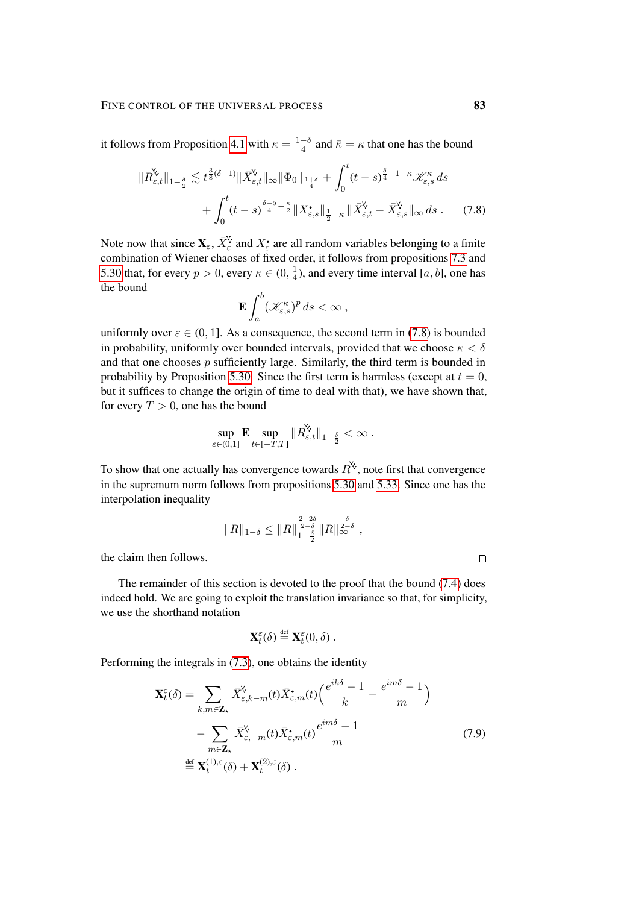it follows from Proposition 4.1 with $\kappa = \frac{1-\delta}{4}$ and $\bar\kappa = \kappa$ that one has the bound

$$
\begin{aligned}
\|R^{\Yup}_{\varepsilon,t}\|_{1-\frac{\delta}{2}} \lesssim t^{\frac{3}{8}(\delta-1)} \|\bar X^{\Yup}_{\varepsilon,t}\|_\infty \|\Phi_0\|_{\frac{1+\delta}{4}} + \int_0^t (t-s)^{\frac{\delta}{4}-1-\kappa} \mathscr{K}^\kappa_{\varepsilon,s}\, ds \\
+ \int_0^t (t-s)^{\frac{\delta-5}{4}-\frac{\kappa}{2}} \|X^{\bullet}_{\varepsilon,s}\|_{\frac{1}{2}-\kappa} \|\bar X^{\Yup}_{\varepsilon,t} - \bar X^{\Yup}_{\varepsilon,s}\|_\infty\, ds\;. \qquad (7.8)
\end{aligned}
$$

Note now that since $\mathbf{X}_\varepsilon$, $\bar X^{\Yup}_\varepsilon$ and $X^{\bullet}_\varepsilon$ are all random variables belonging to a finite combination of Wiener chaoses of fixed order, it follows from propositions 7.3 and 5.30 that, for every $p > 0$, every $\kappa \in (0, \frac{1}{4})$, and every time interval $[a,b]$, one has the bound

$$
\mathbf{E} \int_a^b (\mathscr{K}^\kappa_{\varepsilon,s})^p\, ds < \infty\;,
$$

uniformly over $\varepsilon \in (0,1]$. As a consequence, the second term in (7.8) is bounded in probability, uniformly over bounded intervals, provided that we choose $\kappa < \delta$ and that one chooses $p$ sufficiently large. Similarly, the third term is bounded in probability by Proposition 5.30. Since the first term is harmless (except at $t=0$, but it suffices to change the origin of time to deal with that), we have shown that, for every $T > 0$, one has the bound

$$
\sup_{\varepsilon\in(0,1]} \mathbf{E} \sup_{t\in[-T,T]} \|R^{\Yup}_{\varepsilon,t}\|_{1-\frac{\delta}{2}} < \infty\;.
$$

To show that one actually has convergence towards $R^{\Yup}$, note first that convergence in the supremum norm follows from propositions 5.30 and 5.33. Since one has the interpolation inequality

$$
\|R\|_{1-\delta} \le \|R\|_{1-\frac{\delta}{2}}^{\frac{2-2\delta}{2-\delta}} \|R\|_\infty^{\frac{\delta}{2-\delta}}\;,
$$

the claim then follows. ∎

The remainder of this section is devoted to the proof that the bound (7.4) does indeed hold. We are going to exploit the translation invariance so that, for simplicity, we use the shorthand notation

$$
\mathbf{X}^\varepsilon_t(\delta) \stackrel{\text{def}}{=} \mathbf{X}^\varepsilon_t(0,\delta)\;.
$$

Performing the integrals in (7.3), one obtains the identity

$$
\begin{aligned}
\mathbf{X}^\varepsilon_t(\delta) &= \sum_{k,m\in\mathbf{Z}_\star} \bar X^{\Yup}_{\varepsilon,k-m}(t) \bar X^{\bullet}_{\varepsilon,m}(t) \Big(\frac{e^{ik\delta}-1}{k} - \frac{e^{im\delta}-1}{m}\Big) \\
&\quad - \sum_{m\in\mathbf{Z}_\star} \bar X^{\Yup}_{\varepsilon,-m}(t) \bar X^{\bullet}_{\varepsilon,m}(t) \frac{e^{im\delta}-1}{m} \qquad (7.9)\\
&\stackrel{\text{def}}{=} \mathbf{X}^{(1),\varepsilon}_t(\delta) + \mathbf{X}^{(2),\varepsilon}_t(\delta)\;.
\end{aligned}
$$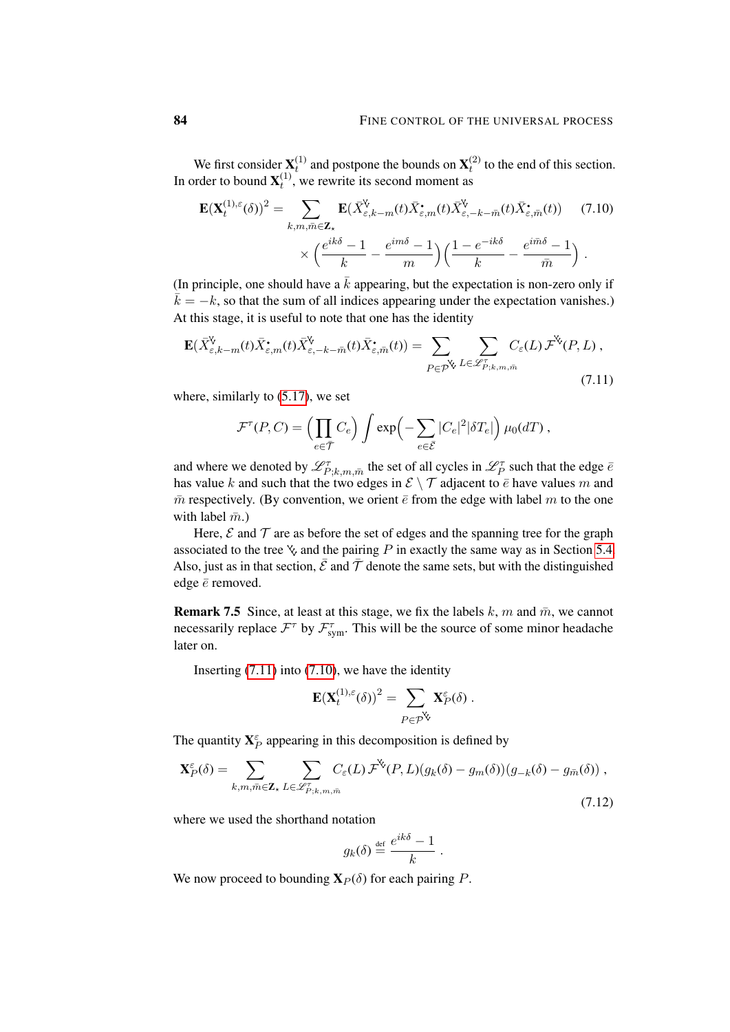We first consider $\mathbf{X}_t^{(1)}$ and postpone the bounds on $\mathbf{X}_t^{(2)}$ to the end of this section. In order to bound $\mathbf{X}_t^{(1)}$, we rewrite its second moment as

$$\mathbf{E}(\mathbf{X}_t^{(1),\varepsilon}(\delta))^2 = \sum_{k,m,\bar m \in \mathbf{Z}_\star} \mathbf{E}(\bar X^{\curlyvee}_{\varepsilon,k-m}(t)\bar X^{\bullet}_{\varepsilon,m}(t)\bar X^{\curlyvee}_{\varepsilon,-k-\bar m}(t)\bar X^{\bullet}_{\varepsilon,\bar m}(t)) \tag{7.10}$$
$$\times \Big(\frac{e^{ik\delta}-1}{k} - \frac{e^{im\delta}-1}{m}\Big)\Big(\frac{1-e^{-ik\delta}}{k} - \frac{e^{i\bar m\delta}-1}{\bar m}\Big)\;.$$

(In principle, one should have a $\bar k$ appearing, but the expectation is non-zero only if $\bar k = -k$, so that the sum of all indices appearing under the expectation vanishes.) At this stage, it is useful to note that one has the identity

$$\mathbf{E}(\bar X^{\curlyvee}_{\varepsilon,k-m}(t)\bar X^{\bullet}_{\varepsilon,m}(t)\bar X^{\curlyvee}_{\varepsilon,-k-\bar m}(t)\bar X^{\bullet}_{\varepsilon,\bar m}(t)) = \sum_{P\in\mathcal{P}^{\curlyvee\curlyvee}}\sum_{L\in\mathscr{L}^\tau_{P;k,m,\bar m}} C_\varepsilon(L)\,\mathcal{F}^{\curlyvee\curlyvee}(P,L)\;, \tag{7.11}$$

where, similarly to (5.17), we set

$$\mathcal{F}^\tau(P,C) = \Big(\prod_{e\in\bar{\mathcal{T}}} C_e\Big)\int \exp\Big(-\sum_{e\in\bar{\mathcal{E}}}|C_e|^2|\delta T_e|\Big)\,\mu_0(dT)\;,$$

and where we denoted by $\mathscr{L}^\tau_{P;k,m,\bar m}$ the set of all cycles in $\mathscr{L}^\tau_P$ such that the edge $\bar e$ has value $k$ and such that the two edges in $\mathcal{E}\setminus\mathcal{T}$ adjacent to $\bar e$ have values $m$ and $\bar m$ respectively. (By convention, we orient $\bar e$ from the edge with label $m$ to the one with label $\bar m$.)

Here, $\mathcal{E}$ and $\mathcal{T}$ are as before the set of edges and the spanning tree for the graph associated to the tree $\curlyvee\curlyvee$ and the pairing $P$ in exactly the same way as in Section 5.4. Also, just as in that section, $\bar{\mathcal{E}}$ and $\bar{\mathcal{T}}$ denote the same sets, but with the distinguished edge $\bar e$ removed.

**Remark 7.5** Since, at least at this stage, we fix the labels $k$, $m$ and $\bar m$, we cannot necessarily replace $\mathcal{F}^\tau$ by $\mathcal{F}^\tau_{\text{sym}}$. This will be the source of some minor headache later on.

Inserting (7.11) into (7.10), we have the identity

$$\mathbf{E}(\mathbf{X}_t^{(1),\varepsilon}(\delta))^2 = \sum_{P\in\mathcal{P}^{\curlyvee\curlyvee}} \mathbf{X}_P^\varepsilon(\delta)\;.$$

The quantity $\mathbf{X}_P^\varepsilon$ appearing in this decomposition is defined by

$$\mathbf{X}_P^\varepsilon(\delta) = \sum_{k,m,\bar m\in\mathbf{Z}_\star}\sum_{L\in\mathscr{L}^\tau_{P;k,m,\bar m}} C_\varepsilon(L)\,\mathcal{F}^{\curlyvee\curlyvee}(P,L)(g_k(\delta)-g_m(\delta))(g_{-k}(\delta)-g_{\bar m}(\delta))\;, \tag{7.12}$$

where we used the shorthand notation

$$g_k(\delta) \stackrel{\text{def}}{=} \frac{e^{ik\delta}-1}{k}\;.$$

We now proceed to bounding $\mathbf{X}_P(\delta)$ for each pairing $P$.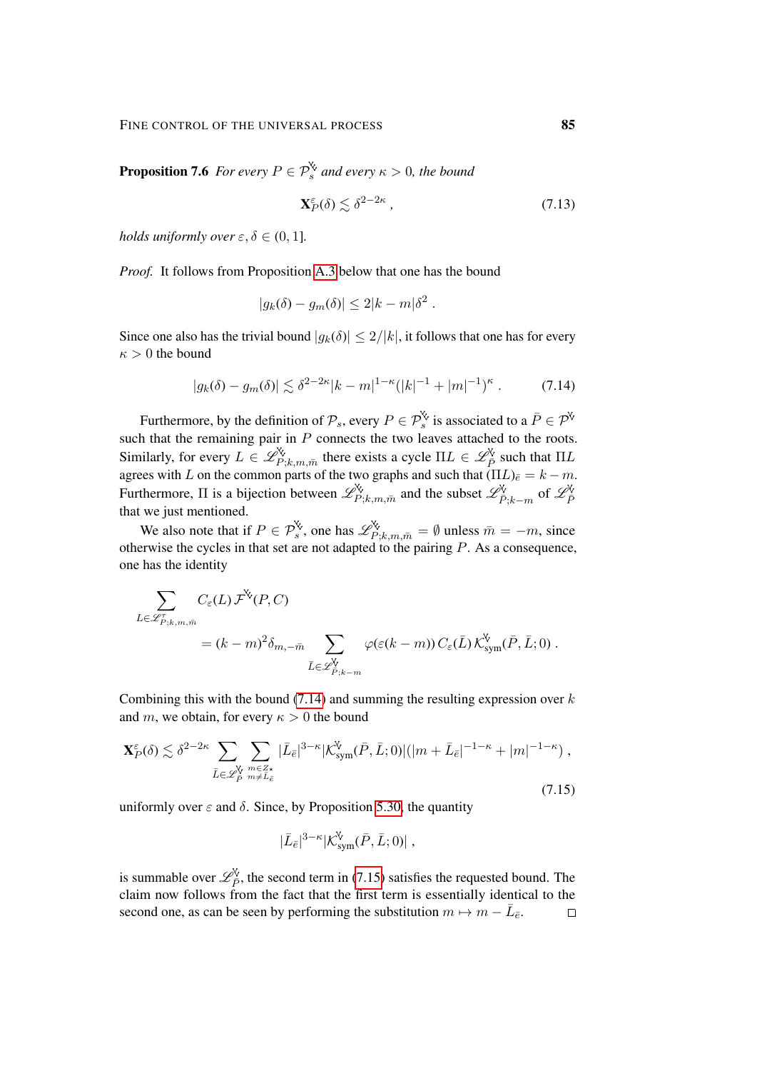**Proposition 7.6** *For every $P \in \mathcal{P}_s^{\Yup}$ and every $\kappa > 0$, the bound*

$$\mathbf{X}_P^\varepsilon(\delta) \lesssim \delta^{2-2\kappa}\;, \tag{7.13}$$

*holds uniformly over $\varepsilon, \delta \in (0,1]$.*

*Proof.* It follows from Proposition A.3 below that one has the bound

$$|g_k(\delta) - g_m(\delta)| \le 2|k-m|\delta^2\;.$$

Since one also has the trivial bound $|g_k(\delta)| \le 2/|k|$, it follows that one has for every $\kappa > 0$ the bound

$$|g_k(\delta) - g_m(\delta)| \lesssim \delta^{2-2\kappa}|k-m|^{1-\kappa}(|k|^{-1} + |m|^{-1})^\kappa\;. \tag{7.14}$$

Furthermore, by the definition of $\mathcal{P}_s$, every $P \in \mathcal{P}_s^{\Yup}$ is associated to a $\bar P \in \mathcal{P}^{\Yup}$ such that the remaining pair in $P$ connects the two leaves attached to the roots. Similarly, for every $L \in \mathscr{L}_{P;k,m,\bar m}^{\Yup}$ there exists a cycle $\Pi L \in \mathscr{L}_{\bar P}^{\Yup}$ such that $\Pi L$ agrees with $L$ on the common parts of the two graphs and such that $(\Pi L)_{\bar e} = k - m$. Furthermore, $\Pi$ is a bijection between $\mathscr{L}_{P;k,m,\bar m}^{\Yup}$ and the subset $\mathscr{L}_{\bar P;k-m}^{\Yup}$ of $\mathscr{L}_{\bar P}^{\Yup}$ that we just mentioned.

We also note that if $P \in \mathcal{P}_s^{\Yup}$, one has $\mathscr{L}_{P;k,m,\bar m}^{\Yup} = \emptyset$ unless $\bar m = -m$, since otherwise the cycles in that set are not adapted to the pairing $P$. As a consequence, one has the identity

$$\sum_{L \in \mathscr{L}_{P;k,m,\bar m}^{\tau}} C_\varepsilon(L)\,\mathcal{F}^{\Yup}(P,C)$$
$$= (k-m)^2 \delta_{m,-\bar m} \sum_{\bar L \in \mathscr{L}_{\bar P;k-m}^{\Yup}} \varphi(\varepsilon(k-m))\,C_\varepsilon(\bar L)\,\mathcal{K}_{\mathrm{sym}}^{\Yup}(\bar P, \bar L; 0)\;.$$

Combining this with the bound (7.14) and summing the resulting expression over $k$ and $m$, we obtain, for every $\kappa > 0$ the bound

$$\mathbf{X}_P^\varepsilon(\delta) \lesssim \delta^{2-2\kappa} \sum_{\bar L \in \mathscr{L}_{\bar P}^{\Yup}} \sum_{\substack{m \in Z_\star \\ m \neq \bar L_{\bar e}}} |\bar L_{\bar e}|^{3-\kappa} |\mathcal{K}_{\mathrm{sym}}^{\Yup}(\bar P, \bar L; 0)| (|m + \bar L_{\bar e}|^{-1-\kappa} + |m|^{-1-\kappa})\;, \tag{7.15}$$

uniformly over $\varepsilon$ and $\delta$. Since, by Proposition 5.30, the quantity

$$|\bar L_{\bar e}|^{3-\kappa} |\mathcal{K}_{\mathrm{sym}}^{\Yup}(\bar P, \bar L; 0)|\;,$$

is summable over $\mathscr{L}_{\bar P}^{\Yup}$, the second term in (7.15) satisfies the requested bound. The claim now follows from the fact that the first term is essentially identical to the second one, as can be seen by performing the substitution $m \mapsto m - \bar L_{\bar e}$. $\square$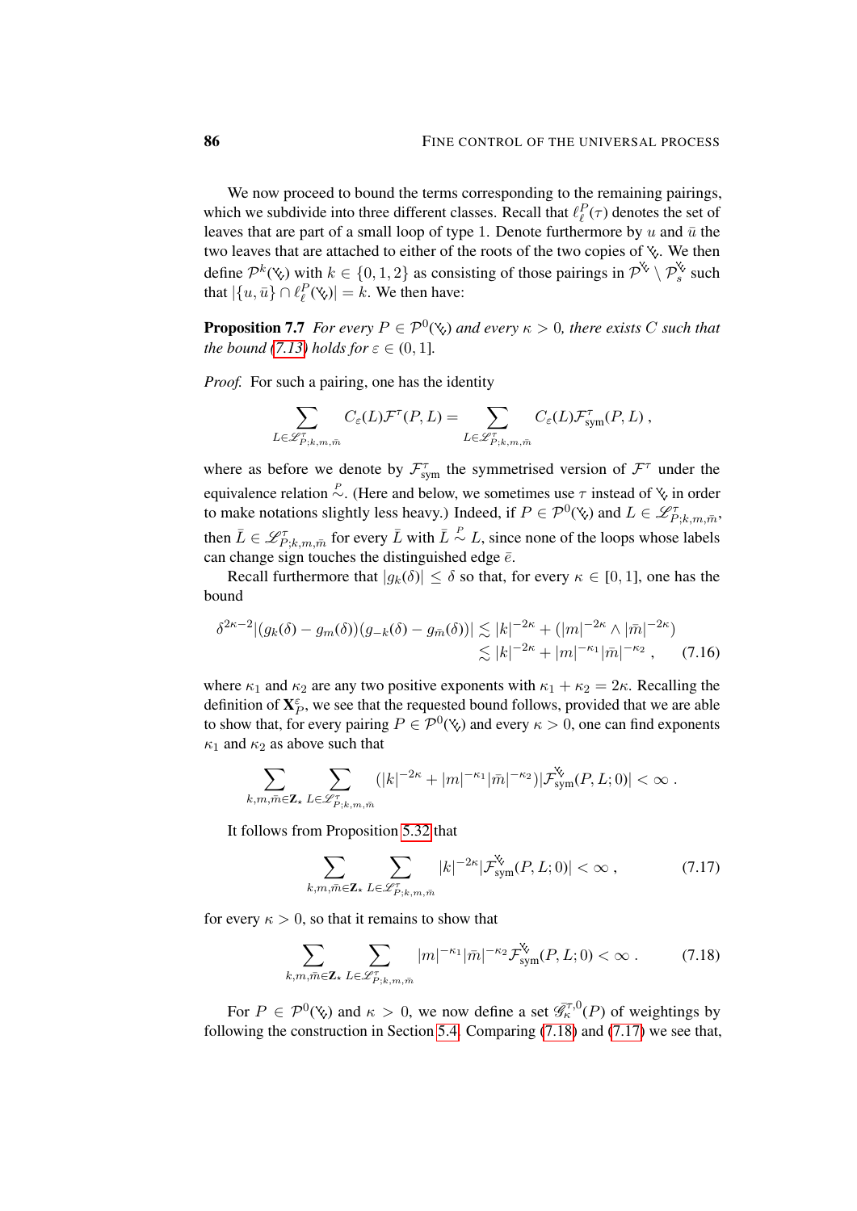We now proceed to bound the terms corresponding to the remaining pairings, which we subdivide into three different classes. Recall that $\ell_\ell^P(\tau)$ denotes the set of leaves that are part of a small loop of type 1. Denote furthermore by $u$ and $\bar u$ the two leaves that are attached to either of the roots of the two copies of $\Ydown$. We then define $\mathcal{P}^k(\Ydown)$ with $k \in \{0,1,2\}$ as consisting of those pairings in $\mathcal{P}^{\Ydown} \setminus \mathcal{P}_s^{\Ydown}$ such that $|\{u,\bar u\} \cap \ell_\ell^P(\Ydown)| = k$. We then have:

**Proposition 7.7** *For every $P \in \mathcal{P}^0(\Ydown)$ and every $\kappa > 0$, there exists $C$ such that the bound (7.13) holds for $\varepsilon \in (0,1]$.*

*Proof.* For such a pairing, one has the identity

$$\sum_{L \in \mathscr{L}^\tau_{P;k,m,\bar m}} C_\varepsilon(L) \mathcal{F}^\tau(P,L) = \sum_{L \in \mathscr{L}^\tau_{P;k,m,\bar m}} C_\varepsilon(L) \mathcal{F}^\tau_{\text{sym}}(P,L)\;,$$

where as before we denote by $\mathcal{F}^\tau_{\text{sym}}$ the symmetrised version of $\mathcal{F}^\tau$ under the equivalence relation $\overset{P}{\sim}$. (Here and below, we sometimes use $\tau$ instead of $\Ydown$ in order to make notations slightly less heavy.) Indeed, if $P \in \mathcal{P}^0(\Ydown)$ and $L \in \mathscr{L}^\tau_{P;k,m,\bar m}$, then $\bar L \in \mathscr{L}^\tau_{P;k,m,\bar m}$ for every $\bar L$ with $\bar L \overset{P}{\sim} L$, since none of the loops whose labels can change sign touches the distinguished edge $\bar e$.

Recall furthermore that $|g_k(\delta)| \le \delta$ so that, for every $\kappa \in [0,1]$, one has the bound

$$\begin{aligned}\delta^{2\kappa-2} |(g_k(\delta) - g_m(\delta))(g_{-k}(\delta) - g_{\bar m}(\delta))| &\lesssim |k|^{-2\kappa} + (|m|^{-2\kappa} \wedge |\bar m|^{-2\kappa}) \\ &\lesssim |k|^{-2\kappa} + |m|^{-\kappa_1} |\bar m|^{-\kappa_2}\;, \end{aligned} \tag{7.16}$$

where $\kappa_1$ and $\kappa_2$ are any two positive exponents with $\kappa_1 + \kappa_2 = 2\kappa$. Recalling the definition of $\mathbf{X}_P^\varepsilon$, we see that the requested bound follows, provided that we are able to show that, for every pairing $P \in \mathcal{P}^0(\Ydown)$ and every $\kappa > 0$, one can find exponents $\kappa_1$ and $\kappa_2$ as above such that

$$\sum_{k,m,\bar m \in \mathbf{Z}_\star} \sum_{L \in \mathscr{L}^\tau_{P;k,m,\bar m}} (|k|^{-2\kappa} + |m|^{-\kappa_1} |\bar m|^{-\kappa_2}) |\mathcal{F}^{\Ydown}_{\text{sym}}(P,L;0)| < \infty\;.$$

It follows from Proposition 5.32 that

$$\sum_{k,m,\bar m \in \mathbf{Z}_\star} \sum_{L \in \mathscr{L}^\tau_{P;k,m,\bar m}} |k|^{-2\kappa} |\mathcal{F}^{\Ydown}_{\text{sym}}(P,L;0)| < \infty\;, \tag{7.17}$$

for every $\kappa > 0$, so that it remains to show that

$$\sum_{k,m,\bar m \in \mathbf{Z}_\star} \sum_{L \in \mathscr{L}^\tau_{P;k,m,\bar m}} |m|^{-\kappa_1} |\bar m|^{-\kappa_2} \mathcal{F}^{\Ydown}_{\text{sym}}(P,L;0) < \infty\;. \tag{7.18}$$

For $P \in \mathcal{P}^0(\Ydown)$ and $\kappa > 0$, we now define a set $\bar{\mathscr{G}}^{\tau,0}_\kappa(P)$ of weightings by following the construction in Section 5.4. Comparing (7.18) and (7.17) we see that,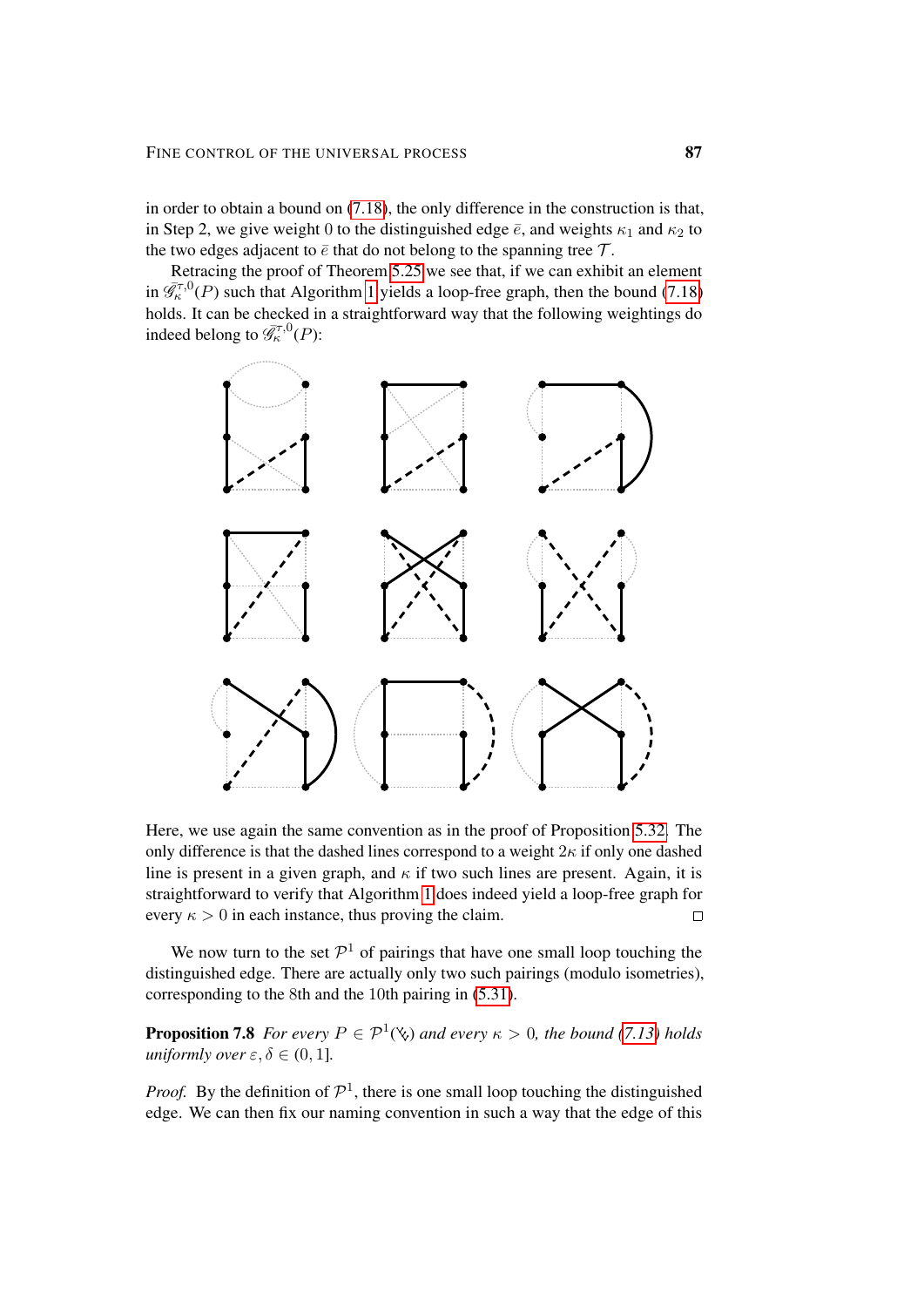in order to obtain a bound on (7.18), the only difference in the construction is that, in Step 2, we give weight 0 to the distinguished edge $\bar{e}$, and weights $\kappa_1$ and $\kappa_2$ to the two edges adjacent to $\bar{e}$ that do not belong to the spanning tree $\mathcal{T}$.

Retracing the proof of Theorem 5.25 we see that, if we can exhibit an element in $\mathscr{G}_\kappa^{\bar{\mathcal{T}},0}(P)$ such that Algorithm 1 yields a loop-free graph, then the bound (7.18) holds. It can be checked in a straightforward way that the following weightings do indeed belong to $\mathscr{G}_\kappa^{\bar{\mathcal{T}},0}(P)$:

Here, we use again the same convention as in the proof of Proposition 5.32. The only difference is that the dashed lines correspond to a weight $2\kappa$ if only one dashed line is present in a given graph, and $\kappa$ if two such lines are present. Again, it is straightforward to verify that Algorithm 1 does indeed yield a loop-free graph for every $\kappa > 0$ in each instance, thus proving the claim. $\square$

We now turn to the set $\mathcal{P}^1$ of pairings that have one small loop touching the distinguished edge. There are actually only two such pairings (modulo isometries), corresponding to the 8th and the 10th pairing in (5.31).

**Proposition 7.8** *For every $P \in \mathcal{P}^1(\Ydown)$ and every $\kappa > 0$, the bound (7.13) holds uniformly over $\varepsilon, \delta \in (0,1]$.*

*Proof.* By the definition of $\mathcal{P}^1$, there is one small loop touching the distinguished edge. We can then fix our naming convention in such a way that the edge of this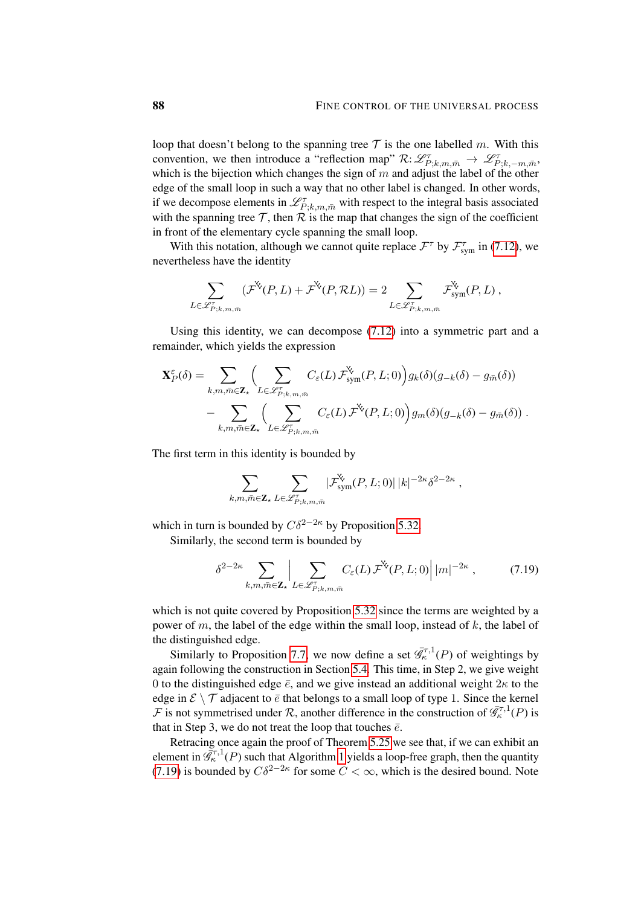loop that doesn't belong to the spanning tree $\mathcal{T}$ is the one labelled $m$. With this convention, we then introduce a "reflection map" $\mathcal{R}\colon \mathscr{L}^{\tau}_{P;k,m,\bar{m}} \to \mathscr{L}^{\tau}_{P;k,-m,\bar{m}}$, which is the bijection which changes the sign of $m$ and adjust the label of the other edge of the small loop in such a way that no other label is changed. In other words, if we decompose elements in $\mathscr{L}^{\tau}_{P;k,m,\bar{m}}$ with respect to the integral basis associated with the spanning tree $\mathcal{T}$, then $\mathcal{R}$ is the map that changes the sign of the coefficient in front of the elementary cycle spanning the small loop.

With this notation, although we cannot quite replace $\mathcal{F}^{\tau}$ by $\mathcal{F}^{\tau}_{\text{sym}}$ in (7.12), we nevertheless have the identity

$$
\sum_{L \in \mathscr{L}^{\tau}_{P;k,m,\bar{m}}} (\mathcal{F}^{\tau}(P,L) + \mathcal{F}^{\tau}(P,\mathcal{R}L)) = 2 \sum_{L \in \mathscr{L}^{\tau}_{P;k,m,\bar{m}}} \mathcal{F}^{\tau}_{\text{sym}}(P,L)\;,
$$

Using this identity, we can decompose (7.12) into a symmetric part and a remainder, which yields the expression

$$
\begin{aligned}
\mathbf{X}^{\varepsilon}_{P}(\delta) = &\sum_{k,m,\bar{m} \in \mathbf{Z}_\star} \Big( \sum_{L \in \mathscr{L}^{\tau}_{P;k,m,\bar{m}}} C_\varepsilon(L)\, \mathcal{F}^{\tau}_{\text{sym}}(P,L;0) \Big) g_k(\delta)(g_{-k}(\delta) - g_{\bar{m}}(\delta)) \\
&- \sum_{k,m,\bar{m} \in \mathbf{Z}_\star} \Big( \sum_{L \in \mathscr{L}^{\tau}_{P;k,m,\bar{m}}} C_\varepsilon(L)\, \mathcal{F}^{\tau}(P,L;0) \Big) g_m(\delta)(g_{-k}(\delta) - g_{\bar{m}}(\delta))\;.
\end{aligned}
$$

The first term in this identity is bounded by

$$
\sum_{k,m,\bar{m} \in \mathbf{Z}_\star} \sum_{L \in \mathscr{L}^{\tau}_{P;k,m,\bar{m}}} |\mathcal{F}^{\tau}_{\text{sym}}(P,L;0)|\, |k|^{-2\kappa} \delta^{2-2\kappa}\;,
$$

which in turn is bounded by $C\delta^{2-2\kappa}$ by Proposition 5.32.

Similarly, the second term is bounded by

$$
\delta^{2-2\kappa} \sum_{k,m,\bar{m} \in \mathbf{Z}_\star} \Big| \sum_{L \in \mathscr{L}^{\tau}_{P;k,m,\bar{m}}} C_\varepsilon(L)\, \mathcal{F}^{\tau}(P,L;0) \Big| \, |m|^{-2\kappa}\;, \tag{7.19}
$$

which is not quite covered by Proposition 5.32 since the terms are weighted by a power of $m$, the label of the edge within the small loop, instead of $k$, the label of the distinguished edge.

Similarly to Proposition 7.7, we now define a set $\bar{\mathscr{G}}^{\tau,1}_{\kappa}(P)$ of weightings by again following the construction in Section 5.4. This time, in Step 2, we give weight $0$ to the distinguished edge $\bar{e}$, and we give instead an additional weight $2\kappa$ to the edge in $\mathcal{E} \setminus \mathcal{T}$ adjacent to $\bar{e}$ that belongs to a small loop of type 1. Since the kernel $\mathcal{F}$ is not symmetrised under $\mathcal{R}$, another difference in the construction of $\bar{\mathscr{G}}^{\tau,1}_{\kappa}(P)$ is that in Step 3, we do not treat the loop that touches $\bar{e}$.

Retracing once again the proof of Theorem 5.25 we see that, if we can exhibit an element in $\bar{\mathscr{G}}^{\tau,1}_{\kappa}(P)$ such that Algorithm 1 yields a loop-free graph, then the quantity (7.19) is bounded by $C\delta^{2-2\kappa}$ for some $C < \infty$, which is the desired bound. Note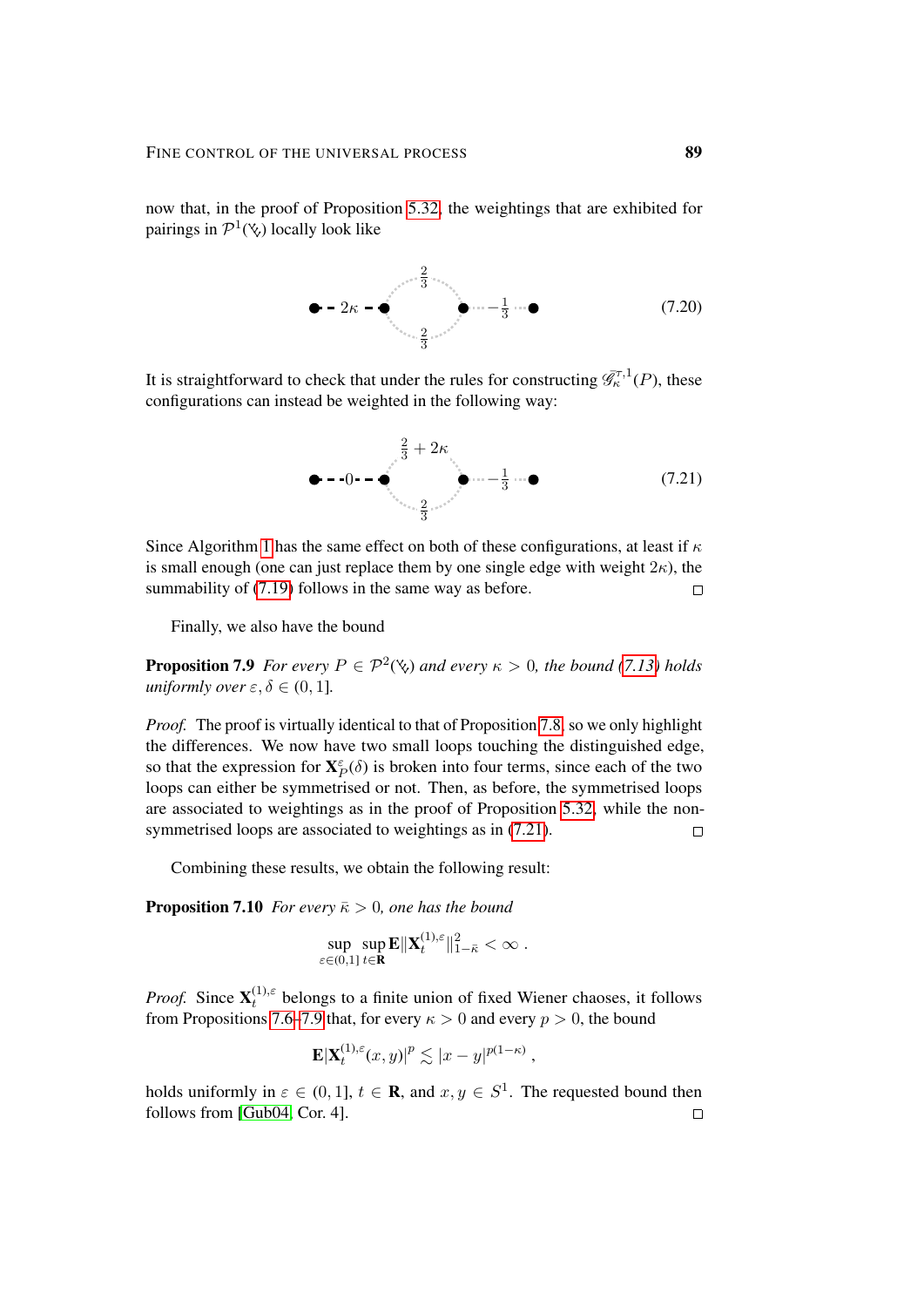now that, in the proof of Proposition 5.32, the weightings that are exhibited for pairings in $\mathcal{P}^1(\Ψ)$ locally look like

$$\bullet\text{ - - } 2\kappa \text{ - - }\bullet \; \bigcirc_{\frac{2}{3}}^{\frac{2}{3}} \; \bullet \cdots -\tfrac{1}{3} \cdots \bullet \tag{7.20}$$

It is straightforward to check that under the rules for constructing $\mathscr{G}_\kappa^{\tau,1}(P)$, these configurations can instead be weighted in the following way:

$$\bullet\text{ - - } 0 \text{ - - }\bullet \; \bigcirc_{\frac{2}{3}}^{\frac{2}{3}+2\kappa} \; \bullet \cdots -\tfrac{1}{3} \cdots \bullet \tag{7.21}$$

Since Algorithm 1 has the same effect on both of these configurations, at least if $\kappa$ is small enough (one can just replace them by one single edge with weight $2\kappa$), the summability of (7.19) follows in the same way as before. □

Finally, we also have the bound

**Proposition 7.9** *For every $P \in \mathcal{P}^2(\Ψ)$ and every $\kappa > 0$, the bound (7.13) holds uniformly over $\varepsilon, \delta \in (0,1]$.*

*Proof.* The proof is virtually identical to that of Proposition 7.8, so we only highlight the differences. We now have two small loops touching the distinguished edge, so that the expression for $\mathbf{X}_P^\varepsilon(\delta)$ is broken into four terms, since each of the two loops can either be symmetrised or not. Then, as before, the symmetrised loops are associated to weightings as in the proof of Proposition 5.32, while the non-symmetrised loops are associated to weightings as in (7.21). □

Combining these results, we obtain the following result:

**Proposition 7.10** *For every $\bar\kappa > 0$, one has the bound*

$$\sup_{\varepsilon\in(0,1]} \sup_{t\in\mathbf{R}} \mathbf{E}\|\mathbf{X}_t^{(1),\varepsilon}\|_{1-\bar\kappa}^2 < \infty\;.$$

*Proof.* Since $\mathbf{X}_t^{(1),\varepsilon}$ belongs to a finite union of fixed Wiener chaoses, it follows from Propositions 7.6–7.9 that, for every $\kappa > 0$ and every $p > 0$, the bound

$$\mathbf{E}|\mathbf{X}_t^{(1),\varepsilon}(x,y)|^p \lesssim |x-y|^{p(1-\kappa)}\;,$$

holds uniformly in $\varepsilon \in (0,1]$, $t \in \mathbf{R}$, and $x, y \in S^1$. The requested bound then follows from [Gub04, Cor. 4]. □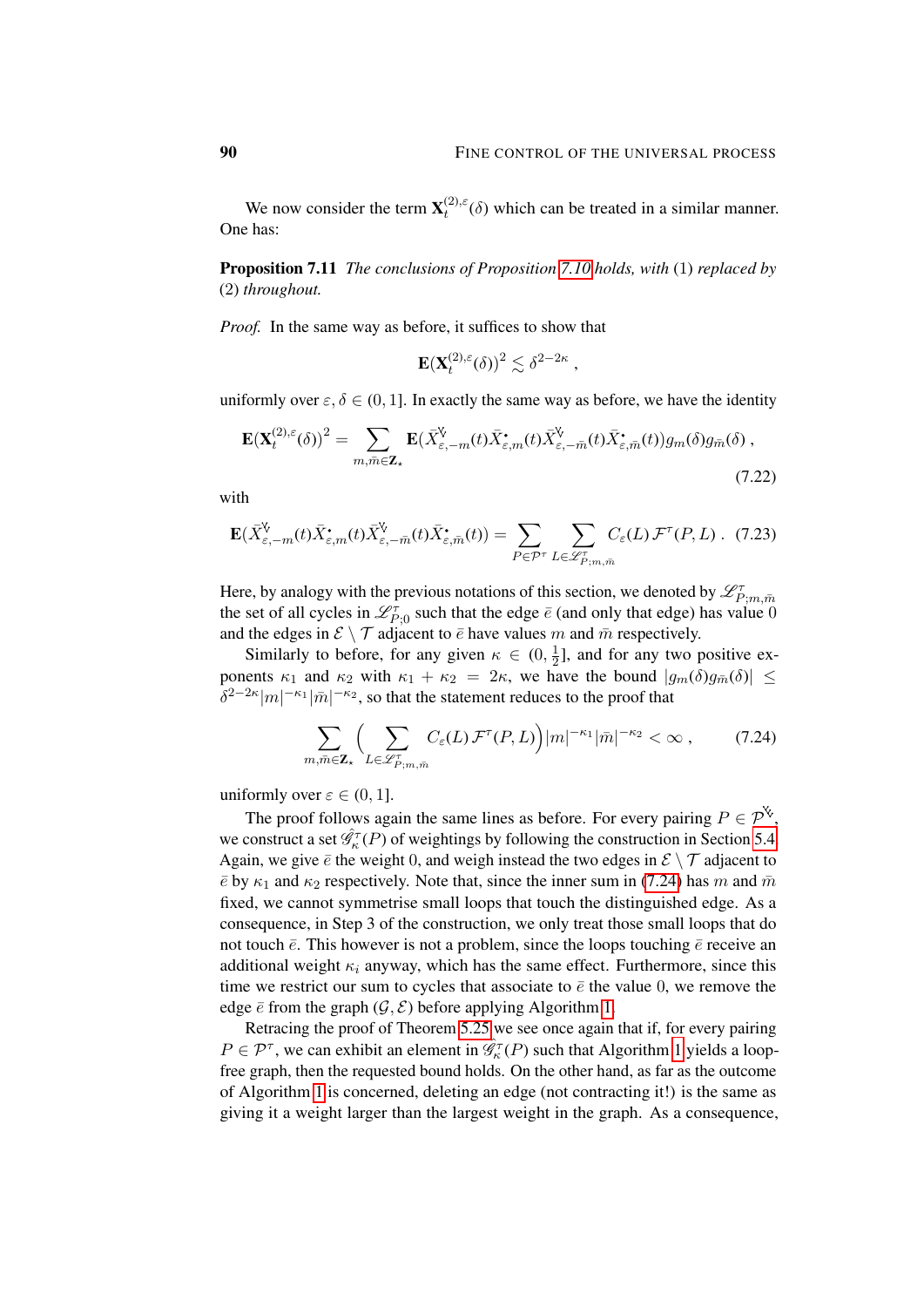We now consider the term $\mathbf{X}^{(2),\varepsilon}_t(\delta)$ which can be treated in a similar manner. One has:

**Proposition 7.11** *The conclusions of Proposition 7.10 holds, with* (1) *replaced by* (2) *throughout.*

*Proof.* In the same way as before, it suffices to show that

$$\mathbf{E}(\mathbf{X}^{(2),\varepsilon}_t(\delta))^2 \lesssim \delta^{2-2\kappa}\;,$$

uniformly over $\varepsilon, \delta \in (0,1]$. In exactly the same way as before, we have the identity

$$\mathbf{E}(\mathbf{X}^{(2),\varepsilon}_t(\delta))^2 = \sum_{m,\bar m \in \mathbf{Z}_\star} \mathbf{E}(\bar X^{\Ydown}_{\varepsilon,-m}(t)\bar X^{\bullet}_{\varepsilon,m}(t)\bar X^{\Ydown}_{\varepsilon,-\bar m}(t)\bar X^{\bullet}_{\varepsilon,\bar m}(t)) g_m(\delta) g_{\bar m}(\delta)\;, \tag{7.22}$$

with

$$\mathbf{E}(\bar X^{\Ydown}_{\varepsilon,-m}(t)\bar X^{\bullet}_{\varepsilon,m}(t)\bar X^{\Ydown}_{\varepsilon,-\bar m}(t)\bar X^{\bullet}_{\varepsilon,\bar m}(t)) = \sum_{P\in\mathcal{P}^\tau}\sum_{L\in\mathscr{L}^\tau_{P;m,\bar m}} C_\varepsilon(L)\,\mathcal{F}^\tau(P,L)\;. \tag{7.23}$$

Here, by analogy with the previous notations of this section, we denoted by $\mathscr{L}^\tau_{P;m,\bar m}$ the set of all cycles in $\mathscr{L}^\tau_{P;0}$ such that the edge $\bar e$ (and only that edge) has value $0$ and the edges in $\mathcal{E}\setminus\mathcal{T}$ adjacent to $\bar e$ have values $m$ and $\bar m$ respectively.

Similarly to before, for any given $\kappa \in (0,\frac12]$, and for any two positive exponents $\kappa_1$ and $\kappa_2$ with $\kappa_1+\kappa_2 = 2\kappa$, we have the bound $|g_m(\delta)g_{\bar m}(\delta)| \le \delta^{2-2\kappa}|m|^{-\kappa_1}|\bar m|^{-\kappa_2}$, so that the statement reduces to the proof that

$$\sum_{m,\bar m\in\mathbf{Z}_\star}\Big(\sum_{L\in\mathscr{L}^\tau_{P;m,\bar m}} C_\varepsilon(L)\,\mathcal{F}^\tau(P,L)\Big)|m|^{-\kappa_1}|\bar m|^{-\kappa_2} < \infty\;, \tag{7.24}$$

uniformly over $\varepsilon\in(0,1]$.

The proof follows again the same lines as before. For every pairing $P\in\mathcal{P}^{\Ydown}$, we construct a set $\hat{\mathscr{G}}^\tau_\kappa(P)$ of weightings by following the construction in Section 5.4. Again, we give $\bar e$ the weight $0$, and weigh instead the two edges in $\mathcal{E}\setminus\mathcal{T}$ adjacent to $\bar e$ by $\kappa_1$ and $\kappa_2$ respectively. Note that, since the inner sum in (7.24) has $m$ and $\bar m$ fixed, we cannot symmetrise small loops that touch the distinguished edge. As a consequence, in Step 3 of the construction, we only treat those small loops that do not touch $\bar e$. This however is not a problem, since the loops touching $\bar e$ receive an additional weight $\kappa_i$ anyway, which has the same effect. Furthermore, since this time we restrict our sum to cycles that associate to $\bar e$ the value $0$, we remove the edge $\bar e$ from the graph $(\mathcal{G},\mathcal{E})$ before applying Algorithm 1.

Retracing the proof of Theorem 5.25 we see once again that if, for every pairing $P\in\mathcal{P}^\tau$, we can exhibit an element in $\hat{\mathscr{G}}^\tau_\kappa(P)$ such that Algorithm 1 yields a loop-free graph, then the requested bound holds. On the other hand, as far as the outcome of Algorithm 1 is concerned, deleting an edge (not contracting it!) is the same as giving it a weight larger than the largest weight in the graph. As a consequence,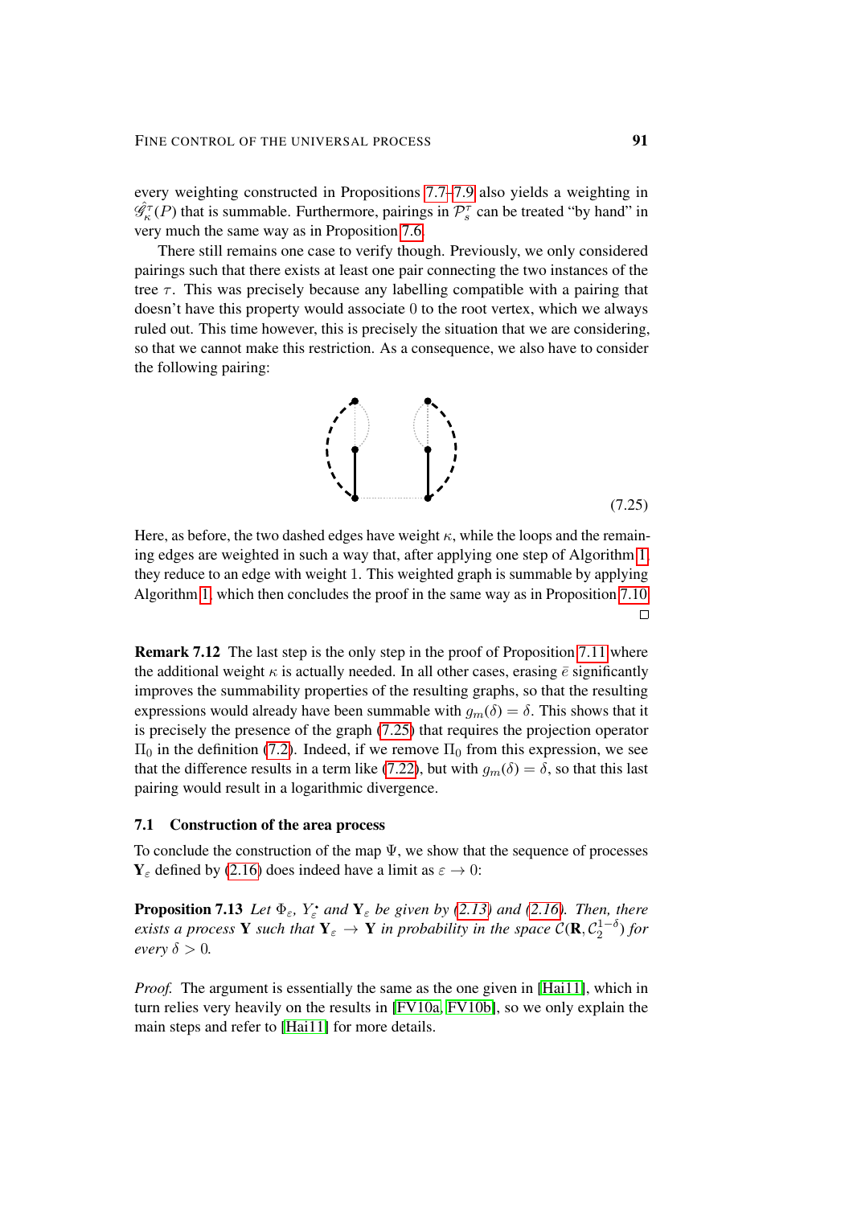every weighting constructed in Propositions 7.7–7.9 also yields a weighting in $\hat{\mathscr{G}}^{\tau}_{\kappa}(P)$ that is summable. Furthermore, pairings in $\mathcal{P}^{\tau}_{s}$ can be treated "by hand" in very much the same way as in Proposition 7.6.

There still remains one case to verify though. Previously, we only considered pairings such that there exists at least one pair connecting the two instances of the tree $\tau$. This was precisely because any labelling compatible with a pairing that doesn't have this property would associate 0 to the root vertex, which we always ruled out. This time however, this is precisely the situation that we are considering, so that we cannot make this restriction. As a consequence, we also have to consider the following pairing:

$$(7.25)$$

Here, as before, the two dashed edges have weight $\kappa$, while the loops and the remaining edges are weighted in such a way that, after applying one step of Algorithm 1, they reduce to an edge with weight 1. This weighted graph is summable by applying Algorithm 1, which then concludes the proof in the same way as in Proposition 7.10. □

**Remark 7.12** The last step is the only step in the proof of Proposition 7.11 where the additional weight $\kappa$ is actually needed. In all other cases, erasing $\bar{e}$ significantly improves the summability properties of the resulting graphs, so that the resulting expressions would already have been summable with $g_m(\delta) = \delta$. This shows that it is precisely the presence of the graph (7.25) that requires the projection operator $\Pi_0$ in the definition (7.2). Indeed, if we remove $\Pi_0$ from this expression, we see that the difference results in a term like (7.22), but with $g_m(\delta) = \delta$, so that this last pairing would result in a logarithmic divergence.

## 7.1 Construction of the area process

To conclude the construction of the map $\Psi$, we show that the sequence of processes $\mathbf{Y}_\varepsilon$ defined by (2.16) does indeed have a limit as $\varepsilon \to 0$:

**Proposition 7.13** *Let $\Phi_\varepsilon$, $Y^{\bullet}_{\varepsilon}$ and $\mathbf{Y}_\varepsilon$ be given by (2.13) and (2.16). Then, there exists a process $\mathbf{Y}$ such that $\mathbf{Y}_\varepsilon \to \mathbf{Y}$ in probability in the space $\mathcal{C}(\mathbf{R}, \mathcal{C}_2^{1-\delta})$ for every $\delta > 0$.*

*Proof.* The argument is essentially the same as the one given in [Hai11], which in turn relies very heavily on the results in [FV10a, FV10b], so we only explain the main steps and refer to [Hai11] for more details.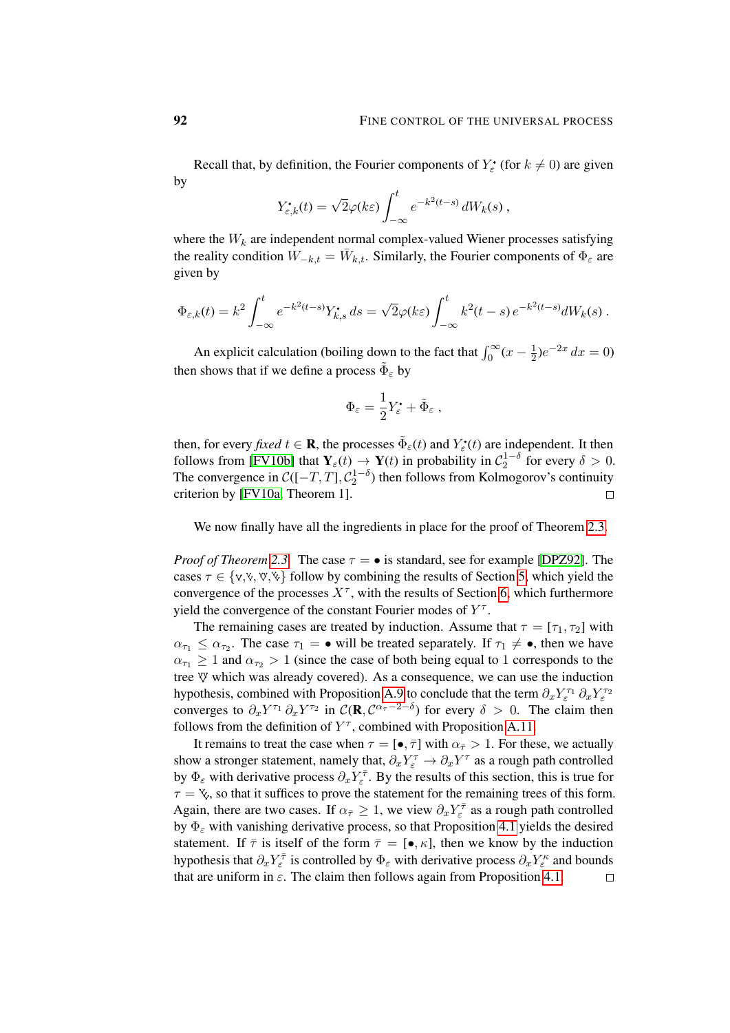Recall that, by definition, the Fourier components of $Y_\varepsilon^\bullet$ (for $k \neq 0$) are given by

$$Y_{\varepsilon,k}^\bullet(t) = \sqrt{2}\varphi(k\varepsilon) \int_{-\infty}^{t} e^{-k^2(t-s)}\, dW_k(s) \;,$$

where the $W_k$ are independent normal complex-valued Wiener processes satisfying the reality condition $W_{-k,t} = \bar W_{k,t}$. Similarly, the Fourier components of $\Phi_\varepsilon$ are given by

$$\Phi_{\varepsilon,k}(t) = k^2 \int_{-\infty}^{t} e^{-k^2(t-s)} Y_{k,s}^\bullet\, ds = \sqrt{2}\varphi(k\varepsilon) \int_{-\infty}^{t} k^2 (t-s)\, e^{-k^2(t-s)} dW_k(s) \;.$$

An explicit calculation (boiling down to the fact that $\int_0^\infty (x - \frac{1}{2}) e^{-2x}\, dx = 0$) then shows that if we define a process $\tilde\Phi_\varepsilon$ by

$$\Phi_\varepsilon = \frac{1}{2} Y_\varepsilon^\bullet + \tilde\Phi_\varepsilon \;,$$

then, for every *fixed* $t \in \mathbf{R}$, the processes $\tilde\Phi_\varepsilon(t)$ and $Y_\varepsilon^\bullet(t)$ are independent. It then follows from [FV10b] that $\mathbf{Y}_\varepsilon(t) \to \mathbf{Y}(t)$ in probability in $\mathcal{C}_2^{1-\delta}$ for every $\delta > 0$. The convergence in $\mathcal{C}([-T,T], \mathcal{C}_2^{\frac{1}{2}-\delta})$ then follows from Kolmogorov's continuity criterion by [FV10a, Theorem 1]. □

We now finally have all the ingredients in place for the proof of Theorem 2.3.

*Proof of Theorem 2.3.* The case $\tau = \bullet$ is standard, see for example [DPZ92]. The cases $\tau \in \{\vee, \Yright, \Yup, \Yleft\}$ follow by combining the results of Section 5, which yield the convergence of the processes $X^\tau$, with the results of Section 6, which furthermore yield the convergence of the constant Fourier modes of $Y^\tau$.

The remaining cases are treated by induction. Assume that $\tau = [\tau_1, \tau_2]$ with $\alpha_{\tau_1} \le \alpha_{\tau_2}$. The case $\tau_1 = \bullet$ will be treated separately. If $\tau_1 \neq \bullet$, then we have $\alpha_{\tau_1} \ge 1$ and $\alpha_{\tau_2} > 1$ (since the case of both being equal to 1 corresponds to the tree $\Yup$ which was already covered). As a consequence, we can use the induction hypothesis, combined with Proposition A.9 to conclude that the term $\partial_x Y_\varepsilon^{\tau_1}\, \partial_x Y_\varepsilon^{\tau_2}$ converges to $\partial_x Y^{\tau_1}\, \partial_x Y^{\tau_2}$ in $\mathcal{C}(\mathbf{R}, \mathcal{C}^{\alpha_\tau - 2 - \delta})$ for every $\delta > 0$. The claim then follows from the definition of $Y^\tau$, combined with Proposition A.11.

It remains to treat the case when $\tau = [\bullet, \bar\tau]$ with $\alpha_{\bar\tau} > 1$. For these, we actually show a stronger statement, namely that, $\partial_x Y_\varepsilon^\tau \to \partial_x Y^\tau$ as a rough path controlled by $\Phi_\varepsilon$ with derivative process $\partial_x Y_\varepsilon^{\bar\tau}$. By the results of this section, this is true for $\tau = \Yleft$, so that it suffices to prove the statement for the remaining trees of this form. Again, there are two cases. If $\alpha_{\bar\tau} \ge 1$, we view $\partial_x Y_\varepsilon^{\bar\tau}$ as a rough path controlled by $\Phi_\varepsilon$ with vanishing derivative process, so that Proposition 4.1 yields the desired statement. If $\bar\tau$ is itself of the form $\bar\tau = [\bullet, \kappa]$, then we know by the induction hypothesis that $\partial_x Y_\varepsilon^{\bar\tau}$ is controlled by $\Phi_\varepsilon$ with derivative process $\partial_x Y_\varepsilon^\kappa$ and bounds that are uniform in $\varepsilon$. The claim then follows again from Proposition 4.1. □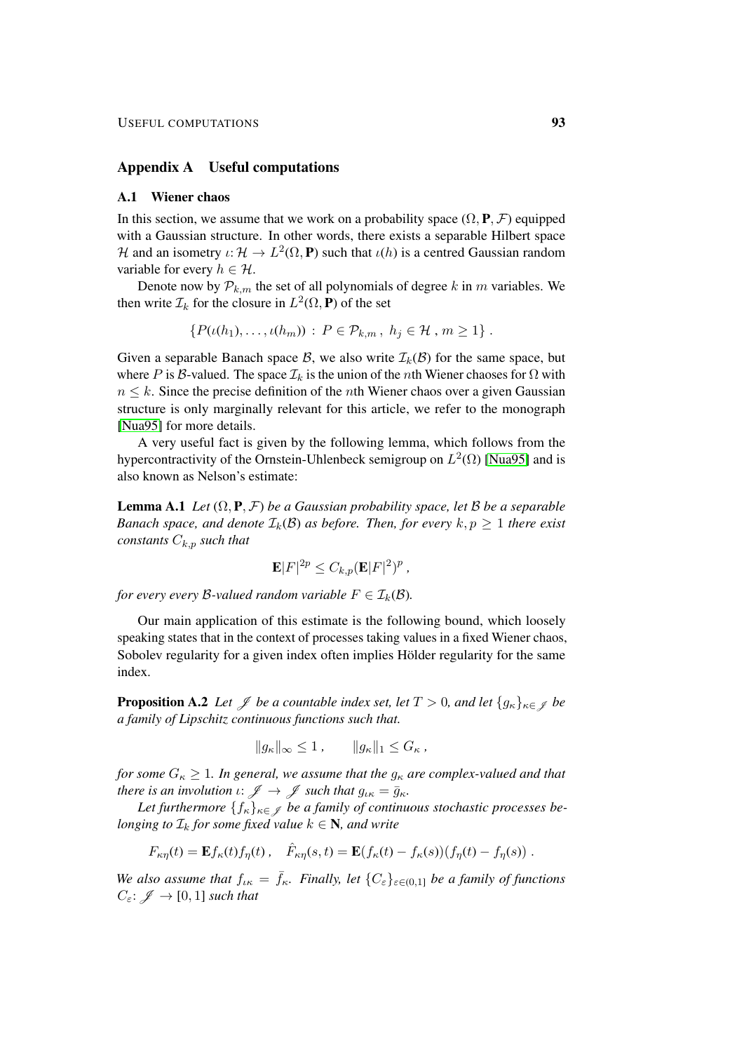## Appendix A Useful computations

### A.1 Wiener chaos

In this section, we assume that we work on a probability space $(\Omega, \mathbf{P}, \mathcal{F})$ equipped with a Gaussian structure. In other words, there exists a separable Hilbert space $\mathcal{H}$ and an isometry $\iota\colon \mathcal{H} \to L^2(\Omega, \mathbf{P})$ such that $\iota(h)$ is a centred Gaussian random variable for every $h \in \mathcal{H}$.

Denote now by $\mathcal{P}_{k,m}$ the set of all polynomials of degree $k$ in $m$ variables. We then write $\mathcal{I}_k$ for the closure in $L^2(\Omega, \mathbf{P})$ of the set

$$\{P(\iota(h_1), \ldots, \iota(h_m)) \,:\, P \in \mathcal{P}_{k,m}\,,\ h_j \in \mathcal{H}\,,\ m \geq 1\}\,.$$

Given a separable Banach space $\mathcal{B}$, we also write $\mathcal{I}_k(\mathcal{B})$ for the same space, but where $P$ is $\mathcal{B}$-valued. The space $\mathcal{I}_k$ is the union of the $n$th Wiener chaoses for $\Omega$ with $n \leq k$. Since the precise definition of the $n$th Wiener chaos over a given Gaussian structure is only marginally relevant for this article, we refer to the monograph [Nua95] for more details.

A very useful fact is given by the following lemma, which follows from the hypercontractivity of the Ornstein-Uhlenbeck semigroup on $L^2(\Omega)$ [Nua95] and is also known as Nelson's estimate:

**Lemma A.1** *Let $(\Omega, \mathbf{P}, \mathcal{F})$ be a Gaussian probability space, let $\mathcal{B}$ be a separable Banach space, and denote $\mathcal{I}_k(\mathcal{B})$ as before. Then, for every $k, p \geq 1$ there exist constants $C_{k,p}$ such that*

$$\mathbf{E}|F|^{2p} \leq C_{k,p}(\mathbf{E}|F|^2)^p\,,$$

*for every every $\mathcal{B}$-valued random variable $F \in \mathcal{I}_k(\mathcal{B})$.*

Our main application of this estimate is the following bound, which loosely speaking states that in the context of processes taking values in a fixed Wiener chaos, Sobolev regularity for a given index often implies Hölder regularity for the same index.

**Proposition A.2** *Let $\mathscr{J}$ be a countable index set, let $T > 0$, and let $\{g_\kappa\}_{\kappa\in\mathscr{J}}$ be a family of Lipschitz continuous functions such that.*

$$\|g_\kappa\|_\infty \leq 1\,, \qquad \|g_\kappa\|_1 \leq G_\kappa\,,$$

*for some $G_\kappa \geq 1$. In general, we assume that the $g_\kappa$ are complex-valued and that there is an involution $\iota\colon \mathscr{J} \to \mathscr{J}$ such that $g_{\iota\kappa} = \bar{g}_\kappa$.*

*Let furthermore $\{f_\kappa\}_{\kappa\in\mathscr{J}}$ be a family of continuous stochastic processes belonging to $\mathcal{I}_k$ for some fixed value $k \in \mathbf{N}$, and write*

$$F_{\kappa\eta}(t) = \mathbf{E}f_\kappa(t)f_\eta(t)\,, \quad \hat{F}_{\kappa\eta}(s,t) = \mathbf{E}(f_\kappa(t) - f_\kappa(s))(f_\eta(t) - f_\eta(s))\,.$$

*We also assume that $f_{\iota\kappa} = \bar{f}_\kappa$. Finally, let $\{C_\varepsilon\}_{\varepsilon\in(0,1]}$ be a family of functions $C_\varepsilon\colon \mathscr{J} \to [0,1]$ such that*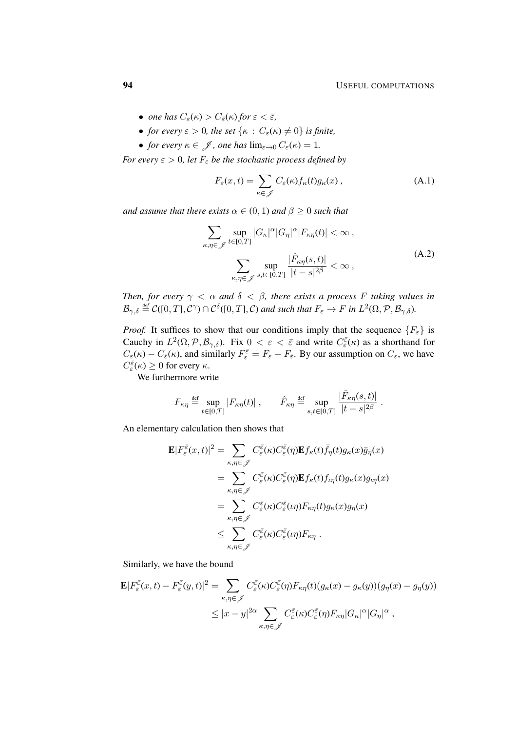- *one has $C_\varepsilon(\kappa) > C_{\bar\varepsilon}(\kappa)$ for $\varepsilon < \bar\varepsilon$,*
- *for every $\varepsilon > 0$, the set $\{\kappa : C_\varepsilon(\kappa) \neq 0\}$ is finite,*
- *for every $\kappa \in \mathscr{J}$, one has $\lim_{\varepsilon\to 0} C_\varepsilon(\kappa) = 1$.*

*For every $\varepsilon > 0$, let $F_\varepsilon$ be the stochastic process defined by*

$$F_\varepsilon(x,t) = \sum_{\kappa\in\mathscr{J}} C_\varepsilon(\kappa) f_\kappa(t) g_\kappa(x)\;, \tag{A.1}$$

*and assume that there exists $\alpha \in (0,1)$ and $\beta \geq 0$ such that*

$$\begin{aligned} \sum_{\kappa,\eta\in\mathscr{J}} \sup_{t\in[0,T]} |G_\kappa|^\alpha |G_\eta|^\alpha |F_{\kappa\eta}(t)| < \infty\;, \\ \sum_{\kappa,\eta\in\mathscr{J}} \sup_{s,t\in[0,T]} \frac{|\hat F_{\kappa\eta}(s,t)|}{|t-s|^{2\beta}} < \infty\;, \end{aligned} \tag{A.2}$$

*Then, for every $\gamma < \alpha$ and $\delta < \beta$, there exists a process $F$ taking values in $\mathcal{B}_{\gamma,\delta} \stackrel{\text{def}}{=} \mathcal{C}([0,T],\mathcal{C}^\gamma) \cap \mathcal{C}^\delta([0,T],\mathcal{C})$ and such that $F_\varepsilon \to F$ in $L^2(\Omega,\mathcal{P},\mathcal{B}_{\gamma,\delta})$.*

*Proof.* It suffices to show that our conditions imply that the sequence $\{F_\varepsilon\}$ is Cauchy in $L^2(\Omega,\mathcal{P},\mathcal{B}_{\gamma,\delta})$. Fix $0 < \varepsilon < \bar\varepsilon$ and write $C_\varepsilon^{\bar\varepsilon}(\kappa)$ as a shorthand for $C_\varepsilon(\kappa) - C_{\bar\varepsilon}(\kappa)$, and similarly $F_\varepsilon^{\bar\varepsilon} = F_\varepsilon - F_{\bar\varepsilon}$. By our assumption on $C_\varepsilon$, we have $C_\varepsilon^{\bar\varepsilon}(\kappa) \geq 0$ for every $\kappa$.

We furthermore write

$$F_{\kappa\eta} \stackrel{\text{def}}{=} \sup_{t\in[0,T]} |F_{\kappa\eta}(t)|\;, \qquad \hat F_{\kappa\eta} \stackrel{\text{def}}{=} \sup_{s,t\in[0,T]} \frac{|\hat F_{\kappa\eta}(s,t)|}{|t-s|^{2\beta}}\;.$$

An elementary calculation then shows that

$$\begin{aligned} \mathbf{E}|F_\varepsilon^{\bar\varepsilon}(x,t)|^2 &= \sum_{\kappa,\eta\in\mathscr{J}} C_\varepsilon^{\bar\varepsilon}(\kappa) C_\varepsilon^{\bar\varepsilon}(\eta) \mathbf{E} f_\kappa(t) \bar f_\eta(t) g_\kappa(x) \bar g_\eta(x) \\ &= \sum_{\kappa,\eta\in\mathscr{J}} C_\varepsilon^{\bar\varepsilon}(\kappa) C_\varepsilon^{\bar\varepsilon}(\eta) \mathbf{E} f_\kappa(t) f_{\iota\eta}(t) g_\kappa(x) g_{\iota\eta}(x) \\ &= \sum_{\kappa,\eta\in\mathscr{J}} C_\varepsilon^{\bar\varepsilon}(\kappa) C_\varepsilon^{\bar\varepsilon}(\iota\eta) F_{\kappa\eta}(t) g_\kappa(x) g_\eta(x) \\ &\leq \sum_{\kappa,\eta\in\mathscr{J}} C_\varepsilon^{\bar\varepsilon}(\kappa) C_\varepsilon^{\bar\varepsilon}(\iota\eta) F_{\kappa\eta}\;. \end{aligned}$$

Similarly, we have the bound

$$\begin{aligned} \mathbf{E}|F_\varepsilon^{\bar\varepsilon}(x,t) - F_\varepsilon^{\bar\varepsilon}(y,t)|^2 &= \sum_{\kappa,\eta\in\mathscr{J}} C_\varepsilon^{\bar\varepsilon}(\kappa) C_\varepsilon^{\bar\varepsilon}(\eta) F_{\kappa\eta}(t) (g_\kappa(x) - g_\kappa(y))(g_\eta(x) - g_\eta(y)) \\ &\leq |x-y|^{2\alpha} \sum_{\kappa,\eta\in\mathscr{J}} C_\varepsilon^{\bar\varepsilon}(\kappa) C_\varepsilon^{\bar\varepsilon}(\eta) F_{\kappa\eta} |G_\kappa|^\alpha |G_\eta|^\alpha\;, \end{aligned}$$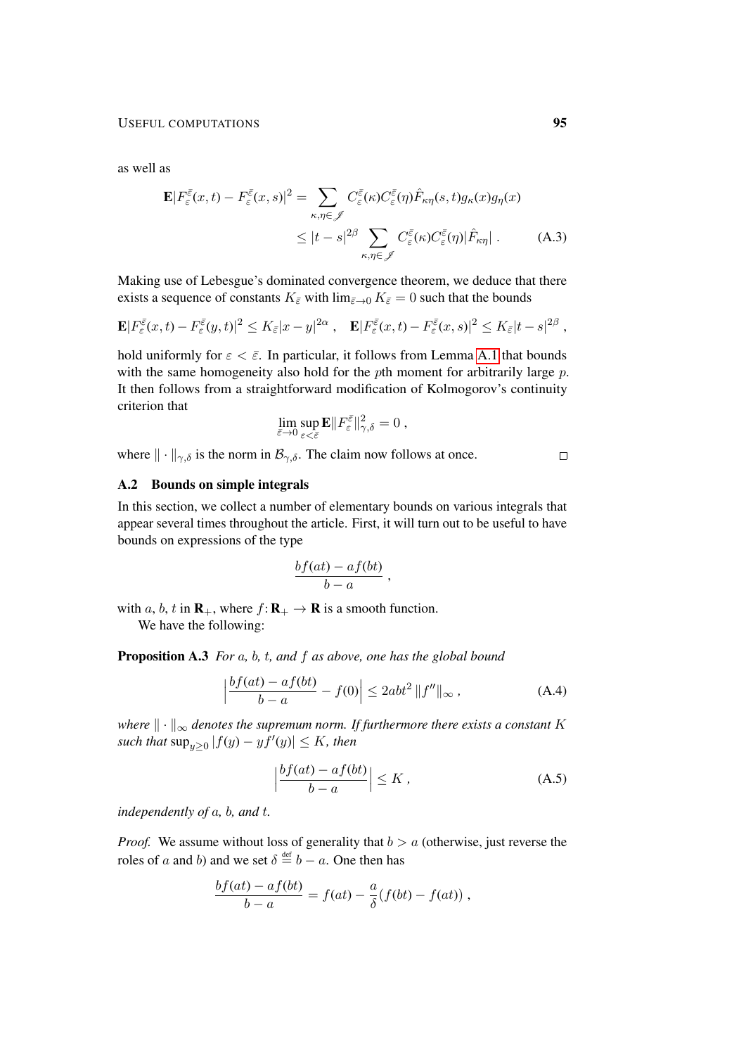as well as

$$
\begin{aligned}
\mathbf{E}|F_\varepsilon^{\bar\varepsilon}(x,t) - F_\varepsilon^{\bar\varepsilon}(x,s)|^2 &= \sum_{\kappa,\eta \in \mathscr{I}} C_\varepsilon^{\bar\varepsilon}(\kappa) C_\varepsilon^{\bar\varepsilon}(\eta) \hat F_{\kappa\eta}(s,t) g_\kappa(x) g_\eta(x) \\
&\le |t-s|^{2\beta} \sum_{\kappa,\eta\in\mathscr{I}} C_\varepsilon^{\bar\varepsilon}(\kappa) C_\varepsilon^{\bar\varepsilon}(\eta) |\hat F_{\kappa\eta}| \;. \qquad \text{(A.3)}
\end{aligned}
$$

Making use of Lebesgue's dominated convergence theorem, we deduce that there exists a sequence of constants $K_{\bar\varepsilon}$ with $\lim_{\bar\varepsilon\to 0} K_{\bar\varepsilon} = 0$ such that the bounds

$$
\mathbf{E}|F_\varepsilon^{\bar\varepsilon}(x,t) - F_\varepsilon^{\bar\varepsilon}(y,t)|^2 \le K_{\bar\varepsilon}|x-y|^{2\alpha}\;, \quad \mathbf{E}|F_\varepsilon^{\bar\varepsilon}(x,t) - F_\varepsilon^{\bar\varepsilon}(x,s)|^2 \le K_{\bar\varepsilon}|t-s|^{2\beta}\;,
$$

hold uniformly for $\varepsilon < \bar\varepsilon$. In particular, it follows from Lemma A.1 that bounds with the same homogeneity also hold for the $p$th moment for arbitrarily large $p$. It then follows from a straightforward modification of Kolmogorov's continuity criterion that

$$
\lim_{\bar\varepsilon\to 0} \sup_{\varepsilon<\bar\varepsilon} \mathbf{E}\|F_\varepsilon^{\bar\varepsilon}\|_{\gamma,\delta}^2 = 0\;,
$$

where $\|\cdot\|_{\gamma,\delta}$ is the norm in $\mathcal{B}_{\gamma,\delta}$. The claim now follows at once. $\square$

## A.2 Bounds on simple integrals

In this section, we collect a number of elementary bounds on various integrals that appear several times throughout the article. First, it will turn out to be useful to have bounds on expressions of the type

$$
\frac{bf(at) - af(bt)}{b-a}\;,
$$

with $a$, $b$, $t$ in $\mathbf{R}_+$, where $f\colon \mathbf{R}_+ \to \mathbf{R}$ is a smooth function.

We have the following:

**Proposition A.3** *For $a$, $b$, $t$, and $f$ as above, one has the global bound*

$$
\Big|\frac{bf(at) - af(bt)}{b-a} - f(0)\Big| \le 2abt^2\,\|f''\|_\infty\;, \qquad \text{(A.4)}
$$

*where $\|\cdot\|_\infty$ denotes the supremum norm. If furthermore there exists a constant $K$ such that $\sup_{y\ge 0}|f(y) - yf'(y)| \le K$, then*

$$
\Big|\frac{bf(at) - af(bt)}{b-a}\Big| \le K\;, \qquad \text{(A.5)}
$$

*independently of $a$, $b$, and $t$.*

*Proof.* We assume without loss of generality that $b > a$ (otherwise, just reverse the roles of $a$ and $b$) and we set $\delta \stackrel{\text{def}}{=} b-a$. One then has

$$
\frac{bf(at) - af(bt)}{b-a} = f(at) - \frac{a}{\delta}\big(f(bt) - f(at)\big)\;,
$$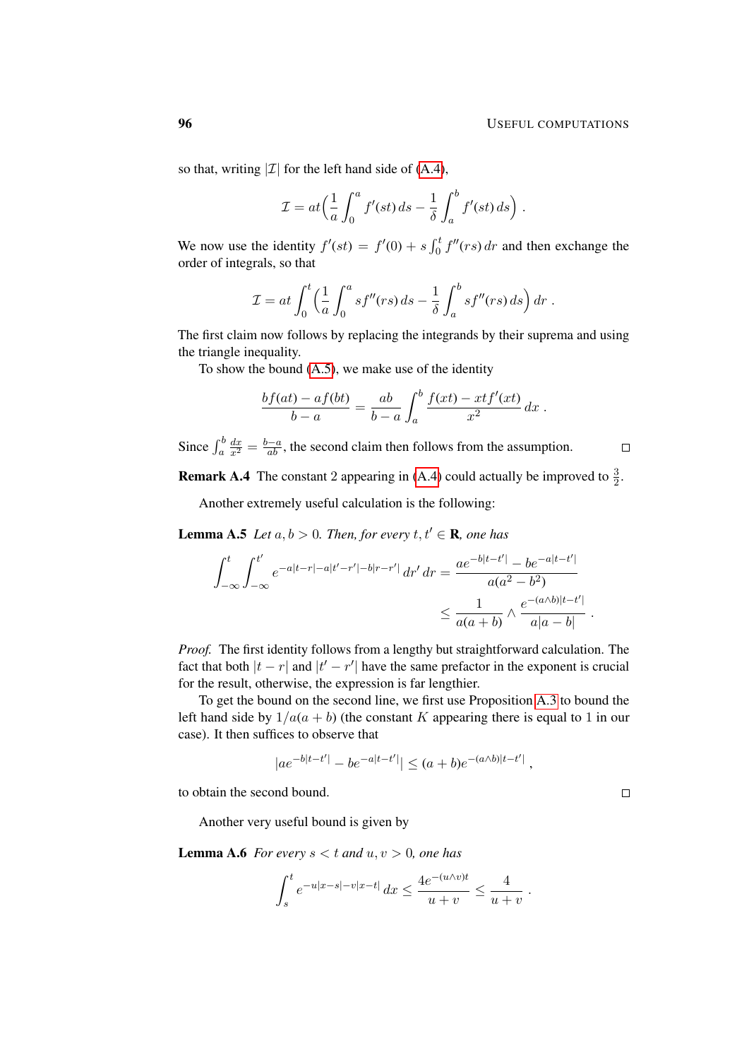so that, writing $|\mathcal{I}|$ for the left hand side of (A.4),

$$\mathcal{I} = at\Big(\frac{1}{a}\int_0^a f'(st)\,ds - \frac{1}{\delta}\int_a^b f'(st)\,ds\Big)\;.$$

We now use the identity $f'(st) = f'(0) + s\int_0^t f''(rs)\,dr$ and then exchange the order of integrals, so that

$$\mathcal{I} = at\int_0^t \Big(\frac{1}{a}\int_0^a sf''(rs)\,ds - \frac{1}{\delta}\int_a^b sf''(rs)\,ds\Big)\,dr\;.$$

The first claim now follows by replacing the integrands by their suprema and using the triangle inequality.

To show the bound (A.5), we make use of the identity

$$\frac{bf(at) - af(bt)}{b-a} = \frac{ab}{b-a}\int_a^b \frac{f(xt) - xtf'(xt)}{x^2}\,dx\;.$$

Since $\int_a^b \frac{dx}{x^2} = \frac{b-a}{ab}$, the second claim then follows from the assumption. □

**Remark A.4** The constant 2 appearing in (A.4) could actually be improved to $\frac{3}{2}$.

Another extremely useful calculation is the following:

**Lemma A.5** *Let $a, b > 0$. Then, for every $t, t' \in \mathbf{R}$, one has*

$$\begin{aligned}\int_{-\infty}^t\int_{-\infty}^{t'} e^{-a|t-r|-a|t'-r'|-b|r-r'|}\,dr'\,dr &= \frac{ae^{-b|t-t'|} - be^{-a|t-t'|}}{a(a^2-b^2)}\\ &\le \frac{1}{a(a+b)} \wedge \frac{e^{-(a\wedge b)|t-t'|}}{a|a-b|}\;.\end{aligned}$$

*Proof.* The first identity follows from a lengthy but straightforward calculation. The fact that both $|t-r|$ and $|t'-r'|$ have the same prefactor in the exponent is crucial for the result, otherwise, the expression is far lengthier.

To get the bound on the second line, we first use Proposition A.3 to bound the left hand side by $1/a(a+b)$ (the constant $K$ appearing there is equal to 1 in our case). It then suffices to observe that

$$|ae^{-b|t-t'|} - be^{-a|t-t'|}| \le (a+b)e^{-(a\wedge b)|t-t'|}\;,$$

to obtain the second bound. □

Another very useful bound is given by

**Lemma A.6** *For every $s < t$ and $u, v > 0$, one has*

$$\int_s^t e^{-u|x-s|-v|x-t|}\,dx \le \frac{4e^{-(u\wedge v)t}}{u+v} \le \frac{4}{u+v}\;.$$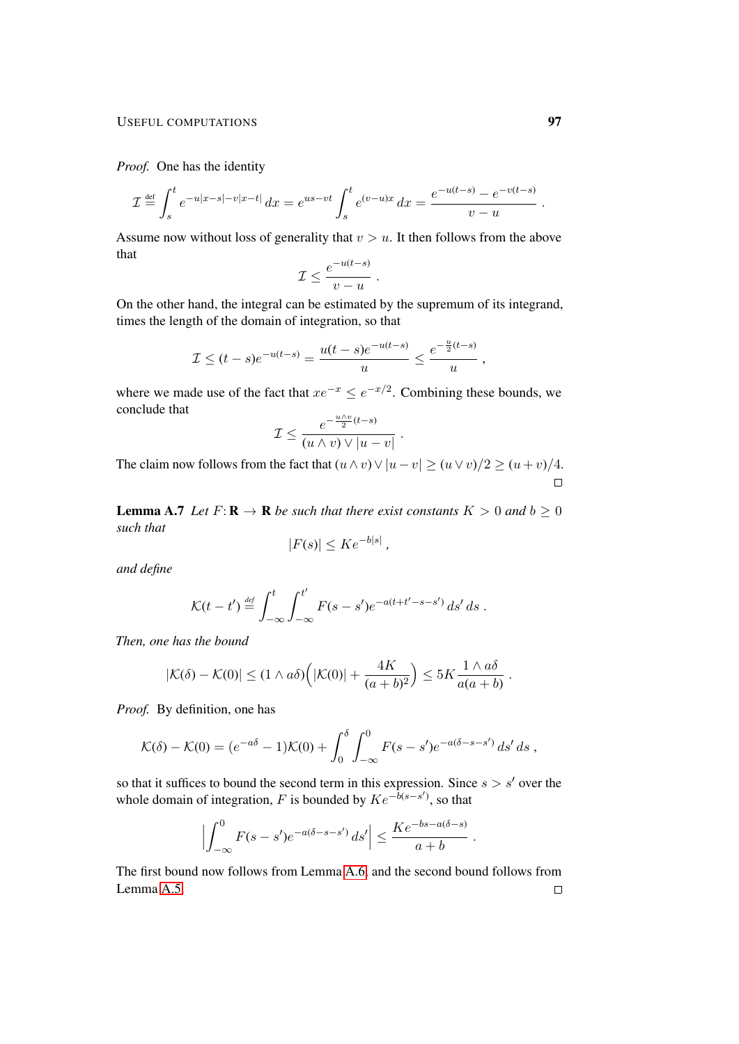*Proof.* One has the identity

$$\mathcal{I} \stackrel{\text{def}}{=} \int_s^t e^{-u|x-s|-v|x-t|}\, dx = e^{us-vt} \int_s^t e^{(v-u)x}\, dx = \frac{e^{-u(t-s)} - e^{-v(t-s)}}{v-u} \;.$$

Assume now without loss of generality that $v > u$. It then follows from the above that

$$\mathcal{I} \le \frac{e^{-u(t-s)}}{v-u} \;.$$

On the other hand, the integral can be estimated by the supremum of its integrand, times the length of the domain of integration, so that

$$\mathcal{I} \le (t-s)e^{-u(t-s)} = \frac{u(t-s)e^{-u(t-s)}}{u} \le \frac{e^{-\frac{u}{2}(t-s)}}{u} \;,$$

where we made use of the fact that $xe^{-x} \le e^{-x/2}$. Combining these bounds, we conclude that

$$\mathcal{I} \le \frac{e^{-\frac{u\wedge v}{2}(t-s)}}{(u\wedge v) \vee |u-v|} \;.$$

The claim now follows from the fact that $(u\wedge v) \vee |u-v| \ge (u\vee v)/2 \ge (u+v)/4$. □

**Lemma A.7** *Let $F\colon \mathbf{R} \to \mathbf{R}$ be such that there exist constants $K > 0$ and $b \ge 0$ such that*

$$|F(s)| \le Ke^{-b|s|} \;,$$

*and define*

$$\mathcal{K}(t-t') \stackrel{\text{def}}{=} \int_{-\infty}^t \int_{-\infty}^{t'} F(s-s')e^{-a(t+t'-s-s')}\, ds'\, ds \;.$$

*Then, one has the bound*

$$|\mathcal{K}(\delta) - \mathcal{K}(0)| \le (1\wedge a\delta)\Big(|\mathcal{K}(0)| + \frac{4K}{(a+b)^2}\Big) \le 5K\frac{1\wedge a\delta}{a(a+b)} \;.$$

*Proof.* By definition, one has

$$\mathcal{K}(\delta) - \mathcal{K}(0) = (e^{-a\delta} - 1)\mathcal{K}(0) + \int_0^\delta \int_{-\infty}^0 F(s-s')e^{-a(\delta-s-s')}\, ds'\, ds \;,$$

so that it suffices to bound the second term in this expression. Since $s > s'$ over the whole domain of integration, $F$ is bounded by $Ke^{-b(s-s')}$, so that

$$\Big|\int_{-\infty}^0 F(s-s')e^{-a(\delta-s-s')}\, ds'\Big| \le \frac{Ke^{-bs-a(\delta-s)}}{a+b} \;.$$

The first bound now follows from Lemma A.6, and the second bound follows from Lemma A.5. □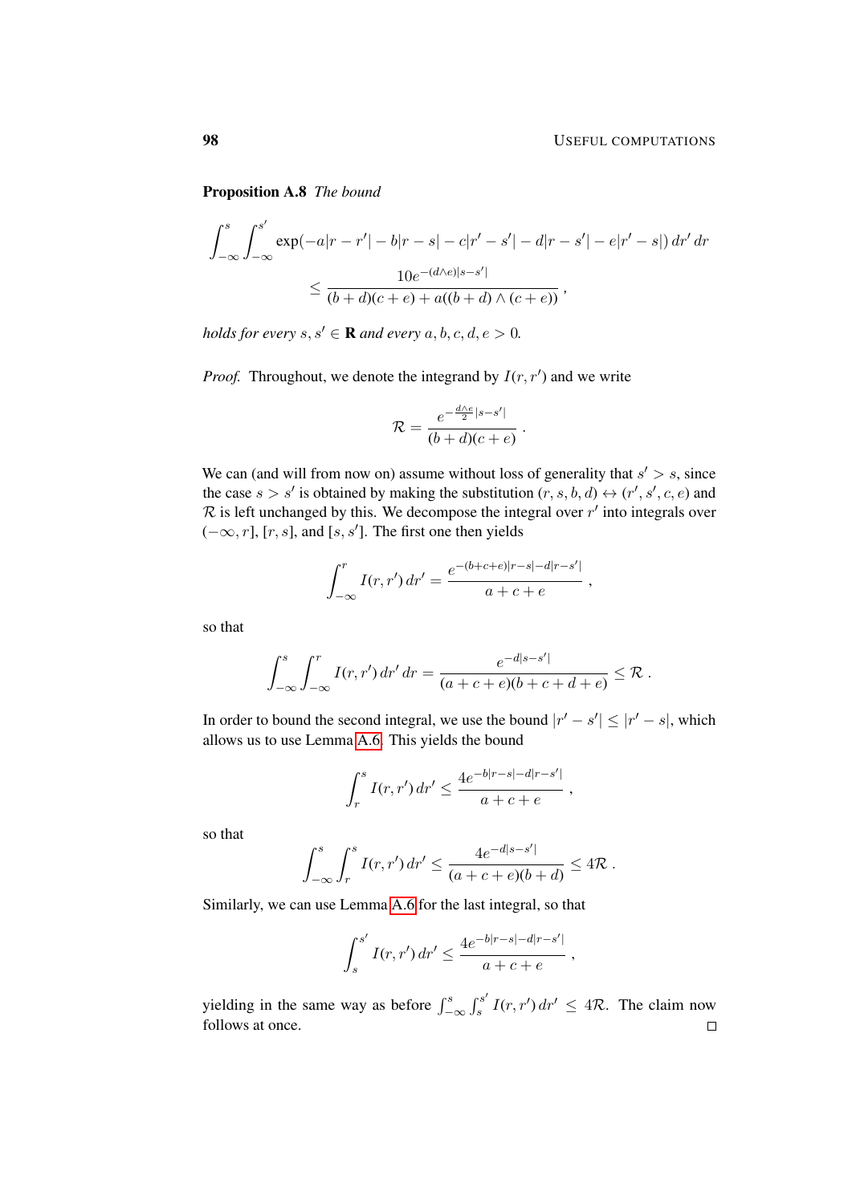**Proposition A.8** *The bound*

$$\int_{-\infty}^{s}\int_{-\infty}^{s'} \exp(-a|r-r'| - b|r-s| - c|r'-s'| - d|r-s'| - e|r'-s|)\,dr'\,dr \\ \le \frac{10e^{-(d\wedge e)|s-s'|}}{(b+d)(c+e) + a((b+d)\wedge(c+e))}\;,$$

*holds for every* $s, s' \in \mathbf{R}$ *and every* $a, b, c, d, e > 0$.

*Proof.* Throughout, we denote the integrand by $I(r, r')$ and we write

$$\mathcal{R} = \frac{e^{-\frac{d\wedge e}{2}|s-s'|}}{(b+d)(c+e)}\;.$$

We can (and will from now on) assume without loss of generality that $s' > s$, since the case $s > s'$ is obtained by making the substitution $(r, s, b, d) \leftrightarrow (r', s', c, e)$ and $\mathcal{R}$ is left unchanged by this. We decompose the integral over $r'$ into integrals over $(-\infty, r]$, $[r, s]$, and $[s, s']$. The first one then yields

$$\int_{-\infty}^{r} I(r, r')\,dr' = \frac{e^{-(b+c+e)|r-s| - d|r-s'|}}{a+c+e}\;,$$

so that

$$\int_{-\infty}^{s}\int_{-\infty}^{r} I(r, r')\,dr'\,dr = \frac{e^{-d|s-s'|}}{(a+c+e)(b+c+d+e)} \le \mathcal{R}\;.$$

In order to bound the second integral, we use the bound $|r'-s'| \le |r'-s|$, which allows us to use Lemma A.6. This yields the bound

$$\int_{r}^{s} I(r, r')\,dr' \le \frac{4e^{-b|r-s| - d|r-s'|}}{a+c+e}\;,$$

so that

$$\int_{-\infty}^{s}\int_{r}^{s} I(r, r')\,dr' \le \frac{4e^{-d|s-s'|}}{(a+c+e)(b+d)} \le 4\mathcal{R}\;.$$

Similarly, we can use Lemma A.6 for the last integral, so that

$$\int_{s}^{s'} I(r, r')\,dr' \le \frac{4e^{-b|r-s| - d|r-s'|}}{a+c+e}\;,$$

yielding in the same way as before $\int_{-\infty}^{s}\int_{s}^{s'} I(r, r')\,dr' \le 4\mathcal{R}$. The claim now follows at once. □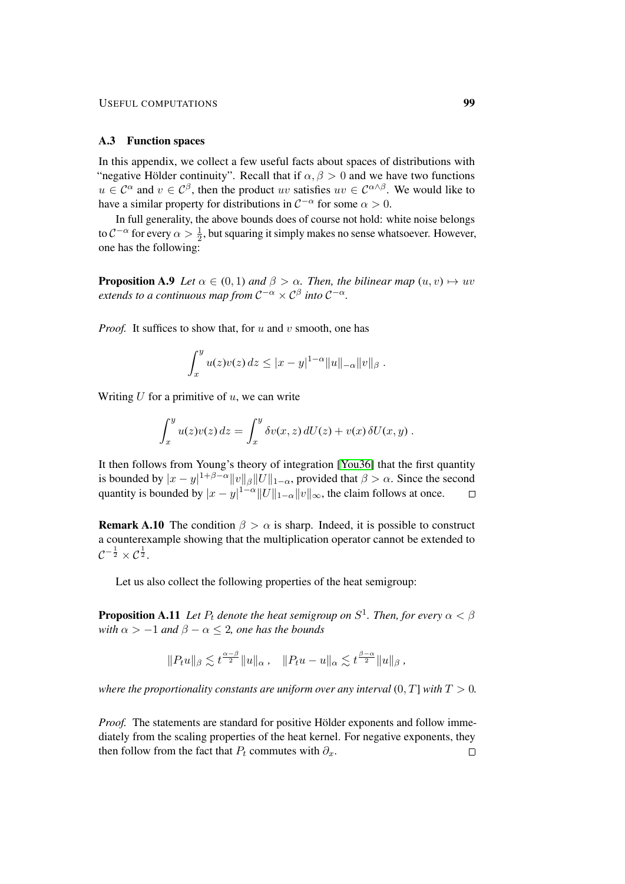### A.3 Function spaces

In this appendix, we collect a few useful facts about spaces of distributions with "negative Hölder continuity". Recall that if $\alpha, \beta > 0$ and we have two functions $u \in \mathcal{C}^\alpha$ and $v \in \mathcal{C}^\beta$, then the product $uv$ satisfies $uv \in \mathcal{C}^{\alpha \wedge \beta}$. We would like to have a similar property for distributions in $\mathcal{C}^{-\alpha}$ for some $\alpha > 0$.

In full generality, the above bounds does of course not hold: white noise belongs to $\mathcal{C}^{-\alpha}$ for every $\alpha > \frac{1}{2}$, but squaring it simply makes no sense whatsoever. However, one has the following:

**Proposition A.9** *Let $\alpha \in (0,1)$ and $\beta > \alpha$. Then, the bilinear map $(u,v) \mapsto uv$ extends to a continuous map from $\mathcal{C}^{-\alpha} \times \mathcal{C}^\beta$ into $\mathcal{C}^{-\alpha}$.*

*Proof.* It suffices to show that, for $u$ and $v$ smooth, one has

$$\int_x^y u(z)v(z)\,dz \leq |x-y|^{1-\alpha} \|u\|_{-\alpha} \|v\|_\beta\;.$$

Writing $U$ for a primitive of $u$, we can write

$$\int_x^y u(z)v(z)\,dz = \int_x^y \delta v(x,z)\,dU(z) + v(x)\,\delta U(x,y)\;.$$

It then follows from Young's theory of integration [You36] that the first quantity is bounded by $|x-y|^{1+\beta-\alpha}\|v\|_\beta \|U\|_{1-\alpha}$, provided that $\beta > \alpha$. Since the second quantity is bounded by $|x-y|^{1-\alpha}\|U\|_{1-\alpha}\|v\|_\infty$, the claim follows at once. □

**Remark A.10** The condition $\beta > \alpha$ is sharp. Indeed, it is possible to construct a counterexample showing that the multiplication operator cannot be extended to $\mathcal{C}^{-\frac{1}{2}} \times \mathcal{C}^{\frac{1}{2}}$.

Let us also collect the following properties of the heat semigroup:

**Proposition A.11** *Let $P_t$ denote the heat semigroup on $S^1$. Then, for every $\alpha < \beta$ with $\alpha > -1$ and $\beta - \alpha \leq 2$, one has the bounds*

$$\|P_t u\|_\beta \lesssim t^{\frac{\alpha-\beta}{2}} \|u\|_\alpha\;, \quad \|P_t u - u\|_\alpha \lesssim t^{\frac{\beta-\alpha}{2}} \|u\|_\beta\;,$$

*where the proportionality constants are uniform over any interval $(0,T]$ with $T > 0$.*

*Proof.* The statements are standard for positive Hölder exponents and follow immediately from the scaling properties of the heat kernel. For negative exponents, they then follow from the fact that $P_t$ commutes with $\partial_x$. □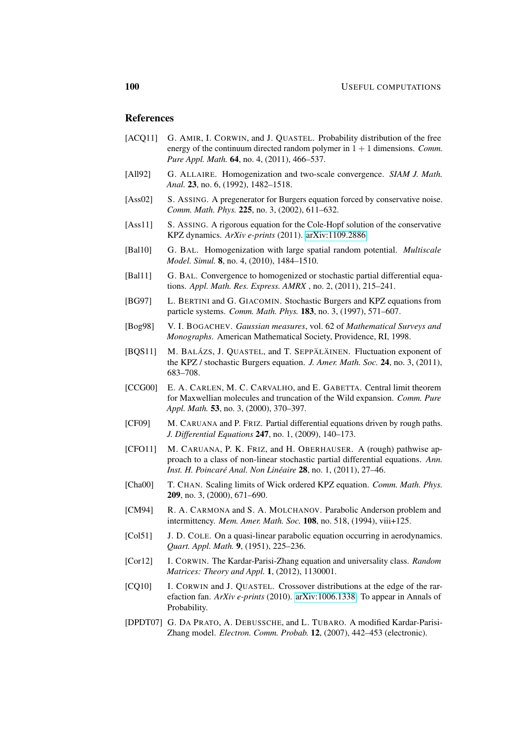## References

[ACQ11] G. Amir, I. Corwin, and J. Quastel. Probability distribution of the free energy of the continuum directed random polymer in $1+1$ dimensions. *Comm. Pure Appl. Math.* **64**, no. 4, (2011), 466–537.

[All92] G. Allaire. Homogenization and two-scale convergence. *SIAM J. Math. Anal.* **23**, no. 6, (1992), 1482–1518.

[Ass02] S. Assing. A pregenerator for Burgers equation forced by conservative noise. *Comm. Math. Phys.* **225**, no. 3, (2002), 611–632.

[Ass11] S. Assing. A rigorous equation for the Cole-Hopf solution of the conservative KPZ dynamics. *ArXiv e-prints* (2011). arXiv:1109.2886.

[Bal10] G. Bal. Homogenization with large spatial random potential. *Multiscale Model. Simul.* **8**, no. 4, (2010), 1484–1510.

[Bal11] G. Bal. Convergence to homogenized or stochastic partial differential equations. *Appl. Math. Res. Express. AMRX* , no. 2, (2011), 215–241.

[BG97] L. Bertini and G. Giacomin. Stochastic Burgers and KPZ equations from particle systems. *Comm. Math. Phys.* **183**, no. 3, (1997), 571–607.

[Bog98] V. I. Bogachev. *Gaussian measures*, vol. 62 of *Mathematical Surveys and Monographs*. American Mathematical Society, Providence, RI, 1998.

[BQS11] M. Balázs, J. Quastel, and T. Seppäläinen. Fluctuation exponent of the KPZ / stochastic Burgers equation. *J. Amer. Math. Soc.* **24**, no. 3, (2011), 683–708.

[CCG00] E. A. Carlen, M. C. Carvalho, and E. Gabetta. Central limit theorem for Maxwellian molecules and truncation of the Wild expansion. *Comm. Pure Appl. Math.* **53**, no. 3, (2000), 370–397.

[CF09] M. Caruana and P. Friz. Partial differential equations driven by rough paths. *J. Differential Equations* **247**, no. 1, (2009), 140–173.

[CFO11] M. Caruana, P. K. Friz, and H. Oberhauser. A (rough) pathwise approach to a class of non-linear stochastic partial differential equations. *Ann. Inst. H. Poincaré Anal. Non Linéaire* **28**, no. 1, (2011), 27–46.

[Cha00] T. Chan. Scaling limits of Wick ordered KPZ equation. *Comm. Math. Phys.* **209**, no. 3, (2000), 671–690.

[CM94] R. A. Carmona and S. A. Molchanov. Parabolic Anderson problem and intermittency. *Mem. Amer. Math. Soc.* **108**, no. 518, (1994), viii+125.

[Col51] J. D. Cole. On a quasi-linear parabolic equation occurring in aerodynamics. *Quart. Appl. Math.* **9**, (1951), 225–236.

[Cor12] I. Corwin. The Kardar-Parisi-Zhang equation and universality class. *Random Matrices: Theory and Appl.* **1**, (2012), 1130001.

[CQ10] I. Corwin and J. Quastel. Crossover distributions at the edge of the rarefaction fan. *ArXiv e-prints* (2010). arXiv:1006.1338. To appear in Annals of Probability.

[DPDT07] G. Da Prato, A. Debussche, and L. Tubaro. A modified Kardar-Parisi-Zhang model. *Electron. Comm. Probab.* **12**, (2007), 442–453 (electronic).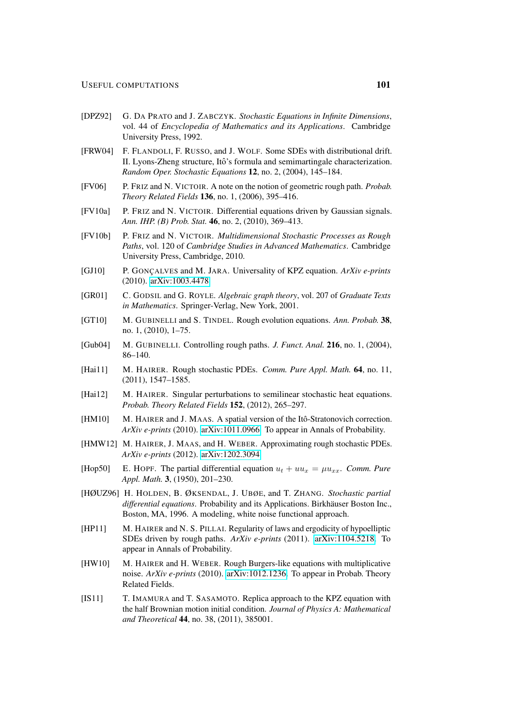[DPZ92] G. Da Prato and J. Zabczyk. *Stochastic Equations in Infinite Dimensions*, vol. 44 of *Encyclopedia of Mathematics and its Applications*. Cambridge University Press, 1992.

[FRW04] F. Flandoli, F. Russo, and J. Wolf. Some SDEs with distributional drift. II. Lyons-Zheng structure, Itô's formula and semimartingale characterization. *Random Oper. Stochastic Equations* **12**, no. 2, (2004), 145–184.

[FV06] P. Friz and N. Victoir. A note on the notion of geometric rough path. *Probab. Theory Related Fields* **136**, no. 1, (2006), 395–416.

[FV10a] P. Friz and N. Victoir. Differential equations driven by Gaussian signals. *Ann. IHP. (B) Prob. Stat.* **46**, no. 2, (2010), 369–413.

[FV10b] P. Friz and N. Victoir. *Multidimensional Stochastic Processes as Rough Paths*, vol. 120 of *Cambridge Studies in Advanced Mathematics*. Cambridge University Press, Cambridge, 2010.

[GJ10] P. Gonçalves and M. Jara. Universality of KPZ equation. *ArXiv e-prints* (2010). arXiv:1003.4478.

[GR01] C. Godsil and G. Royle. *Algebraic graph theory*, vol. 207 of *Graduate Texts in Mathematics*. Springer-Verlag, New York, 2001.

[GT10] M. Gubinelli and S. Tindel. Rough evolution equations. *Ann. Probab.* **38**, no. 1, (2010), 1–75.

[Gub04] M. Gubinelli. Controlling rough paths. *J. Funct. Anal.* **216**, no. 1, (2004), 86–140.

[Hai11] M. Hairer. Rough stochastic PDEs. *Comm. Pure Appl. Math.* **64**, no. 11, (2011), 1547–1585.

[Hai12] M. Hairer. Singular perturbations to semilinear stochastic heat equations. *Probab. Theory Related Fields* **152**, (2012), 265–297.

[HM10] M. Hairer and J. Maas. A spatial version of the Itô-Stratonovich correction. *ArXiv e-prints* (2010). arXiv:1011.0966. To appear in Annals of Probability.

[HMW12] M. Hairer, J. Maas, and H. Weber. Approximating rough stochastic PDEs. *ArXiv e-prints* (2012). arXiv:1202.3094.

[Hop50] E. Hopf. The partial differential equation $u_t + uu_x = \mu u_{xx}$. *Comm. Pure Appl. Math.* **3**, (1950), 201–230.

[HØUZ96] H. Holden, B. Øksendal, J. Ubøe, and T. Zhang. *Stochastic partial differential equations*. Probability and its Applications. Birkhäuser Boston Inc., Boston, MA, 1996. A modeling, white noise functional approach.

[HP11] M. Hairer and N. S. Pillai. Regularity of laws and ergodicity of hypoelliptic SDEs driven by rough paths. *ArXiv e-prints* (2011). arXiv:1104.5218. To appear in Annals of Probability.

[HW10] M. Hairer and H. Weber. Rough Burgers-like equations with multiplicative noise. *ArXiv e-prints* (2010). arXiv:1012.1236. To appear in Probab. Theory Related Fields.

[IS11] T. Imamura and T. Sasamoto. Replica approach to the KPZ equation with the half Brownian motion initial condition. *Journal of Physics A: Mathematical and Theoretical* **44**, no. 38, (2011), 385001.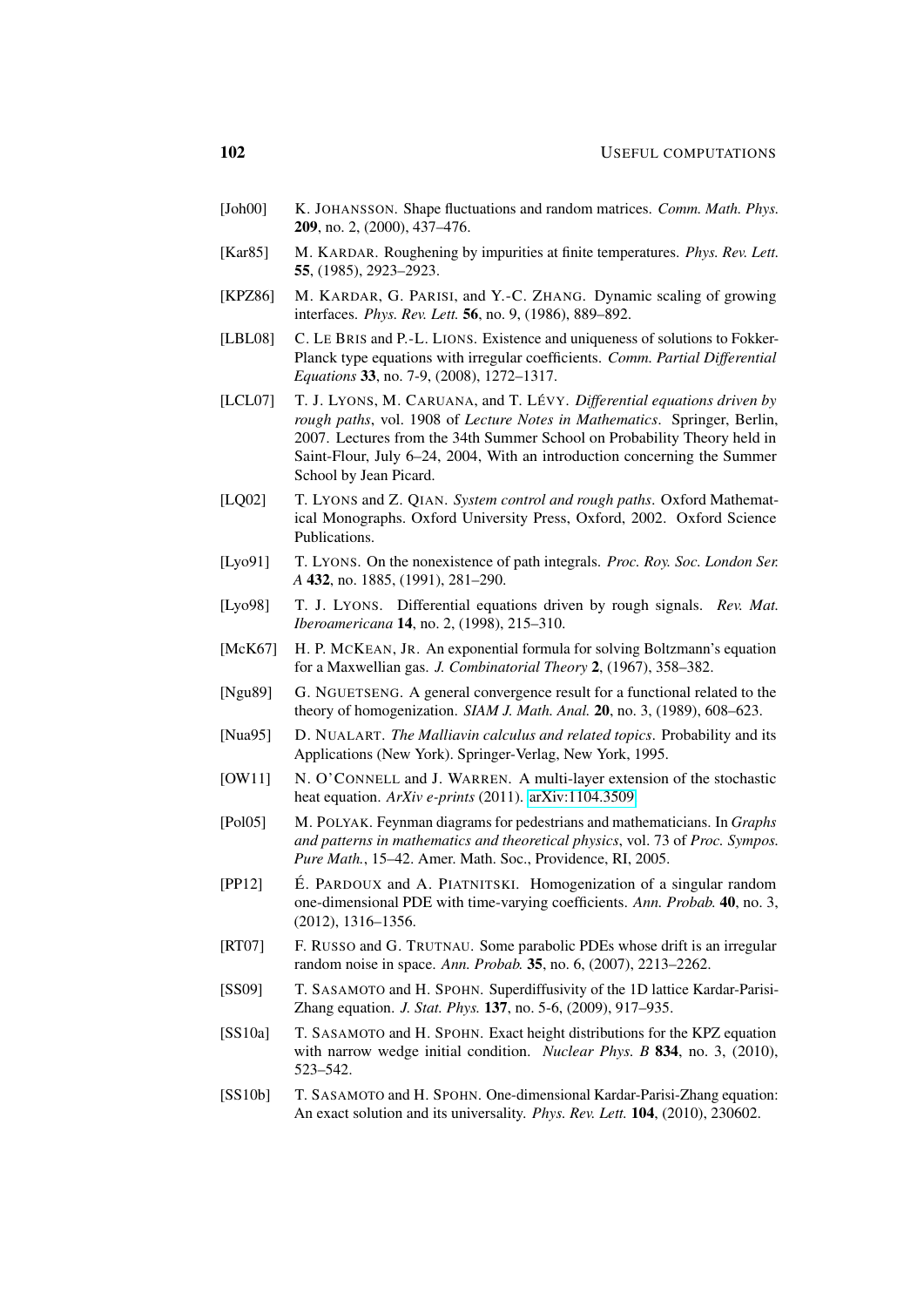[Joh00] K. Johansson. Shape fluctuations and random matrices. *Comm. Math. Phys.* **209**, no. 2, (2000), 437–476.

[Kar85] M. Kardar. Roughening by impurities at finite temperatures. *Phys. Rev. Lett.* **55**, (1985), 2923–2923.

[KPZ86] M. Kardar, G. Parisi, and Y.-C. Zhang. Dynamic scaling of growing interfaces. *Phys. Rev. Lett.* **56**, no. 9, (1986), 889–892.

[LBL08] C. Le Bris and P.-L. Lions. Existence and uniqueness of solutions to Fokker-Planck type equations with irregular coefficients. *Comm. Partial Differential Equations* **33**, no. 7-9, (2008), 1272–1317.

[LCL07] T. J. Lyons, M. Caruana, and T. Lévy. *Differential equations driven by rough paths*, vol. 1908 of *Lecture Notes in Mathematics*. Springer, Berlin, 2007. Lectures from the 34th Summer School on Probability Theory held in Saint-Flour, July 6–24, 2004, With an introduction concerning the Summer School by Jean Picard.

[LQ02] T. Lyons and Z. Qian. *System control and rough paths*. Oxford Mathematical Monographs. Oxford University Press, Oxford, 2002. Oxford Science Publications.

[Lyo91] T. Lyons. On the nonexistence of path integrals. *Proc. Roy. Soc. London Ser. A* **432**, no. 1885, (1991), 281–290.

[Lyo98] T. J. Lyons. Differential equations driven by rough signals. *Rev. Mat. Iberoamericana* **14**, no. 2, (1998), 215–310.

[McK67] H. P. McKean, Jr. An exponential formula for solving Boltzmann's equation for a Maxwellian gas. *J. Combinatorial Theory* **2**, (1967), 358–382.

[Ngu89] G. Nguetseng. A general convergence result for a functional related to the theory of homogenization. *SIAM J. Math. Anal.* **20**, no. 3, (1989), 608–623.

[Nua95] D. Nualart. *The Malliavin calculus and related topics*. Probability and its Applications (New York). Springer-Verlag, New York, 1995.

[OW11] N. O'Connell and J. Warren. A multi-layer extension of the stochastic heat equation. *ArXiv e-prints* (2011). arXiv:1104.3509

[Pol05] M. Polyak. Feynman diagrams for pedestrians and mathematicians. In *Graphs and patterns in mathematics and theoretical physics*, vol. 73 of *Proc. Sympos. Pure Math.*, 15–42. Amer. Math. Soc., Providence, RI, 2005.

[PP12] É. Pardoux and A. Piatnitski. Homogenization of a singular random one-dimensional PDE with time-varying coefficients. *Ann. Probab.* **40**, no. 3, (2012), 1316–1356.

[RT07] F. Russo and G. Trutnau. Some parabolic PDEs whose drift is an irregular random noise in space. *Ann. Probab.* **35**, no. 6, (2007), 2213–2262.

[SS09] T. Sasamoto and H. Spohn. Superdiffusivity of the 1D lattice Kardar-Parisi-Zhang equation. *J. Stat. Phys.* **137**, no. 5-6, (2009), 917–935.

[SS10a] T. Sasamoto and H. Spohn. Exact height distributions for the KPZ equation with narrow wedge initial condition. *Nuclear Phys. B* **834**, no. 3, (2010), 523–542.

[SS10b] T. Sasamoto and H. Spohn. One-dimensional Kardar-Parisi-Zhang equation: An exact solution and its universality. *Phys. Rev. Lett.* **104**, (2010), 230602.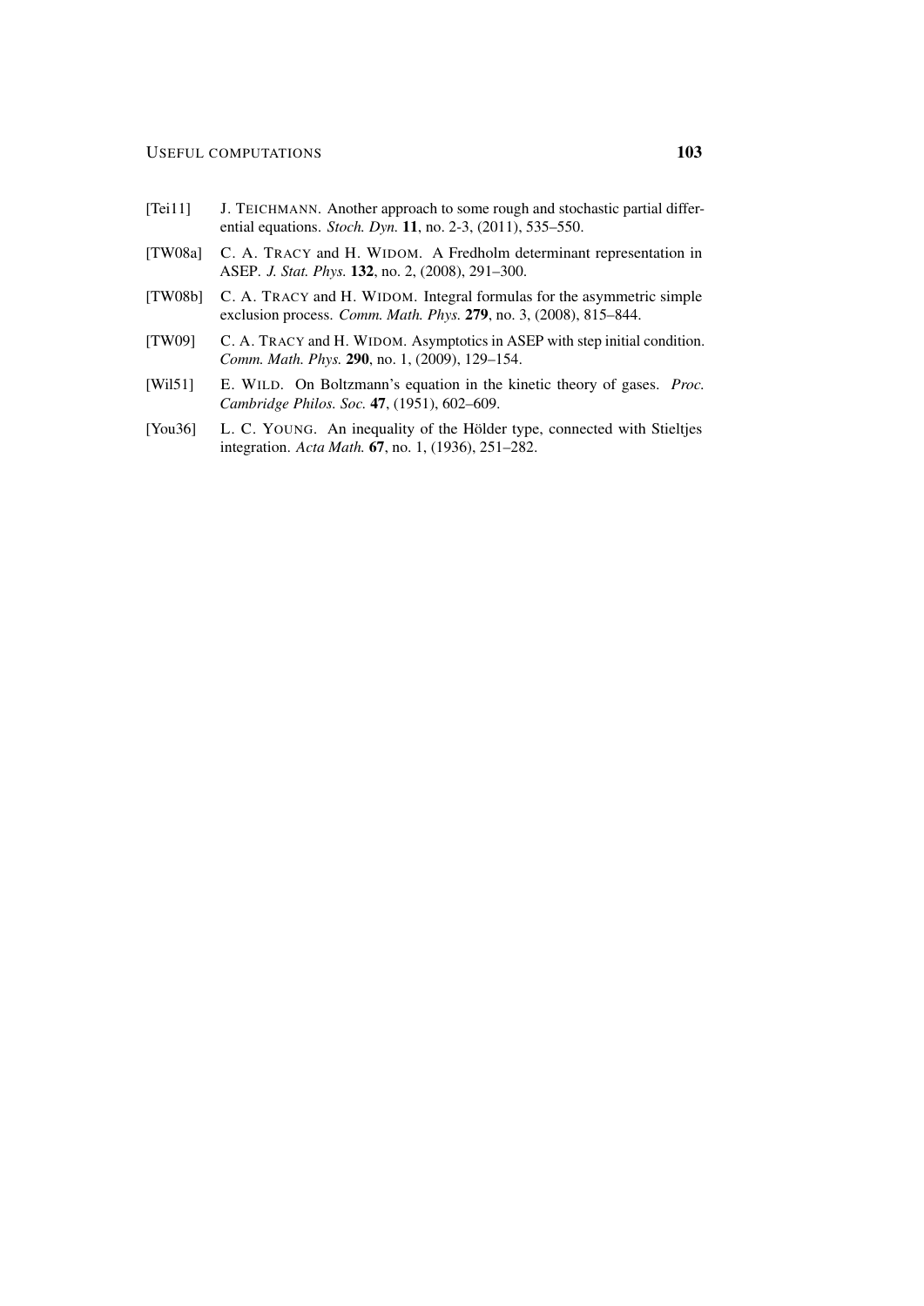[Tei11] J. Teichmann. Another approach to some rough and stochastic partial differential equations. *Stoch. Dyn.* **11**, no. 2-3, (2011), 535–550.

[TW08a] C. A. Tracy and H. Widom. A Fredholm determinant representation in ASEP. *J. Stat. Phys.* **132**, no. 2, (2008), 291–300.

[TW08b] C. A. Tracy and H. Widom. Integral formulas for the asymmetric simple exclusion process. *Comm. Math. Phys.* **279**, no. 3, (2008), 815–844.

[TW09] C. A. Tracy and H. Widom. Asymptotics in ASEP with step initial condition. *Comm. Math. Phys.* **290**, no. 1, (2009), 129–154.

[Wil51] E. Wild. On Boltzmann's equation in the kinetic theory of gases. *Proc. Cambridge Philos. Soc.* **47**, (1951), 602–609.

[You36] L. C. Young. An inequality of the Hölder type, connected with Stieltjes integration. *Acta Math.* **67**, no. 1, (1936), 251–282.